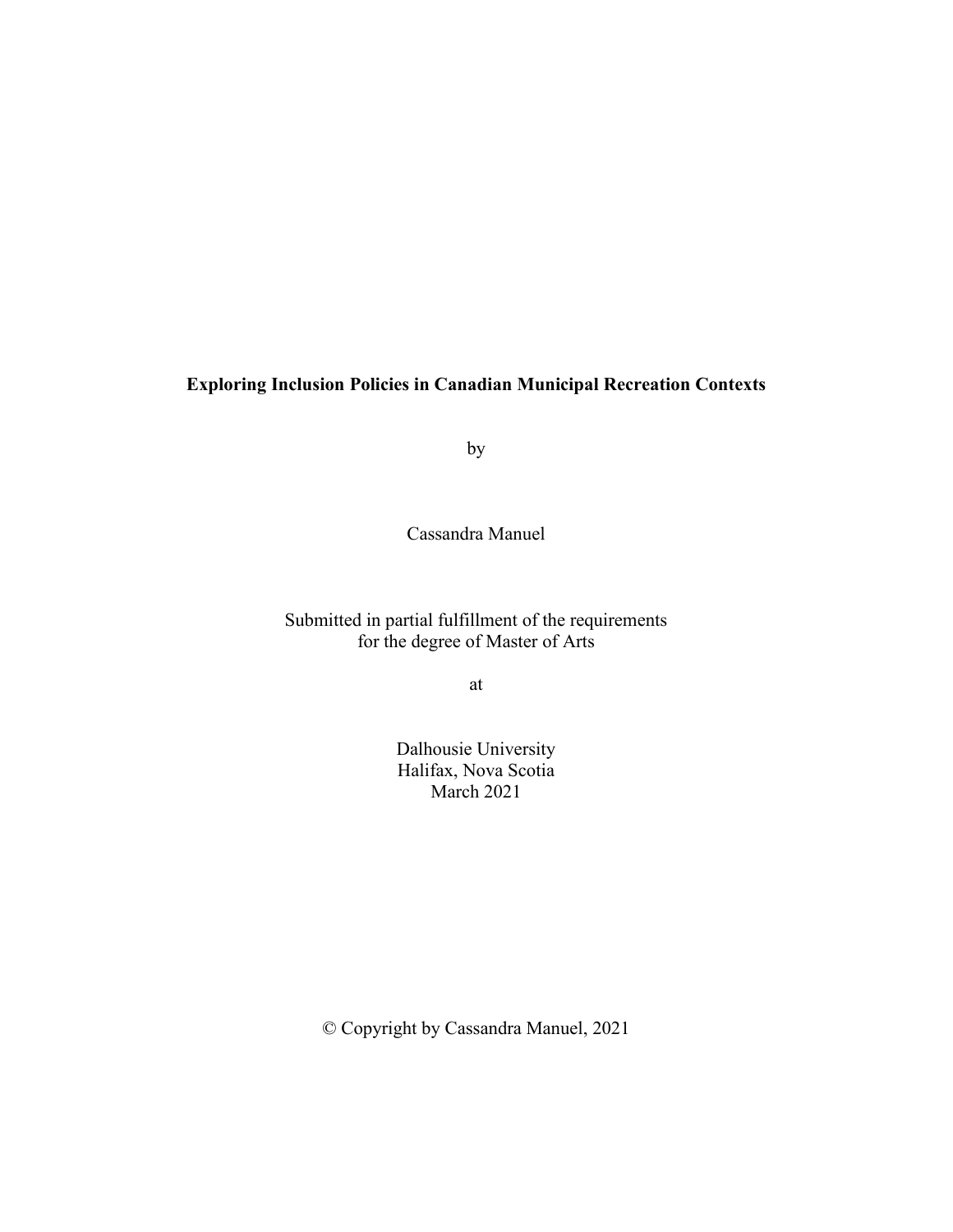# Exploring Inclusion Policies in Canadian Municipal Recreation Contexts

by

Cassandra Manuel

Submitted in partial fulfillment of the requirements
for the degree of Master of Arts

at

Dalhousie University
Halifax, Nova Scotia
March 2021

© Copyright by Cassandra Manuel, 2021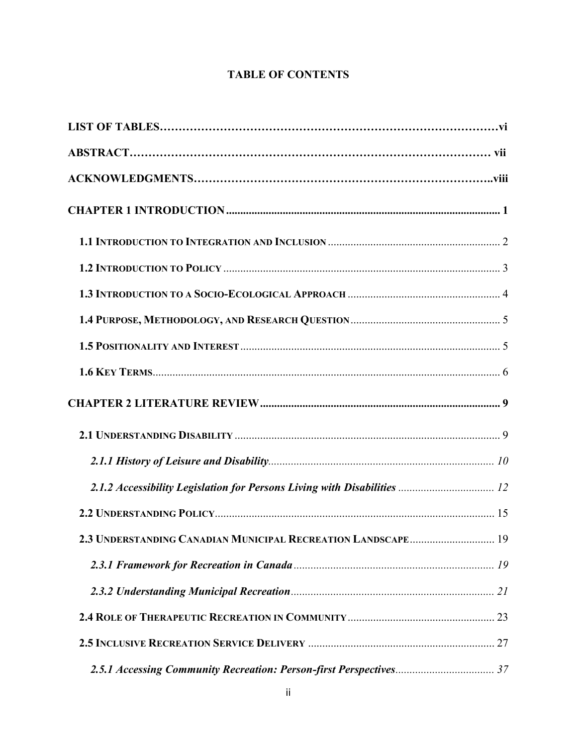**TABLE OF CONTENTS**

**LIST OF TABLES……………………………………………………………………………vi**

**ABSTRACT……………………………………………………………………………… vii**

**ACKNOWLEDGMENTS………………………………………………………………..viii**

**CHAPTER 1 INTRODUCTION ........................................................................................ 1**

**1.1 INTRODUCTION TO INTEGRATION AND INCLUSION** ............................................................ 2

**1.2 INTRODUCTION TO POLICY** .................................................................................................. 3

**1.3 INTRODUCTION TO A SOCIO-ECOLOGICAL APPROACH** ...................................................... 4

**1.4 PURPOSE, METHODOLOGY, AND RESEARCH QUESTION** ..................................................... 5

**1.5 POSITIONALITY AND INTEREST** ............................................................................................ 5

**1.6 KEY TERMS**............................................................................................................................ 6

**CHAPTER 2 LITERATURE REVIEW .................................................................................... 9**

**2.1 UNDERSTANDING DISABILITY** .............................................................................................. 9

***2.1.1 History of Leisure and Disability***................................................................................ 10

***2.1.2 Accessibility Legislation for Persons Living with Disabilities*** .................................. 12

**2.2 UNDERSTANDING POLICY**.................................................................................................... 15

**2.3 UNDERSTANDING CANADIAN MUNICIPAL RECREATION LANDSCAPE**.............................. 19

***2.3.1 Framework for Recreation in Canada***....................................................................... 19

***2.3.2 Understanding Municipal Recreation***........................................................................ 21

**2.4 ROLE OF THERAPEUTIC RECREATION IN COMMUNITY**.................................................... 23

**2.5 INCLUSIVE RECREATION SERVICE DELIVERY** .................................................................. 27

***2.5.1 Accessing Community Recreation: Person-first Perspectives***................................... 37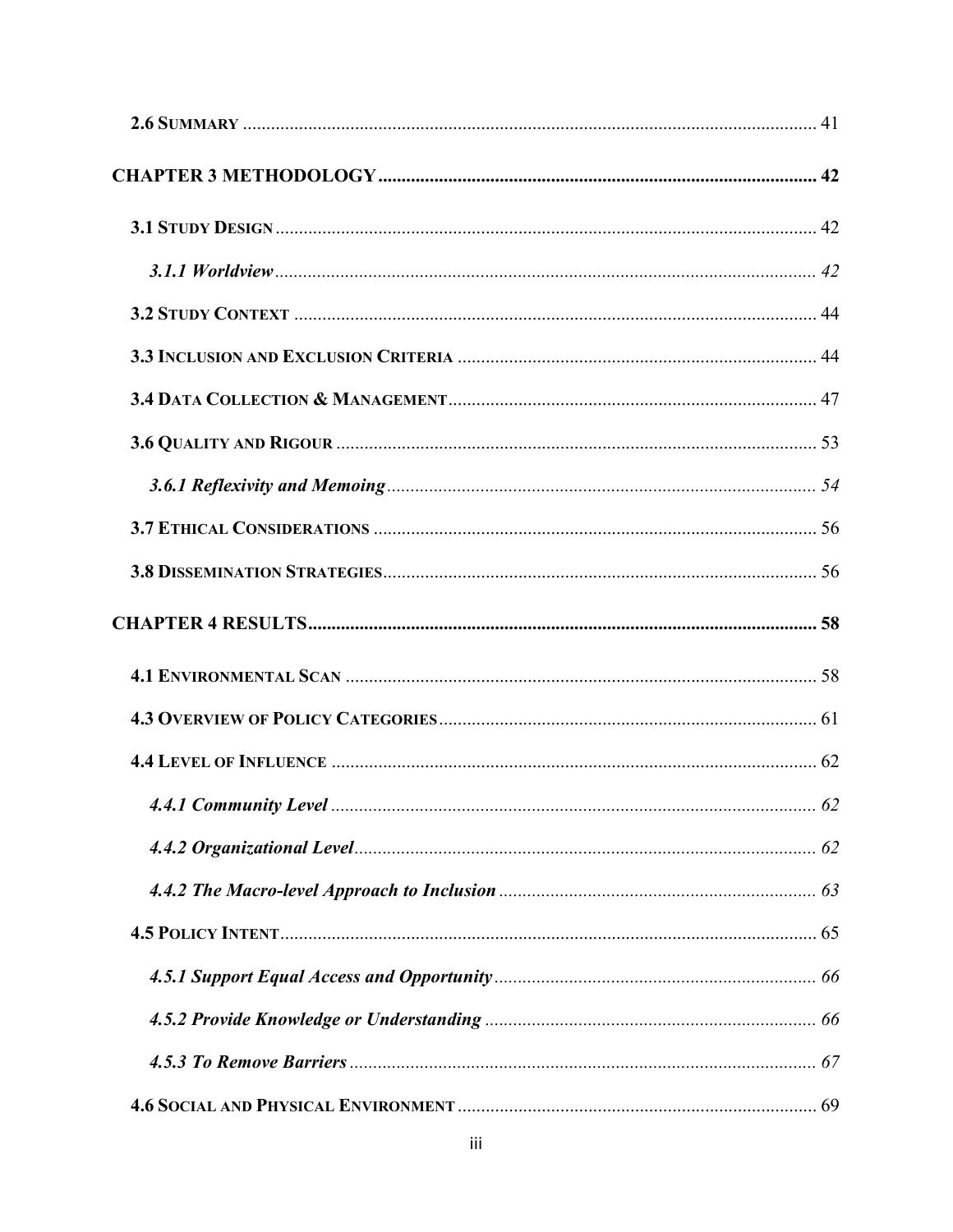**2.6 Summary** ........................................................................................................................ 41

**CHAPTER 3 METHODOLOGY** ............................................................................................ 42

**3.1 Study Design** .................................................................................................................. 42

***3.1.1 Worldview*** .................................................................................................................. 42

**3.2 Study Context** ................................................................................................................ 44

**3.3 Inclusion and Exclusion Criteria** ............................................................................ 44

**3.4 Data Collection & Management** .............................................................................. 47

**3.6 Quality and Rigour** ...................................................................................................... 53

***3.6.1 Reflexivity and Memoing*** ........................................................................................ 54

**3.7 Ethical Considerations** .............................................................................................. 56

**3.8 Dissemination Strategies** ............................................................................................ 56

**CHAPTER 4 RESULTS** ........................................................................................................... 58

**4.1 Environmental Scan** .................................................................................................... 58

**4.3 Overview of Policy Categories** ................................................................................ 61

**4.4 Level of Influence** ........................................................................................................ 62

***4.4.1 Community Level*** ...................................................................................................... 62

***4.4.2 Organizational Level*** .................................................................................................. 62

***4.4.2 The Macro-level Approach to Inclusion*** ................................................................ 63

**4.5 Policy Intent** .................................................................................................................. 65

***4.5.1 Support Equal Access and Opportunity*** .................................................................. 66

***4.5.2 Provide Knowledge or Understanding*** .................................................................... 66

***4.5.3 To Remove Barriers*** .................................................................................................. 67

**4.6 Social and Physical Environment** .............................................................................. 69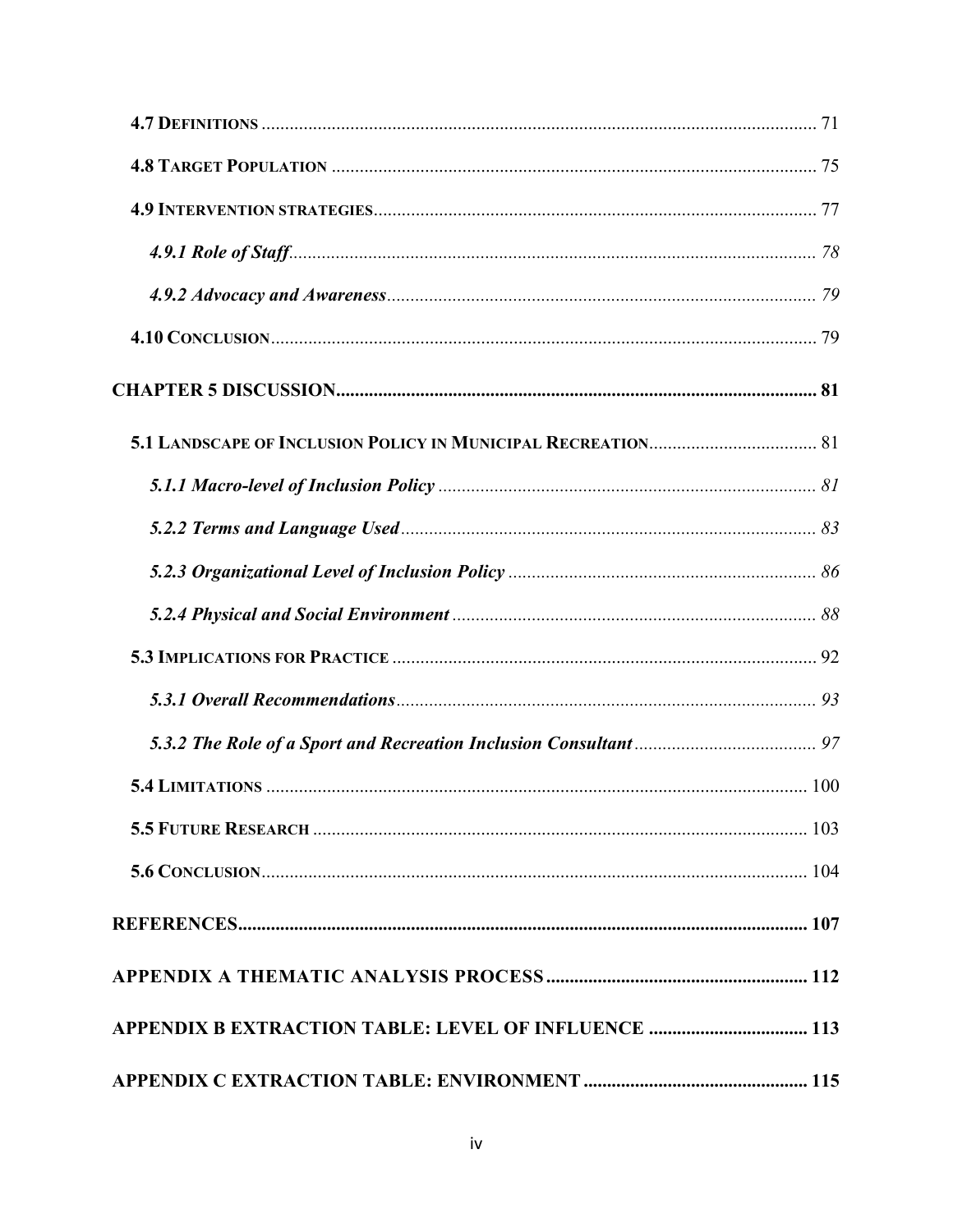4.7 Definitions ..... 71

4.8 Target Population ..... 75

4.9 Intervention strategies ..... 77

*4.9.1 Role of Staff* ..... 78

*4.9.2 Advocacy and Awareness* ..... 79

4.10 Conclusion ..... 79

**CHAPTER 5 DISCUSSION ..... 81**

5.1 Landscape of Inclusion Policy in Municipal Recreation ..... 81

*5.1.1 Macro-level of Inclusion Policy* ..... 81

*5.2.2 Terms and Language Used* ..... 83

*5.2.3 Organizational Level of Inclusion Policy* ..... 86

*5.2.4 Physical and Social Environment* ..... 88

5.3 Implications for Practice ..... 92

*5.3.1 Overall Recommendations* ..... 93

*5.3.2 The Role of a Sport and Recreation Inclusion Consultant* ..... 97

5.4 Limitations ..... 100

5.5 Future Research ..... 103

5.6 Conclusion ..... 104

**REFERENCES ..... 107**

**APPENDIX A THEMATIC ANALYSIS PROCESS ..... 112**

**APPENDIX B EXTRACTION TABLE: LEVEL OF INFLUENCE ..... 113**

**APPENDIX C EXTRACTION TABLE: ENVIRONMENT ..... 115**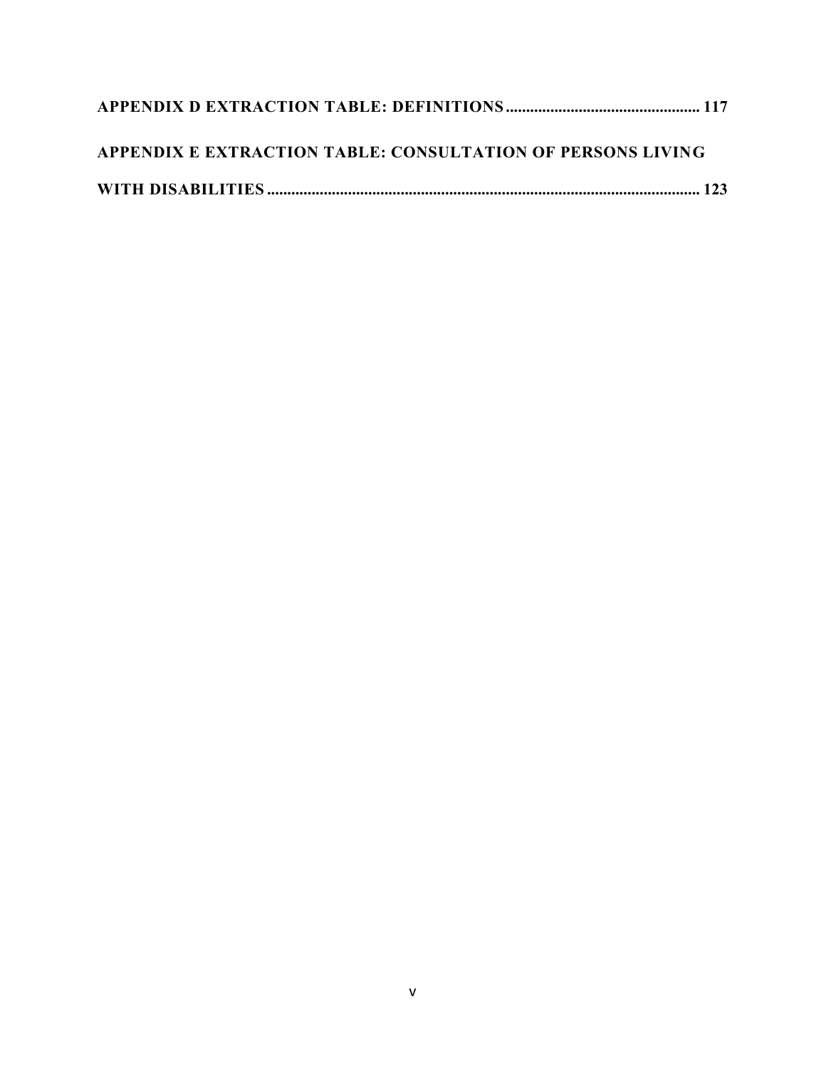**APPENDIX D EXTRACTION TABLE: DEFINITIONS ................................................ 117**

**APPENDIX E EXTRACTION TABLE: CONSULTATION OF PERSONS LIVING WITH DISABILITIES ........................................................................................................ 123**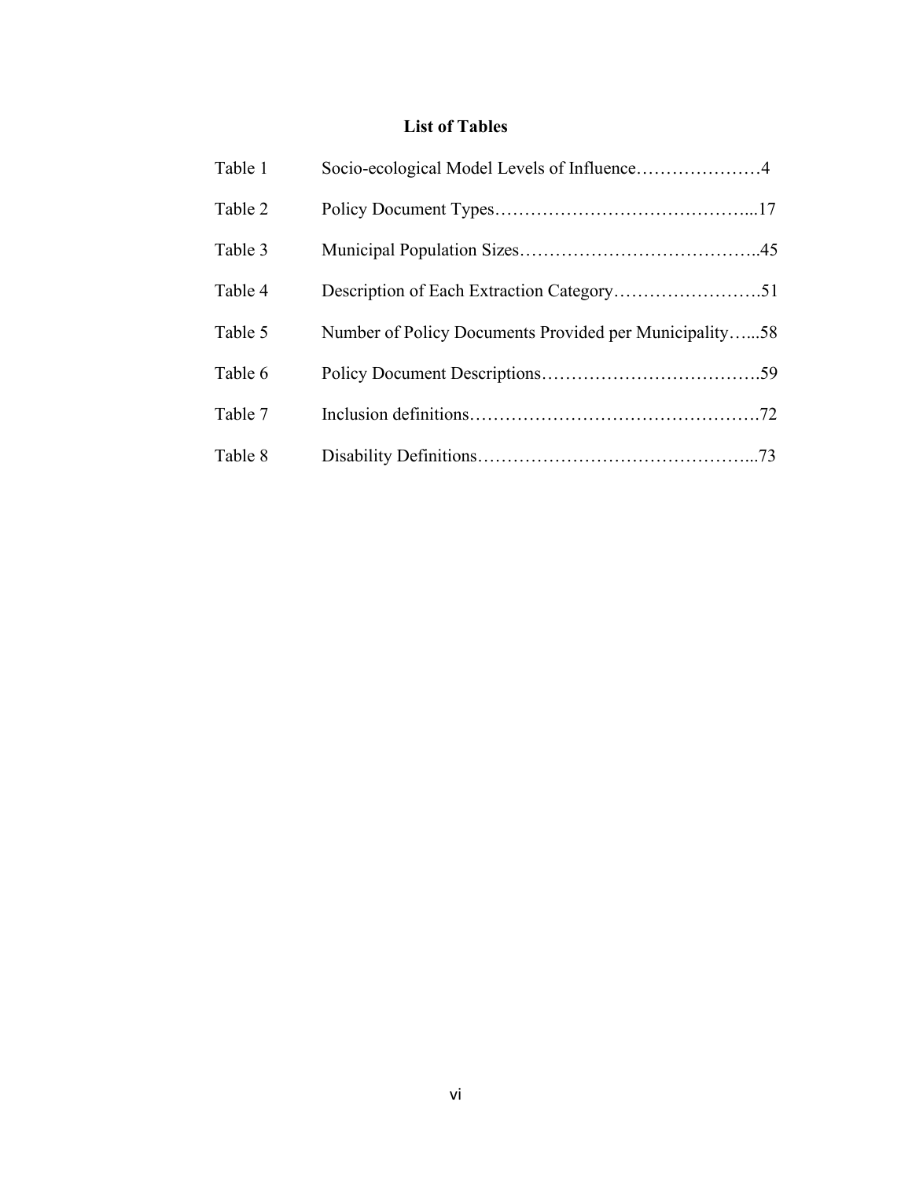# List of Tables

Table 1 Socio-ecological Model Levels of Influence…………………4

Table 2 Policy Document Types……………………………………...17

Table 3 Municipal Population Sizes…………………………………..45

Table 4 Description of Each Extraction Category…………………….51

Table 5 Number of Policy Documents Provided per Municipality…...58

Table 6 Policy Document Descriptions……………………………….59

Table 7 Inclusion definitions………………………………………….72

Table 8 Disability Definitions………………………………………...73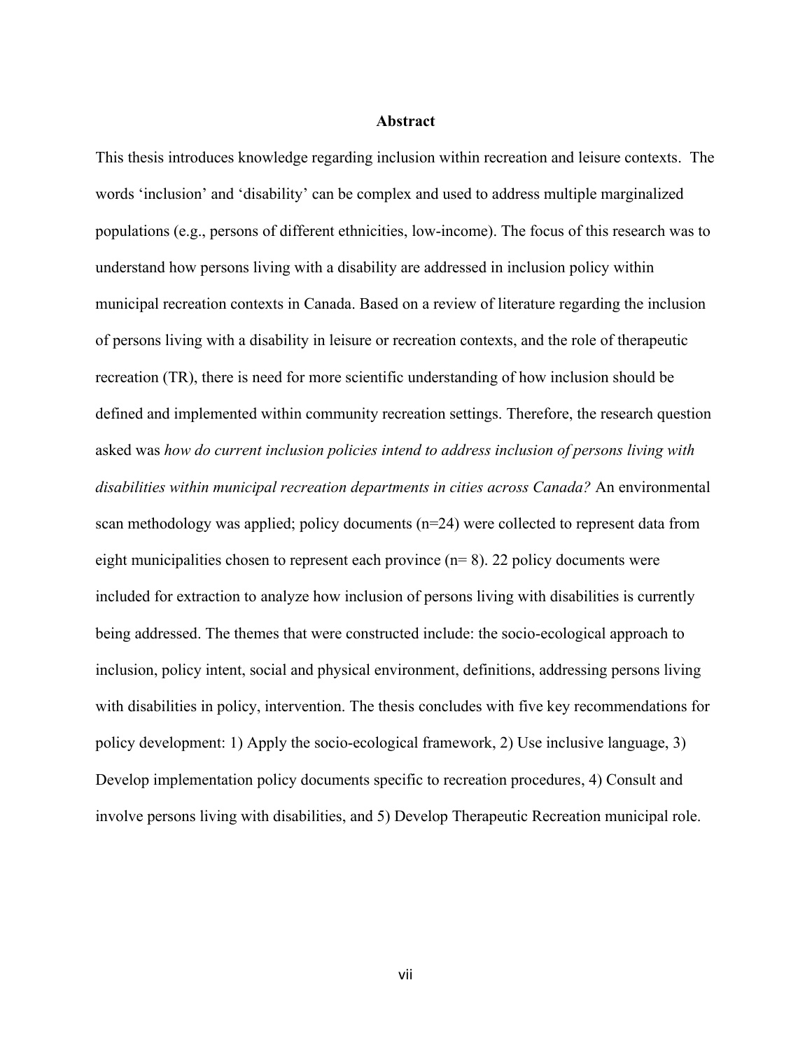# Abstract

This thesis introduces knowledge regarding inclusion within recreation and leisure contexts. The words 'inclusion' and 'disability' can be complex and used to address multiple marginalized populations (e.g., persons of different ethnicities, low-income). The focus of this research was to understand how persons living with a disability are addressed in inclusion policy within municipal recreation contexts in Canada. Based on a review of literature regarding the inclusion of persons living with a disability in leisure or recreation contexts, and the role of therapeutic recreation (TR), there is need for more scientific understanding of how inclusion should be defined and implemented within community recreation settings. Therefore, the research question asked was *how do current inclusion policies intend to address inclusion of persons living with disabilities within municipal recreation departments in cities across Canada?* An environmental scan methodology was applied; policy documents (n=24) were collected to represent data from eight municipalities chosen to represent each province (n= 8). 22 policy documents were included for extraction to analyze how inclusion of persons living with disabilities is currently being addressed. The themes that were constructed include: the socio-ecological approach to inclusion, policy intent, social and physical environment, definitions, addressing persons living with disabilities in policy, intervention. The thesis concludes with five key recommendations for policy development: 1) Apply the socio-ecological framework, 2) Use inclusive language, 3) Develop implementation policy documents specific to recreation procedures, 4) Consult and involve persons living with disabilities, and 5) Develop Therapeutic Recreation municipal role.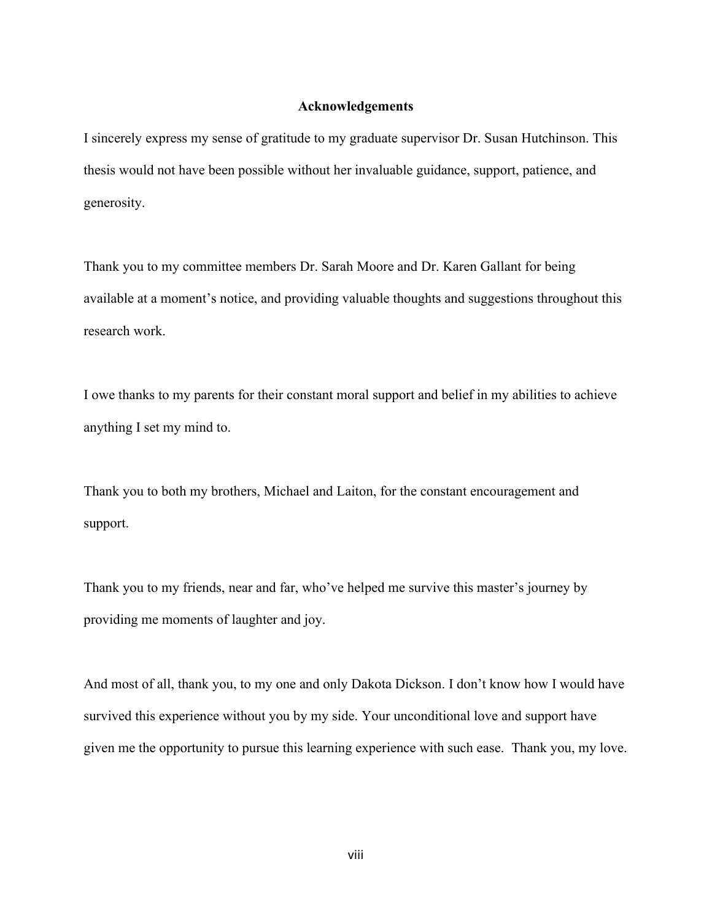## Acknowledgements

I sincerely express my sense of gratitude to my graduate supervisor Dr. Susan Hutchinson. This thesis would not have been possible without her invaluable guidance, support, patience, and generosity.

Thank you to my committee members Dr. Sarah Moore and Dr. Karen Gallant for being available at a moment's notice, and providing valuable thoughts and suggestions throughout this research work.

I owe thanks to my parents for their constant moral support and belief in my abilities to achieve anything I set my mind to.

Thank you to both my brothers, Michael and Laiton, for the constant encouragement and support.

Thank you to my friends, near and far, who've helped me survive this master's journey by providing me moments of laughter and joy.

And most of all, thank you, to my one and only Dakota Dickson. I don't know how I would have survived this experience without you by my side. Your unconditional love and support have given me the opportunity to pursue this learning experience with such ease. Thank you, my love.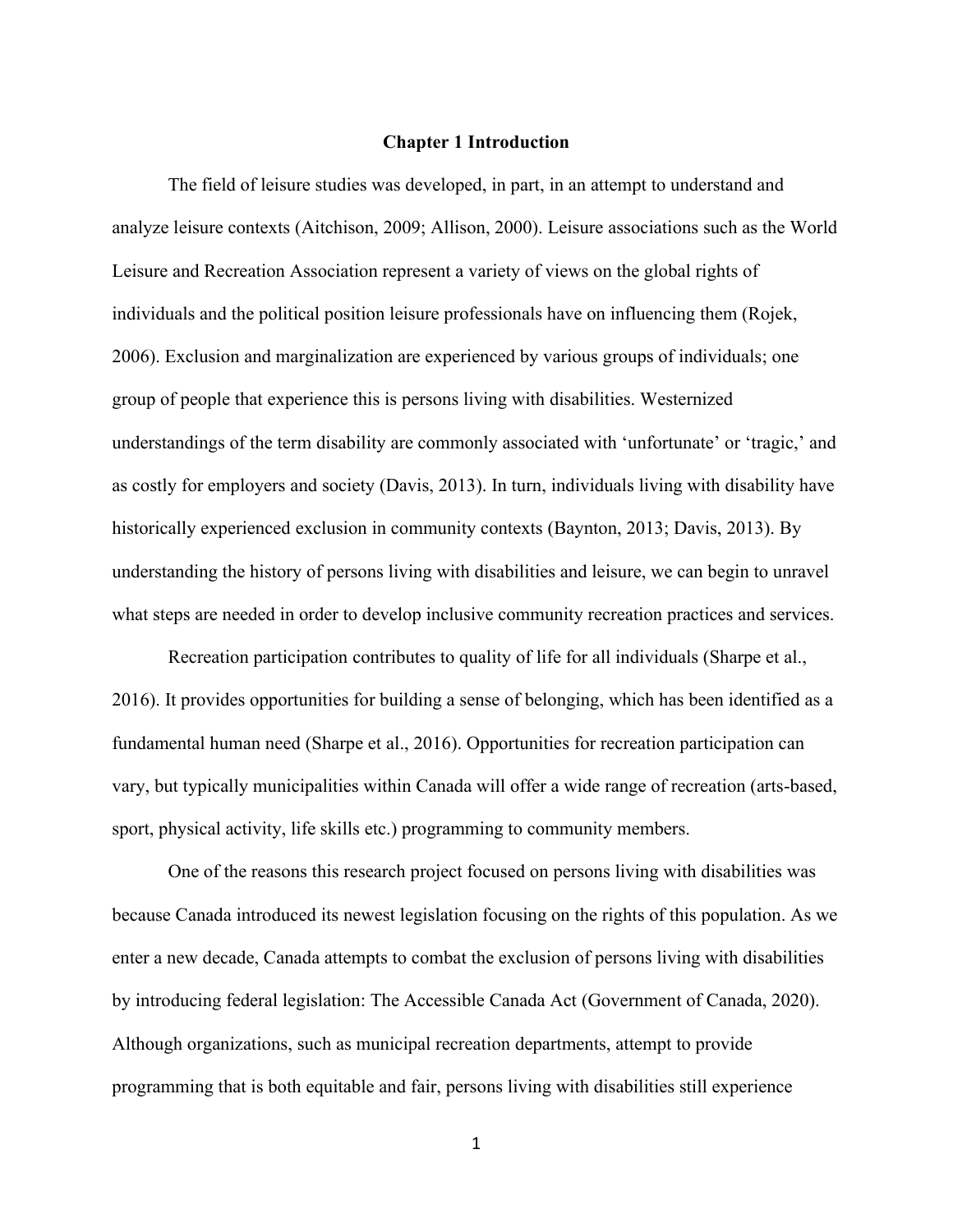# Chapter 1 Introduction

The field of leisure studies was developed, in part, in an attempt to understand and analyze leisure contexts (Aitchison, 2009; Allison, 2000). Leisure associations such as the World Leisure and Recreation Association represent a variety of views on the global rights of individuals and the political position leisure professionals have on influencing them (Rojek, 2006). Exclusion and marginalization are experienced by various groups of individuals; one group of people that experience this is persons living with disabilities. Westernized understandings of the term disability are commonly associated with 'unfortunate' or 'tragic,' and as costly for employers and society (Davis, 2013). In turn, individuals living with disability have historically experienced exclusion in community contexts (Baynton, 2013; Davis, 2013). By understanding the history of persons living with disabilities and leisure, we can begin to unravel what steps are needed in order to develop inclusive community recreation practices and services.

Recreation participation contributes to quality of life for all individuals (Sharpe et al., 2016). It provides opportunities for building a sense of belonging, which has been identified as a fundamental human need (Sharpe et al., 2016). Opportunities for recreation participation can vary, but typically municipalities within Canada will offer a wide range of recreation (arts-based, sport, physical activity, life skills etc.) programming to community members.

One of the reasons this research project focused on persons living with disabilities was because Canada introduced its newest legislation focusing on the rights of this population. As we enter a new decade, Canada attempts to combat the exclusion of persons living with disabilities by introducing federal legislation: The Accessible Canada Act (Government of Canada, 2020). Although organizations, such as municipal recreation departments, attempt to provide programming that is both equitable and fair, persons living with disabilities still experience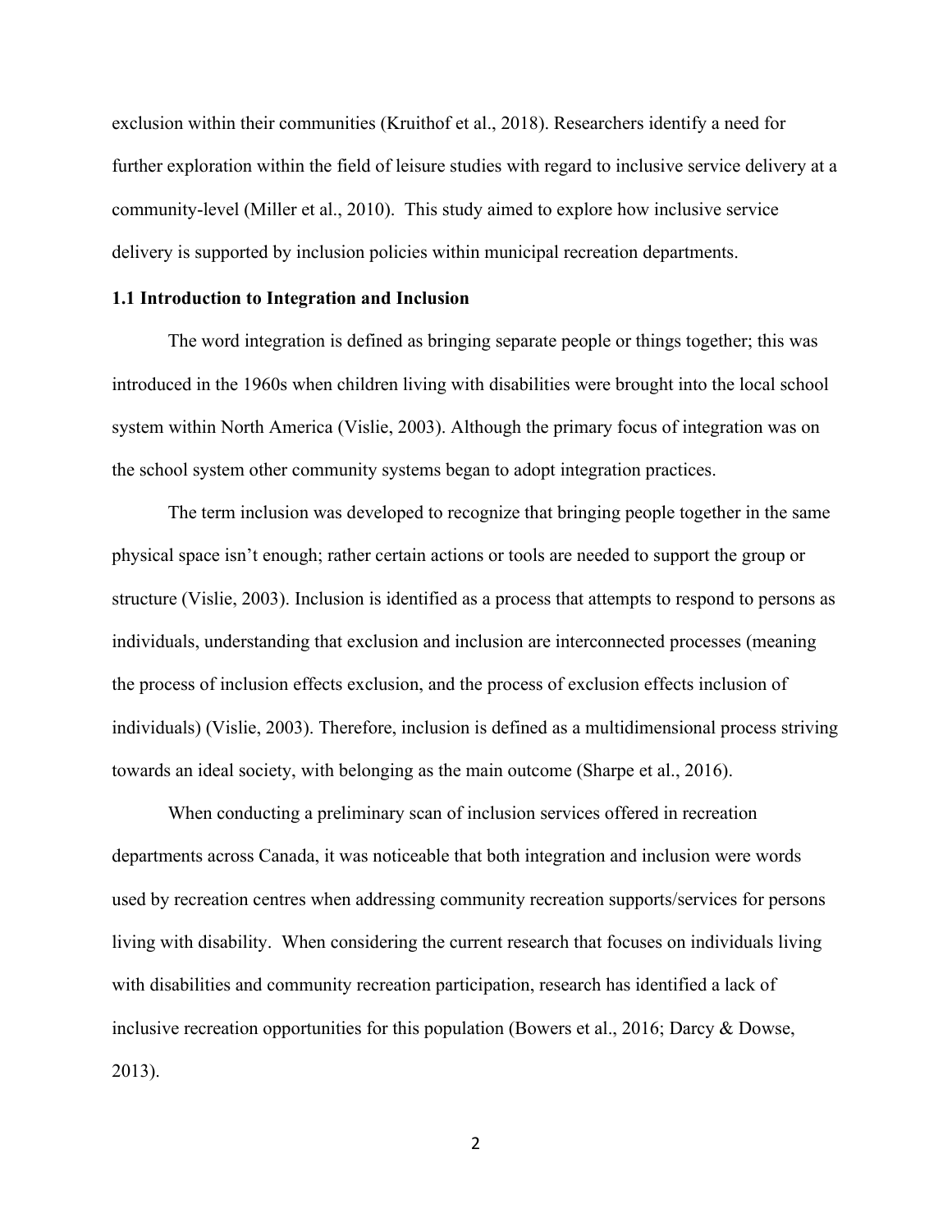exclusion within their communities (Kruithof et al., 2018). Researchers identify a need for further exploration within the field of leisure studies with regard to inclusive service delivery at a community-level (Miller et al., 2010). This study aimed to explore how inclusive service delivery is supported by inclusion policies within municipal recreation departments.

### 1.1 Introduction to Integration and Inclusion

The word integration is defined as bringing separate people or things together; this was introduced in the 1960s when children living with disabilities were brought into the local school system within North America (Vislie, 2003). Although the primary focus of integration was on the school system other community systems began to adopt integration practices.

The term inclusion was developed to recognize that bringing people together in the same physical space isn't enough; rather certain actions or tools are needed to support the group or structure (Vislie, 2003). Inclusion is identified as a process that attempts to respond to persons as individuals, understanding that exclusion and inclusion are interconnected processes (meaning the process of inclusion effects exclusion, and the process of exclusion effects inclusion of individuals) (Vislie, 2003). Therefore, inclusion is defined as a multidimensional process striving towards an ideal society, with belonging as the main outcome (Sharpe et al., 2016).

When conducting a preliminary scan of inclusion services offered in recreation departments across Canada, it was noticeable that both integration and inclusion were words used by recreation centres when addressing community recreation supports/services for persons living with disability. When considering the current research that focuses on individuals living with disabilities and community recreation participation, research has identified a lack of inclusive recreation opportunities for this population (Bowers et al., 2016; Darcy & Dowse, 2013).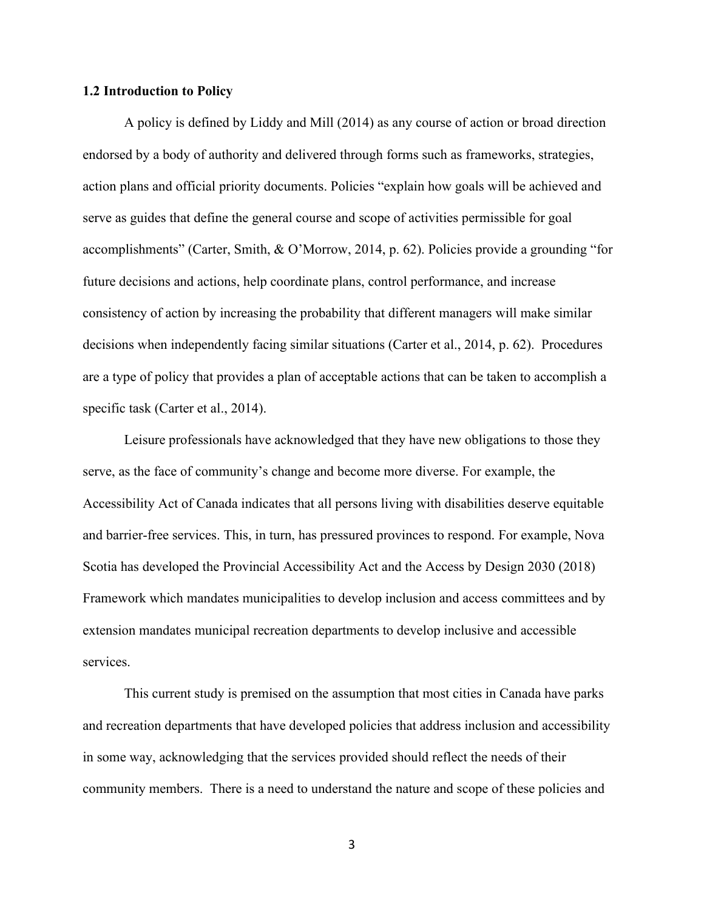### 1.2 Introduction to Policy

A policy is defined by Liddy and Mill (2014) as any course of action or broad direction endorsed by a body of authority and delivered through forms such as frameworks, strategies, action plans and official priority documents. Policies "explain how goals will be achieved and serve as guides that define the general course and scope of activities permissible for goal accomplishments" (Carter, Smith, & O'Morrow, 2014, p. 62). Policies provide a grounding "for future decisions and actions, help coordinate plans, control performance, and increase consistency of action by increasing the probability that different managers will make similar decisions when independently facing similar situations (Carter et al., 2014, p. 62). Procedures are a type of policy that provides a plan of acceptable actions that can be taken to accomplish a specific task (Carter et al., 2014).

Leisure professionals have acknowledged that they have new obligations to those they serve, as the face of community's change and become more diverse. For example, the Accessibility Act of Canada indicates that all persons living with disabilities deserve equitable and barrier-free services. This, in turn, has pressured provinces to respond. For example, Nova Scotia has developed the Provincial Accessibility Act and the Access by Design 2030 (2018) Framework which mandates municipalities to develop inclusion and access committees and by extension mandates municipal recreation departments to develop inclusive and accessible services.

This current study is premised on the assumption that most cities in Canada have parks and recreation departments that have developed policies that address inclusion and accessibility in some way, acknowledging that the services provided should reflect the needs of their community members. There is a need to understand the nature and scope of these policies and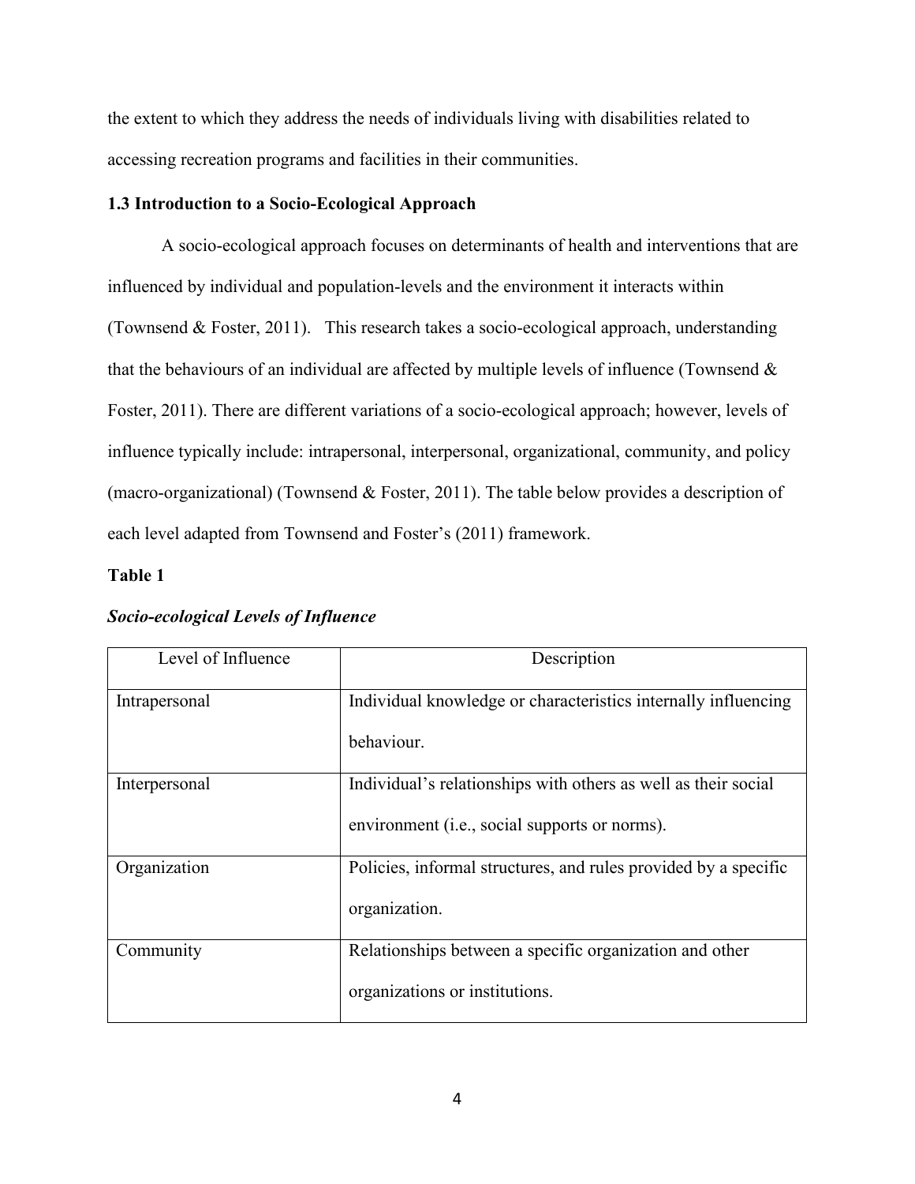the extent to which they address the needs of individuals living with disabilities related to accessing recreation programs and facilities in their communities.

### 1.3 Introduction to a Socio-Ecological Approach

A socio-ecological approach focuses on determinants of health and interventions that are influenced by individual and population-levels and the environment it interacts within (Townsend & Foster, 2011). This research takes a socio-ecological approach, understanding that the behaviours of an individual are affected by multiple levels of influence (Townsend & Foster, 2011). There are different variations of a socio-ecological approach; however, levels of influence typically include: intrapersonal, interpersonal, organizational, community, and policy (macro-organizational) (Townsend & Foster, 2011). The table below provides a description of each level adapted from Townsend and Foster's (2011) framework.

**Table 1**

***Socio-ecological Levels of Influence***

| Level of Influence | Description |
|---|---|
| Intrapersonal | Individual knowledge or characteristics internally influencing behaviour. |
| Interpersonal | Individual's relationships with others as well as their social environment (i.e., social supports or norms). |
| Organization | Policies, informal structures, and rules provided by a specific organization. |
| Community | Relationships between a specific organization and other organizations or institutions. |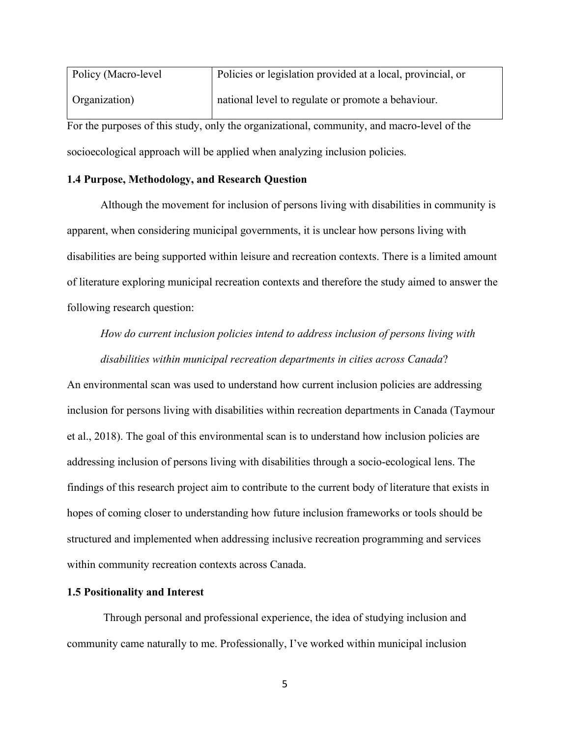| Policy (Macro-level Organization) | Policies or legislation provided at a local, provincial, or national level to regulate or promote a behaviour. |
|---|---|

For the purposes of this study, only the organizational, community, and macro-level of the socioecological approach will be applied when analyzing inclusion policies.

### 1.4 Purpose, Methodology, and Research Question

Although the movement for inclusion of persons living with disabilities in community is apparent, when considering municipal governments, it is unclear how persons living with disabilities are being supported within leisure and recreation contexts. There is a limited amount of literature exploring municipal recreation contexts and therefore the study aimed to answer the following research question:

*How do current inclusion policies intend to address inclusion of persons living with disabilities within municipal recreation departments in cities across Canada*?

An environmental scan was used to understand how current inclusion policies are addressing inclusion for persons living with disabilities within recreation departments in Canada (Taymour et al., 2018). The goal of this environmental scan is to understand how inclusion policies are addressing inclusion of persons living with disabilities through a socio-ecological lens. The findings of this research project aim to contribute to the current body of literature that exists in hopes of coming closer to understanding how future inclusion frameworks or tools should be structured and implemented when addressing inclusive recreation programming and services within community recreation contexts across Canada.

### 1.5 Positionality and Interest

Through personal and professional experience, the idea of studying inclusion and community came naturally to me. Professionally, I've worked within municipal inclusion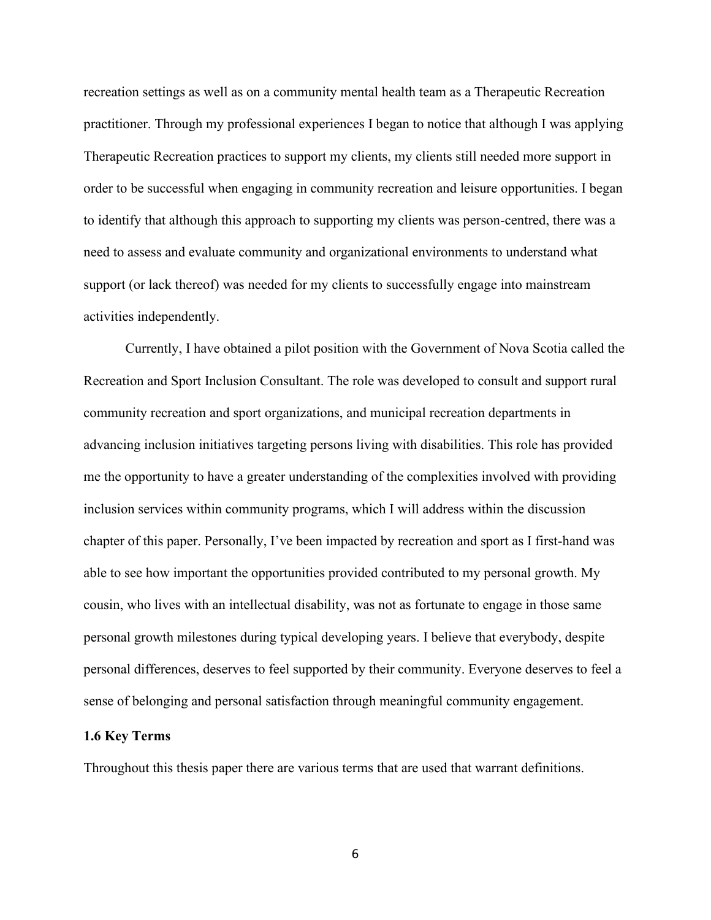recreation settings as well as on a community mental health team as a Therapeutic Recreation practitioner. Through my professional experiences I began to notice that although I was applying Therapeutic Recreation practices to support my clients, my clients still needed more support in order to be successful when engaging in community recreation and leisure opportunities. I began to identify that although this approach to supporting my clients was person-centred, there was a need to assess and evaluate community and organizational environments to understand what support (or lack thereof) was needed for my clients to successfully engage into mainstream activities independently.

Currently, I have obtained a pilot position with the Government of Nova Scotia called the Recreation and Sport Inclusion Consultant. The role was developed to consult and support rural community recreation and sport organizations, and municipal recreation departments in advancing inclusion initiatives targeting persons living with disabilities. This role has provided me the opportunity to have a greater understanding of the complexities involved with providing inclusion services within community programs, which I will address within the discussion chapter of this paper. Personally, I've been impacted by recreation and sport as I first-hand was able to see how important the opportunities provided contributed to my personal growth. My cousin, who lives with an intellectual disability, was not as fortunate to engage in those same personal growth milestones during typical developing years. I believe that everybody, despite personal differences, deserves to feel supported by their community. Everyone deserves to feel a sense of belonging and personal satisfaction through meaningful community engagement.

**1.6 Key Terms**

Throughout this thesis paper there are various terms that are used that warrant definitions.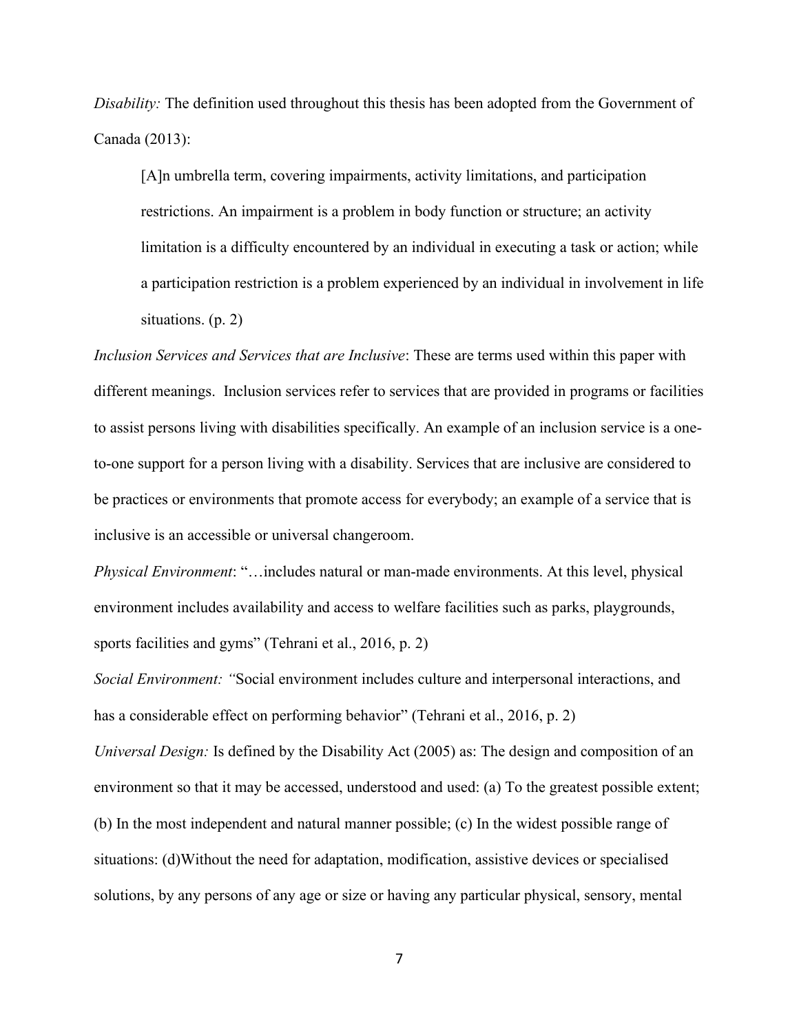*Disability:* The definition used throughout this thesis has been adopted from the Government of Canada (2013):

> [A]n umbrella term, covering impairments, activity limitations, and participation restrictions. An impairment is a problem in body function or structure; an activity limitation is a difficulty encountered by an individual in executing a task or action; while a participation restriction is a problem experienced by an individual in involvement in life situations. (p. 2)

*Inclusion Services and Services that are Inclusive*: These are terms used within this paper with different meanings. Inclusion services refer to services that are provided in programs or facilities to assist persons living with disabilities specifically. An example of an inclusion service is a one-to-one support for a person living with a disability. Services that are inclusive are considered to be practices or environments that promote access for everybody; an example of a service that is inclusive is an accessible or universal changeroom.

*Physical Environment*: "…includes natural or man-made environments. At this level, physical environment includes availability and access to welfare facilities such as parks, playgrounds, sports facilities and gyms" (Tehrani et al., 2016, p. 2)

*Social Environment: "*Social environment includes culture and interpersonal interactions, and has a considerable effect on performing behavior" (Tehrani et al., 2016, p. 2)

*Universal Design:* Is defined by the Disability Act (2005) as: The design and composition of an environment so that it may be accessed, understood and used: (a) To the greatest possible extent; (b) In the most independent and natural manner possible; (c) In the widest possible range of situations: (d)Without the need for adaptation, modification, assistive devices or specialised solutions, by any persons of any age or size or having any particular physical, sensory, mental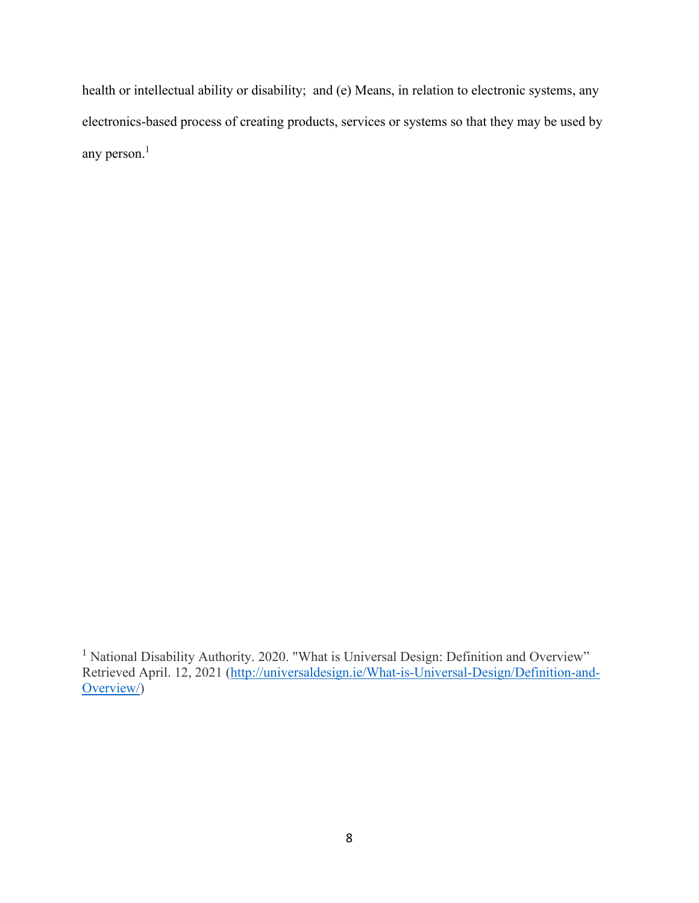health or intellectual ability or disability; and (e) Means, in relation to electronic systems, any electronics-based process of creating products, services or systems so that they may be used by any person.[1]

[1] National Disability Authority. 2020. "What is Universal Design: Definition and Overview" Retrieved April. 12, 2021 (http://universaldesign.ie/What-is-Universal-Design/Definition-and-Overview/)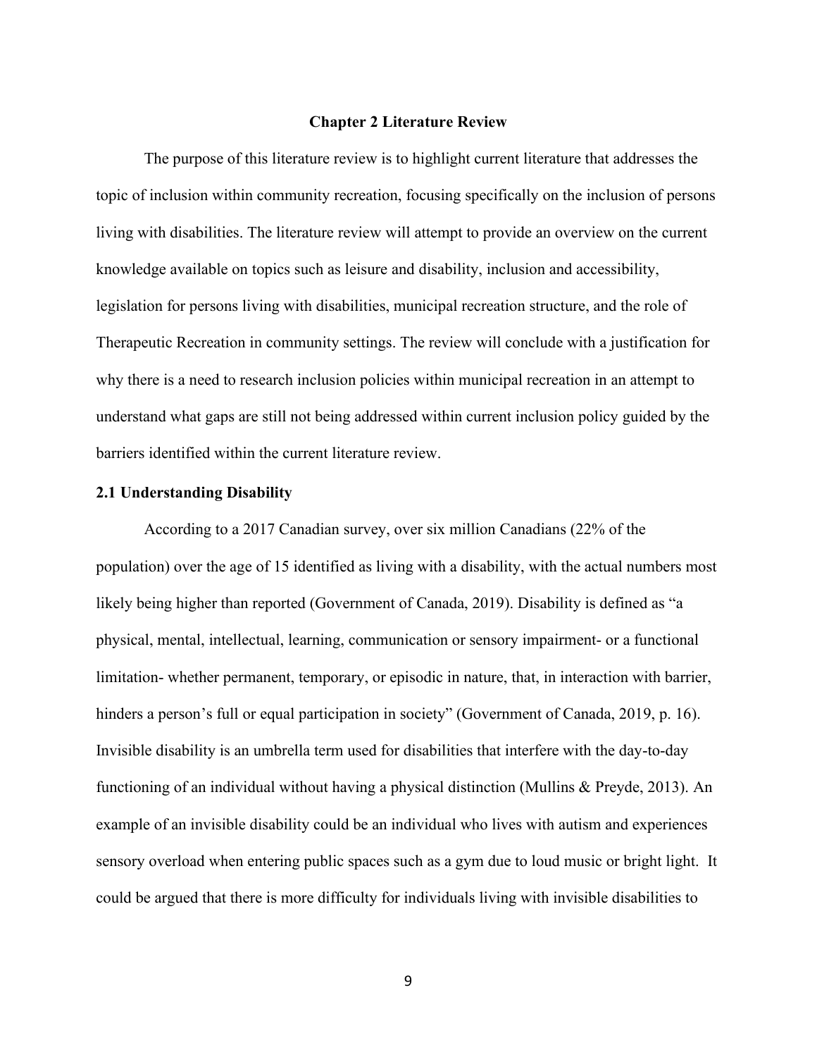## Chapter 2 Literature Review

The purpose of this literature review is to highlight current literature that addresses the topic of inclusion within community recreation, focusing specifically on the inclusion of persons living with disabilities. The literature review will attempt to provide an overview on the current knowledge available on topics such as leisure and disability, inclusion and accessibility, legislation for persons living with disabilities, municipal recreation structure, and the role of Therapeutic Recreation in community settings. The review will conclude with a justification for why there is a need to research inclusion policies within municipal recreation in an attempt to understand what gaps are still not being addressed within current inclusion policy guided by the barriers identified within the current literature review.

### 2.1 Understanding Disability

According to a 2017 Canadian survey, over six million Canadians (22% of the population) over the age of 15 identified as living with a disability, with the actual numbers most likely being higher than reported (Government of Canada, 2019). Disability is defined as "a physical, mental, intellectual, learning, communication or sensory impairment- or a functional limitation- whether permanent, temporary, or episodic in nature, that, in interaction with barrier, hinders a person's full or equal participation in society" (Government of Canada, 2019, p. 16). Invisible disability is an umbrella term used for disabilities that interfere with the day-to-day functioning of an individual without having a physical distinction (Mullins & Preyde, 2013). An example of an invisible disability could be an individual who lives with autism and experiences sensory overload when entering public spaces such as a gym due to loud music or bright light. It could be argued that there is more difficulty for individuals living with invisible disabilities to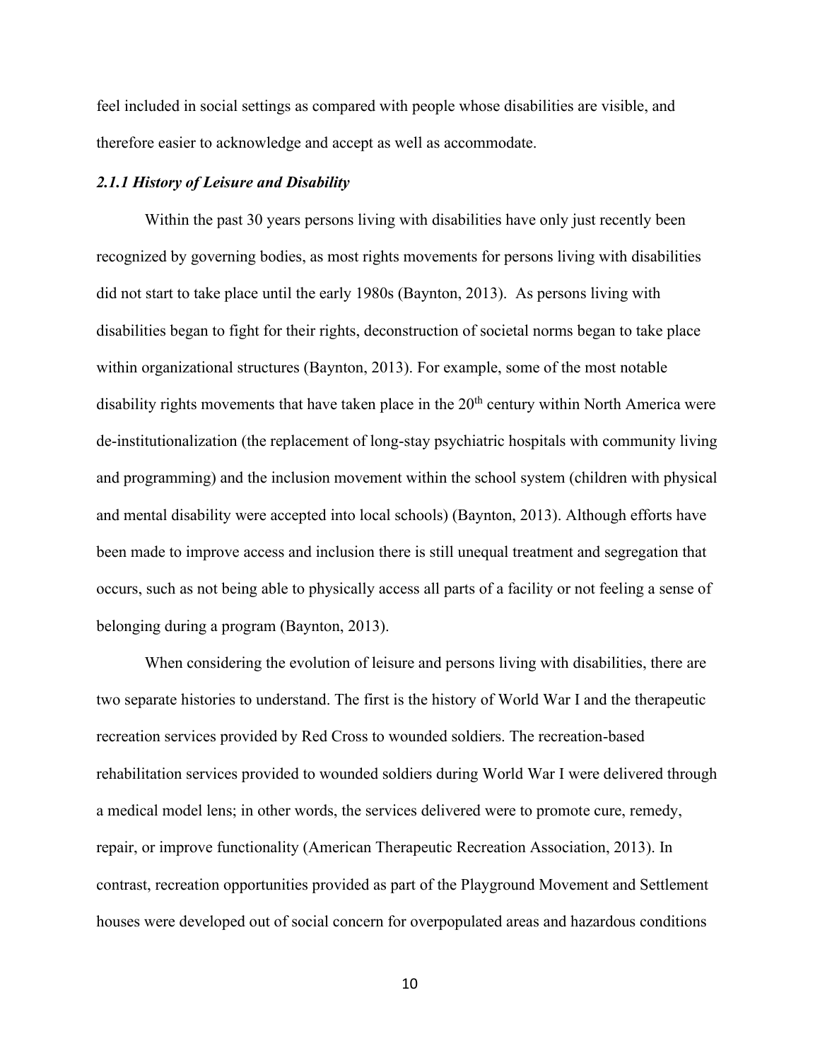feel included in social settings as compared with people whose disabilities are visible, and therefore easier to acknowledge and accept as well as accommodate.

### *2.1.1 History of Leisure and Disability*

Within the past 30 years persons living with disabilities have only just recently been recognized by governing bodies, as most rights movements for persons living with disabilities did not start to take place until the early 1980s (Baynton, 2013). As persons living with disabilities began to fight for their rights, deconstruction of societal norms began to take place within organizational structures (Baynton, 2013). For example, some of the most notable disability rights movements that have taken place in the 20th century within North America were de-institutionalization (the replacement of long-stay psychiatric hospitals with community living and programming) and the inclusion movement within the school system (children with physical and mental disability were accepted into local schools) (Baynton, 2013). Although efforts have been made to improve access and inclusion there is still unequal treatment and segregation that occurs, such as not being able to physically access all parts of a facility or not feeling a sense of belonging during a program (Baynton, 2013).

When considering the evolution of leisure and persons living with disabilities, there are two separate histories to understand. The first is the history of World War I and the therapeutic recreation services provided by Red Cross to wounded soldiers. The recreation-based rehabilitation services provided to wounded soldiers during World War I were delivered through a medical model lens; in other words, the services delivered were to promote cure, remedy, repair, or improve functionality (American Therapeutic Recreation Association, 2013). In contrast, recreation opportunities provided as part of the Playground Movement and Settlement houses were developed out of social concern for overpopulated areas and hazardous conditions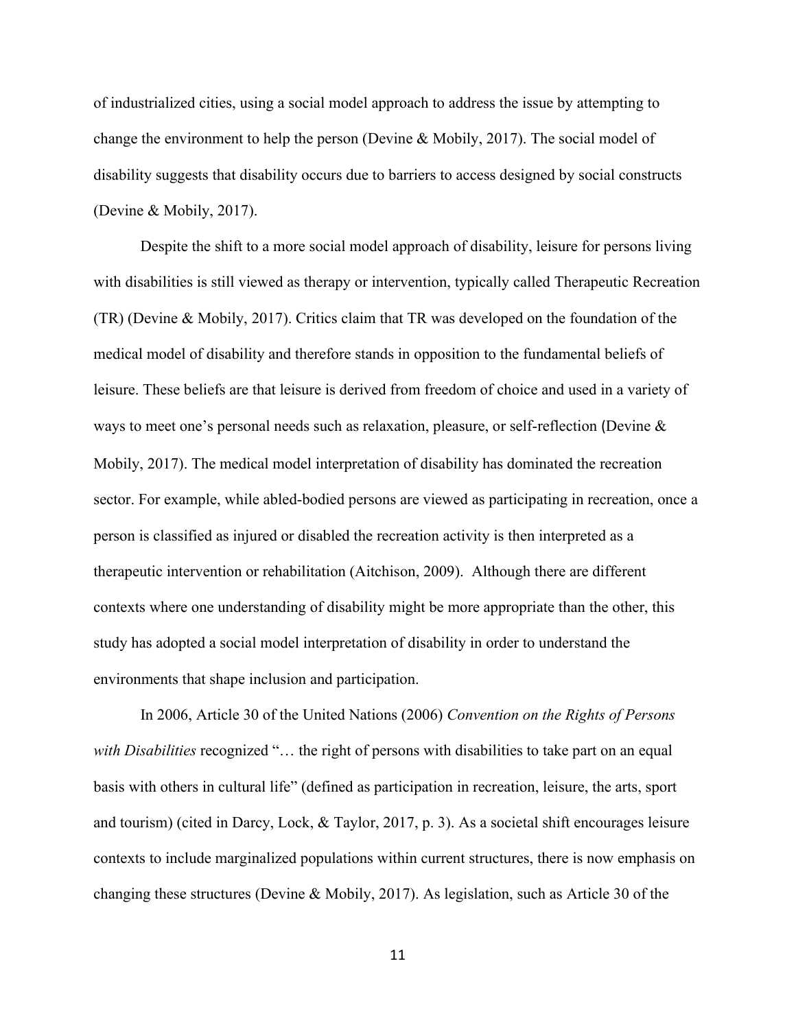of industrialized cities, using a social model approach to address the issue by attempting to change the environment to help the person (Devine & Mobily, 2017). The social model of disability suggests that disability occurs due to barriers to access designed by social constructs (Devine & Mobily, 2017).

Despite the shift to a more social model approach of disability, leisure for persons living with disabilities is still viewed as therapy or intervention, typically called Therapeutic Recreation (TR) (Devine & Mobily, 2017). Critics claim that TR was developed on the foundation of the medical model of disability and therefore stands in opposition to the fundamental beliefs of leisure. These beliefs are that leisure is derived from freedom of choice and used in a variety of ways to meet one's personal needs such as relaxation, pleasure, or self-reflection (Devine & Mobily, 2017). The medical model interpretation of disability has dominated the recreation sector. For example, while abled-bodied persons are viewed as participating in recreation, once a person is classified as injured or disabled the recreation activity is then interpreted as a therapeutic intervention or rehabilitation (Aitchison, 2009). Although there are different contexts where one understanding of disability might be more appropriate than the other, this study has adopted a social model interpretation of disability in order to understand the environments that shape inclusion and participation.

In 2006, Article 30 of the United Nations (2006) *Convention on the Rights of Persons with Disabilities* recognized "… the right of persons with disabilities to take part on an equal basis with others in cultural life" (defined as participation in recreation, leisure, the arts, sport and tourism) (cited in Darcy, Lock, & Taylor, 2017, p. 3). As a societal shift encourages leisure contexts to include marginalized populations within current structures, there is now emphasis on changing these structures (Devine & Mobily, 2017). As legislation, such as Article 30 of the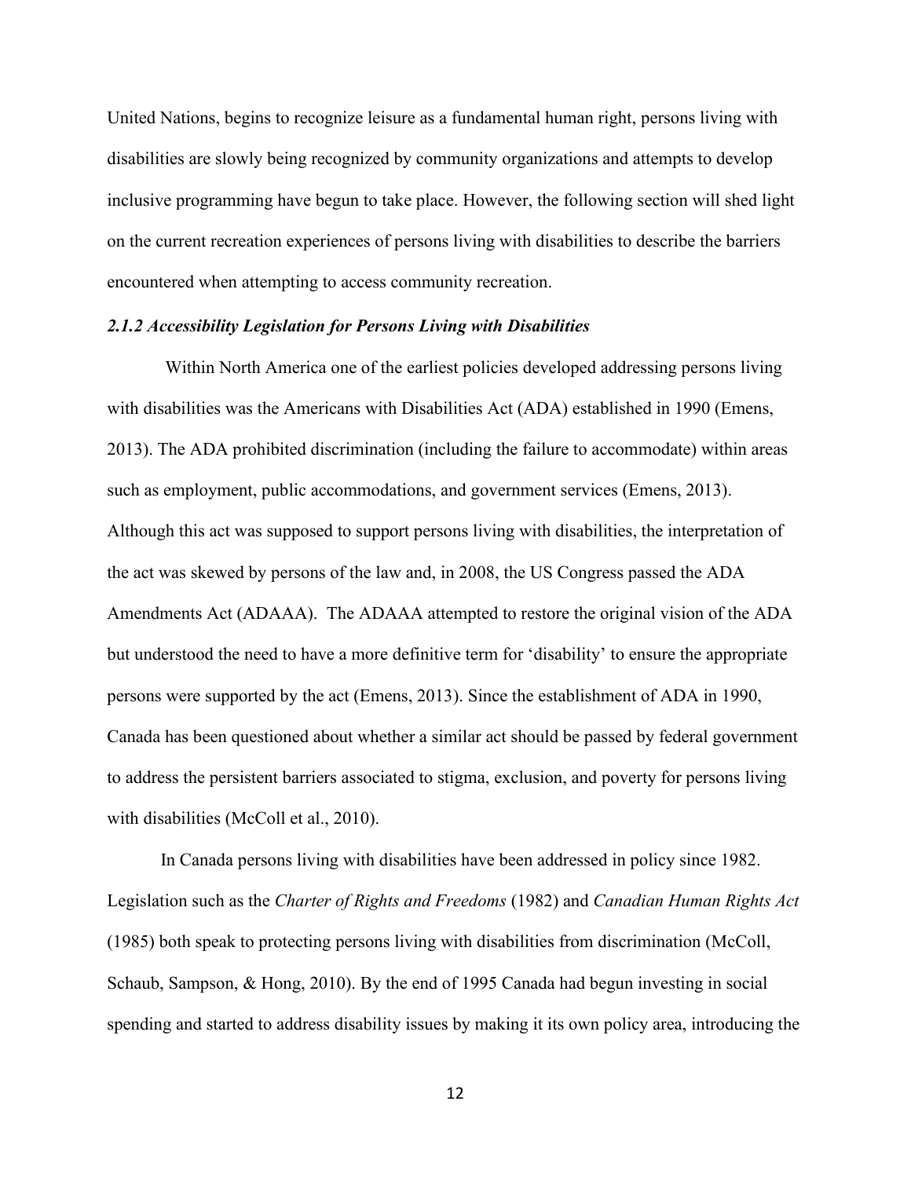United Nations, begins to recognize leisure as a fundamental human right, persons living with disabilities are slowly being recognized by community organizations and attempts to develop inclusive programming have begun to take place. However, the following section will shed light on the current recreation experiences of persons living with disabilities to describe the barriers encountered when attempting to access community recreation.

### *2.1.2 Accessibility Legislation for Persons Living with Disabilities*

Within North America one of the earliest policies developed addressing persons living with disabilities was the Americans with Disabilities Act (ADA) established in 1990 (Emens, 2013). The ADA prohibited discrimination (including the failure to accommodate) within areas such as employment, public accommodations, and government services (Emens, 2013). Although this act was supposed to support persons living with disabilities, the interpretation of the act was skewed by persons of the law and, in 2008, the US Congress passed the ADA Amendments Act (ADAAA). The ADAAA attempted to restore the original vision of the ADA but understood the need to have a more definitive term for 'disability' to ensure the appropriate persons were supported by the act (Emens, 2013). Since the establishment of ADA in 1990, Canada has been questioned about whether a similar act should be passed by federal government to address the persistent barriers associated to stigma, exclusion, and poverty for persons living with disabilities (McColl et al., 2010).

In Canada persons living with disabilities have been addressed in policy since 1982. Legislation such as the *Charter of Rights and Freedoms* (1982) and *Canadian Human Rights Act* (1985) both speak to protecting persons living with disabilities from discrimination (McColl, Schaub, Sampson, & Hong, 2010). By the end of 1995 Canada had begun investing in social spending and started to address disability issues by making it its own policy area, introducing the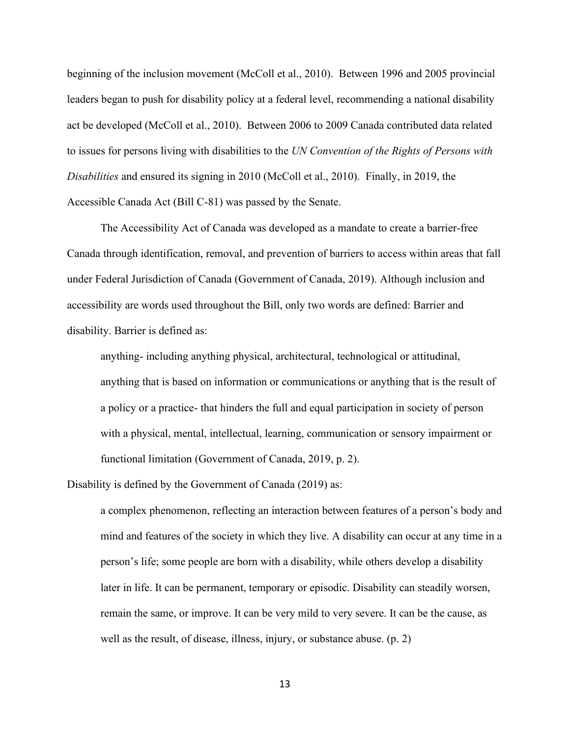beginning of the inclusion movement (McColl et al., 2010). Between 1996 and 2005 provincial leaders began to push for disability policy at a federal level, recommending a national disability act be developed (McColl et al., 2010). Between 2006 to 2009 Canada contributed data related to issues for persons living with disabilities to the *UN Convention of the Rights of Persons with Disabilities* and ensured its signing in 2010 (McColl et al., 2010). Finally, in 2019, the Accessible Canada Act (Bill C-81) was passed by the Senate.

The Accessibility Act of Canada was developed as a mandate to create a barrier-free Canada through identification, removal, and prevention of barriers to access within areas that fall under Federal Jurisdiction of Canada (Government of Canada, 2019). Although inclusion and accessibility are words used throughout the Bill, only two words are defined: Barrier and disability. Barrier is defined as:

> anything- including anything physical, architectural, technological or attitudinal, anything that is based on information or communications or anything that is the result of a policy or a practice- that hinders the full and equal participation in society of person with a physical, mental, intellectual, learning, communication or sensory impairment or functional limitation (Government of Canada, 2019, p. 2).

Disability is defined by the Government of Canada (2019) as:

> a complex phenomenon, reflecting an interaction between features of a person's body and mind and features of the society in which they live. A disability can occur at any time in a person's life; some people are born with a disability, while others develop a disability later in life. It can be permanent, temporary or episodic. Disability can steadily worsen, remain the same, or improve. It can be very mild to very severe. It can be the cause, as well as the result, of disease, illness, injury, or substance abuse. (p. 2)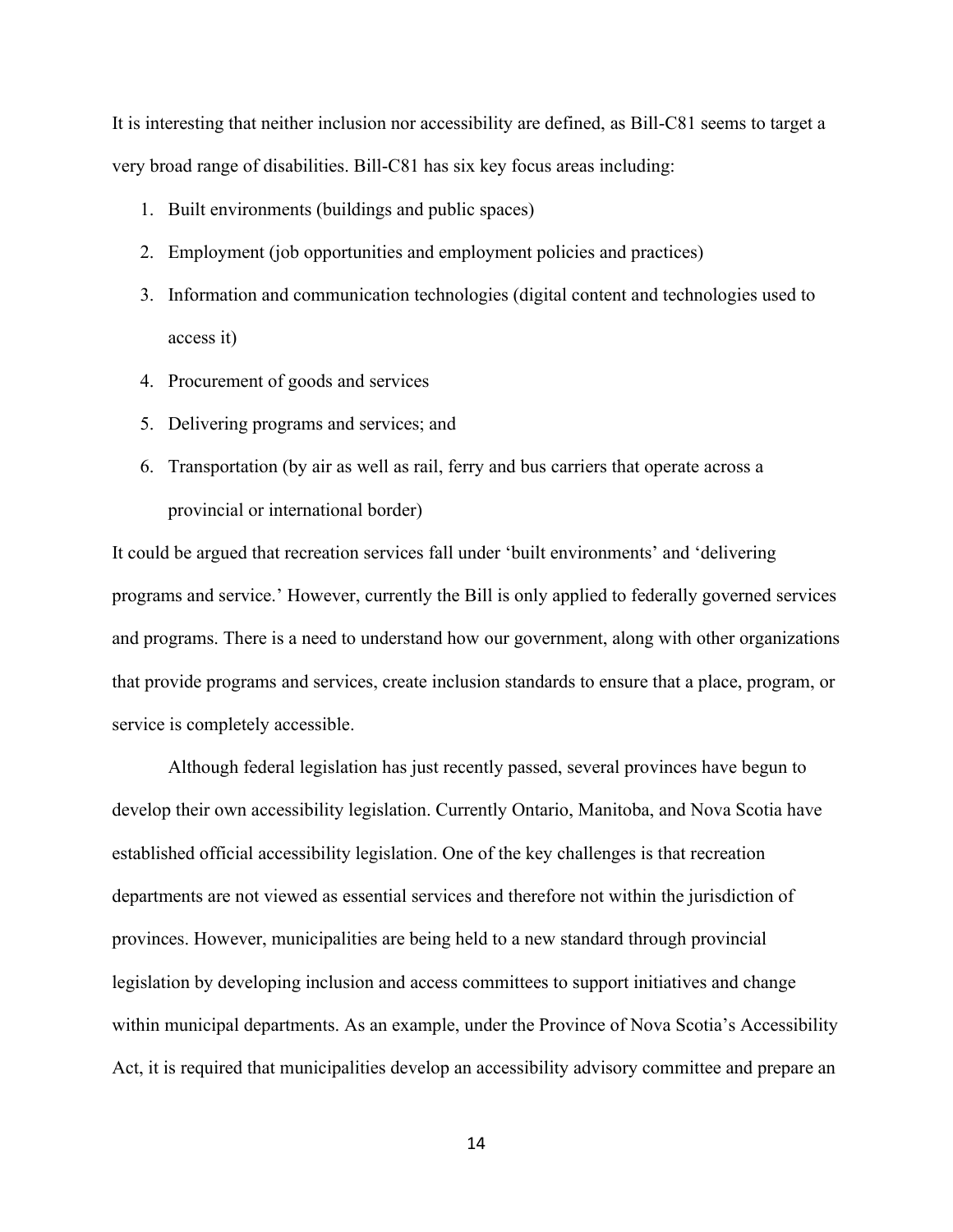It is interesting that neither inclusion nor accessibility are defined, as Bill-C81 seems to target a very broad range of disabilities. Bill-C81 has six key focus areas including:

1. Built environments (buildings and public spaces)
2. Employment (job opportunities and employment policies and practices)
3. Information and communication technologies (digital content and technologies used to access it)
4. Procurement of goods and services
5. Delivering programs and services; and
6. Transportation (by air as well as rail, ferry and bus carriers that operate across a provincial or international border)

It could be argued that recreation services fall under 'built environments' and 'delivering programs and service.' However, currently the Bill is only applied to federally governed services and programs. There is a need to understand how our government, along with other organizations that provide programs and services, create inclusion standards to ensure that a place, program, or service is completely accessible.

Although federal legislation has just recently passed, several provinces have begun to develop their own accessibility legislation. Currently Ontario, Manitoba, and Nova Scotia have established official accessibility legislation. One of the key challenges is that recreation departments are not viewed as essential services and therefore not within the jurisdiction of provinces. However, municipalities are being held to a new standard through provincial legislation by developing inclusion and access committees to support initiatives and change within municipal departments. As an example, under the Province of Nova Scotia's Accessibility Act, it is required that municipalities develop an accessibility advisory committee and prepare an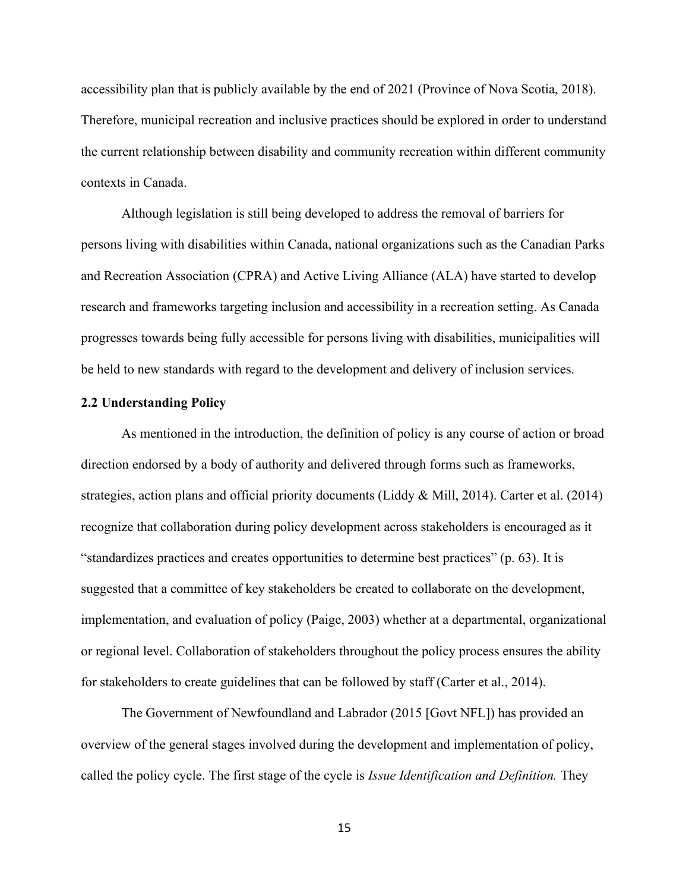accessibility plan that is publicly available by the end of 2021 (Province of Nova Scotia, 2018). Therefore, municipal recreation and inclusive practices should be explored in order to understand the current relationship between disability and community recreation within different community contexts in Canada.

Although legislation is still being developed to address the removal of barriers for persons living with disabilities within Canada, national organizations such as the Canadian Parks and Recreation Association (CPRA) and Active Living Alliance (ALA) have started to develop research and frameworks targeting inclusion and accessibility in a recreation setting. As Canada progresses towards being fully accessible for persons living with disabilities, municipalities will be held to new standards with regard to the development and delivery of inclusion services.

**2.2 Understanding Policy**

As mentioned in the introduction, the definition of policy is any course of action or broad direction endorsed by a body of authority and delivered through forms such as frameworks, strategies, action plans and official priority documents (Liddy & Mill, 2014). Carter et al. (2014) recognize that collaboration during policy development across stakeholders is encouraged as it "standardizes practices and creates opportunities to determine best practices" (p. 63). It is suggested that a committee of key stakeholders be created to collaborate on the development, implementation, and evaluation of policy (Paige, 2003) whether at a departmental, organizational or regional level. Collaboration of stakeholders throughout the policy process ensures the ability for stakeholders to create guidelines that can be followed by staff (Carter et al., 2014).

The Government of Newfoundland and Labrador (2015 [Govt NFL]) has provided an overview of the general stages involved during the development and implementation of policy, called the policy cycle. The first stage of the cycle is *Issue Identification and Definition.* They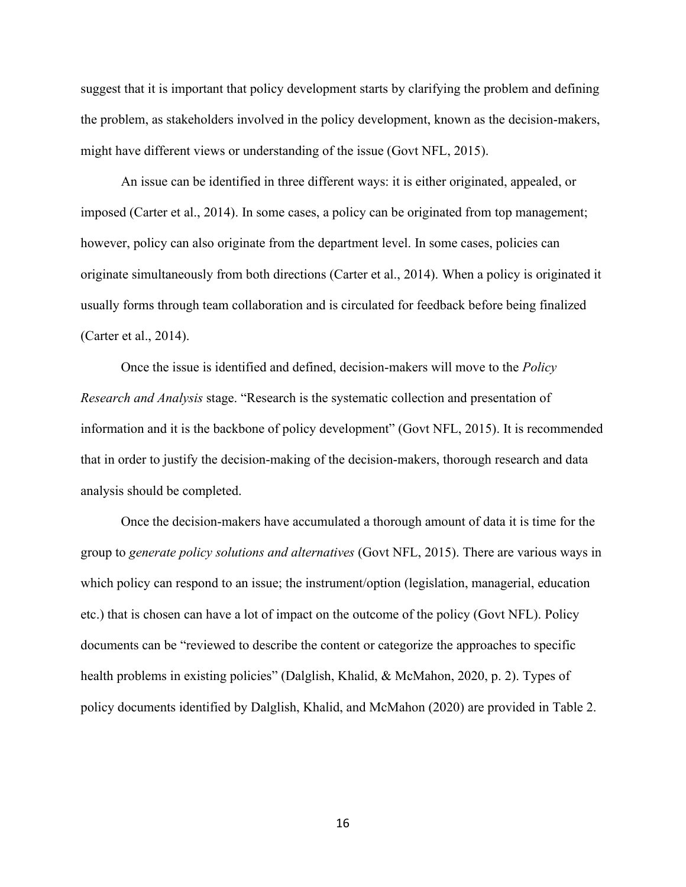suggest that it is important that policy development starts by clarifying the problem and defining the problem, as stakeholders involved in the policy development, known as the decision-makers, might have different views or understanding of the issue (Govt NFL, 2015).

An issue can be identified in three different ways: it is either originated, appealed, or imposed (Carter et al., 2014). In some cases, a policy can be originated from top management; however, policy can also originate from the department level. In some cases, policies can originate simultaneously from both directions (Carter et al., 2014). When a policy is originated it usually forms through team collaboration and is circulated for feedback before being finalized (Carter et al., 2014).

Once the issue is identified and defined, decision-makers will move to the *Policy Research and Analysis* stage. "Research is the systematic collection and presentation of information and it is the backbone of policy development" (Govt NFL, 2015). It is recommended that in order to justify the decision-making of the decision-makers, thorough research and data analysis should be completed.

Once the decision-makers have accumulated a thorough amount of data it is time for the group to *generate policy solutions and alternatives* (Govt NFL, 2015). There are various ways in which policy can respond to an issue; the instrument/option (legislation, managerial, education etc.) that is chosen can have a lot of impact on the outcome of the policy (Govt NFL). Policy documents can be "reviewed to describe the content or categorize the approaches to specific health problems in existing policies" (Dalglish, Khalid, & McMahon, 2020, p. 2). Types of policy documents identified by Dalglish, Khalid, and McMahon (2020) are provided in Table 2.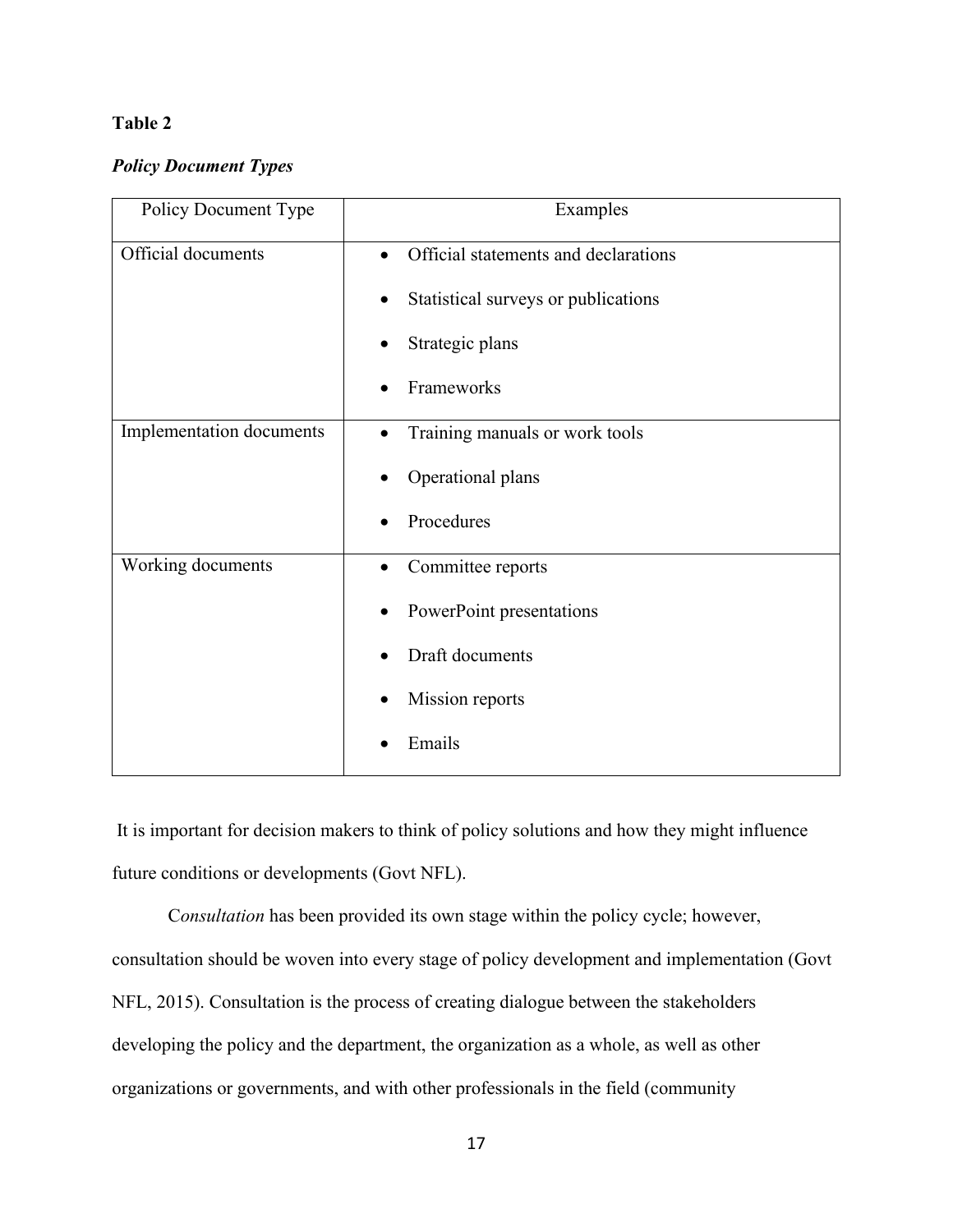**Table 2**

***Policy Document Types***

| Policy Document Type | Examples |
|---|---|
| Official documents | • Official statements and declarations<br>• Statistical surveys or publications<br>• Strategic plans<br>• Frameworks |
| Implementation documents | • Training manuals or work tools<br>• Operational plans<br>• Procedures |
| Working documents | • Committee reports<br>• PowerPoint presentations<br>• Draft documents<br>• Mission reports<br>• Emails |

It is important for decision makers to think of policy solutions and how they might influence future conditions or developments (Govt NFL).

C*onsultation* has been provided its own stage within the policy cycle; however, consultation should be woven into every stage of policy development and implementation (Govt NFL, 2015). Consultation is the process of creating dialogue between the stakeholders developing the policy and the department, the organization as a whole, as well as other organizations or governments, and with other professionals in the field (community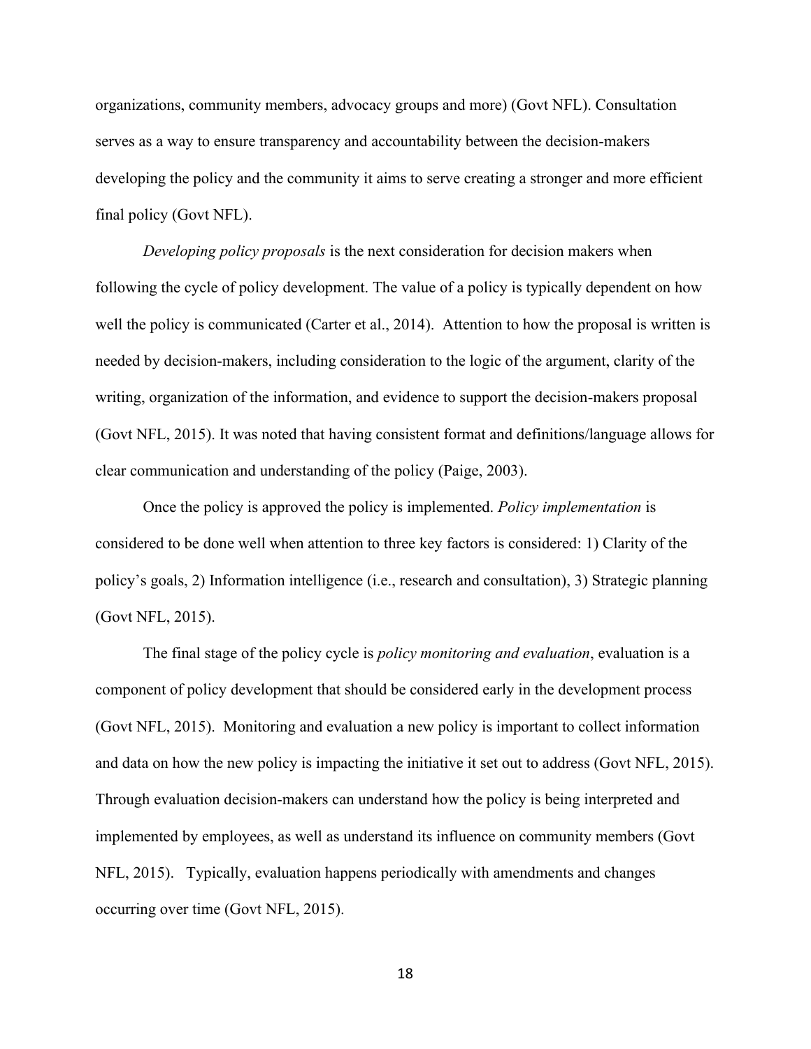organizations, community members, advocacy groups and more) (Govt NFL). Consultation serves as a way to ensure transparency and accountability between the decision-makers developing the policy and the community it aims to serve creating a stronger and more efficient final policy (Govt NFL).

*Developing policy proposals* is the next consideration for decision makers when following the cycle of policy development. The value of a policy is typically dependent on how well the policy is communicated (Carter et al., 2014). Attention to how the proposal is written is needed by decision-makers, including consideration to the logic of the argument, clarity of the writing, organization of the information, and evidence to support the decision-makers proposal (Govt NFL, 2015). It was noted that having consistent format and definitions/language allows for clear communication and understanding of the policy (Paige, 2003).

Once the policy is approved the policy is implemented. *Policy implementation* is considered to be done well when attention to three key factors is considered: 1) Clarity of the policy's goals, 2) Information intelligence (i.e., research and consultation), 3) Strategic planning (Govt NFL, 2015).

The final stage of the policy cycle is *policy monitoring and evaluation*, evaluation is a component of policy development that should be considered early in the development process (Govt NFL, 2015). Monitoring and evaluation a new policy is important to collect information and data on how the new policy is impacting the initiative it set out to address (Govt NFL, 2015). Through evaluation decision-makers can understand how the policy is being interpreted and implemented by employees, as well as understand its influence on community members (Govt NFL, 2015). Typically, evaluation happens periodically with amendments and changes occurring over time (Govt NFL, 2015).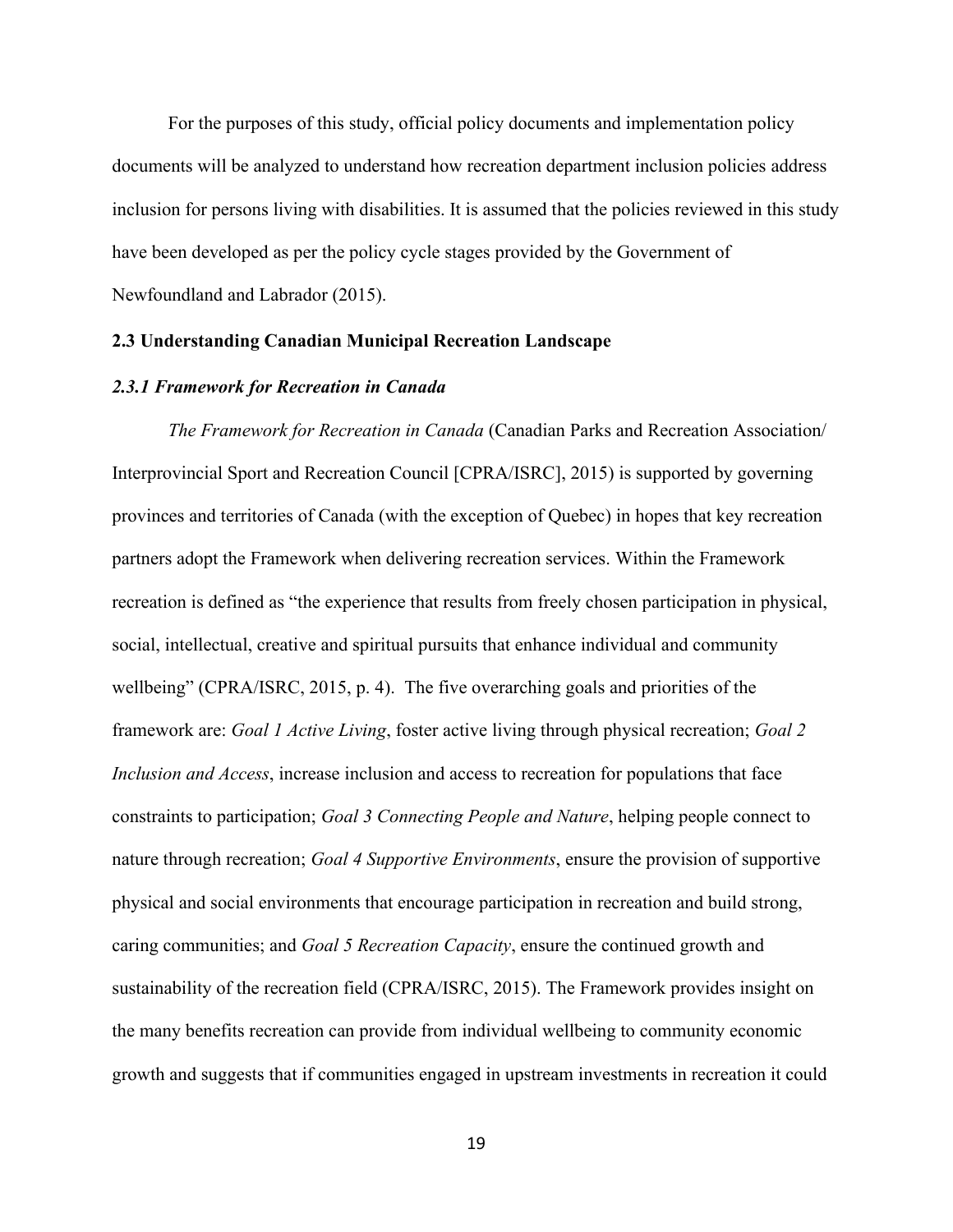For the purposes of this study, official policy documents and implementation policy documents will be analyzed to understand how recreation department inclusion policies address inclusion for persons living with disabilities. It is assumed that the policies reviewed in this study have been developed as per the policy cycle stages provided by the Government of Newfoundland and Labrador (2015).

## 2.3 Understanding Canadian Municipal Recreation Landscape

### *2.3.1 Framework for Recreation in Canada*

*The Framework for Recreation in Canada* (Canadian Parks and Recreation Association/ Interprovincial Sport and Recreation Council [CPRA/ISRC], 2015) is supported by governing provinces and territories of Canada (with the exception of Quebec) in hopes that key recreation partners adopt the Framework when delivering recreation services. Within the Framework recreation is defined as "the experience that results from freely chosen participation in physical, social, intellectual, creative and spiritual pursuits that enhance individual and community wellbeing" (CPRA/ISRC, 2015, p. 4). The five overarching goals and priorities of the framework are: *Goal 1 Active Living*, foster active living through physical recreation; *Goal 2 Inclusion and Access*, increase inclusion and access to recreation for populations that face constraints to participation; *Goal 3 Connecting People and Nature*, helping people connect to nature through recreation; *Goal 4 Supportive Environments*, ensure the provision of supportive physical and social environments that encourage participation in recreation and build strong, caring communities; and *Goal 5 Recreation Capacity*, ensure the continued growth and sustainability of the recreation field (CPRA/ISRC, 2015). The Framework provides insight on the many benefits recreation can provide from individual wellbeing to community economic growth and suggests that if communities engaged in upstream investments in recreation it could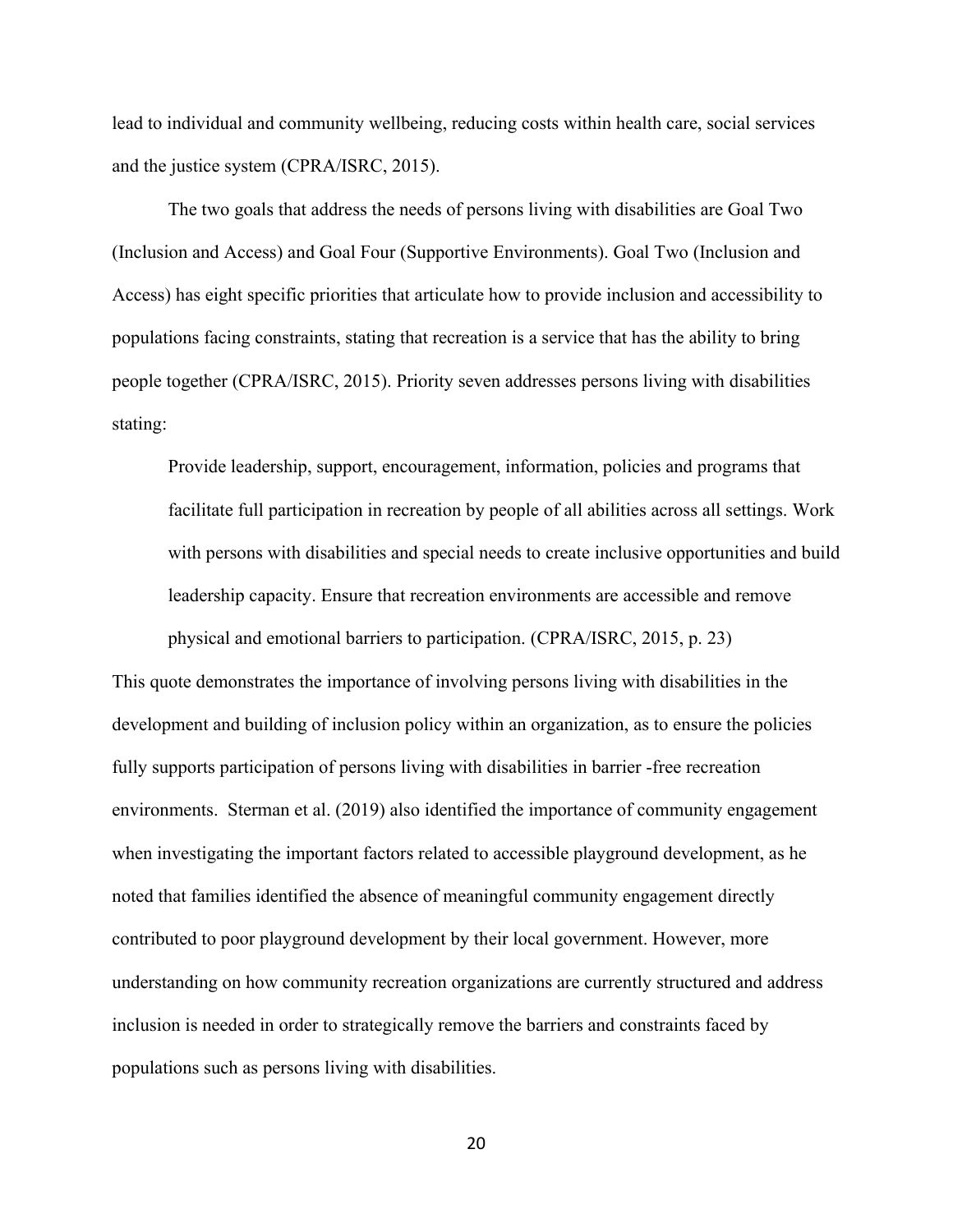lead to individual and community wellbeing, reducing costs within health care, social services and the justice system (CPRA/ISRC, 2015).

The two goals that address the needs of persons living with disabilities are Goal Two (Inclusion and Access) and Goal Four (Supportive Environments). Goal Two (Inclusion and Access) has eight specific priorities that articulate how to provide inclusion and accessibility to populations facing constraints, stating that recreation is a service that has the ability to bring people together (CPRA/ISRC, 2015). Priority seven addresses persons living with disabilities stating:

> Provide leadership, support, encouragement, information, policies and programs that facilitate full participation in recreation by people of all abilities across all settings. Work with persons with disabilities and special needs to create inclusive opportunities and build leadership capacity. Ensure that recreation environments are accessible and remove physical and emotional barriers to participation. (CPRA/ISRC, 2015, p. 23)

This quote demonstrates the importance of involving persons living with disabilities in the development and building of inclusion policy within an organization, as to ensure the policies fully supports participation of persons living with disabilities in barrier -free recreation environments. Sterman et al. (2019) also identified the importance of community engagement when investigating the important factors related to accessible playground development, as he noted that families identified the absence of meaningful community engagement directly contributed to poor playground development by their local government. However, more understanding on how community recreation organizations are currently structured and address inclusion is needed in order to strategically remove the barriers and constraints faced by populations such as persons living with disabilities.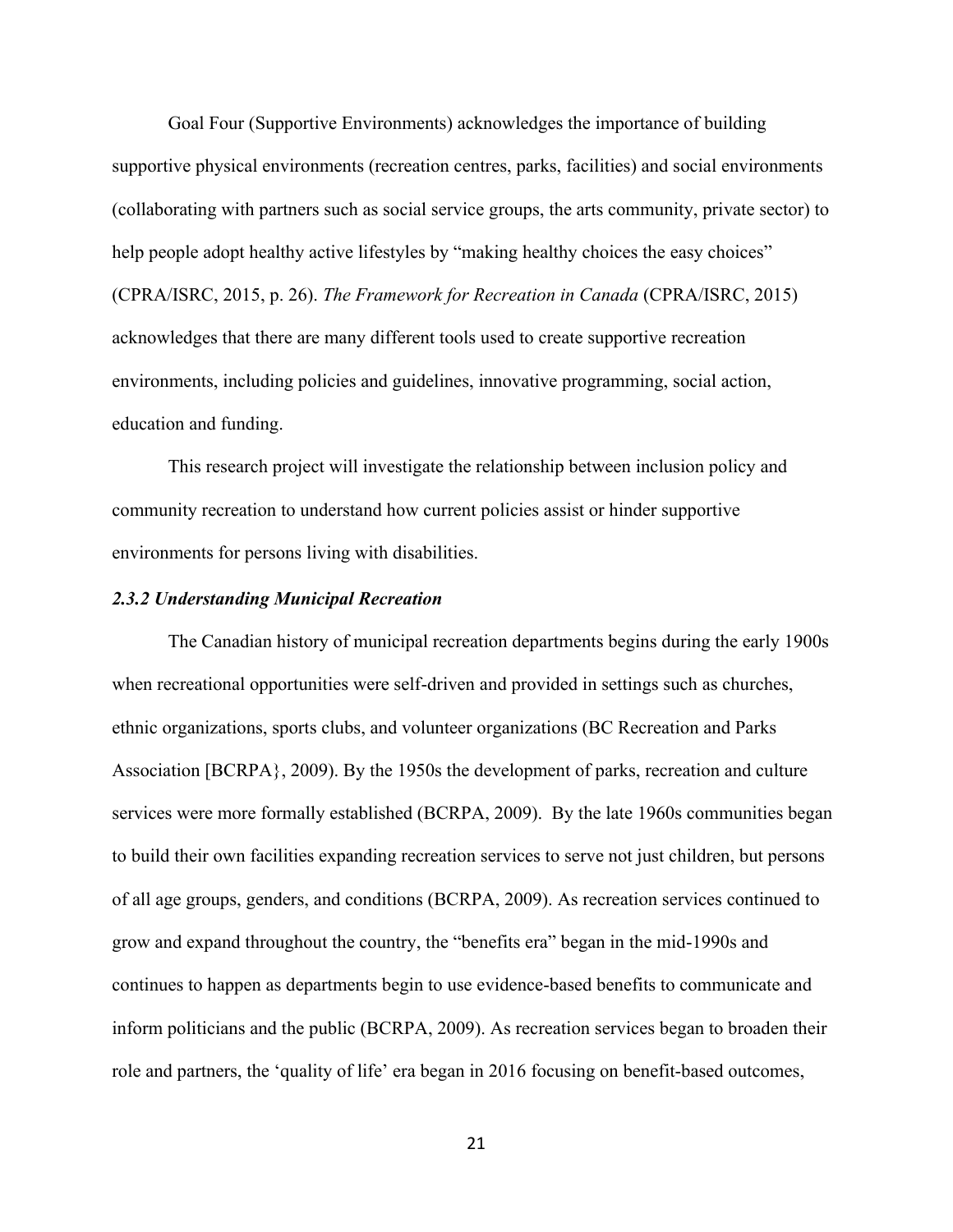Goal Four (Supportive Environments) acknowledges the importance of building supportive physical environments (recreation centres, parks, facilities) and social environments (collaborating with partners such as social service groups, the arts community, private sector) to help people adopt healthy active lifestyles by "making healthy choices the easy choices" (CPRA/ISRC, 2015, p. 26). *The Framework for Recreation in Canada* (CPRA/ISRC, 2015) acknowledges that there are many different tools used to create supportive recreation environments, including policies and guidelines, innovative programming, social action, education and funding.

This research project will investigate the relationship between inclusion policy and community recreation to understand how current policies assist or hinder supportive environments for persons living with disabilities.

#### *2.3.2 Understanding Municipal Recreation*

The Canadian history of municipal recreation departments begins during the early 1900s when recreational opportunities were self-driven and provided in settings such as churches, ethnic organizations, sports clubs, and volunteer organizations (BC Recreation and Parks Association [BCRPA}, 2009). By the 1950s the development of parks, recreation and culture services were more formally established (BCRPA, 2009). By the late 1960s communities began to build their own facilities expanding recreation services to serve not just children, but persons of all age groups, genders, and conditions (BCRPA, 2009). As recreation services continued to grow and expand throughout the country, the "benefits era" began in the mid-1990s and continues to happen as departments begin to use evidence-based benefits to communicate and inform politicians and the public (BCRPA, 2009). As recreation services began to broaden their role and partners, the 'quality of life' era began in 2016 focusing on benefit-based outcomes,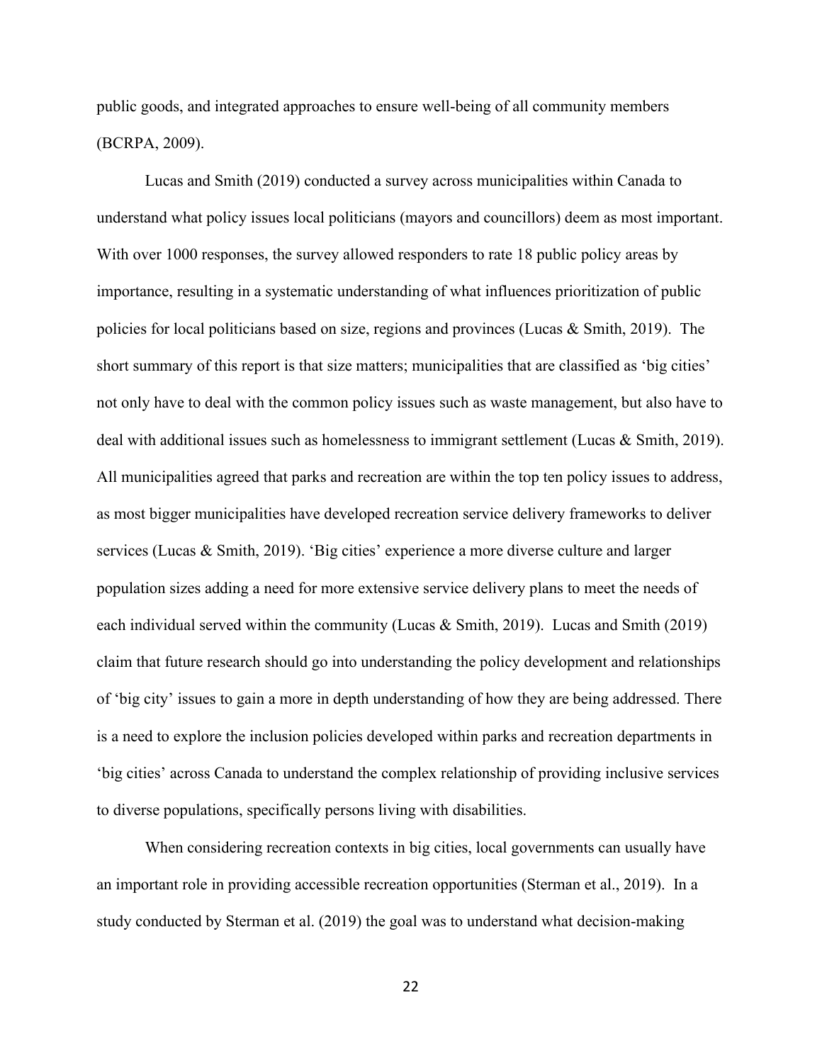public goods, and integrated approaches to ensure well-being of all community members (BCRPA, 2009).

Lucas and Smith (2019) conducted a survey across municipalities within Canada to understand what policy issues local politicians (mayors and councillors) deem as most important. With over 1000 responses, the survey allowed responders to rate 18 public policy areas by importance, resulting in a systematic understanding of what influences prioritization of public policies for local politicians based on size, regions and provinces (Lucas & Smith, 2019). The short summary of this report is that size matters; municipalities that are classified as 'big cities' not only have to deal with the common policy issues such as waste management, but also have to deal with additional issues such as homelessness to immigrant settlement (Lucas & Smith, 2019). All municipalities agreed that parks and recreation are within the top ten policy issues to address, as most bigger municipalities have developed recreation service delivery frameworks to deliver services (Lucas & Smith, 2019). 'Big cities' experience a more diverse culture and larger population sizes adding a need for more extensive service delivery plans to meet the needs of each individual served within the community (Lucas & Smith, 2019). Lucas and Smith (2019) claim that future research should go into understanding the policy development and relationships of 'big city' issues to gain a more in depth understanding of how they are being addressed. There is a need to explore the inclusion policies developed within parks and recreation departments in 'big cities' across Canada to understand the complex relationship of providing inclusive services to diverse populations, specifically persons living with disabilities.

When considering recreation contexts in big cities, local governments can usually have an important role in providing accessible recreation opportunities (Sterman et al., 2019). In a study conducted by Sterman et al. (2019) the goal was to understand what decision-making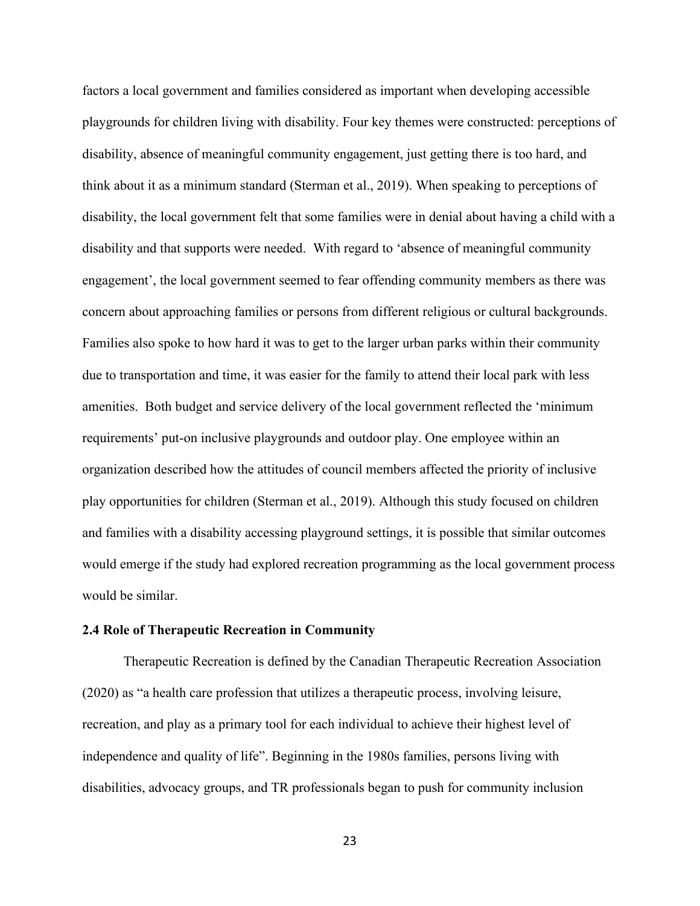factors a local government and families considered as important when developing accessible playgrounds for children living with disability. Four key themes were constructed: perceptions of disability, absence of meaningful community engagement, just getting there is too hard, and think about it as a minimum standard (Sterman et al., 2019). When speaking to perceptions of disability, the local government felt that some families were in denial about having a child with a disability and that supports were needed. With regard to 'absence of meaningful community engagement', the local government seemed to fear offending community members as there was concern about approaching families or persons from different religious or cultural backgrounds. Families also spoke to how hard it was to get to the larger urban parks within their community due to transportation and time, it was easier for the family to attend their local park with less amenities. Both budget and service delivery of the local government reflected the 'minimum requirements' put-on inclusive playgrounds and outdoor play. One employee within an organization described how the attitudes of council members affected the priority of inclusive play opportunities for children (Sterman et al., 2019). Although this study focused on children and families with a disability accessing playground settings, it is possible that similar outcomes would emerge if the study had explored recreation programming as the local government process would be similar.

### 2.4 Role of Therapeutic Recreation in Community

Therapeutic Recreation is defined by the Canadian Therapeutic Recreation Association (2020) as "a health care profession that utilizes a therapeutic process, involving leisure, recreation, and play as a primary tool for each individual to achieve their highest level of independence and quality of life". Beginning in the 1980s families, persons living with disabilities, advocacy groups, and TR professionals began to push for community inclusion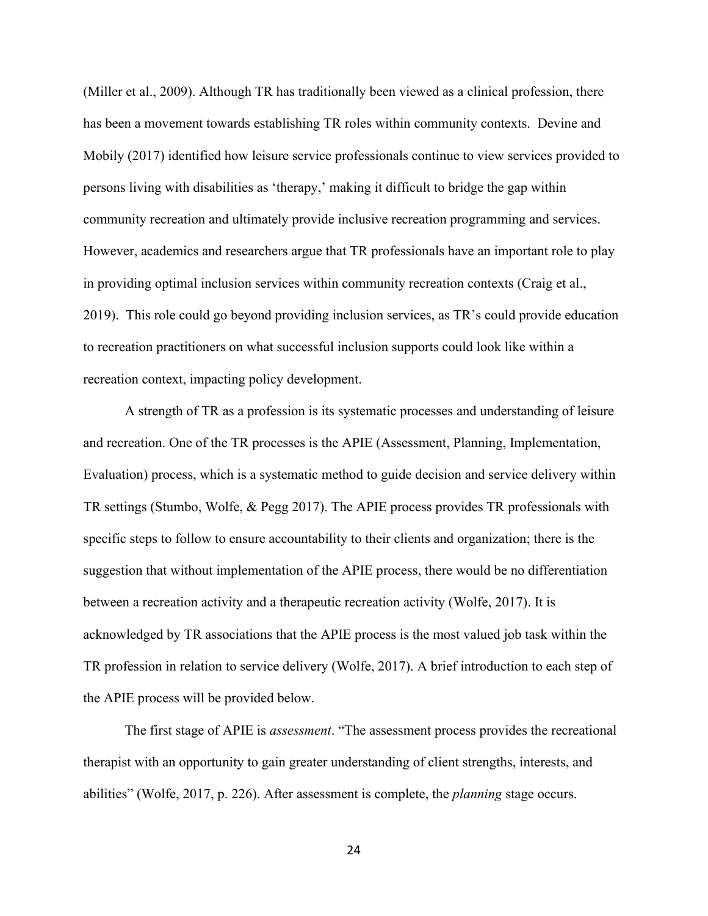(Miller et al., 2009). Although TR has traditionally been viewed as a clinical profession, there has been a movement towards establishing TR roles within community contexts. Devine and Mobily (2017) identified how leisure service professionals continue to view services provided to persons living with disabilities as 'therapy,' making it difficult to bridge the gap within community recreation and ultimately provide inclusive recreation programming and services. However, academics and researchers argue that TR professionals have an important role to play in providing optimal inclusion services within community recreation contexts (Craig et al., 2019). This role could go beyond providing inclusion services, as TR's could provide education to recreation practitioners on what successful inclusion supports could look like within a recreation context, impacting policy development.

A strength of TR as a profession is its systematic processes and understanding of leisure and recreation. One of the TR processes is the APIE (Assessment, Planning, Implementation, Evaluation) process, which is a systematic method to guide decision and service delivery within TR settings (Stumbo, Wolfe, & Pegg 2017). The APIE process provides TR professionals with specific steps to follow to ensure accountability to their clients and organization; there is the suggestion that without implementation of the APIE process, there would be no differentiation between a recreation activity and a therapeutic recreation activity (Wolfe, 2017). It is acknowledged by TR associations that the APIE process is the most valued job task within the TR profession in relation to service delivery (Wolfe, 2017). A brief introduction to each step of the APIE process will be provided below.

The first stage of APIE is *assessment*. "The assessment process provides the recreational therapist with an opportunity to gain greater understanding of client strengths, interests, and abilities" (Wolfe, 2017, p. 226). After assessment is complete, the *planning* stage occurs.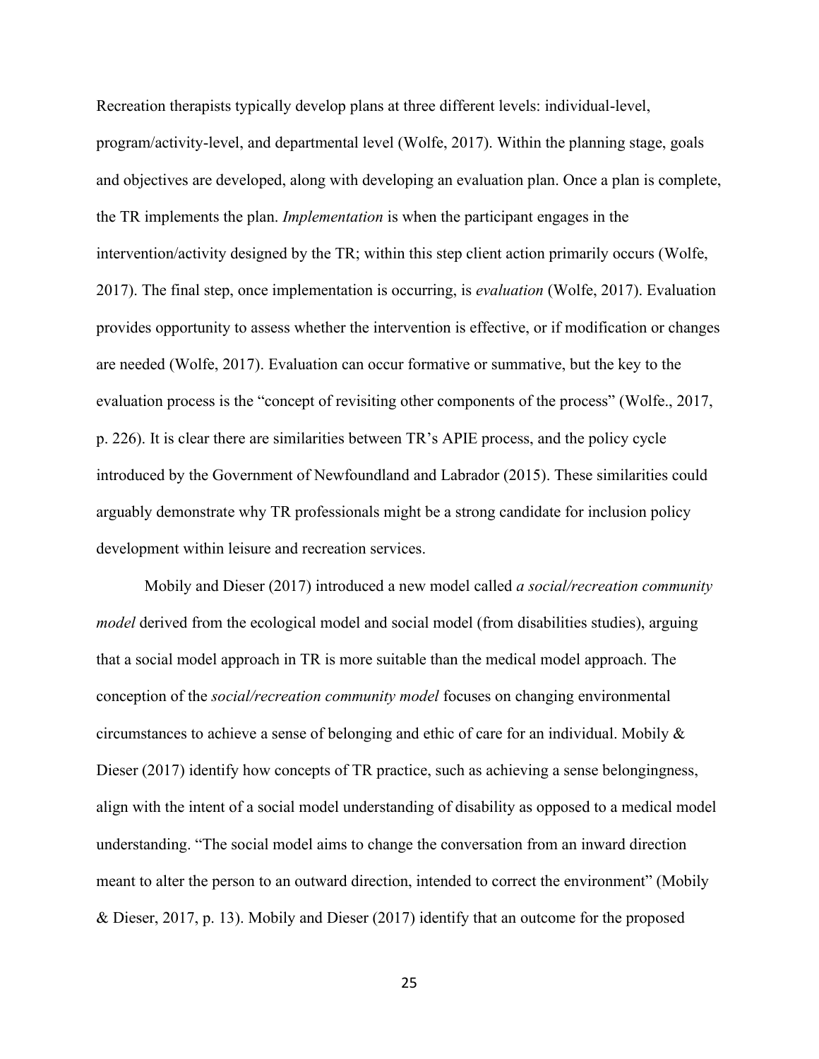Recreation therapists typically develop plans at three different levels: individual-level, program/activity-level, and departmental level (Wolfe, 2017). Within the planning stage, goals and objectives are developed, along with developing an evaluation plan. Once a plan is complete, the TR implements the plan. *Implementation* is when the participant engages in the intervention/activity designed by the TR; within this step client action primarily occurs (Wolfe, 2017). The final step, once implementation is occurring, is *evaluation* (Wolfe, 2017). Evaluation provides opportunity to assess whether the intervention is effective, or if modification or changes are needed (Wolfe, 2017). Evaluation can occur formative or summative, but the key to the evaluation process is the "concept of revisiting other components of the process" (Wolfe., 2017, p. 226). It is clear there are similarities between TR's APIE process, and the policy cycle introduced by the Government of Newfoundland and Labrador (2015). These similarities could arguably demonstrate why TR professionals might be a strong candidate for inclusion policy development within leisure and recreation services.

Mobily and Dieser (2017) introduced a new model called *a social/recreation community model* derived from the ecological model and social model (from disabilities studies), arguing that a social model approach in TR is more suitable than the medical model approach. The conception of the *social/recreation community model* focuses on changing environmental circumstances to achieve a sense of belonging and ethic of care for an individual. Mobily & Dieser (2017) identify how concepts of TR practice, such as achieving a sense belongingness, align with the intent of a social model understanding of disability as opposed to a medical model understanding. "The social model aims to change the conversation from an inward direction meant to alter the person to an outward direction, intended to correct the environment" (Mobily & Dieser, 2017, p. 13). Mobily and Dieser (2017) identify that an outcome for the proposed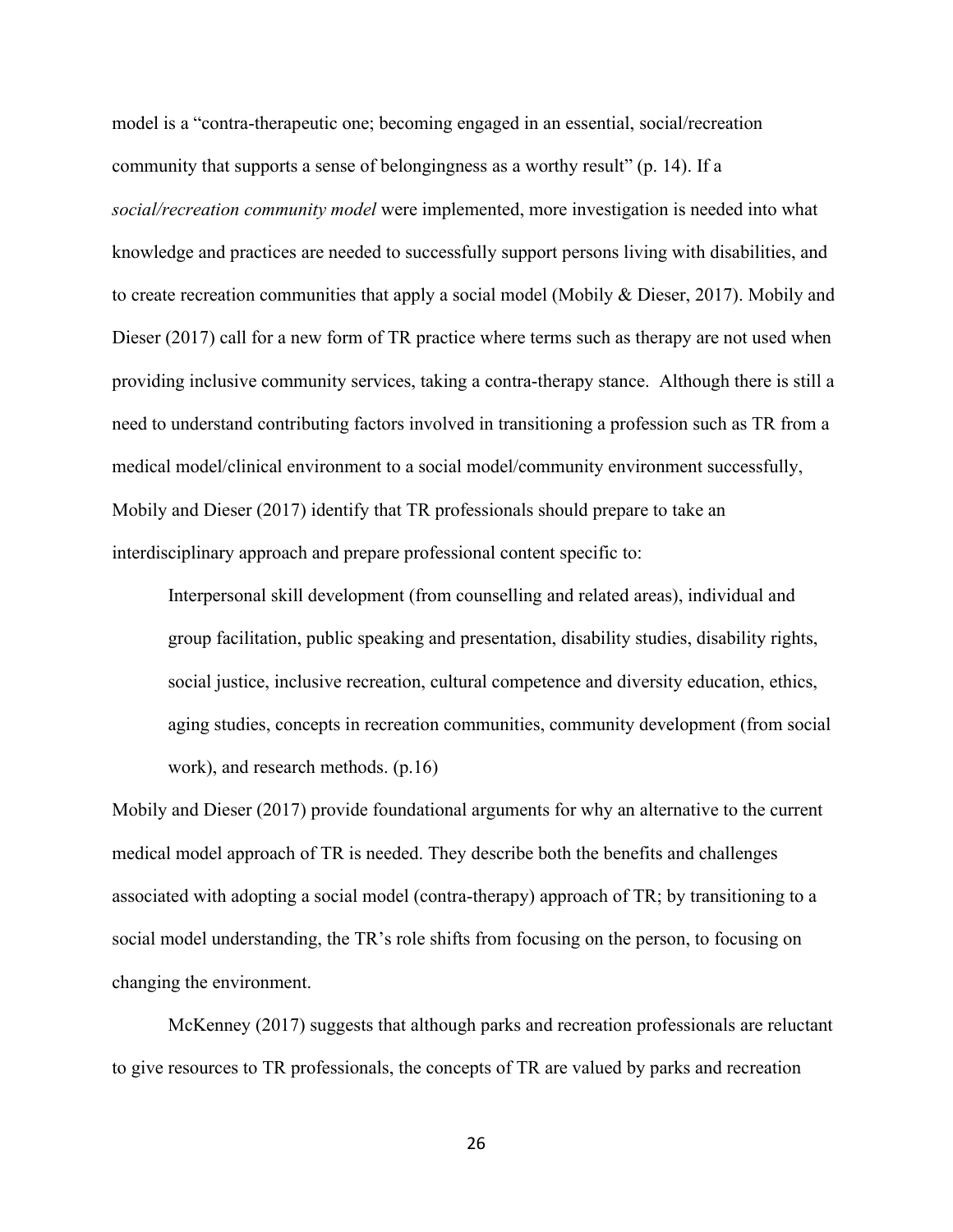model is a "contra-therapeutic one; becoming engaged in an essential, social/recreation community that supports a sense of belongingness as a worthy result" (p. 14). If a *social/recreation community model* were implemented, more investigation is needed into what knowledge and practices are needed to successfully support persons living with disabilities, and to create recreation communities that apply a social model (Mobily & Dieser, 2017). Mobily and Dieser (2017) call for a new form of TR practice where terms such as therapy are not used when providing inclusive community services, taking a contra-therapy stance. Although there is still a need to understand contributing factors involved in transitioning a profession such as TR from a medical model/clinical environment to a social model/community environment successfully, Mobily and Dieser (2017) identify that TR professionals should prepare to take an interdisciplinary approach and prepare professional content specific to:

> Interpersonal skill development (from counselling and related areas), individual and group facilitation, public speaking and presentation, disability studies, disability rights, social justice, inclusive recreation, cultural competence and diversity education, ethics, aging studies, concepts in recreation communities, community development (from social work), and research methods. (p.16)

Mobily and Dieser (2017) provide foundational arguments for why an alternative to the current medical model approach of TR is needed. They describe both the benefits and challenges associated with adopting a social model (contra-therapy) approach of TR; by transitioning to a social model understanding, the TR's role shifts from focusing on the person, to focusing on changing the environment.

McKenney (2017) suggests that although parks and recreation professionals are reluctant to give resources to TR professionals, the concepts of TR are valued by parks and recreation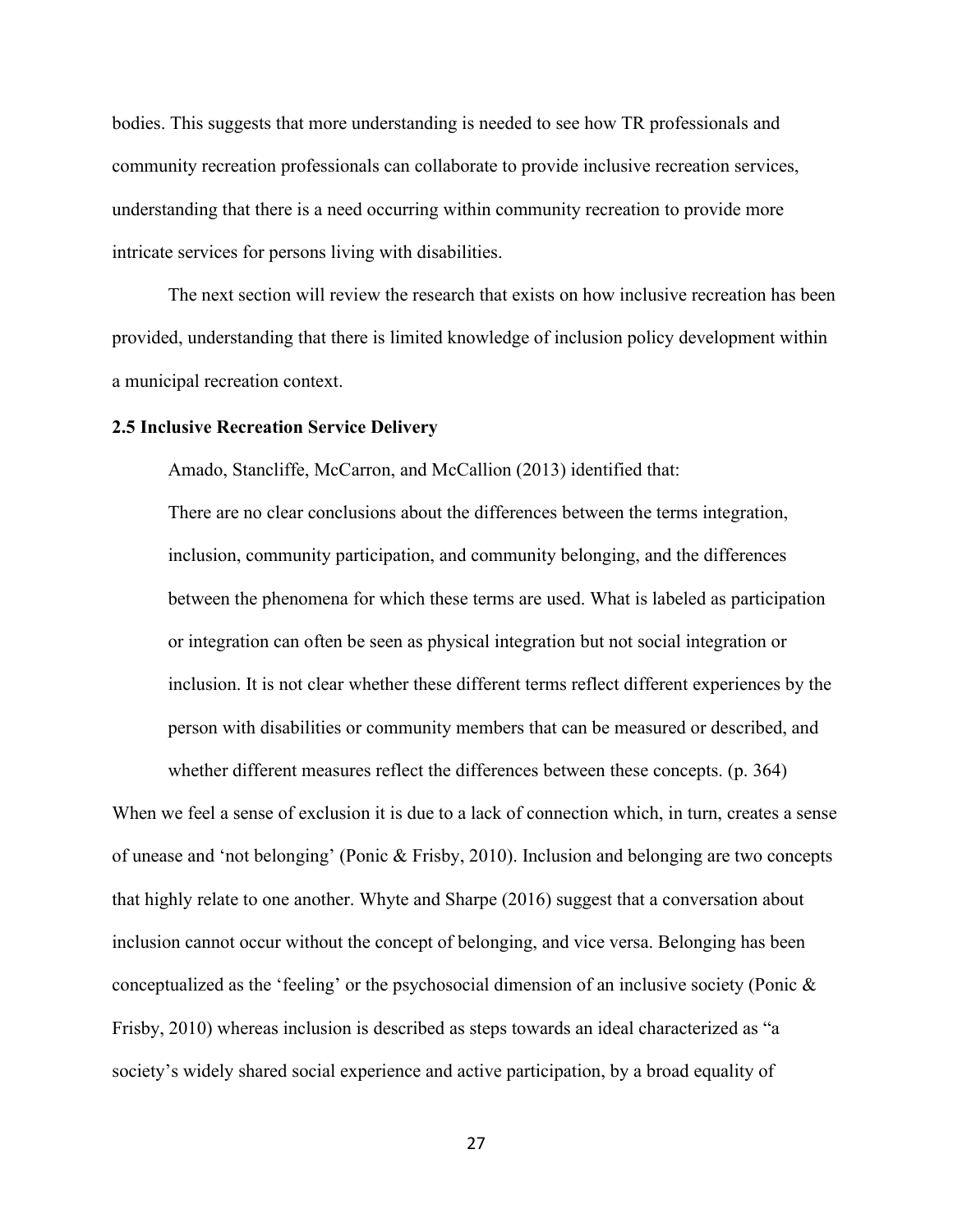bodies. This suggests that more understanding is needed to see how TR professionals and community recreation professionals can collaborate to provide inclusive recreation services, understanding that there is a need occurring within community recreation to provide more intricate services for persons living with disabilities.

The next section will review the research that exists on how inclusive recreation has been provided, understanding that there is limited knowledge of inclusion policy development within a municipal recreation context.

### 2.5 Inclusive Recreation Service Delivery

Amado, Stancliffe, McCarron, and McCallion (2013) identified that:

> There are no clear conclusions about the differences between the terms integration, inclusion, community participation, and community belonging, and the differences between the phenomena for which these terms are used. What is labeled as participation or integration can often be seen as physical integration but not social integration or inclusion. It is not clear whether these different terms reflect different experiences by the person with disabilities or community members that can be measured or described, and whether different measures reflect the differences between these concepts. (p. 364)

When we feel a sense of exclusion it is due to a lack of connection which, in turn, creates a sense of unease and 'not belonging' (Ponic & Frisby, 2010). Inclusion and belonging are two concepts that highly relate to one another. Whyte and Sharpe (2016) suggest that a conversation about inclusion cannot occur without the concept of belonging, and vice versa. Belonging has been conceptualized as the 'feeling' or the psychosocial dimension of an inclusive society (Ponic & Frisby, 2010) whereas inclusion is described as steps towards an ideal characterized as "a society's widely shared social experience and active participation, by a broad equality of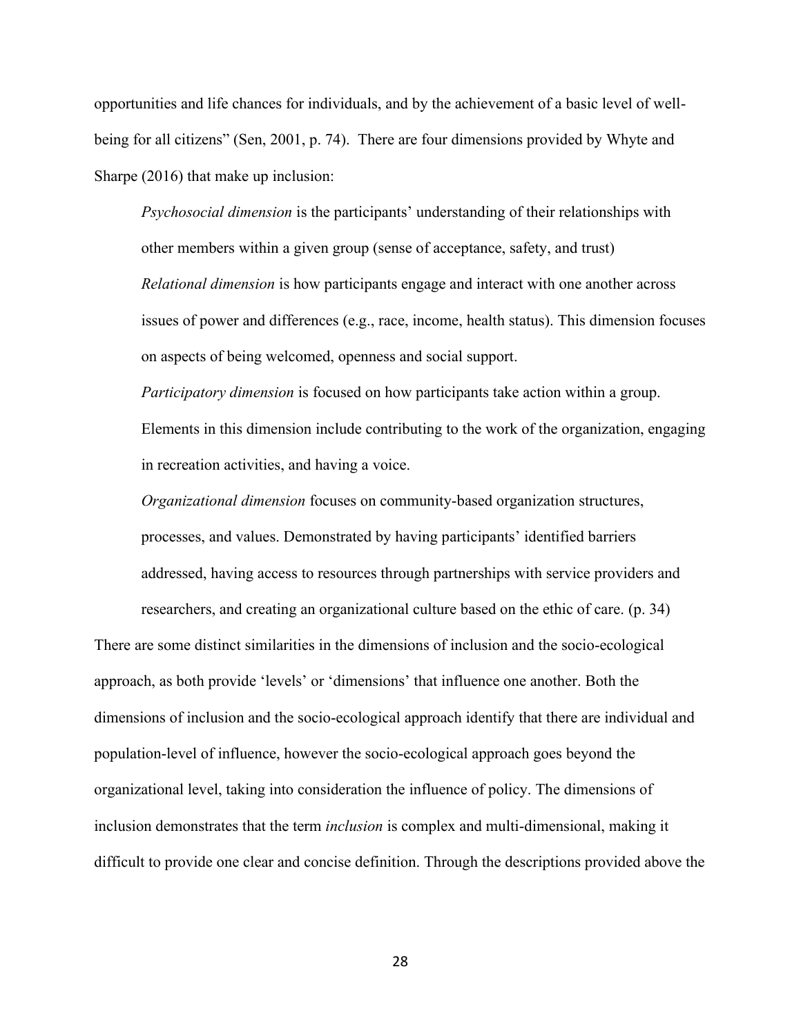opportunities and life chances for individuals, and by the achievement of a basic level of well-being for all citizens" (Sen, 2001, p. 74). There are four dimensions provided by Whyte and Sharpe (2016) that make up inclusion:

> *Psychosocial dimension* is the participants' understanding of their relationships with other members within a given group (sense of acceptance, safety, and trust)
>
> *Relational dimension* is how participants engage and interact with one another across issues of power and differences (e.g., race, income, health status). This dimension focuses on aspects of being welcomed, openness and social support.
>
> *Participatory dimension* is focused on how participants take action within a group. Elements in this dimension include contributing to the work of the organization, engaging in recreation activities, and having a voice.
>
> *Organizational dimension* focuses on community-based organization structures, processes, and values. Demonstrated by having participants' identified barriers addressed, having access to resources through partnerships with service providers and researchers, and creating an organizational culture based on the ethic of care. (p. 34)

There are some distinct similarities in the dimensions of inclusion and the socio-ecological approach, as both provide 'levels' or 'dimensions' that influence one another. Both the dimensions of inclusion and the socio-ecological approach identify that there are individual and population-level of influence, however the socio-ecological approach goes beyond the organizational level, taking into consideration the influence of policy. The dimensions of inclusion demonstrates that the term *inclusion* is complex and multi-dimensional, making it difficult to provide one clear and concise definition. Through the descriptions provided above the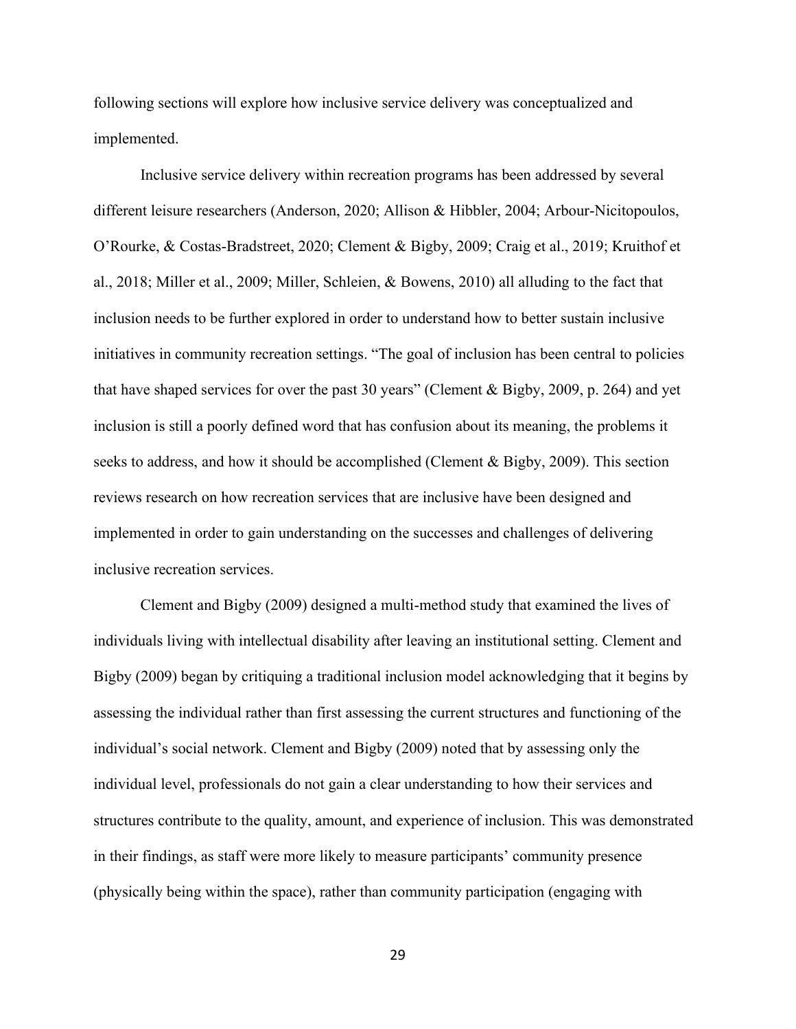following sections will explore how inclusive service delivery was conceptualized and implemented.

Inclusive service delivery within recreation programs has been addressed by several different leisure researchers (Anderson, 2020; Allison & Hibbler, 2004; Arbour-Nicitopoulos, O'Rourke, & Costas-Bradstreet, 2020; Clement & Bigby, 2009; Craig et al., 2019; Kruithof et al., 2018; Miller et al., 2009; Miller, Schleien, & Bowens, 2010) all alluding to the fact that inclusion needs to be further explored in order to understand how to better sustain inclusive initiatives in community recreation settings. "The goal of inclusion has been central to policies that have shaped services for over the past 30 years" (Clement & Bigby, 2009, p. 264) and yet inclusion is still a poorly defined word that has confusion about its meaning, the problems it seeks to address, and how it should be accomplished (Clement & Bigby, 2009). This section reviews research on how recreation services that are inclusive have been designed and implemented in order to gain understanding on the successes and challenges of delivering inclusive recreation services.

Clement and Bigby (2009) designed a multi-method study that examined the lives of individuals living with intellectual disability after leaving an institutional setting. Clement and Bigby (2009) began by critiquing a traditional inclusion model acknowledging that it begins by assessing the individual rather than first assessing the current structures and functioning of the individual's social network. Clement and Bigby (2009) noted that by assessing only the individual level, professionals do not gain a clear understanding to how their services and structures contribute to the quality, amount, and experience of inclusion. This was demonstrated in their findings, as staff were more likely to measure participants' community presence (physically being within the space), rather than community participation (engaging with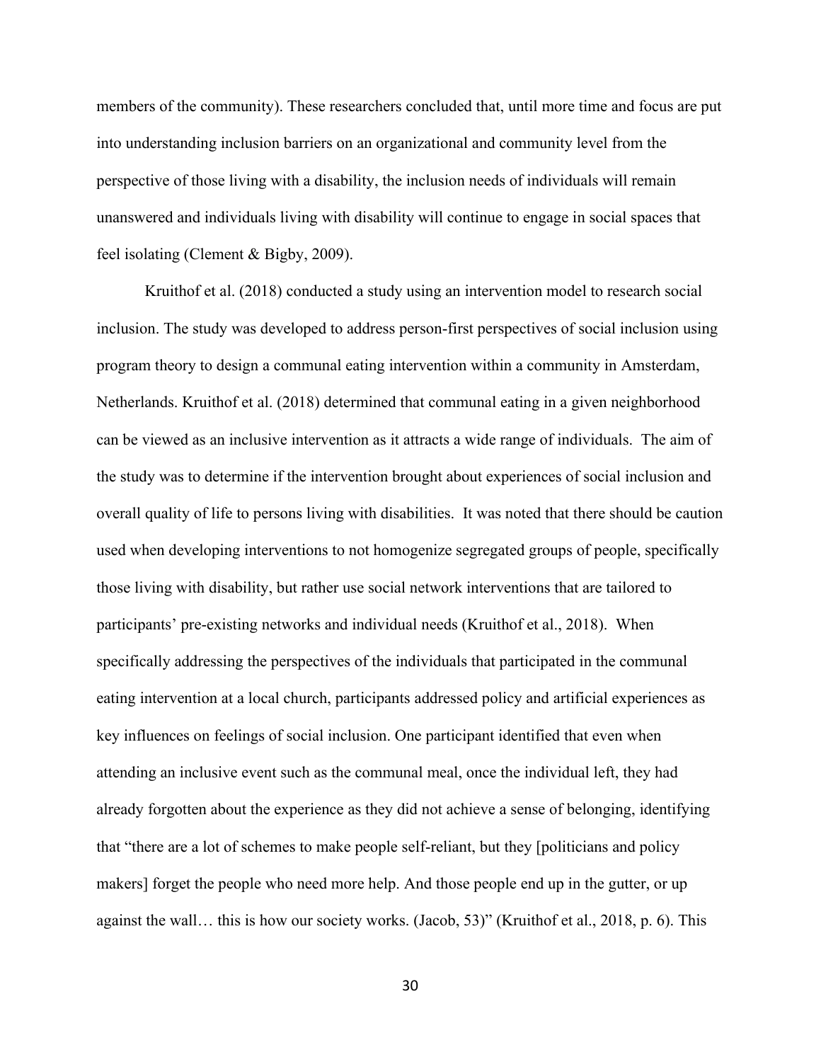members of the community). These researchers concluded that, until more time and focus are put into understanding inclusion barriers on an organizational and community level from the perspective of those living with a disability, the inclusion needs of individuals will remain unanswered and individuals living with disability will continue to engage in social spaces that feel isolating (Clement & Bigby, 2009).

Kruithof et al. (2018) conducted a study using an intervention model to research social inclusion. The study was developed to address person-first perspectives of social inclusion using program theory to design a communal eating intervention within a community in Amsterdam, Netherlands. Kruithof et al. (2018) determined that communal eating in a given neighborhood can be viewed as an inclusive intervention as it attracts a wide range of individuals. The aim of the study was to determine if the intervention brought about experiences of social inclusion and overall quality of life to persons living with disabilities. It was noted that there should be caution used when developing interventions to not homogenize segregated groups of people, specifically those living with disability, but rather use social network interventions that are tailored to participants' pre-existing networks and individual needs (Kruithof et al., 2018). When specifically addressing the perspectives of the individuals that participated in the communal eating intervention at a local church, participants addressed policy and artificial experiences as key influences on feelings of social inclusion. One participant identified that even when attending an inclusive event such as the communal meal, once the individual left, they had already forgotten about the experience as they did not achieve a sense of belonging, identifying that "there are a lot of schemes to make people self-reliant, but they [politicians and policy makers] forget the people who need more help. And those people end up in the gutter, or up against the wall… this is how our society works. (Jacob, 53)" (Kruithof et al., 2018, p. 6). This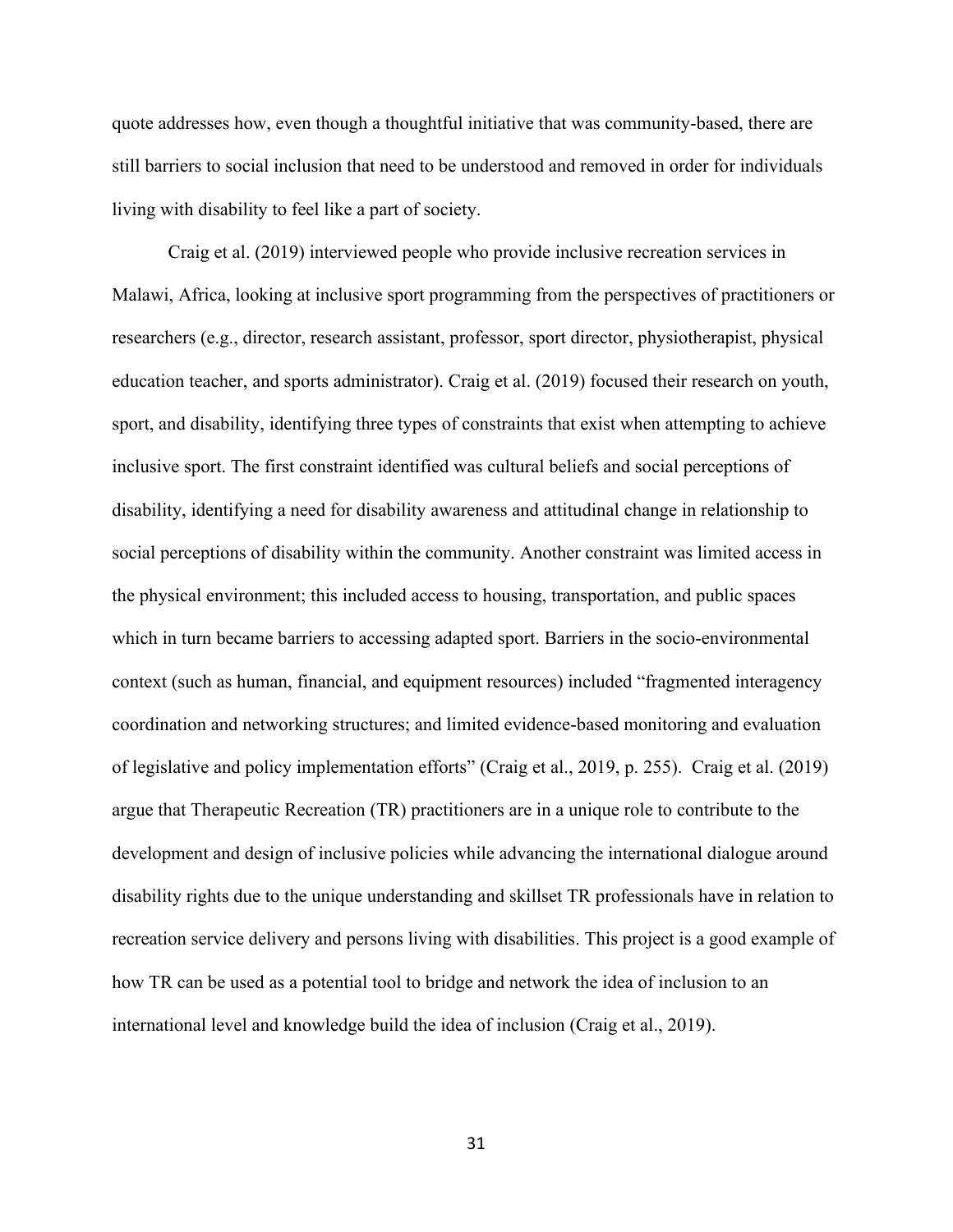quote addresses how, even though a thoughtful initiative that was community-based, there are still barriers to social inclusion that need to be understood and removed in order for individuals living with disability to feel like a part of society.

Craig et al. (2019) interviewed people who provide inclusive recreation services in Malawi, Africa, looking at inclusive sport programming from the perspectives of practitioners or researchers (e.g., director, research assistant, professor, sport director, physiotherapist, physical education teacher, and sports administrator). Craig et al. (2019) focused their research on youth, sport, and disability, identifying three types of constraints that exist when attempting to achieve inclusive sport. The first constraint identified was cultural beliefs and social perceptions of disability, identifying a need for disability awareness and attitudinal change in relationship to social perceptions of disability within the community. Another constraint was limited access in the physical environment; this included access to housing, transportation, and public spaces which in turn became barriers to accessing adapted sport. Barriers in the socio-environmental context (such as human, financial, and equipment resources) included "fragmented interagency coordination and networking structures; and limited evidence-based monitoring and evaluation of legislative and policy implementation efforts" (Craig et al., 2019, p. 255). Craig et al. (2019) argue that Therapeutic Recreation (TR) practitioners are in a unique role to contribute to the development and design of inclusive policies while advancing the international dialogue around disability rights due to the unique understanding and skillset TR professionals have in relation to recreation service delivery and persons living with disabilities. This project is a good example of how TR can be used as a potential tool to bridge and network the idea of inclusion to an international level and knowledge build the idea of inclusion (Craig et al., 2019).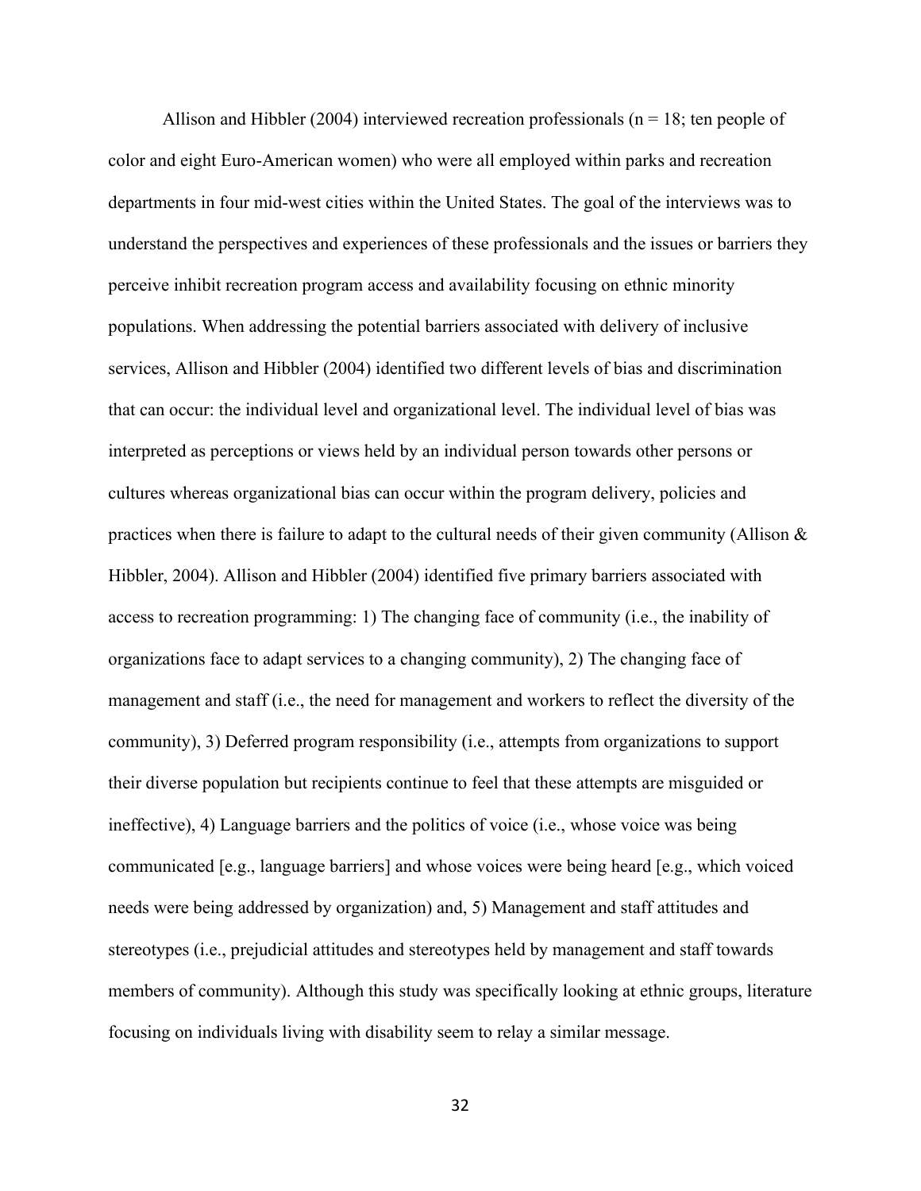Allison and Hibbler (2004) interviewed recreation professionals (n = 18; ten people of color and eight Euro-American women) who were all employed within parks and recreation departments in four mid-west cities within the United States. The goal of the interviews was to understand the perspectives and experiences of these professionals and the issues or barriers they perceive inhibit recreation program access and availability focusing on ethnic minority populations. When addressing the potential barriers associated with delivery of inclusive services, Allison and Hibbler (2004) identified two different levels of bias and discrimination that can occur: the individual level and organizational level. The individual level of bias was interpreted as perceptions or views held by an individual person towards other persons or cultures whereas organizational bias can occur within the program delivery, policies and practices when there is failure to adapt to the cultural needs of their given community (Allison & Hibbler, 2004). Allison and Hibbler (2004) identified five primary barriers associated with access to recreation programming: 1) The changing face of community (i.e., the inability of organizations face to adapt services to a changing community), 2) The changing face of management and staff (i.e., the need for management and workers to reflect the diversity of the community), 3) Deferred program responsibility (i.e., attempts from organizations to support their diverse population but recipients continue to feel that these attempts are misguided or ineffective), 4) Language barriers and the politics of voice (i.e., whose voice was being communicated [e.g., language barriers] and whose voices were being heard [e.g., which voiced needs were being addressed by organization) and, 5) Management and staff attitudes and stereotypes (i.e., prejudicial attitudes and stereotypes held by management and staff towards members of community). Although this study was specifically looking at ethnic groups, literature focusing on individuals living with disability seem to relay a similar message.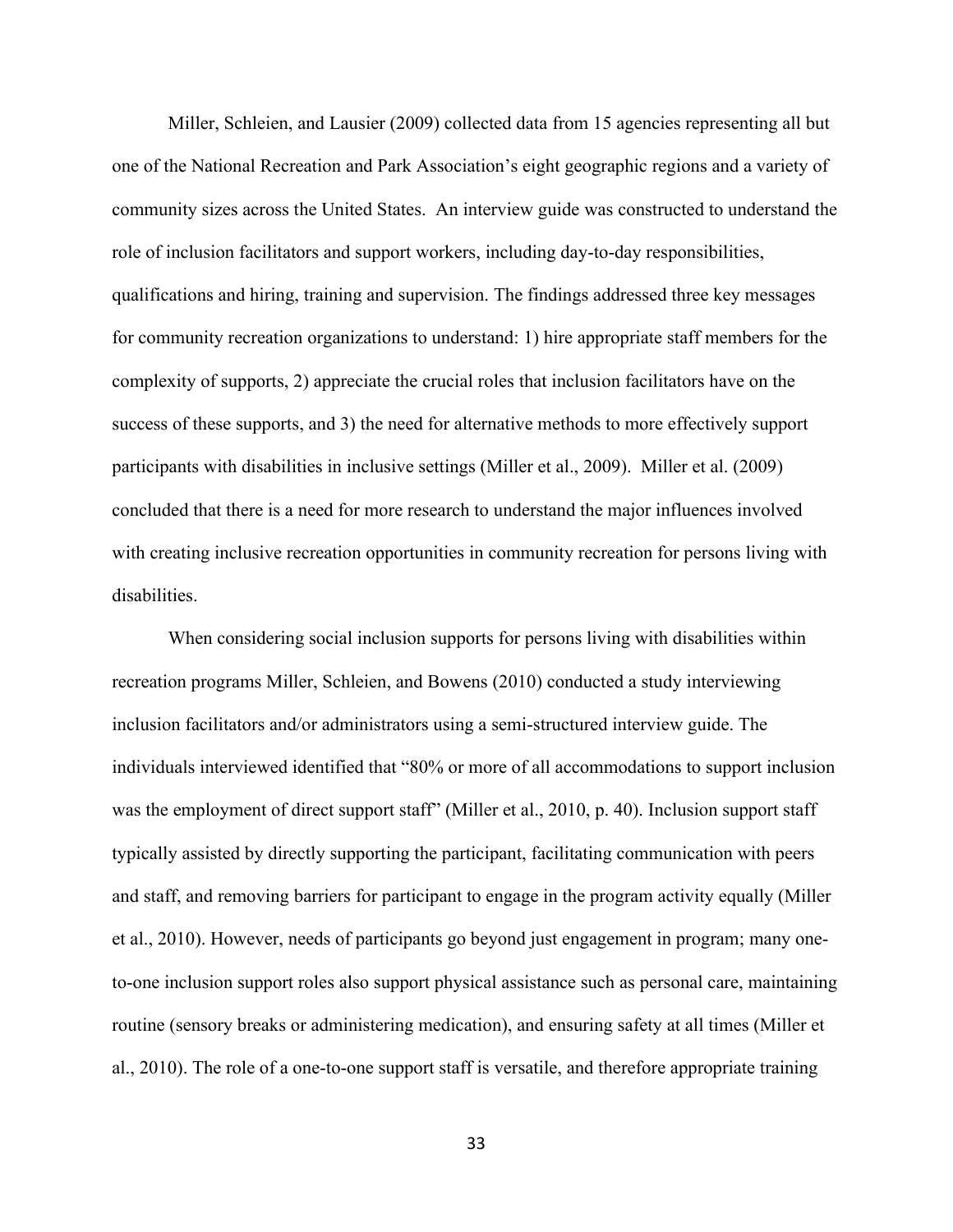Miller, Schleien, and Lausier (2009) collected data from 15 agencies representing all but one of the National Recreation and Park Association's eight geographic regions and a variety of community sizes across the United States. An interview guide was constructed to understand the role of inclusion facilitators and support workers, including day-to-day responsibilities, qualifications and hiring, training and supervision. The findings addressed three key messages for community recreation organizations to understand: 1) hire appropriate staff members for the complexity of supports, 2) appreciate the crucial roles that inclusion facilitators have on the success of these supports, and 3) the need for alternative methods to more effectively support participants with disabilities in inclusive settings (Miller et al., 2009). Miller et al. (2009) concluded that there is a need for more research to understand the major influences involved with creating inclusive recreation opportunities in community recreation for persons living with disabilities.

When considering social inclusion supports for persons living with disabilities within recreation programs Miller, Schleien, and Bowens (2010) conducted a study interviewing inclusion facilitators and/or administrators using a semi-structured interview guide. The individuals interviewed identified that "80% or more of all accommodations to support inclusion was the employment of direct support staff" (Miller et al., 2010, p. 40). Inclusion support staff typically assisted by directly supporting the participant, facilitating communication with peers and staff, and removing barriers for participant to engage in the program activity equally (Miller et al., 2010). However, needs of participants go beyond just engagement in program; many one-to-one inclusion support roles also support physical assistance such as personal care, maintaining routine (sensory breaks or administering medication), and ensuring safety at all times (Miller et al., 2010). The role of a one-to-one support staff is versatile, and therefore appropriate training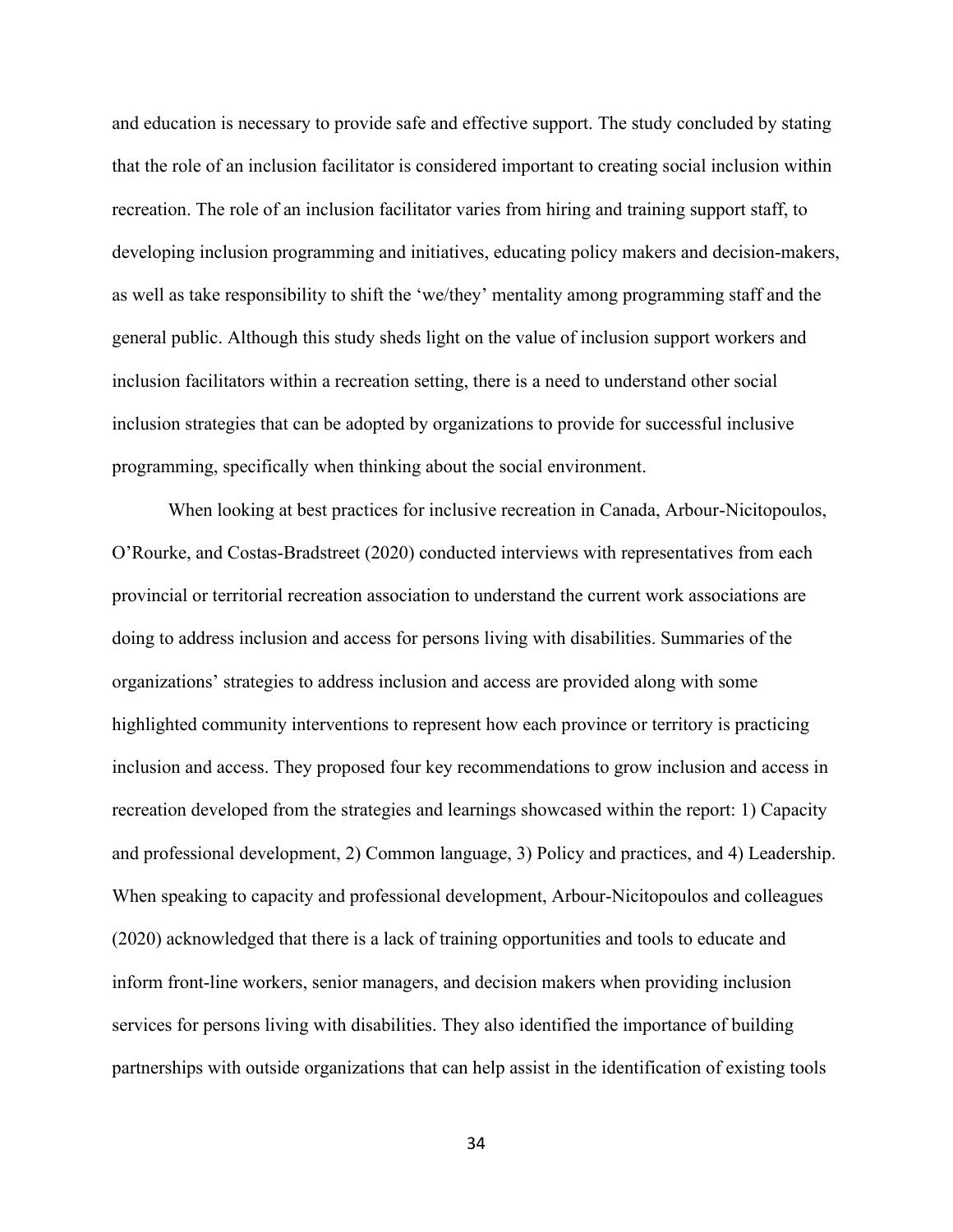and education is necessary to provide safe and effective support. The study concluded by stating that the role of an inclusion facilitator is considered important to creating social inclusion within recreation. The role of an inclusion facilitator varies from hiring and training support staff, to developing inclusion programming and initiatives, educating policy makers and decision-makers, as well as take responsibility to shift the 'we/they' mentality among programming staff and the general public. Although this study sheds light on the value of inclusion support workers and inclusion facilitators within a recreation setting, there is a need to understand other social inclusion strategies that can be adopted by organizations to provide for successful inclusive programming, specifically when thinking about the social environment.

When looking at best practices for inclusive recreation in Canada, Arbour-Nicitopoulos, O'Rourke, and Costas-Bradstreet (2020) conducted interviews with representatives from each provincial or territorial recreation association to understand the current work associations are doing to address inclusion and access for persons living with disabilities. Summaries of the organizations' strategies to address inclusion and access are provided along with some highlighted community interventions to represent how each province or territory is practicing inclusion and access. They proposed four key recommendations to grow inclusion and access in recreation developed from the strategies and learnings showcased within the report: 1) Capacity and professional development, 2) Common language, 3) Policy and practices, and 4) Leadership. When speaking to capacity and professional development, Arbour-Nicitopoulos and colleagues (2020) acknowledged that there is a lack of training opportunities and tools to educate and inform front-line workers, senior managers, and decision makers when providing inclusion services for persons living with disabilities. They also identified the importance of building partnerships with outside organizations that can help assist in the identification of existing tools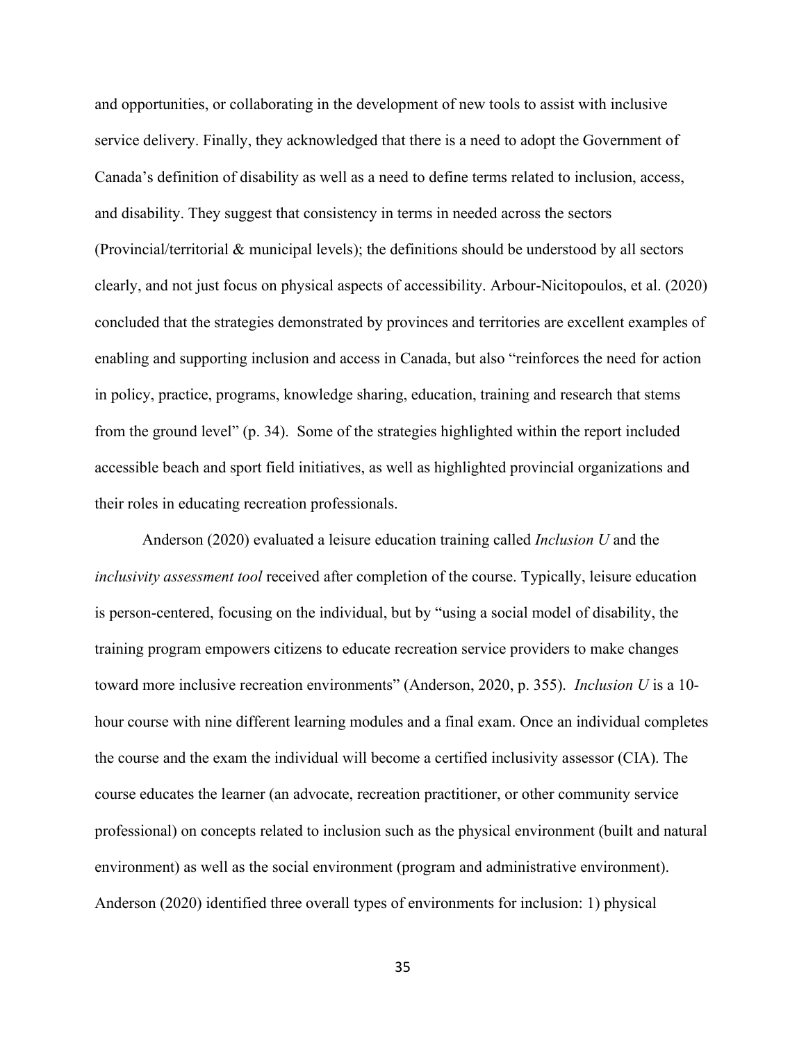and opportunities, or collaborating in the development of new tools to assist with inclusive service delivery. Finally, they acknowledged that there is a need to adopt the Government of Canada's definition of disability as well as a need to define terms related to inclusion, access, and disability. They suggest that consistency in terms in needed across the sectors (Provincial/territorial & municipal levels); the definitions should be understood by all sectors clearly, and not just focus on physical aspects of accessibility. Arbour-Nicitopoulos, et al. (2020) concluded that the strategies demonstrated by provinces and territories are excellent examples of enabling and supporting inclusion and access in Canada, but also "reinforces the need for action in policy, practice, programs, knowledge sharing, education, training and research that stems from the ground level" (p. 34). Some of the strategies highlighted within the report included accessible beach and sport field initiatives, as well as highlighted provincial organizations and their roles in educating recreation professionals.

Anderson (2020) evaluated a leisure education training called *Inclusion U* and the *inclusivity assessment tool* received after completion of the course. Typically, leisure education is person-centered, focusing on the individual, but by "using a social model of disability, the training program empowers citizens to educate recreation service providers to make changes toward more inclusive recreation environments" (Anderson, 2020, p. 355). *Inclusion U* is a 10-hour course with nine different learning modules and a final exam. Once an individual completes the course and the exam the individual will become a certified inclusivity assessor (CIA). The course educates the learner (an advocate, recreation practitioner, or other community service professional) on concepts related to inclusion such as the physical environment (built and natural environment) as well as the social environment (program and administrative environment). Anderson (2020) identified three overall types of environments for inclusion: 1) physical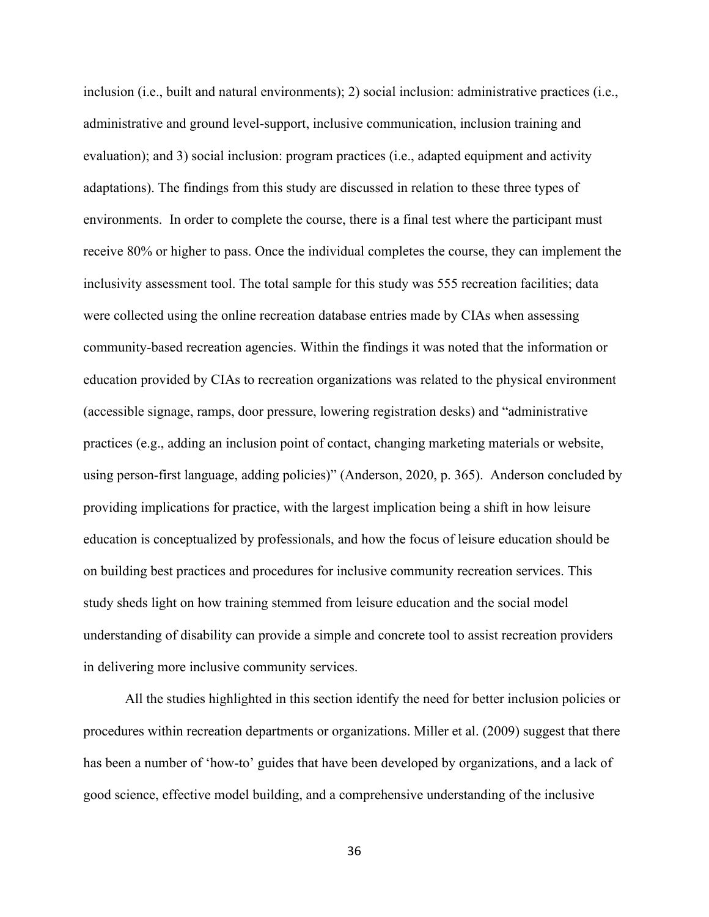inclusion (i.e., built and natural environments); 2) social inclusion: administrative practices (i.e., administrative and ground level-support, inclusive communication, inclusion training and evaluation); and 3) social inclusion: program practices (i.e., adapted equipment and activity adaptations). The findings from this study are discussed in relation to these three types of environments. In order to complete the course, there is a final test where the participant must receive 80% or higher to pass. Once the individual completes the course, they can implement the inclusivity assessment tool. The total sample for this study was 555 recreation facilities; data were collected using the online recreation database entries made by CIAs when assessing community-based recreation agencies. Within the findings it was noted that the information or education provided by CIAs to recreation organizations was related to the physical environment (accessible signage, ramps, door pressure, lowering registration desks) and "administrative practices (e.g., adding an inclusion point of contact, changing marketing materials or website, using person-first language, adding policies)" (Anderson, 2020, p. 365). Anderson concluded by providing implications for practice, with the largest implication being a shift in how leisure education is conceptualized by professionals, and how the focus of leisure education should be on building best practices and procedures for inclusive community recreation services. This study sheds light on how training stemmed from leisure education and the social model understanding of disability can provide a simple and concrete tool to assist recreation providers in delivering more inclusive community services.

All the studies highlighted in this section identify the need for better inclusion policies or procedures within recreation departments or organizations. Miller et al. (2009) suggest that there has been a number of 'how-to' guides that have been developed by organizations, and a lack of good science, effective model building, and a comprehensive understanding of the inclusive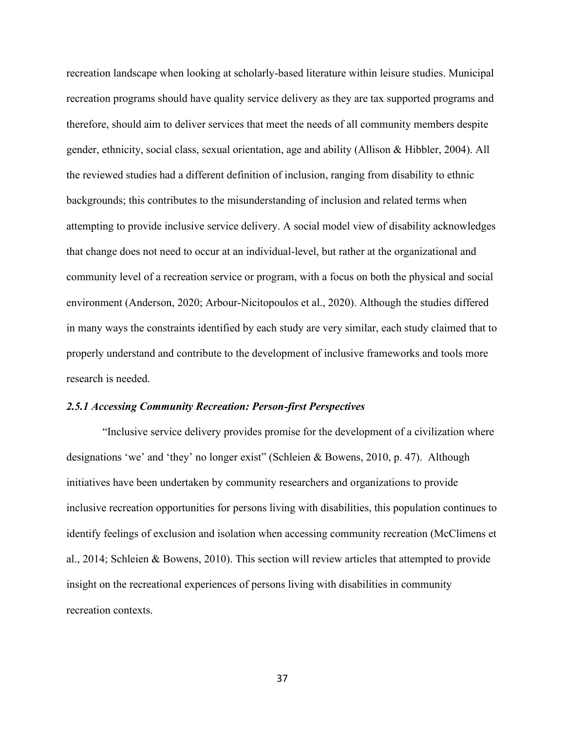recreation landscape when looking at scholarly-based literature within leisure studies. Municipal recreation programs should have quality service delivery as they are tax supported programs and therefore, should aim to deliver services that meet the needs of all community members despite gender, ethnicity, social class, sexual orientation, age and ability (Allison & Hibbler, 2004). All the reviewed studies had a different definition of inclusion, ranging from disability to ethnic backgrounds; this contributes to the misunderstanding of inclusion and related terms when attempting to provide inclusive service delivery. A social model view of disability acknowledges that change does not need to occur at an individual-level, but rather at the organizational and community level of a recreation service or program, with a focus on both the physical and social environment (Anderson, 2020; Arbour-Nicitopoulos et al., 2020). Although the studies differed in many ways the constraints identified by each study are very similar, each study claimed that to properly understand and contribute to the development of inclusive frameworks and tools more research is needed.

### *2.5.1 Accessing Community Recreation: Person-first Perspectives*

"Inclusive service delivery provides promise for the development of a civilization where designations 'we' and 'they' no longer exist" (Schleien & Bowens, 2010, p. 47). Although initiatives have been undertaken by community researchers and organizations to provide inclusive recreation opportunities for persons living with disabilities, this population continues to identify feelings of exclusion and isolation when accessing community recreation (McClimens et al., 2014; Schleien & Bowens, 2010). This section will review articles that attempted to provide insight on the recreational experiences of persons living with disabilities in community recreation contexts.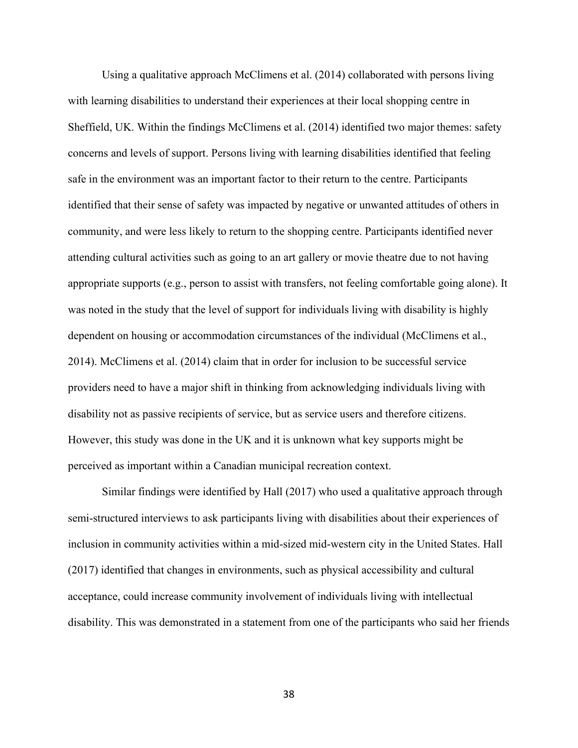Using a qualitative approach McClimens et al. (2014) collaborated with persons living with learning disabilities to understand their experiences at their local shopping centre in Sheffield, UK. Within the findings McClimens et al. (2014) identified two major themes: safety concerns and levels of support. Persons living with learning disabilities identified that feeling safe in the environment was an important factor to their return to the centre. Participants identified that their sense of safety was impacted by negative or unwanted attitudes of others in community, and were less likely to return to the shopping centre. Participants identified never attending cultural activities such as going to an art gallery or movie theatre due to not having appropriate supports (e.g., person to assist with transfers, not feeling comfortable going alone). It was noted in the study that the level of support for individuals living with disability is highly dependent on housing or accommodation circumstances of the individual (McClimens et al., 2014). McClimens et al. (2014) claim that in order for inclusion to be successful service providers need to have a major shift in thinking from acknowledging individuals living with disability not as passive recipients of service, but as service users and therefore citizens. However, this study was done in the UK and it is unknown what key supports might be perceived as important within a Canadian municipal recreation context.

Similar findings were identified by Hall (2017) who used a qualitative approach through semi-structured interviews to ask participants living with disabilities about their experiences of inclusion in community activities within a mid-sized mid-western city in the United States. Hall (2017) identified that changes in environments, such as physical accessibility and cultural acceptance, could increase community involvement of individuals living with intellectual disability. This was demonstrated in a statement from one of the participants who said her friends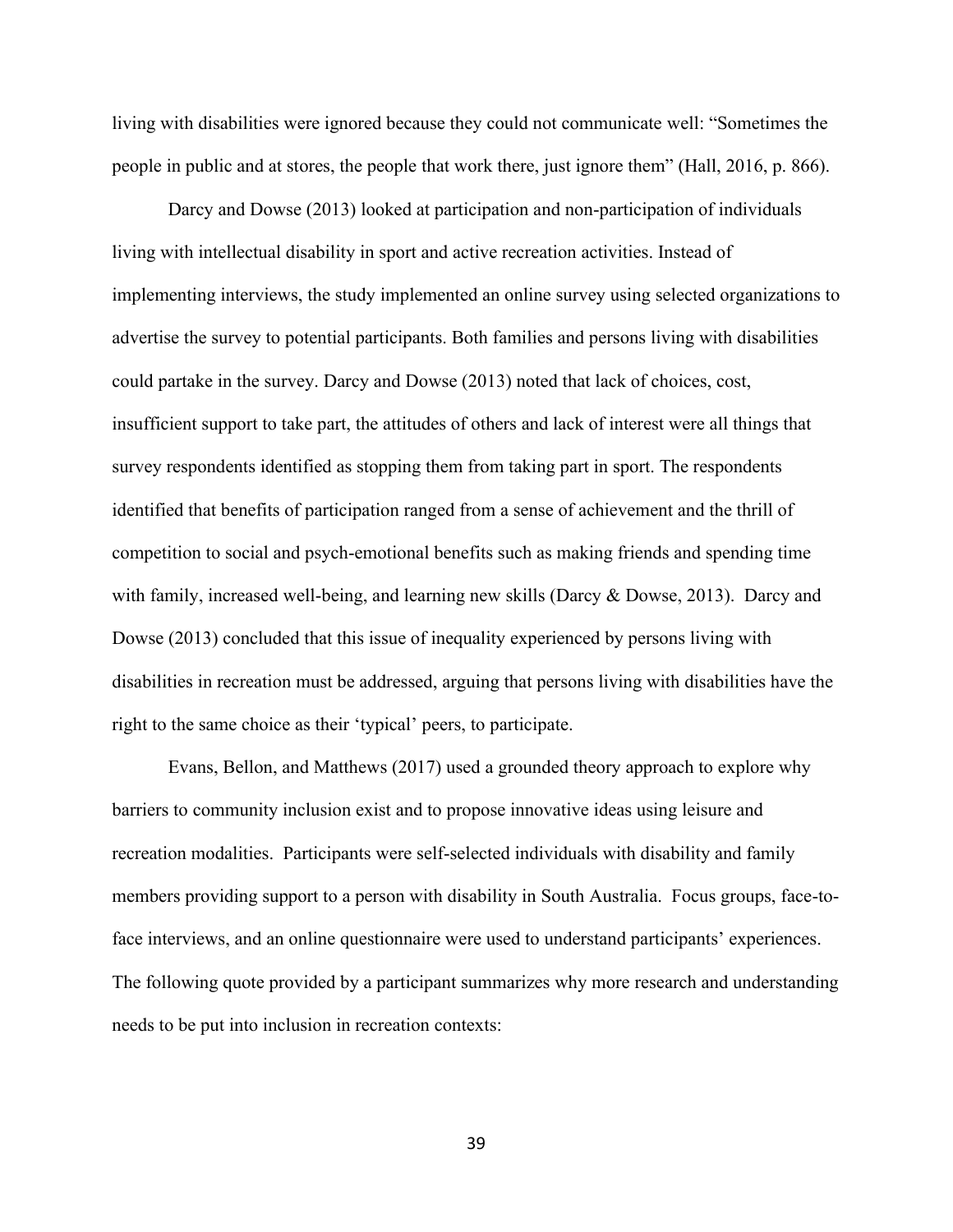living with disabilities were ignored because they could not communicate well: “Sometimes the people in public and at stores, the people that work there, just ignore them” (Hall, 2016, p. 866).

Darcy and Dowse (2013) looked at participation and non-participation of individuals living with intellectual disability in sport and active recreation activities. Instead of implementing interviews, the study implemented an online survey using selected organizations to advertise the survey to potential participants. Both families and persons living with disabilities could partake in the survey. Darcy and Dowse (2013) noted that lack of choices, cost, insufficient support to take part, the attitudes of others and lack of interest were all things that survey respondents identified as stopping them from taking part in sport. The respondents identified that benefits of participation ranged from a sense of achievement and the thrill of competition to social and psych-emotional benefits such as making friends and spending time with family, increased well-being, and learning new skills (Darcy & Dowse, 2013). Darcy and Dowse (2013) concluded that this issue of inequality experienced by persons living with disabilities in recreation must be addressed, arguing that persons living with disabilities have the right to the same choice as their ‘typical’ peers, to participate.

Evans, Bellon, and Matthews (2017) used a grounded theory approach to explore why barriers to community inclusion exist and to propose innovative ideas using leisure and recreation modalities. Participants were self-selected individuals with disability and family members providing support to a person with disability in South Australia. Focus groups, face-to-face interviews, and an online questionnaire were used to understand participants’ experiences. The following quote provided by a participant summarizes why more research and understanding needs to be put into inclusion in recreation contexts: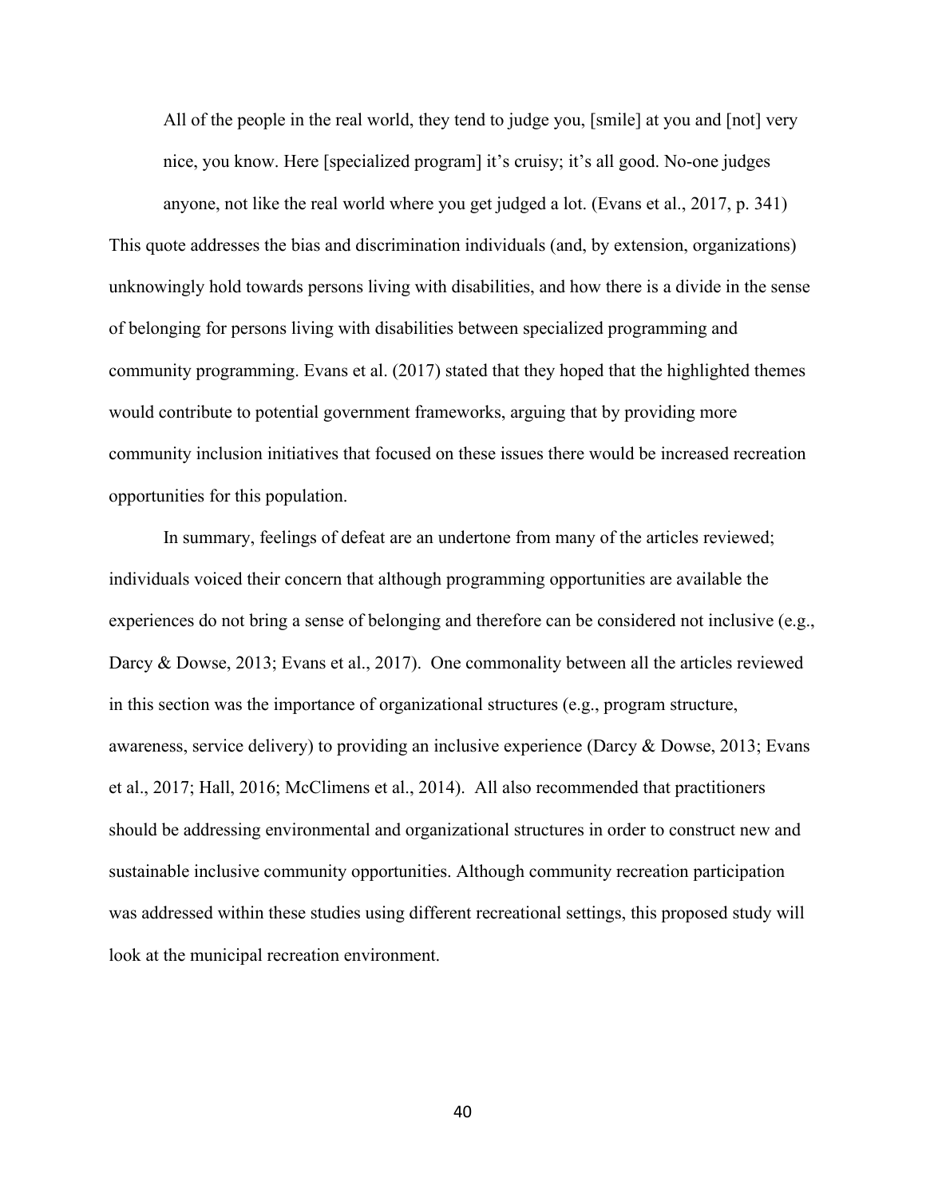> All of the people in the real world, they tend to judge you, [smile] at you and [not] very nice, you know. Here [specialized program] it's cruisy; it's all good. No-one judges anyone, not like the real world where you get judged a lot. (Evans et al., 2017, p. 341)

This quote addresses the bias and discrimination individuals (and, by extension, organizations) unknowingly hold towards persons living with disabilities, and how there is a divide in the sense of belonging for persons living with disabilities between specialized programming and community programming. Evans et al. (2017) stated that they hoped that the highlighted themes would contribute to potential government frameworks, arguing that by providing more community inclusion initiatives that focused on these issues there would be increased recreation opportunities for this population.

In summary, feelings of defeat are an undertone from many of the articles reviewed; individuals voiced their concern that although programming opportunities are available the experiences do not bring a sense of belonging and therefore can be considered not inclusive (e.g., Darcy & Dowse, 2013; Evans et al., 2017). One commonality between all the articles reviewed in this section was the importance of organizational structures (e.g., program structure, awareness, service delivery) to providing an inclusive experience (Darcy & Dowse, 2013; Evans et al., 2017; Hall, 2016; McClimens et al., 2014). All also recommended that practitioners should be addressing environmental and organizational structures in order to construct new and sustainable inclusive community opportunities. Although community recreation participation was addressed within these studies using different recreational settings, this proposed study will look at the municipal recreation environment.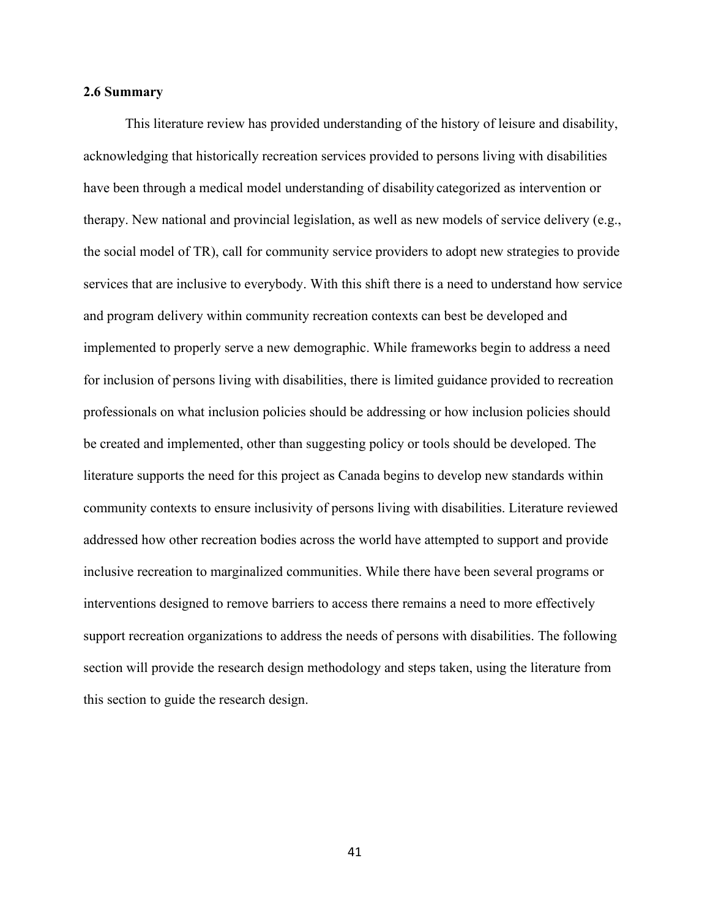### 2.6 Summary

This literature review has provided understanding of the history of leisure and disability, acknowledging that historically recreation services provided to persons living with disabilities have been through a medical model understanding of disability categorized as intervention or therapy. New national and provincial legislation, as well as new models of service delivery (e.g., the social model of TR), call for community service providers to adopt new strategies to provide services that are inclusive to everybody. With this shift there is a need to understand how service and program delivery within community recreation contexts can best be developed and implemented to properly serve a new demographic. While frameworks begin to address a need for inclusion of persons living with disabilities, there is limited guidance provided to recreation professionals on what inclusion policies should be addressing or how inclusion policies should be created and implemented, other than suggesting policy or tools should be developed. The literature supports the need for this project as Canada begins to develop new standards within community contexts to ensure inclusivity of persons living with disabilities. Literature reviewed addressed how other recreation bodies across the world have attempted to support and provide inclusive recreation to marginalized communities. While there have been several programs or interventions designed to remove barriers to access there remains a need to more effectively support recreation organizations to address the needs of persons with disabilities. The following section will provide the research design methodology and steps taken, using the literature from this section to guide the research design.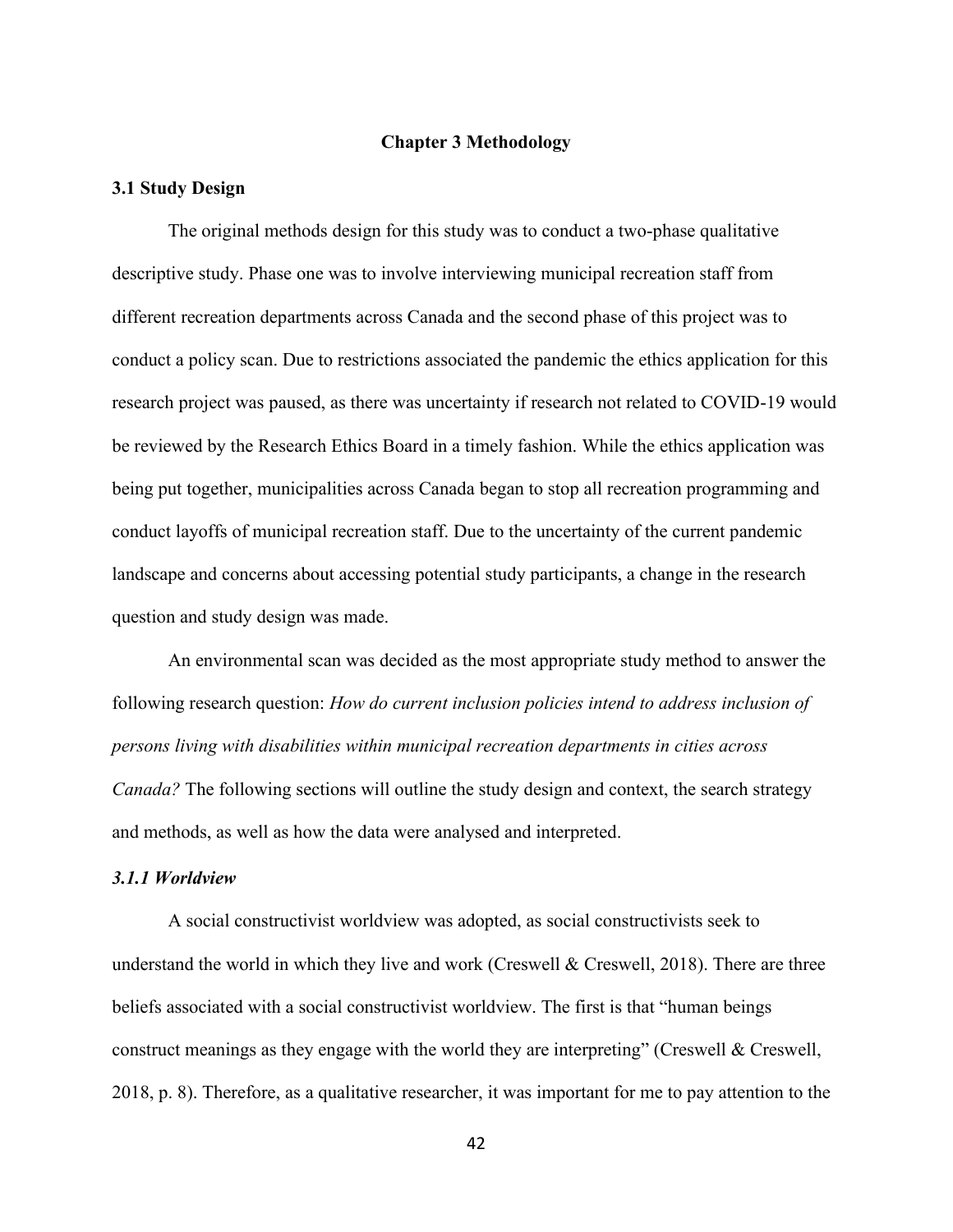# Chapter 3 Methodology

## 3.1 Study Design

The original methods design for this study was to conduct a two-phase qualitative descriptive study. Phase one was to involve interviewing municipal recreation staff from different recreation departments across Canada and the second phase of this project was to conduct a policy scan. Due to restrictions associated the pandemic the ethics application for this research project was paused, as there was uncertainty if research not related to COVID-19 would be reviewed by the Research Ethics Board in a timely fashion. While the ethics application was being put together, municipalities across Canada began to stop all recreation programming and conduct layoffs of municipal recreation staff. Due to the uncertainty of the current pandemic landscape and concerns about accessing potential study participants, a change in the research question and study design was made.

An environmental scan was decided as the most appropriate study method to answer the following research question: *How do current inclusion policies intend to address inclusion of persons living with disabilities within municipal recreation departments in cities across Canada?* The following sections will outline the study design and context, the search strategy and methods, as well as how the data were analysed and interpreted.

### *3.1.1 Worldview*

A social constructivist worldview was adopted, as social constructivists seek to understand the world in which they live and work (Creswell & Creswell, 2018). There are three beliefs associated with a social constructivist worldview. The first is that "human beings construct meanings as they engage with the world they are interpreting" (Creswell & Creswell, 2018, p. 8). Therefore, as a qualitative researcher, it was important for me to pay attention to the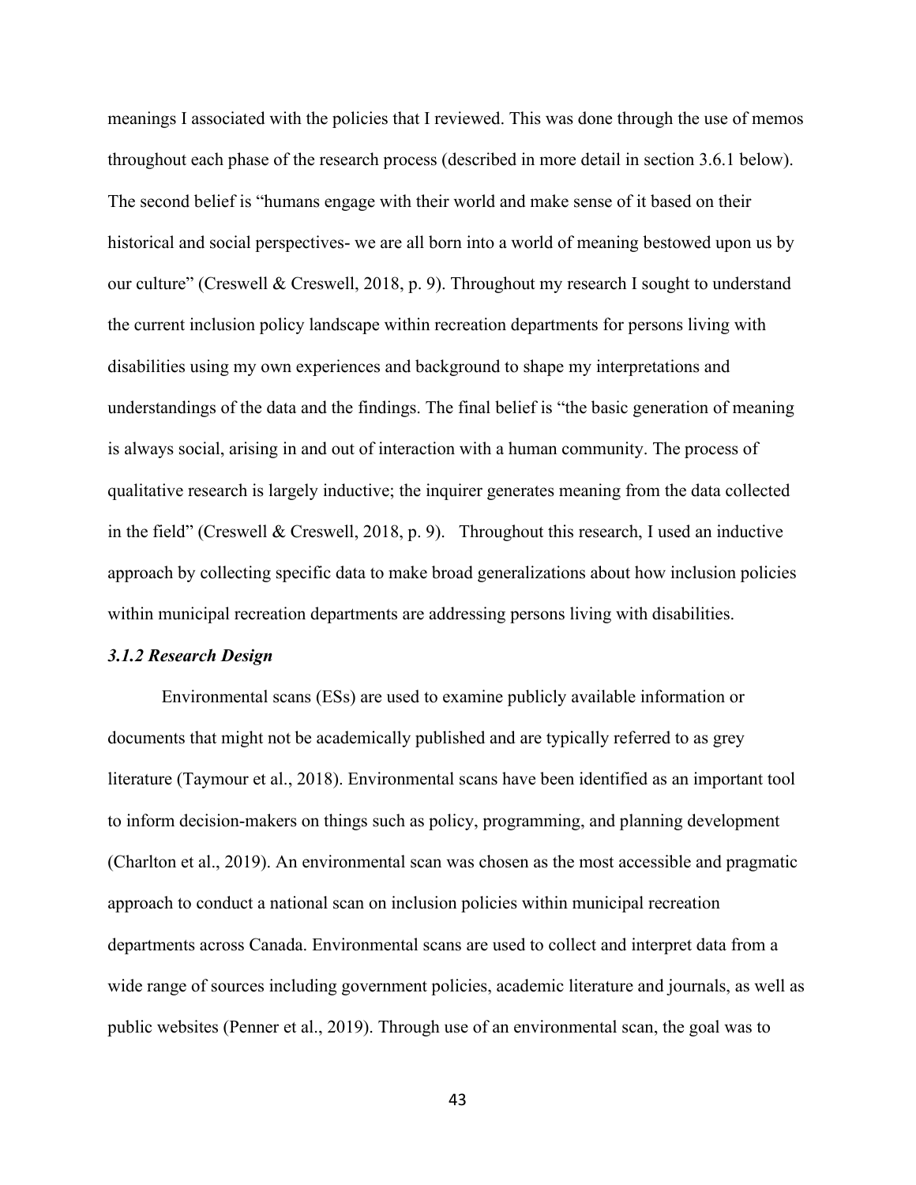meanings I associated with the policies that I reviewed. This was done through the use of memos throughout each phase of the research process (described in more detail in section 3.6.1 below). The second belief is “humans engage with their world and make sense of it based on their historical and social perspectives- we are all born into a world of meaning bestowed upon us by our culture” (Creswell & Creswell, 2018, p. 9). Throughout my research I sought to understand the current inclusion policy landscape within recreation departments for persons living with disabilities using my own experiences and background to shape my interpretations and understandings of the data and the findings. The final belief is “the basic generation of meaning is always social, arising in and out of interaction with a human community. The process of qualitative research is largely inductive; the inquirer generates meaning from the data collected in the field” (Creswell & Creswell, 2018, p. 9). Throughout this research, I used an inductive approach by collecting specific data to make broad generalizations about how inclusion policies within municipal recreation departments are addressing persons living with disabilities.

### *3.1.2 Research Design*

Environmental scans (ESs) are used to examine publicly available information or documents that might not be academically published and are typically referred to as grey literature (Taymour et al., 2018). Environmental scans have been identified as an important tool to inform decision-makers on things such as policy, programming, and planning development (Charlton et al., 2019). An environmental scan was chosen as the most accessible and pragmatic approach to conduct a national scan on inclusion policies within municipal recreation departments across Canada. Environmental scans are used to collect and interpret data from a wide range of sources including government policies, academic literature and journals, as well as public websites (Penner et al., 2019). Through use of an environmental scan, the goal was to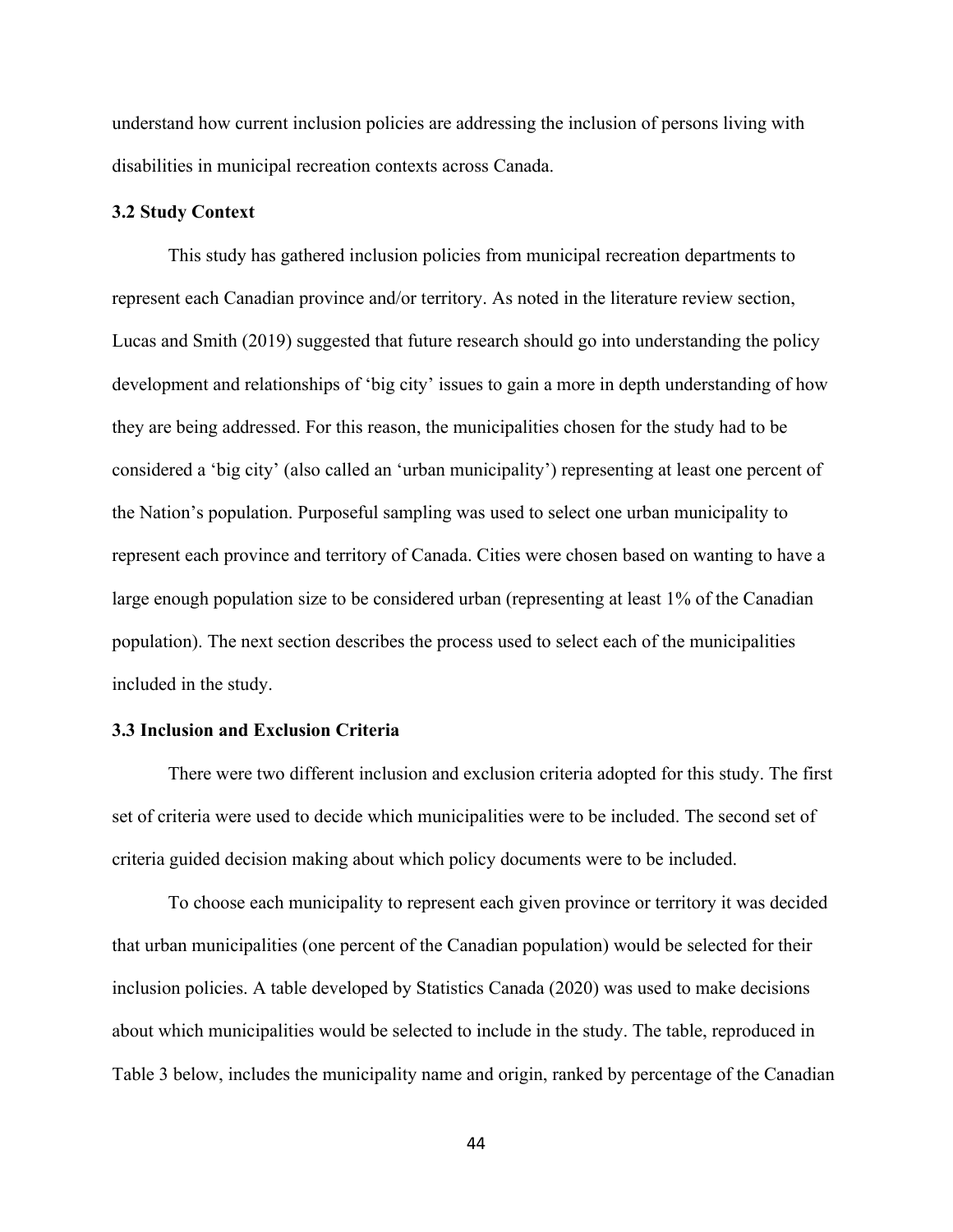understand how current inclusion policies are addressing the inclusion of persons living with disabilities in municipal recreation contexts across Canada.

### 3.2 Study Context

This study has gathered inclusion policies from municipal recreation departments to represent each Canadian province and/or territory. As noted in the literature review section, Lucas and Smith (2019) suggested that future research should go into understanding the policy development and relationships of 'big city' issues to gain a more in depth understanding of how they are being addressed. For this reason, the municipalities chosen for the study had to be considered a 'big city' (also called an 'urban municipality') representing at least one percent of the Nation's population. Purposeful sampling was used to select one urban municipality to represent each province and territory of Canada. Cities were chosen based on wanting to have a large enough population size to be considered urban (representing at least 1% of the Canadian population). The next section describes the process used to select each of the municipalities included in the study.

### 3.3 Inclusion and Exclusion Criteria

There were two different inclusion and exclusion criteria adopted for this study. The first set of criteria were used to decide which municipalities were to be included. The second set of criteria guided decision making about which policy documents were to be included.

To choose each municipality to represent each given province or territory it was decided that urban municipalities (one percent of the Canadian population) would be selected for their inclusion policies. A table developed by Statistics Canada (2020) was used to make decisions about which municipalities would be selected to include in the study. The table, reproduced in Table 3 below, includes the municipality name and origin, ranked by percentage of the Canadian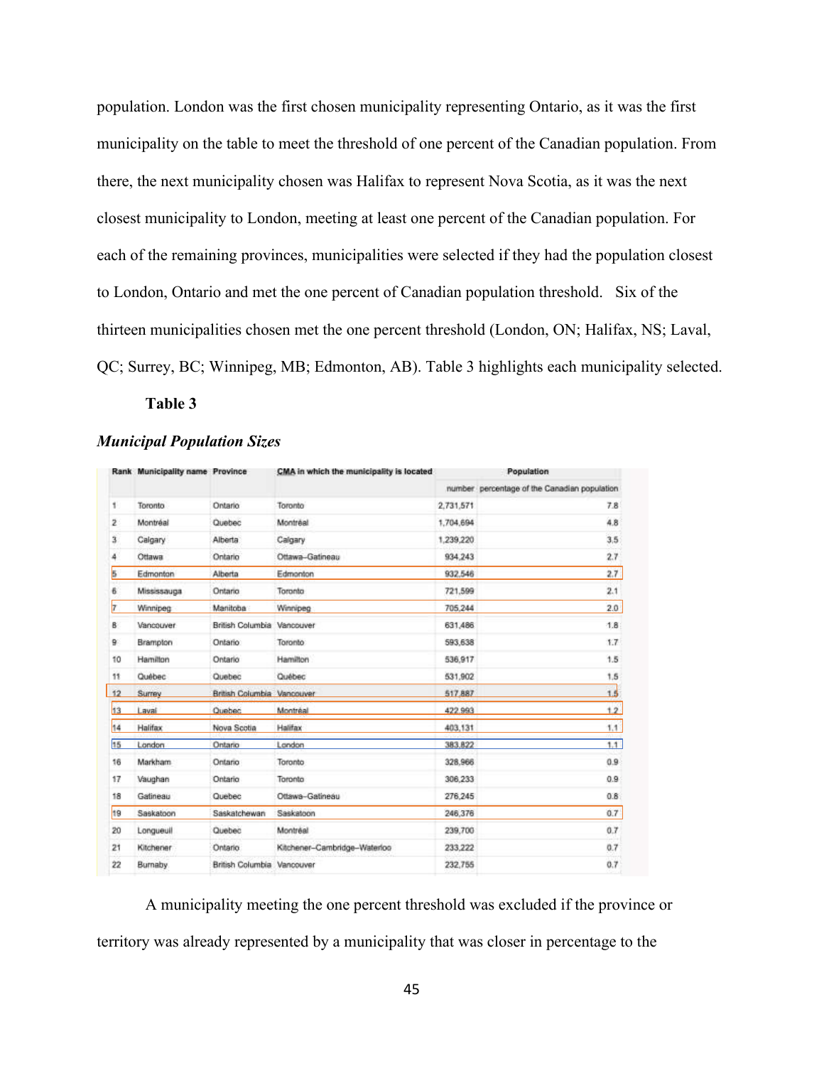population. London was the first chosen municipality representing Ontario, as it was the first municipality on the table to meet the threshold of one percent of the Canadian population. From there, the next municipality chosen was Halifax to represent Nova Scotia, as it was the next closest municipality to London, meeting at least one percent of the Canadian population. For each of the remaining provinces, municipalities were selected if they had the population closest to London, Ontario and met the one percent of Canadian population threshold. Six of the thirteen municipalities chosen met the one percent threshold (London, ON; Halifax, NS; Laval, QC; Surrey, BC; Winnipeg, MB; Edmonton, AB). Table 3 highlights each municipality selected.

**Table 3**

***Municipal Population Sizes***

| Rank | Municipality name | Province | CMA in which the municipality is located | Population | |
|---|---|---|---|---|---|
| | | | | number | percentage of the Canadian population |
| 1 | Toronto | Ontario | Toronto | 2,731,571 | 7.8 |
| 2 | Montréal | Quebec | Montréal | 1,704,694 | 4.8 |
| 3 | Calgary | Alberta | Calgary | 1,239,220 | 3.5 |
| 4 | Ottawa | Ontario | Ottawa–Gatineau | 934,243 | 2.7 |
| 5 | Edmonton | Alberta | Edmonton | 932,546 | 2.7 |
| 6 | Mississauga | Ontario | Toronto | 721,599 | 2.1 |
| 7 | Winnipeg | Manitoba | Winnipeg | 705,244 | 2.0 |
| 8 | Vancouver | British Columbia | Vancouver | 631,486 | 1.8 |
| 9 | Brampton | Ontario | Toronto | 593,638 | 1.7 |
| 10 | Hamilton | Ontario | Hamilton | 536,917 | 1.5 |
| 11 | Québec | Quebec | Québec | 531,902 | 1.5 |
| 12 | Surrey | British Columbia | Vancouver | 517,887 | 1.5 |
| 13 | Laval | Quebec | Montréal | 422,993 | 1.2 |
| 14 | Halifax | Nova Scotia | Halifax | 403,131 | 1.1 |
| 15 | London | Ontario | London | 383,822 | 1.1 |
| 16 | Markham | Ontario | Toronto | 328,966 | 0.9 |
| 17 | Vaughan | Ontario | Toronto | 306,233 | 0.9 |
| 18 | Gatineau | Quebec | Ottawa–Gatineau | 276,245 | 0.8 |
| 19 | Saskatoon | Saskatchewan | Saskatoon | 246,376 | 0.7 |
| 20 | Longueuil | Quebec | Montréal | 239,700 | 0.7 |
| 21 | Kitchener | Ontario | Kitchener–Cambridge–Waterloo | 233,222 | 0.7 |
| 22 | Burnaby | British Columbia | Vancouver | 232,755 | 0.7 |

A municipality meeting the one percent threshold was excluded if the province or territory was already represented by a municipality that was closer in percentage to the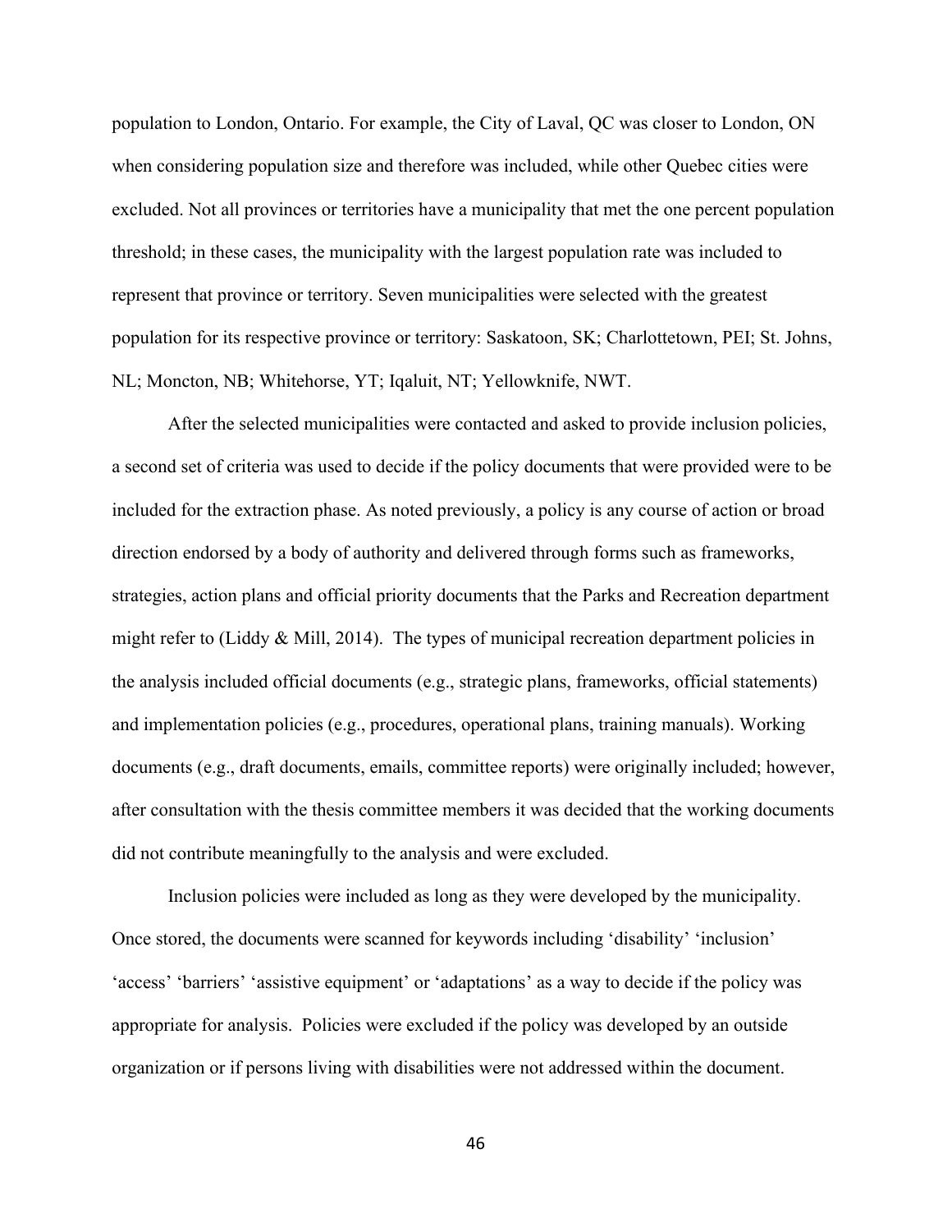population to London, Ontario. For example, the City of Laval, QC was closer to London, ON when considering population size and therefore was included, while other Quebec cities were excluded. Not all provinces or territories have a municipality that met the one percent population threshold; in these cases, the municipality with the largest population rate was included to represent that province or territory. Seven municipalities were selected with the greatest population for its respective province or territory: Saskatoon, SK; Charlottetown, PEI; St. Johns, NL; Moncton, NB; Whitehorse, YT; Iqaluit, NT; Yellowknife, NWT.

After the selected municipalities were contacted and asked to provide inclusion policies, a second set of criteria was used to decide if the policy documents that were provided were to be included for the extraction phase. As noted previously, a policy is any course of action or broad direction endorsed by a body of authority and delivered through forms such as frameworks, strategies, action plans and official priority documents that the Parks and Recreation department might refer to (Liddy & Mill, 2014). The types of municipal recreation department policies in the analysis included official documents (e.g., strategic plans, frameworks, official statements) and implementation policies (e.g., procedures, operational plans, training manuals). Working documents (e.g., draft documents, emails, committee reports) were originally included; however, after consultation with the thesis committee members it was decided that the working documents did not contribute meaningfully to the analysis and were excluded.

Inclusion policies were included as long as they were developed by the municipality. Once stored, the documents were scanned for keywords including 'disability' 'inclusion' 'access' 'barriers' 'assistive equipment' or 'adaptations' as a way to decide if the policy was appropriate for analysis. Policies were excluded if the policy was developed by an outside organization or if persons living with disabilities were not addressed within the document.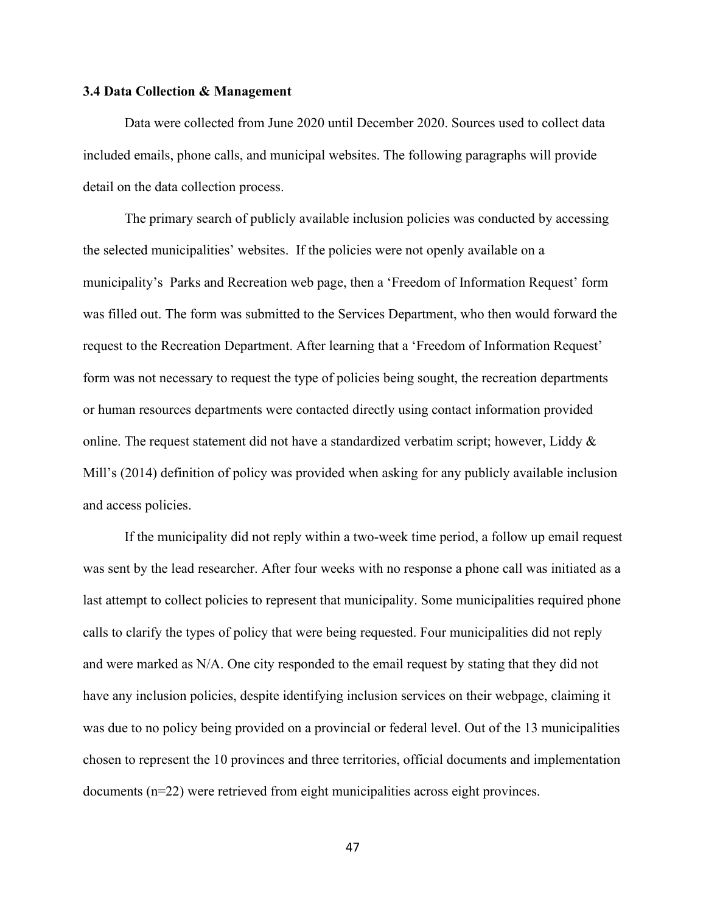### 3.4 Data Collection & Management

Data were collected from June 2020 until December 2020. Sources used to collect data included emails, phone calls, and municipal websites. The following paragraphs will provide detail on the data collection process.

The primary search of publicly available inclusion policies was conducted by accessing the selected municipalities' websites. If the policies were not openly available on a municipality's Parks and Recreation web page, then a 'Freedom of Information Request' form was filled out. The form was submitted to the Services Department, who then would forward the request to the Recreation Department. After learning that a 'Freedom of Information Request' form was not necessary to request the type of policies being sought, the recreation departments or human resources departments were contacted directly using contact information provided online. The request statement did not have a standardized verbatim script; however, Liddy & Mill's (2014) definition of policy was provided when asking for any publicly available inclusion and access policies.

If the municipality did not reply within a two-week time period, a follow up email request was sent by the lead researcher. After four weeks with no response a phone call was initiated as a last attempt to collect policies to represent that municipality. Some municipalities required phone calls to clarify the types of policy that were being requested. Four municipalities did not reply and were marked as N/A. One city responded to the email request by stating that they did not have any inclusion policies, despite identifying inclusion services on their webpage, claiming it was due to no policy being provided on a provincial or federal level. Out of the 13 municipalities chosen to represent the 10 provinces and three territories, official documents and implementation documents (n=22) were retrieved from eight municipalities across eight provinces.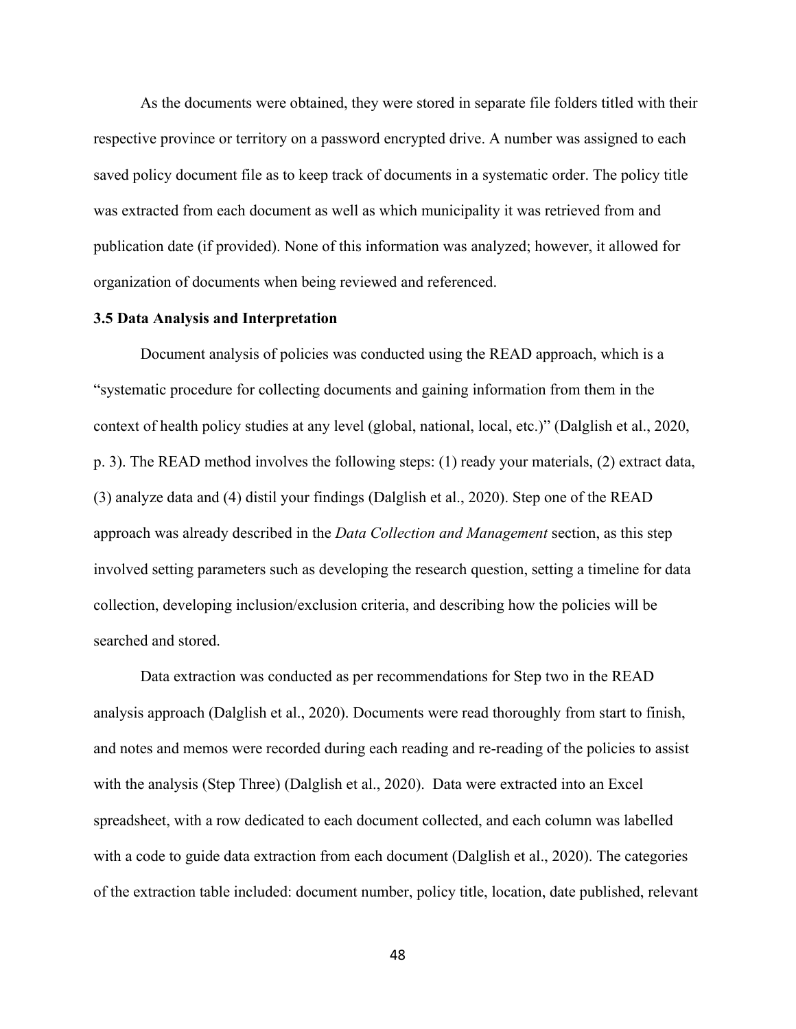As the documents were obtained, they were stored in separate file folders titled with their respective province or territory on a password encrypted drive. A number was assigned to each saved policy document file as to keep track of documents in a systematic order. The policy title was extracted from each document as well as which municipality it was retrieved from and publication date (if provided). None of this information was analyzed; however, it allowed for organization of documents when being reviewed and referenced.

### 3.5 Data Analysis and Interpretation

Document analysis of policies was conducted using the READ approach, which is a "systematic procedure for collecting documents and gaining information from them in the context of health policy studies at any level (global, national, local, etc.)" (Dalglish et al., 2020, p. 3). The READ method involves the following steps: (1) ready your materials, (2) extract data, (3) analyze data and (4) distil your findings (Dalglish et al., 2020). Step one of the READ approach was already described in the *Data Collection and Management* section, as this step involved setting parameters such as developing the research question, setting a timeline for data collection, developing inclusion/exclusion criteria, and describing how the policies will be searched and stored.

Data extraction was conducted as per recommendations for Step two in the READ analysis approach (Dalglish et al., 2020). Documents were read thoroughly from start to finish, and notes and memos were recorded during each reading and re-reading of the policies to assist with the analysis (Step Three) (Dalglish et al., 2020). Data were extracted into an Excel spreadsheet, with a row dedicated to each document collected, and each column was labelled with a code to guide data extraction from each document (Dalglish et al., 2020). The categories of the extraction table included: document number, policy title, location, date published, relevant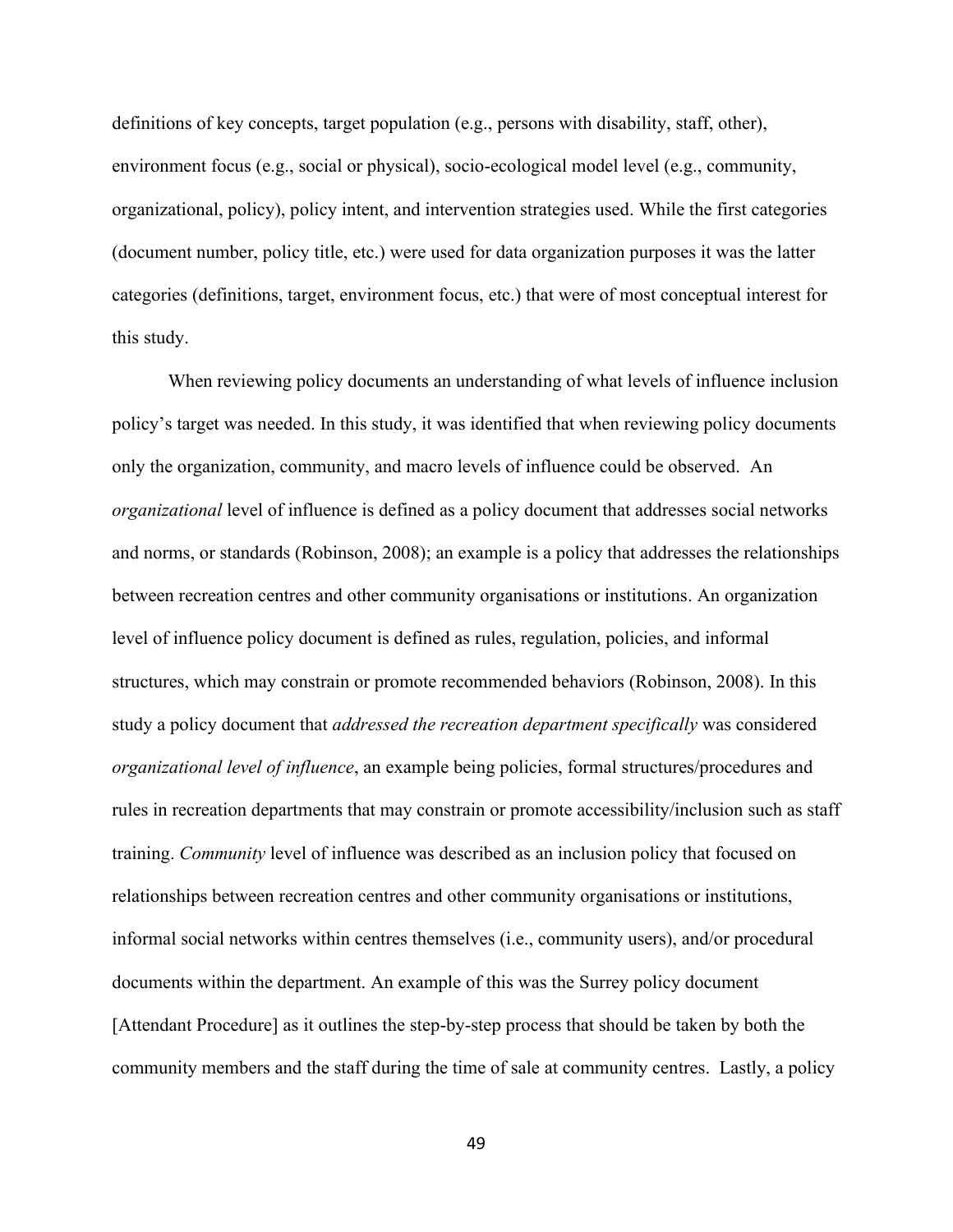definitions of key concepts, target population (e.g., persons with disability, staff, other), environment focus (e.g., social or physical), socio-ecological model level (e.g., community, organizational, policy), policy intent, and intervention strategies used. While the first categories (document number, policy title, etc.) were used for data organization purposes it was the latter categories (definitions, target, environment focus, etc.) that were of most conceptual interest for this study.

When reviewing policy documents an understanding of what levels of influence inclusion policy's target was needed. In this study, it was identified that when reviewing policy documents only the organization, community, and macro levels of influence could be observed. An *organizational* level of influence is defined as a policy document that addresses social networks and norms, or standards (Robinson, 2008); an example is a policy that addresses the relationships between recreation centres and other community organisations or institutions. An organization level of influence policy document is defined as rules, regulation, policies, and informal structures, which may constrain or promote recommended behaviors (Robinson, 2008). In this study a policy document that *addressed the recreation department specifically* was considered *organizational level of influence*, an example being policies, formal structures/procedures and rules in recreation departments that may constrain or promote accessibility/inclusion such as staff training. *Community* level of influence was described as an inclusion policy that focused on relationships between recreation centres and other community organisations or institutions, informal social networks within centres themselves (i.e., community users), and/or procedural documents within the department. An example of this was the Surrey policy document [Attendant Procedure] as it outlines the step-by-step process that should be taken by both the community members and the staff during the time of sale at community centres. Lastly, a policy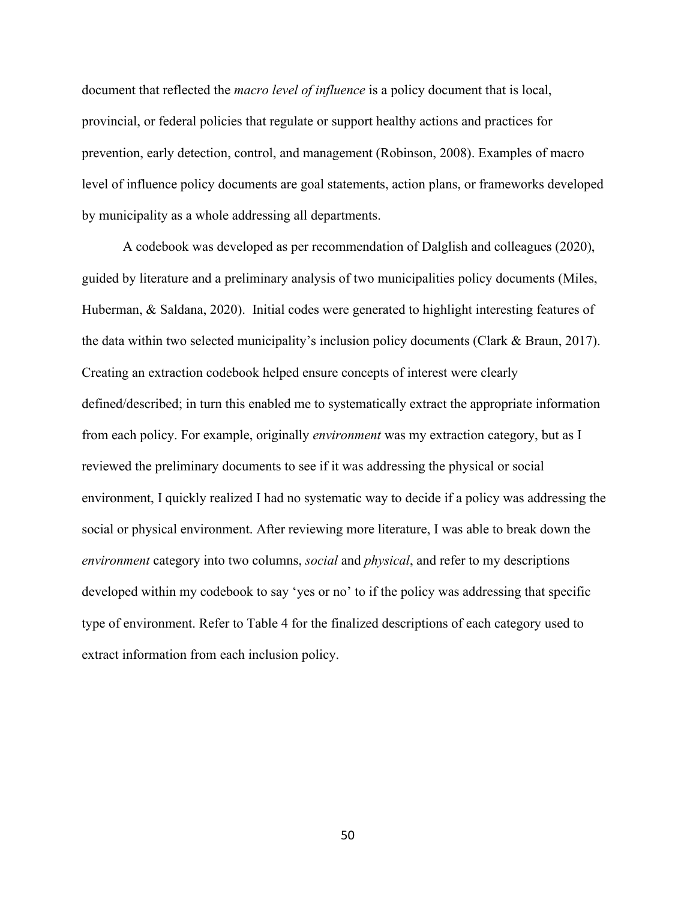document that reflected the *macro level of influence* is a policy document that is local, provincial, or federal policies that regulate or support healthy actions and practices for prevention, early detection, control, and management (Robinson, 2008). Examples of macro level of influence policy documents are goal statements, action plans, or frameworks developed by municipality as a whole addressing all departments.

A codebook was developed as per recommendation of Dalglish and colleagues (2020), guided by literature and a preliminary analysis of two municipalities policy documents (Miles, Huberman, & Saldana, 2020). Initial codes were generated to highlight interesting features of the data within two selected municipality's inclusion policy documents (Clark & Braun, 2017). Creating an extraction codebook helped ensure concepts of interest were clearly defined/described; in turn this enabled me to systematically extract the appropriate information from each policy. For example, originally *environment* was my extraction category, but as I reviewed the preliminary documents to see if it was addressing the physical or social environment, I quickly realized I had no systematic way to decide if a policy was addressing the social or physical environment. After reviewing more literature, I was able to break down the *environment* category into two columns, *social* and *physical*, and refer to my descriptions developed within my codebook to say 'yes or no' to if the policy was addressing that specific type of environment. Refer to Table 4 for the finalized descriptions of each category used to extract information from each inclusion policy.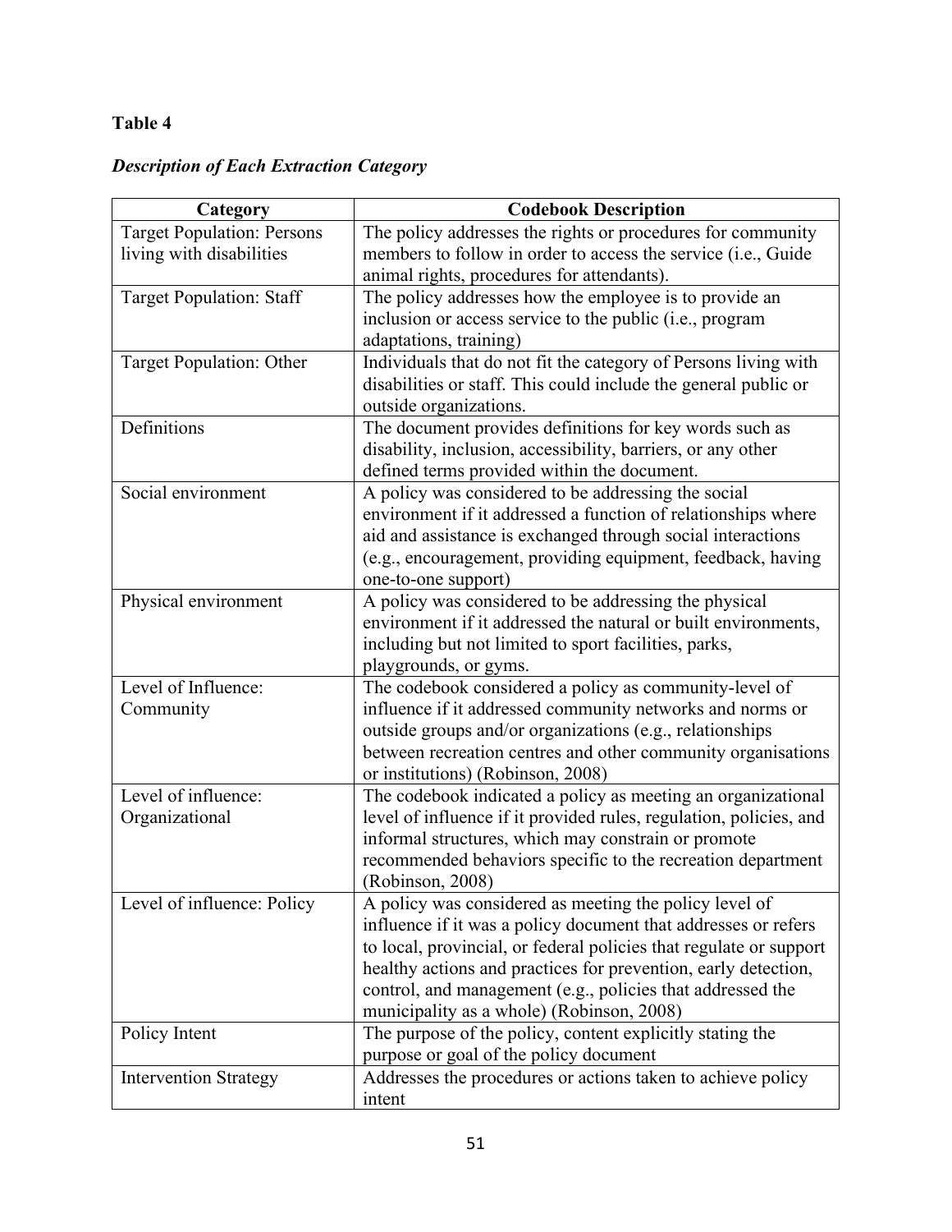**Table 4**

***Description of Each Extraction Category***

| Category | Codebook Description |
|---|---|
| Target Population: Persons living with disabilities | The policy addresses the rights or procedures for community members to follow in order to access the service (i.e., Guide animal rights, procedures for attendants). |
| Target Population: Staff | The policy addresses how the employee is to provide an inclusion or access service to the public (i.e., program adaptations, training) |
| Target Population: Other | Individuals that do not fit the category of Persons living with disabilities or staff. This could include the general public or outside organizations. |
| Definitions | The document provides definitions for key words such as disability, inclusion, accessibility, barriers, or any other defined terms provided within the document. |
| Social environment | A policy was considered to be addressing the social environment if it addressed a function of relationships where aid and assistance is exchanged through social interactions (e.g., encouragement, providing equipment, feedback, having one-to-one support) |
| Physical environment | A policy was considered to be addressing the physical environment if it addressed the natural or built environments, including but not limited to sport facilities, parks, playgrounds, or gyms. |
| Level of Influence: Community | The codebook considered a policy as community-level of influence if it addressed community networks and norms or outside groups and/or organizations (e.g., relationships between recreation centres and other community organisations or institutions) (Robinson, 2008) |
| Level of influence: Organizational | The codebook indicated a policy as meeting an organizational level of influence if it provided rules, regulation, policies, and informal structures, which may constrain or promote recommended behaviors specific to the recreation department (Robinson, 2008) |
| Level of influence: Policy | A policy was considered as meeting the policy level of influence if it was a policy document that addresses or refers to local, provincial, or federal policies that regulate or support healthy actions and practices for prevention, early detection, control, and management (e.g., policies that addressed the municipality as a whole) (Robinson, 2008) |
| Policy Intent | The purpose of the policy, content explicitly stating the purpose or goal of the policy document |
| Intervention Strategy | Addresses the procedures or actions taken to achieve policy intent |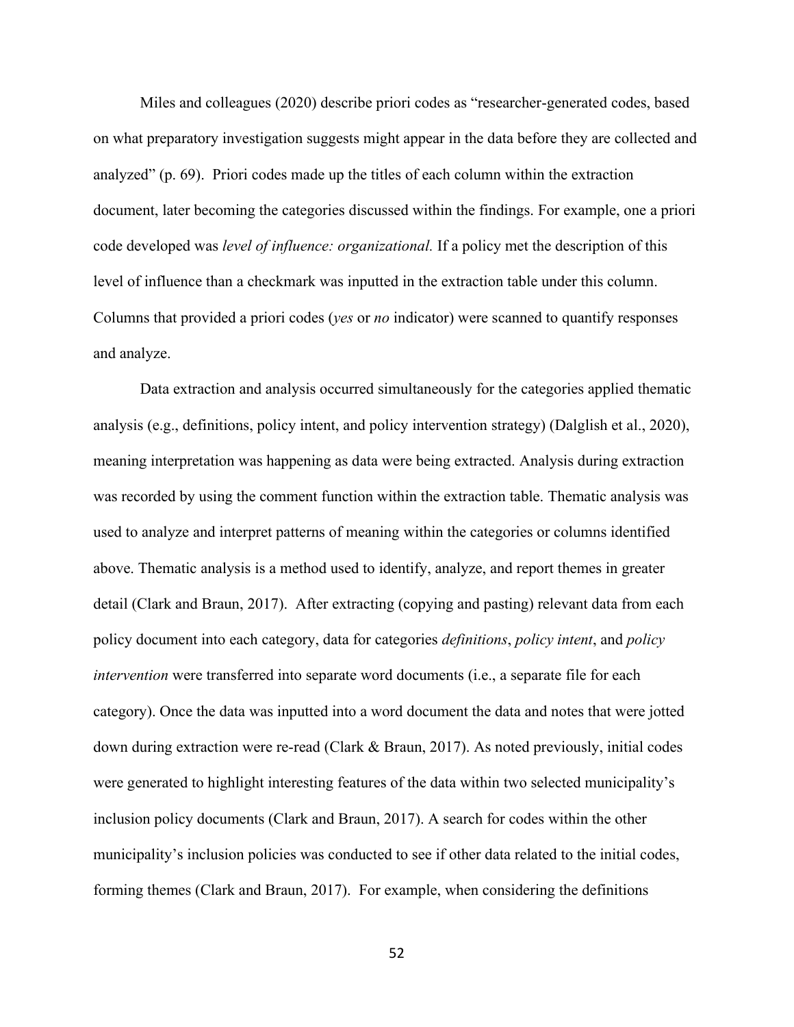Miles and colleagues (2020) describe priori codes as "researcher-generated codes, based on what preparatory investigation suggests might appear in the data before they are collected and analyzed" (p. 69). Priori codes made up the titles of each column within the extraction document, later becoming the categories discussed within the findings. For example, one a priori code developed was *level of influence: organizational.* If a policy met the description of this level of influence than a checkmark was inputted in the extraction table under this column. Columns that provided a priori codes (*yes* or *no* indicator) were scanned to quantify responses and analyze.

Data extraction and analysis occurred simultaneously for the categories applied thematic analysis (e.g., definitions, policy intent, and policy intervention strategy) (Dalglish et al., 2020), meaning interpretation was happening as data were being extracted. Analysis during extraction was recorded by using the comment function within the extraction table. Thematic analysis was used to analyze and interpret patterns of meaning within the categories or columns identified above. Thematic analysis is a method used to identify, analyze, and report themes in greater detail (Clark and Braun, 2017). After extracting (copying and pasting) relevant data from each policy document into each category, data for categories *definitions*, *policy intent*, and *policy intervention* were transferred into separate word documents (i.e., a separate file for each category). Once the data was inputted into a word document the data and notes that were jotted down during extraction were re-read (Clark & Braun, 2017). As noted previously, initial codes were generated to highlight interesting features of the data within two selected municipality's inclusion policy documents (Clark and Braun, 2017). A search for codes within the other municipality's inclusion policies was conducted to see if other data related to the initial codes, forming themes (Clark and Braun, 2017). For example, when considering the definitions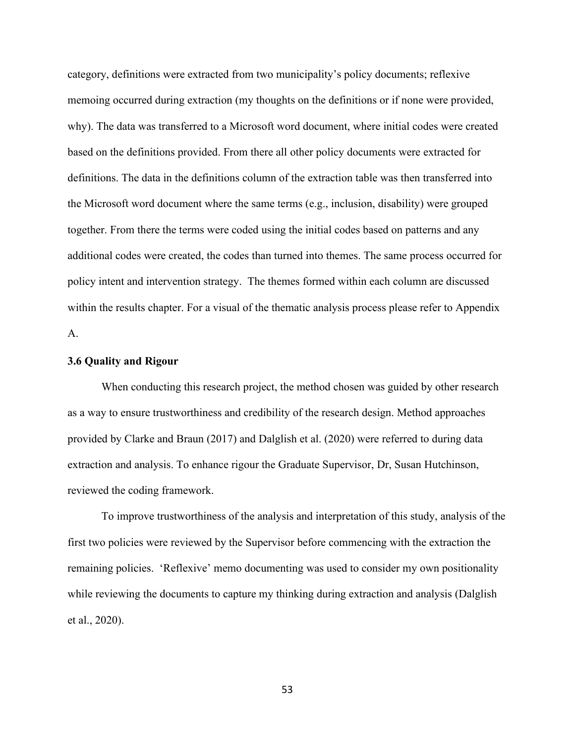category, definitions were extracted from two municipality's policy documents; reflexive memoing occurred during extraction (my thoughts on the definitions or if none were provided, why). The data was transferred to a Microsoft word document, where initial codes were created based on the definitions provided. From there all other policy documents were extracted for definitions. The data in the definitions column of the extraction table was then transferred into the Microsoft word document where the same terms (e.g., inclusion, disability) were grouped together. From there the terms were coded using the initial codes based on patterns and any additional codes were created, the codes than turned into themes. The same process occurred for policy intent and intervention strategy. The themes formed within each column are discussed within the results chapter. For a visual of the thematic analysis process please refer to Appendix A.

### 3.6 Quality and Rigour

When conducting this research project, the method chosen was guided by other research as a way to ensure trustworthiness and credibility of the research design. Method approaches provided by Clarke and Braun (2017) and Dalglish et al. (2020) were referred to during data extraction and analysis. To enhance rigour the Graduate Supervisor, Dr, Susan Hutchinson, reviewed the coding framework.

To improve trustworthiness of the analysis and interpretation of this study, analysis of the first two policies were reviewed by the Supervisor before commencing with the extraction the remaining policies. 'Reflexive' memo documenting was used to consider my own positionality while reviewing the documents to capture my thinking during extraction and analysis (Dalglish et al., 2020).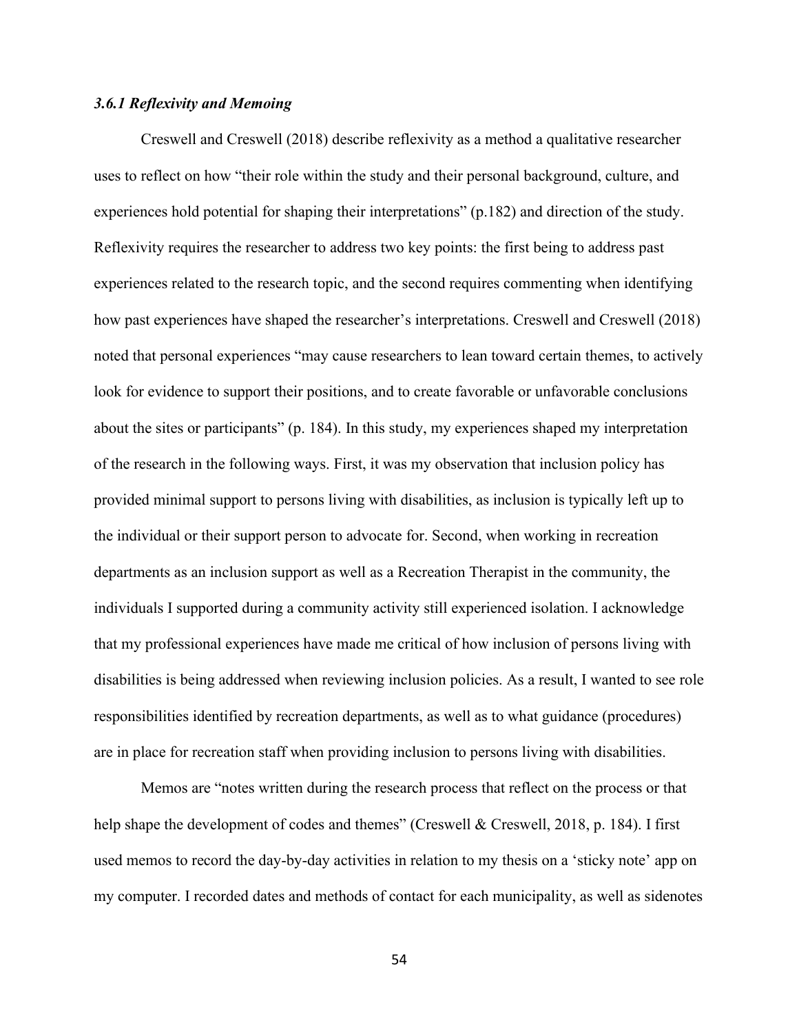### *3.6.1 Reflexivity and Memoing*

Creswell and Creswell (2018) describe reflexivity as a method a qualitative researcher uses to reflect on how "their role within the study and their personal background, culture, and experiences hold potential for shaping their interpretations" (p.182) and direction of the study. Reflexivity requires the researcher to address two key points: the first being to address past experiences related to the research topic, and the second requires commenting when identifying how past experiences have shaped the researcher's interpretations. Creswell and Creswell (2018) noted that personal experiences "may cause researchers to lean toward certain themes, to actively look for evidence to support their positions, and to create favorable or unfavorable conclusions about the sites or participants" (p. 184). In this study, my experiences shaped my interpretation of the research in the following ways. First, it was my observation that inclusion policy has provided minimal support to persons living with disabilities, as inclusion is typically left up to the individual or their support person to advocate for. Second, when working in recreation departments as an inclusion support as well as a Recreation Therapist in the community, the individuals I supported during a community activity still experienced isolation. I acknowledge that my professional experiences have made me critical of how inclusion of persons living with disabilities is being addressed when reviewing inclusion policies. As a result, I wanted to see role responsibilities identified by recreation departments, as well as to what guidance (procedures) are in place for recreation staff when providing inclusion to persons living with disabilities.

Memos are "notes written during the research process that reflect on the process or that help shape the development of codes and themes" (Creswell & Creswell, 2018, p. 184). I first used memos to record the day-by-day activities in relation to my thesis on a 'sticky note' app on my computer. I recorded dates and methods of contact for each municipality, as well as sidenotes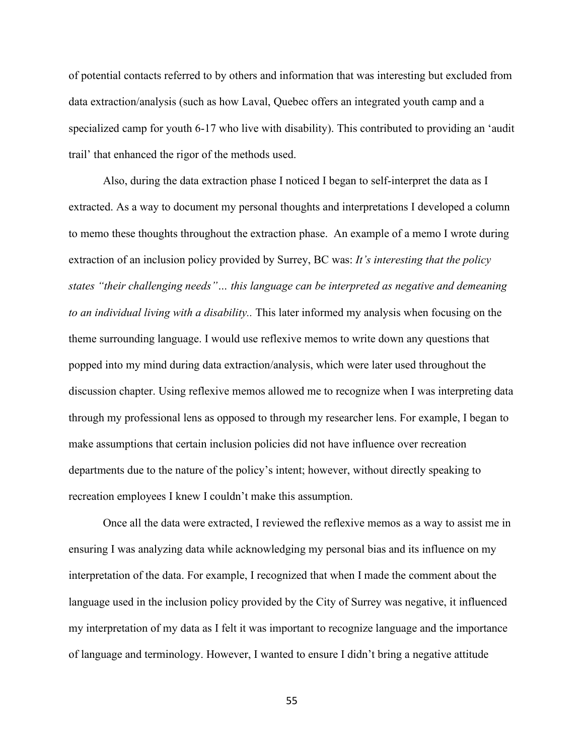of potential contacts referred to by others and information that was interesting but excluded from data extraction/analysis (such as how Laval, Quebec offers an integrated youth camp and a specialized camp for youth 6-17 who live with disability). This contributed to providing an 'audit trail' that enhanced the rigor of the methods used.

Also, during the data extraction phase I noticed I began to self-interpret the data as I extracted. As a way to document my personal thoughts and interpretations I developed a column to memo these thoughts throughout the extraction phase. An example of a memo I wrote during extraction of an inclusion policy provided by Surrey, BC was: *It's interesting that the policy states "their challenging needs"… this language can be interpreted as negative and demeaning to an individual living with a disability..* This later informed my analysis when focusing on the theme surrounding language. I would use reflexive memos to write down any questions that popped into my mind during data extraction/analysis, which were later used throughout the discussion chapter. Using reflexive memos allowed me to recognize when I was interpreting data through my professional lens as opposed to through my researcher lens. For example, I began to make assumptions that certain inclusion policies did not have influence over recreation departments due to the nature of the policy's intent; however, without directly speaking to recreation employees I knew I couldn't make this assumption.

Once all the data were extracted, I reviewed the reflexive memos as a way to assist me in ensuring I was analyzing data while acknowledging my personal bias and its influence on my interpretation of the data. For example, I recognized that when I made the comment about the language used in the inclusion policy provided by the City of Surrey was negative, it influenced my interpretation of my data as I felt it was important to recognize language and the importance of language and terminology. However, I wanted to ensure I didn't bring a negative attitude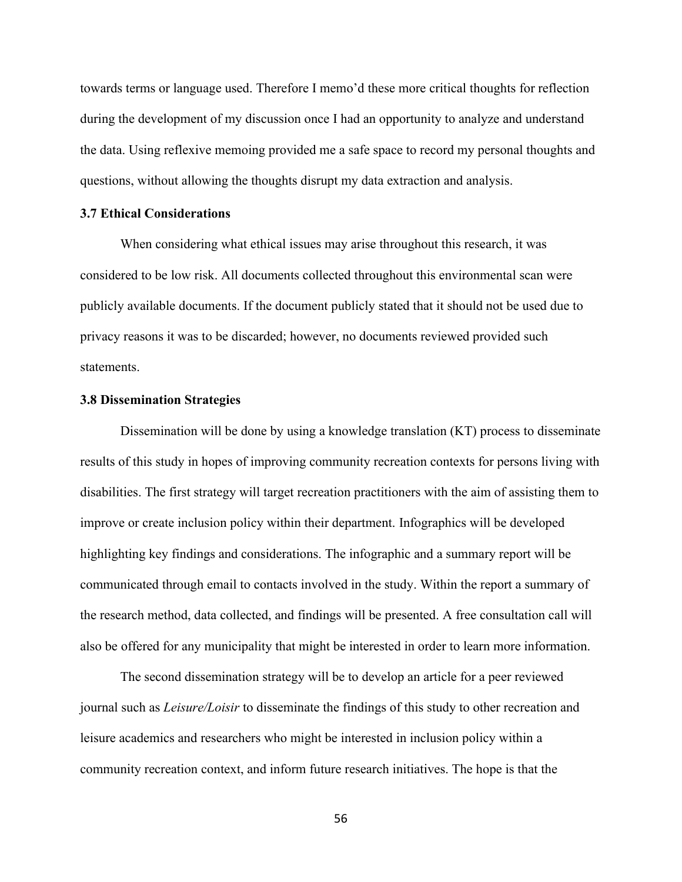towards terms or language used. Therefore I memo'd these more critical thoughts for reflection during the development of my discussion once I had an opportunity to analyze and understand the data. Using reflexive memoing provided me a safe space to record my personal thoughts and questions, without allowing the thoughts disrupt my data extraction and analysis.

### 3.7 Ethical Considerations

When considering what ethical issues may arise throughout this research, it was considered to be low risk. All documents collected throughout this environmental scan were publicly available documents. If the document publicly stated that it should not be used due to privacy reasons it was to be discarded; however, no documents reviewed provided such statements.

### 3.8 Dissemination Strategies

Dissemination will be done by using a knowledge translation (KT) process to disseminate results of this study in hopes of improving community recreation contexts for persons living with disabilities. The first strategy will target recreation practitioners with the aim of assisting them to improve or create inclusion policy within their department. Infographics will be developed highlighting key findings and considerations. The infographic and a summary report will be communicated through email to contacts involved in the study. Within the report a summary of the research method, data collected, and findings will be presented. A free consultation call will also be offered for any municipality that might be interested in order to learn more information.

The second dissemination strategy will be to develop an article for a peer reviewed journal such as *Leisure/Loisir* to disseminate the findings of this study to other recreation and leisure academics and researchers who might be interested in inclusion policy within a community recreation context, and inform future research initiatives. The hope is that the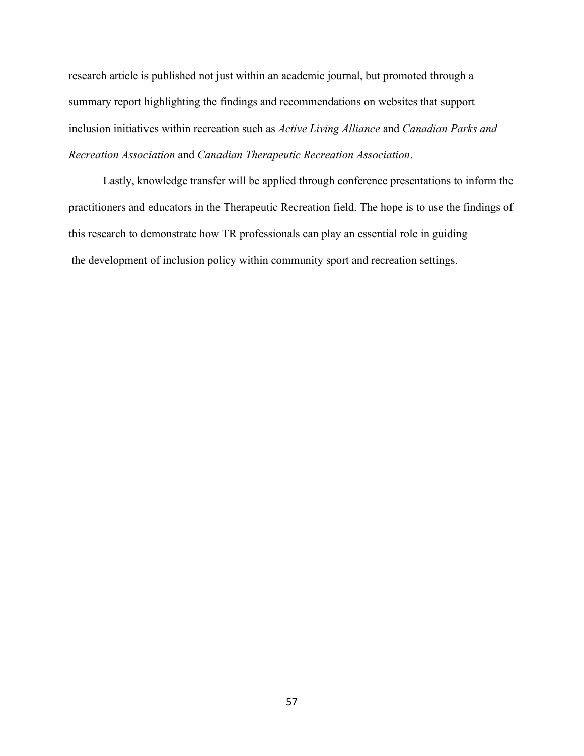research article is published not just within an academic journal, but promoted through a summary report highlighting the findings and recommendations on websites that support inclusion initiatives within recreation such as *Active Living Alliance* and *Canadian Parks and Recreation Association* and *Canadian Therapeutic Recreation Association*.

Lastly, knowledge transfer will be applied through conference presentations to inform the practitioners and educators in the Therapeutic Recreation field. The hope is to use the findings of this research to demonstrate how TR professionals can play an essential role in guiding the development of inclusion policy within community sport and recreation settings.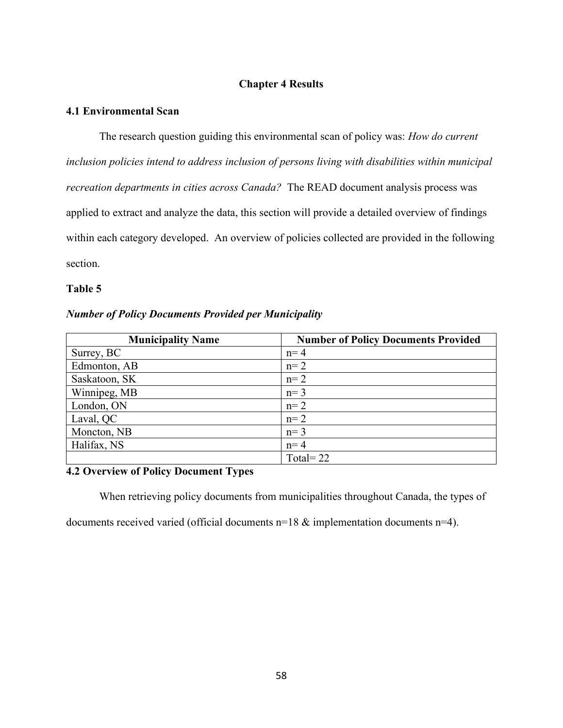# Chapter 4 Results

## 4.1 Environmental Scan

The research question guiding this environmental scan of policy was: *How do current inclusion policies intend to address inclusion of persons living with disabilities within municipal recreation departments in cities across Canada?* The READ document analysis process was applied to extract and analyze the data, this section will provide a detailed overview of findings within each category developed. An overview of policies collected are provided in the following section.

**Table 5**

***Number of Policy Documents Provided per Municipality***

| Municipality Name | Number of Policy Documents Provided |
|---|---|
| Surrey, BC | n= 4 |
| Edmonton, AB | n= 2 |
| Saskatoon, SK | n= 2 |
| Winnipeg, MB | n= 3 |
| London, ON | n= 2 |
| Laval, QC | n= 2 |
| Moncton, NB | n= 3 |
| Halifax, NS | n= 4 |
| | Total= 22 |

## 4.2 Overview of Policy Document Types

When retrieving policy documents from municipalities throughout Canada, the types of documents received varied (official documents n=18 & implementation documents n=4).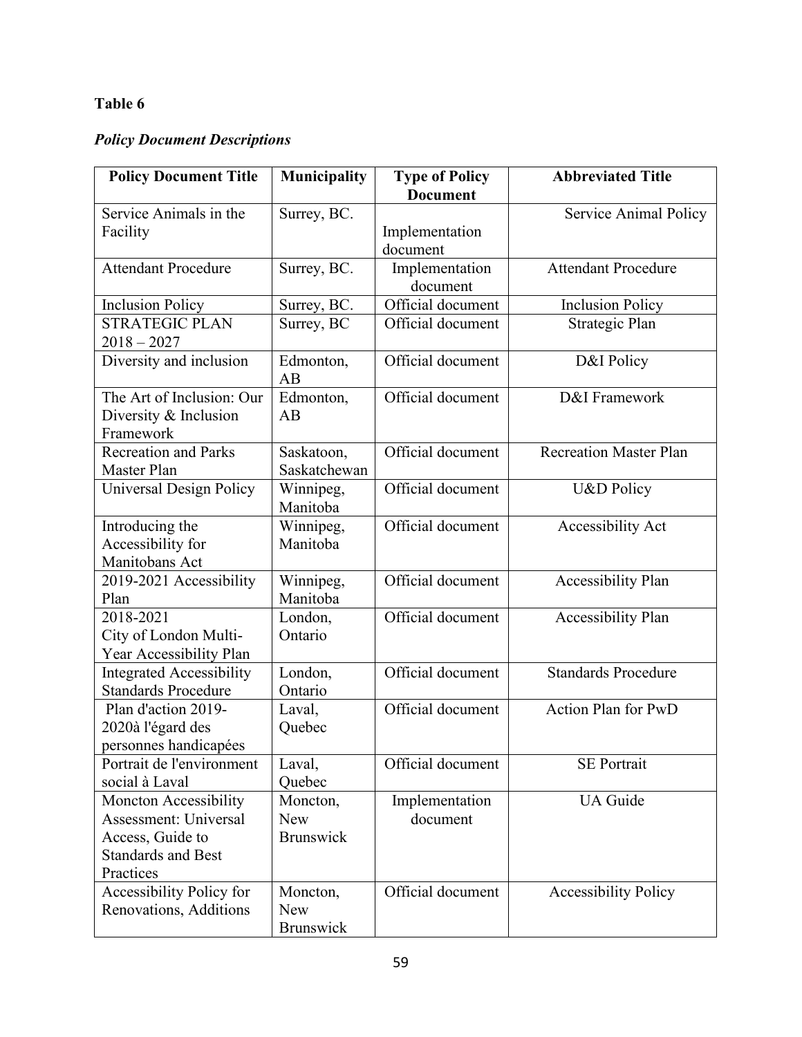**Table 6**

***Policy Document Descriptions***

| Policy Document Title | Municipality | Type of Policy Document | Abbreviated Title |
|---|---|---|---|
| Service Animals in the Facility | Surrey, BC. | Implementation document | Service Animal Policy |
| Attendant Procedure | Surrey, BC. | Implementation document | Attendant Procedure |
| Inclusion Policy | Surrey, BC. | Official document | Inclusion Policy |
| STRATEGIC PLAN 2018 – 2027 | Surrey, BC | Official document | Strategic Plan |
| Diversity and inclusion | Edmonton, AB | Official document | D&I Policy |
| The Art of Inclusion: Our Diversity & Inclusion Framework | Edmonton, AB | Official document | D&I Framework |
| Recreation and Parks Master Plan | Saskatoon, Saskatchewan | Official document | Recreation Master Plan |
| Universal Design Policy | Winnipeg, Manitoba | Official document | U&D Policy |
| Introducing the Accessibility for Manitobans Act | Winnipeg, Manitoba | Official document | Accessibility Act |
| 2019-2021 Accessibility Plan | Winnipeg, Manitoba | Official document | Accessibility Plan |
| 2018-2021 City of London Multi-Year Accessibility Plan | London, Ontario | Official document | Accessibility Plan |
| Integrated Accessibility Standards Procedure | London, Ontario | Official document | Standards Procedure |
| Plan d'action 2019-2020à l'égard des personnes handicapées | Laval, Quebec | Official document | Action Plan for PwD |
| Portrait de l'environment social à Laval | Laval, Quebec | Official document | SE Portrait |
| Moncton Accessibility Assessment: Universal Access, Guide to Standards and Best Practices | Moncton, New Brunswick | Implementation document | UA Guide |
| Accessibility Policy for Renovations, Additions | Moncton, New Brunswick | Official document | Accessibility Policy |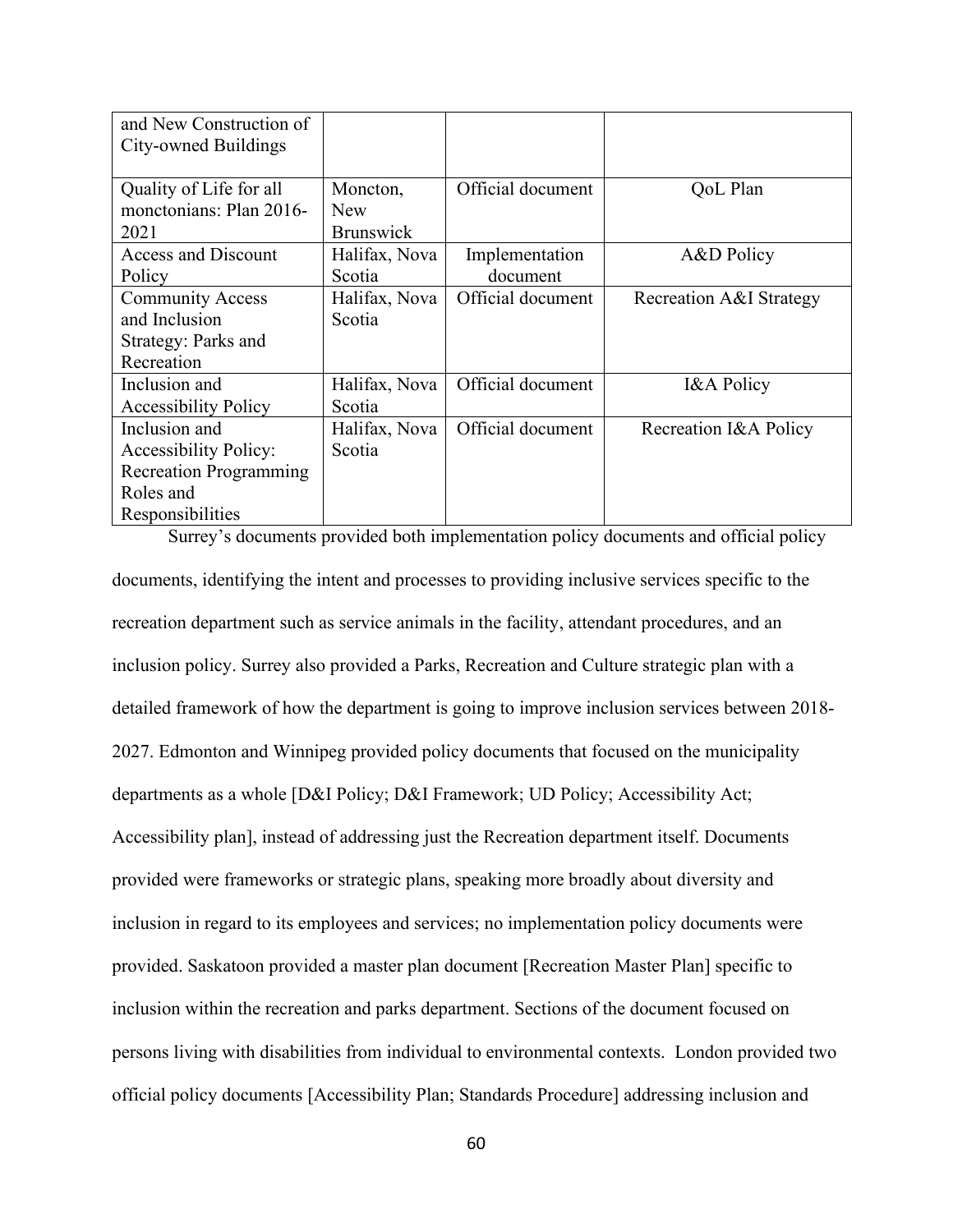| | | | |
|---|---|---|---|
| and New Construction of City-owned Buildings | | | |
| Quality of Life for all monctonians: Plan 2016-2021 | Moncton, New Brunswick | Official document | QoL Plan |
| Access and Discount Policy | Halifax, Nova Scotia | Implementation document | A&D Policy |
| Community Access and Inclusion Strategy: Parks and Recreation | Halifax, Nova Scotia | Official document | Recreation A&I Strategy |
| Inclusion and Accessibility Policy | Halifax, Nova Scotia | Official document | I&A Policy |
| Inclusion and Accessibility Policy: Recreation Programming Roles and Responsibilities | Halifax, Nova Scotia | Official document | Recreation I&A Policy |

Surrey's documents provided both implementation policy documents and official policy documents, identifying the intent and processes to providing inclusive services specific to the recreation department such as service animals in the facility, attendant procedures, and an inclusion policy. Surrey also provided a Parks, Recreation and Culture strategic plan with a detailed framework of how the department is going to improve inclusion services between 2018-2027. Edmonton and Winnipeg provided policy documents that focused on the municipality departments as a whole [D&I Policy; D&I Framework; UD Policy; Accessibility Act; Accessibility plan], instead of addressing just the Recreation department itself. Documents provided were frameworks or strategic plans, speaking more broadly about diversity and inclusion in regard to its employees and services; no implementation policy documents were provided. Saskatoon provided a master plan document [Recreation Master Plan] specific to inclusion within the recreation and parks department. Sections of the document focused on persons living with disabilities from individual to environmental contexts. London provided two official policy documents [Accessibility Plan; Standards Procedure] addressing inclusion and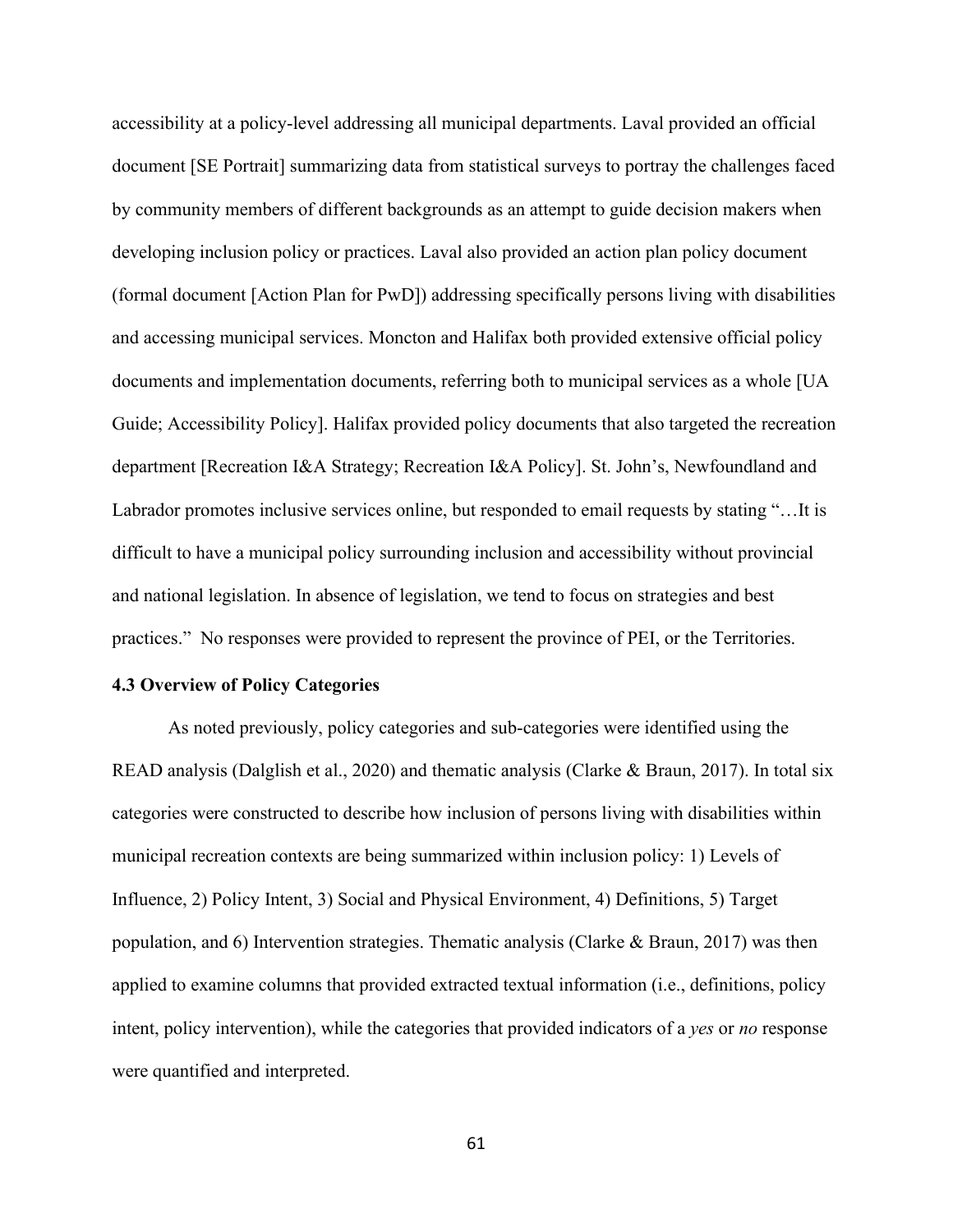accessibility at a policy-level addressing all municipal departments. Laval provided an official document [SE Portrait] summarizing data from statistical surveys to portray the challenges faced by community members of different backgrounds as an attempt to guide decision makers when developing inclusion policy or practices. Laval also provided an action plan policy document (formal document [Action Plan for PwD]) addressing specifically persons living with disabilities and accessing municipal services. Moncton and Halifax both provided extensive official policy documents and implementation documents, referring both to municipal services as a whole [UA Guide; Accessibility Policy]. Halifax provided policy documents that also targeted the recreation department [Recreation I&A Strategy; Recreation I&A Policy]. St. John's, Newfoundland and Labrador promotes inclusive services online, but responded to email requests by stating "…It is difficult to have a municipal policy surrounding inclusion and accessibility without provincial and national legislation. In absence of legislation, we tend to focus on strategies and best practices." No responses were provided to represent the province of PEI, or the Territories.

### 4.3 Overview of Policy Categories

As noted previously, policy categories and sub-categories were identified using the READ analysis (Dalglish et al., 2020) and thematic analysis (Clarke & Braun, 2017). In total six categories were constructed to describe how inclusion of persons living with disabilities within municipal recreation contexts are being summarized within inclusion policy: 1) Levels of Influence, 2) Policy Intent, 3) Social and Physical Environment, 4) Definitions, 5) Target population, and 6) Intervention strategies. Thematic analysis (Clarke & Braun, 2017) was then applied to examine columns that provided extracted textual information (i.e., definitions, policy intent, policy intervention), while the categories that provided indicators of a *yes* or *no* response were quantified and interpreted.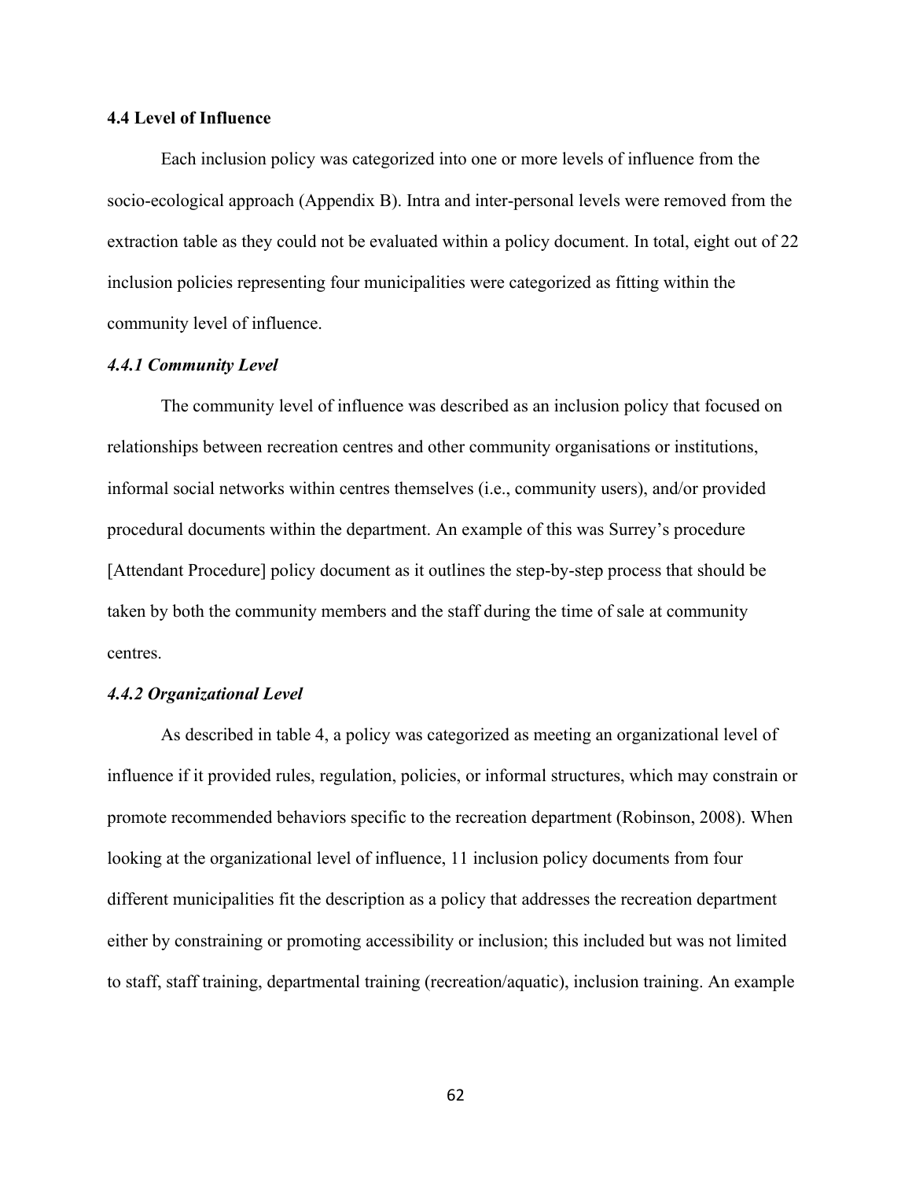### 4.4 Level of Influence

Each inclusion policy was categorized into one or more levels of influence from the socio-ecological approach (Appendix B). Intra and inter-personal levels were removed from the extraction table as they could not be evaluated within a policy document. In total, eight out of 22 inclusion policies representing four municipalities were categorized as fitting within the community level of influence.

#### *4.4.1 Community Level*

The community level of influence was described as an inclusion policy that focused on relationships between recreation centres and other community organisations or institutions, informal social networks within centres themselves (i.e., community users), and/or provided procedural documents within the department. An example of this was Surrey's procedure [Attendant Procedure] policy document as it outlines the step-by-step process that should be taken by both the community members and the staff during the time of sale at community centres.

#### *4.4.2 Organizational Level*

As described in table 4, a policy was categorized as meeting an organizational level of influence if it provided rules, regulation, policies, or informal structures, which may constrain or promote recommended behaviors specific to the recreation department (Robinson, 2008). When looking at the organizational level of influence, 11 inclusion policy documents from four different municipalities fit the description as a policy that addresses the recreation department either by constraining or promoting accessibility or inclusion; this included but was not limited to staff, staff training, departmental training (recreation/aquatic), inclusion training. An example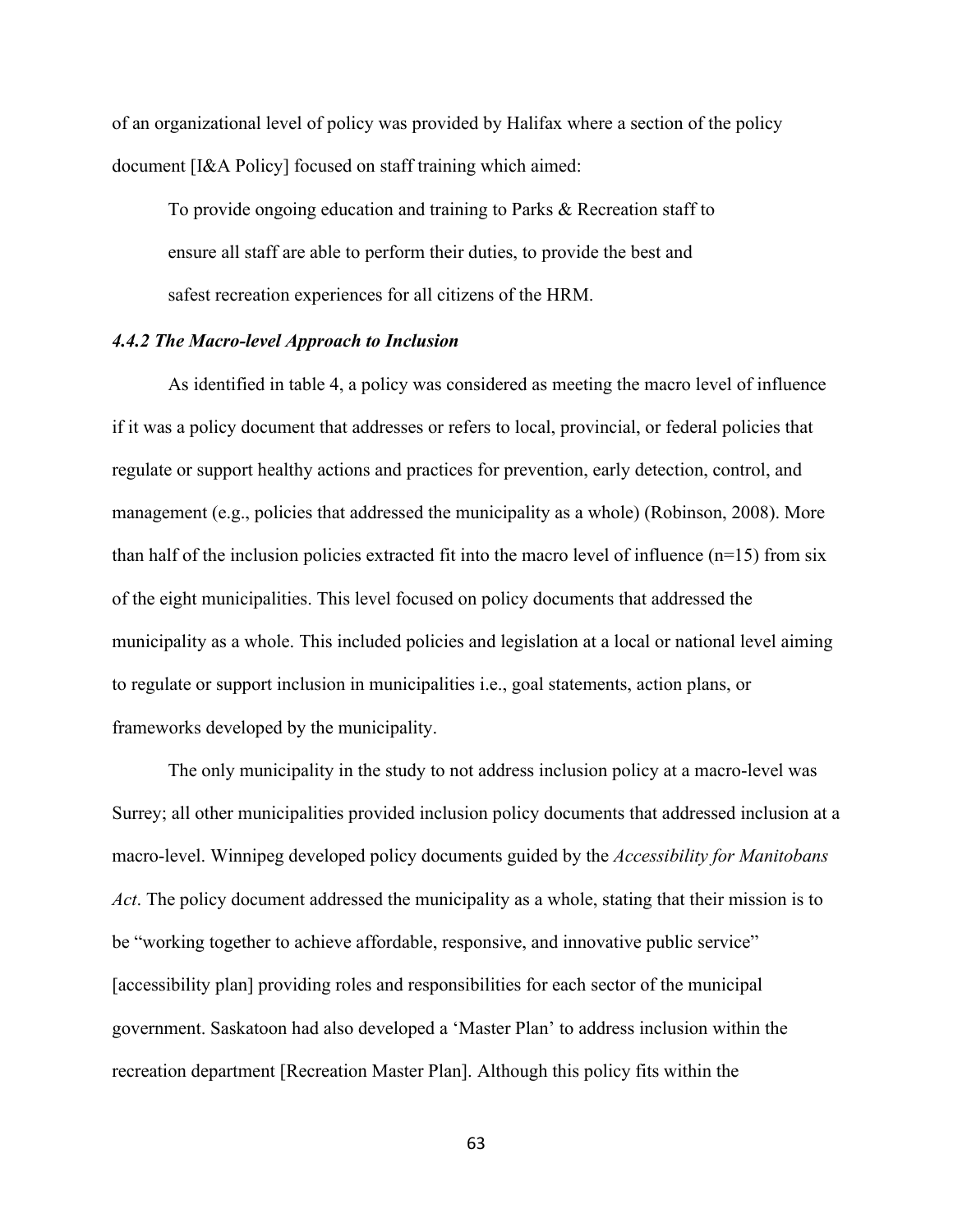of an organizational level of policy was provided by Halifax where a section of the policy document [I&A Policy] focused on staff training which aimed:

> To provide ongoing education and training to Parks & Recreation staff to ensure all staff are able to perform their duties, to provide the best and safest recreation experiences for all citizens of the HRM.

#### *4.4.2 The Macro-level Approach to Inclusion*

As identified in table 4, a policy was considered as meeting the macro level of influence if it was a policy document that addresses or refers to local, provincial, or federal policies that regulate or support healthy actions and practices for prevention, early detection, control, and management (e.g., policies that addressed the municipality as a whole) (Robinson, 2008). More than half of the inclusion policies extracted fit into the macro level of influence (n=15) from six of the eight municipalities. This level focused on policy documents that addressed the municipality as a whole. This included policies and legislation at a local or national level aiming to regulate or support inclusion in municipalities i.e., goal statements, action plans, or frameworks developed by the municipality.

The only municipality in the study to not address inclusion policy at a macro-level was Surrey; all other municipalities provided inclusion policy documents that addressed inclusion at a macro-level. Winnipeg developed policy documents guided by the *Accessibility for Manitobans Act*. The policy document addressed the municipality as a whole, stating that their mission is to be "working together to achieve affordable, responsive, and innovative public service" [accessibility plan] providing roles and responsibilities for each sector of the municipal government. Saskatoon had also developed a 'Master Plan' to address inclusion within the recreation department [Recreation Master Plan]. Although this policy fits within the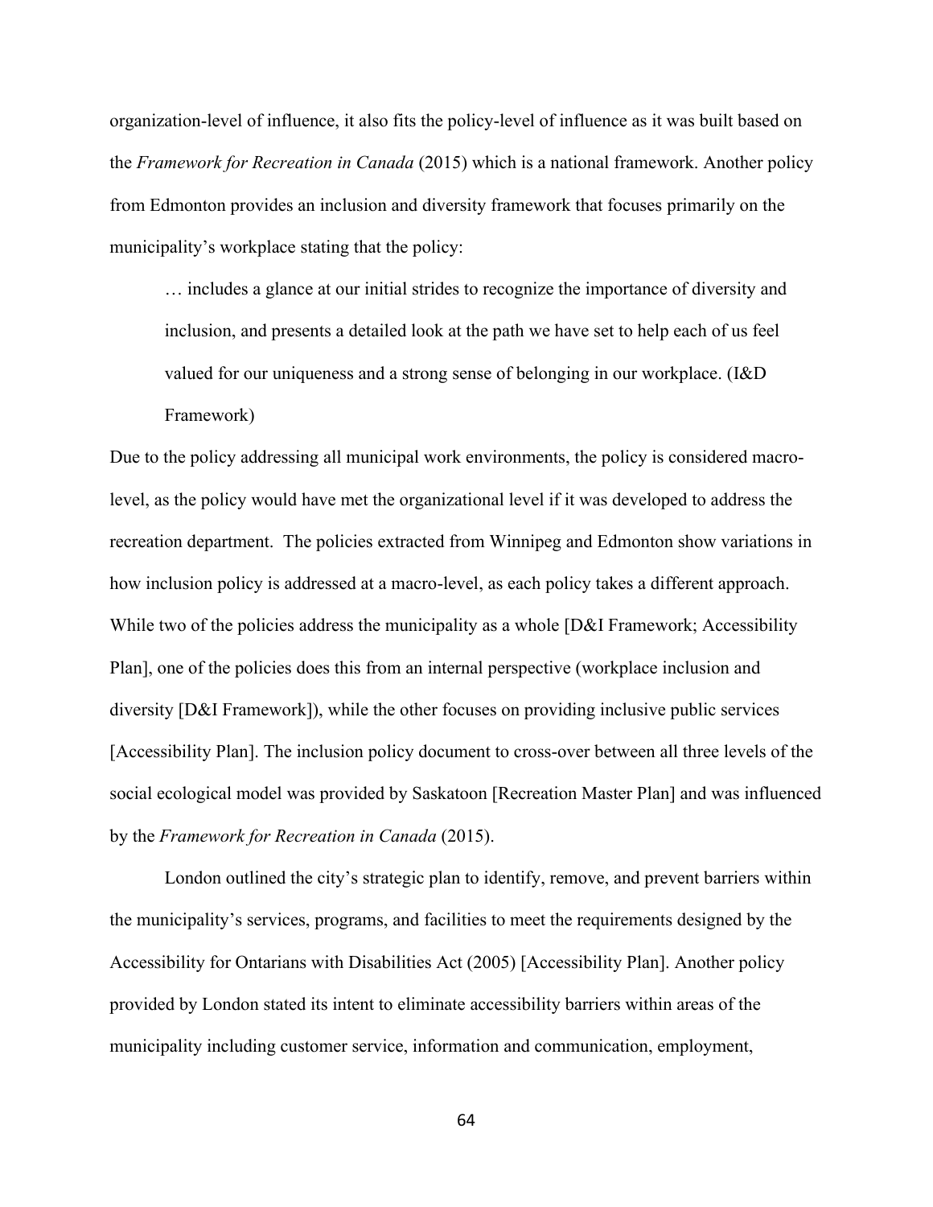organization-level of influence, it also fits the policy-level of influence as it was built based on the *Framework for Recreation in Canada* (2015) which is a national framework. Another policy from Edmonton provides an inclusion and diversity framework that focuses primarily on the municipality's workplace stating that the policy:

> … includes a glance at our initial strides to recognize the importance of diversity and inclusion, and presents a detailed look at the path we have set to help each of us feel valued for our uniqueness and a strong sense of belonging in our workplace. (I&D Framework)

Due to the policy addressing all municipal work environments, the policy is considered macro-level, as the policy would have met the organizational level if it was developed to address the recreation department. The policies extracted from Winnipeg and Edmonton show variations in how inclusion policy is addressed at a macro-level, as each policy takes a different approach. While two of the policies address the municipality as a whole [D&I Framework; Accessibility Plan], one of the policies does this from an internal perspective (workplace inclusion and diversity [D&I Framework]), while the other focuses on providing inclusive public services [Accessibility Plan]. The inclusion policy document to cross-over between all three levels of the social ecological model was provided by Saskatoon [Recreation Master Plan] and was influenced by the *Framework for Recreation in Canada* (2015).

London outlined the city's strategic plan to identify, remove, and prevent barriers within the municipality's services, programs, and facilities to meet the requirements designed by the Accessibility for Ontarians with Disabilities Act (2005) [Accessibility Plan]. Another policy provided by London stated its intent to eliminate accessibility barriers within areas of the municipality including customer service, information and communication, employment,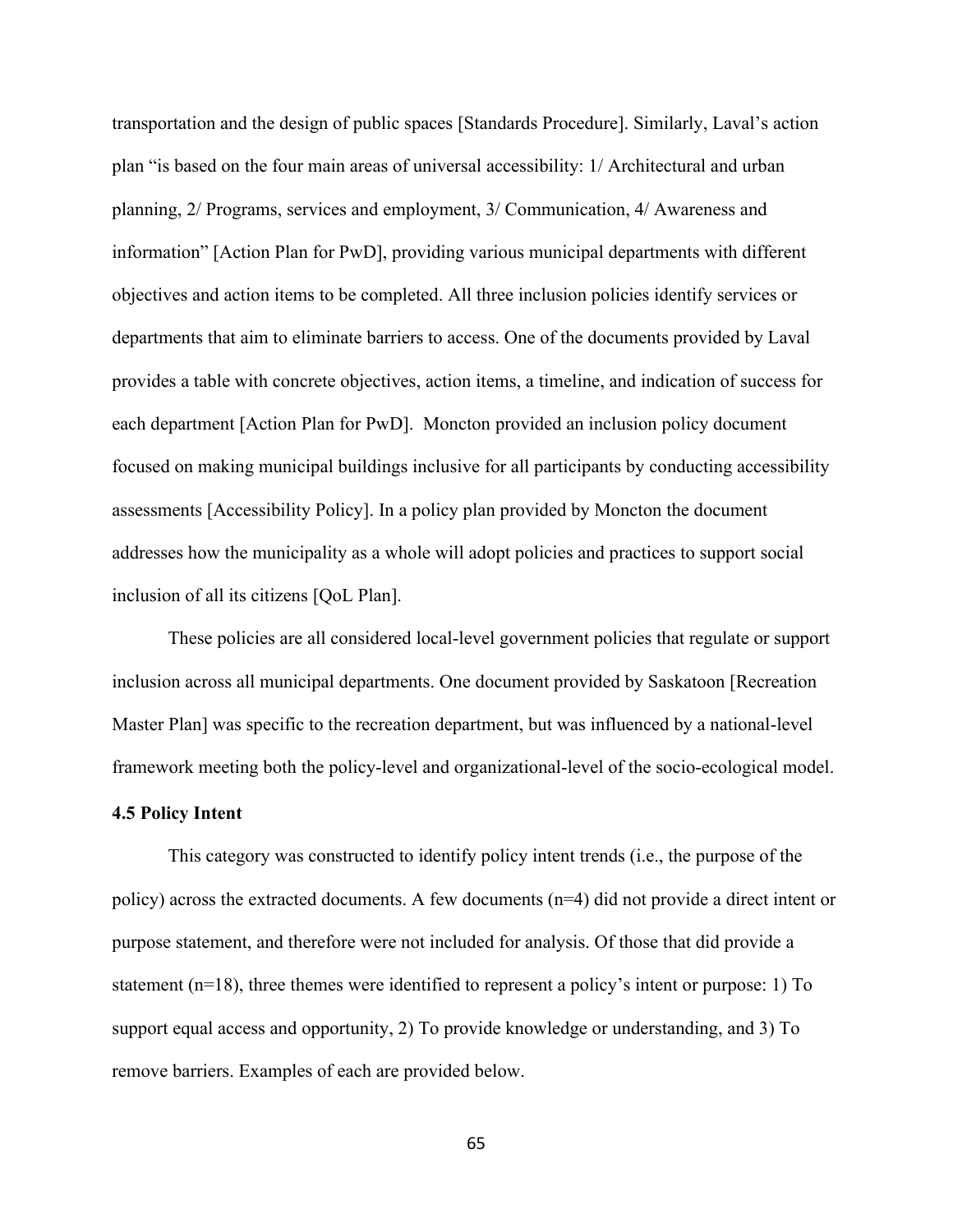transportation and the design of public spaces [Standards Procedure]. Similarly, Laval's action plan "is based on the four main areas of universal accessibility: 1/ Architectural and urban planning, 2/ Programs, services and employment, 3/ Communication, 4/ Awareness and information" [Action Plan for PwD], providing various municipal departments with different objectives and action items to be completed. All three inclusion policies identify services or departments that aim to eliminate barriers to access. One of the documents provided by Laval provides a table with concrete objectives, action items, a timeline, and indication of success for each department [Action Plan for PwD]. Moncton provided an inclusion policy document focused on making municipal buildings inclusive for all participants by conducting accessibility assessments [Accessibility Policy]. In a policy plan provided by Moncton the document addresses how the municipality as a whole will adopt policies and practices to support social inclusion of all its citizens [QoL Plan].

These policies are all considered local-level government policies that regulate or support inclusion across all municipal departments. One document provided by Saskatoon [Recreation Master Plan] was specific to the recreation department, but was influenced by a national-level framework meeting both the policy-level and organizational-level of the socio-ecological model.

**4.5 Policy Intent**

This category was constructed to identify policy intent trends (i.e., the purpose of the policy) across the extracted documents. A few documents (n=4) did not provide a direct intent or purpose statement, and therefore were not included for analysis. Of those that did provide a statement (n=18), three themes were identified to represent a policy's intent or purpose: 1) To support equal access and opportunity, 2) To provide knowledge or understanding, and 3) To remove barriers. Examples of each are provided below.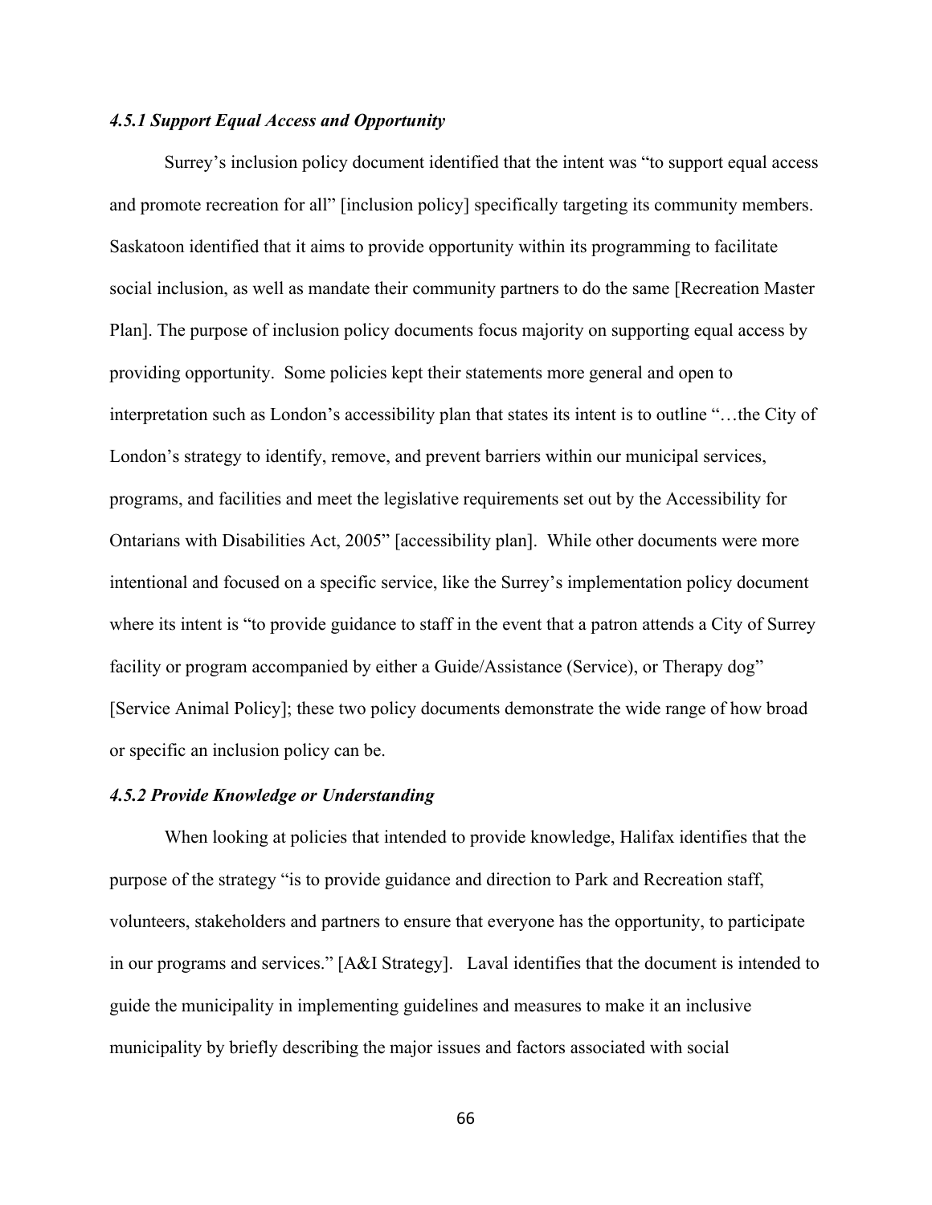### *4.5.1 Support Equal Access and Opportunity*

Surrey's inclusion policy document identified that the intent was "to support equal access and promote recreation for all" [inclusion policy] specifically targeting its community members. Saskatoon identified that it aims to provide opportunity within its programming to facilitate social inclusion, as well as mandate their community partners to do the same [Recreation Master Plan]. The purpose of inclusion policy documents focus majority on supporting equal access by providing opportunity. Some policies kept their statements more general and open to interpretation such as London's accessibility plan that states its intent is to outline "…the City of London's strategy to identify, remove, and prevent barriers within our municipal services, programs, and facilities and meet the legislative requirements set out by the Accessibility for Ontarians with Disabilities Act, 2005" [accessibility plan]. While other documents were more intentional and focused on a specific service, like the Surrey's implementation policy document where its intent is "to provide guidance to staff in the event that a patron attends a City of Surrey facility or program accompanied by either a Guide/Assistance (Service), or Therapy dog" [Service Animal Policy]; these two policy documents demonstrate the wide range of how broad or specific an inclusion policy can be.

### *4.5.2 Provide Knowledge or Understanding*

When looking at policies that intended to provide knowledge, Halifax identifies that the purpose of the strategy "is to provide guidance and direction to Park and Recreation staff, volunteers, stakeholders and partners to ensure that everyone has the opportunity, to participate in our programs and services." [A&I Strategy]. Laval identifies that the document is intended to guide the municipality in implementing guidelines and measures to make it an inclusive municipality by briefly describing the major issues and factors associated with social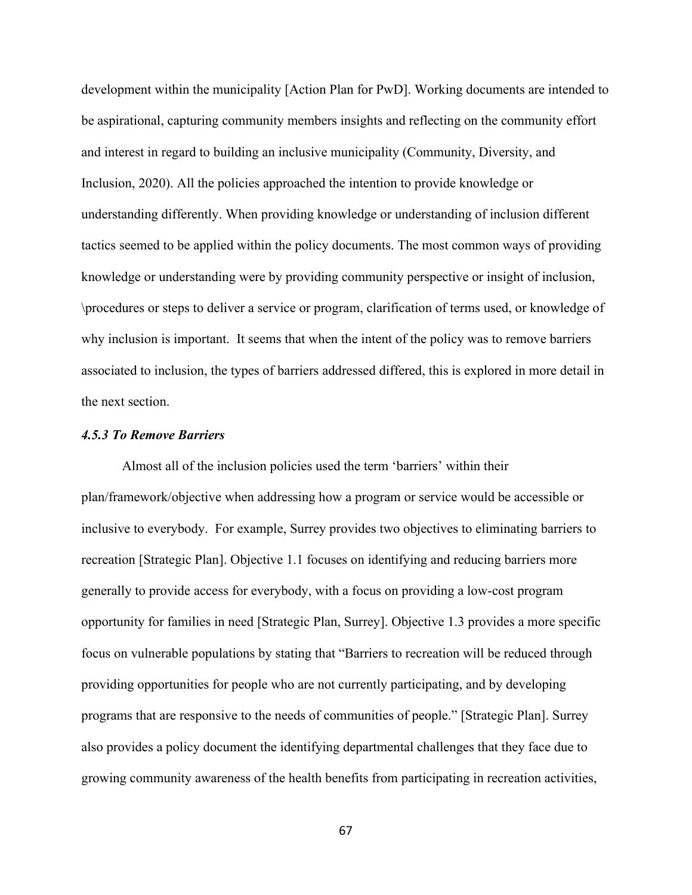development within the municipality [Action Plan for PwD]. Working documents are intended to be aspirational, capturing community members insights and reflecting on the community effort and interest in regard to building an inclusive municipality (Community, Diversity, and Inclusion, 2020). All the policies approached the intention to provide knowledge or understanding differently. When providing knowledge or understanding of inclusion different tactics seemed to be applied within the policy documents. The most common ways of providing knowledge or understanding were by providing community perspective or insight of inclusion, \procedures or steps to deliver a service or program, clarification of terms used, or knowledge of why inclusion is important. It seems that when the intent of the policy was to remove barriers associated to inclusion, the types of barriers addressed differed, this is explored in more detail in the next section.

### *4.5.3 To Remove Barriers*

Almost all of the inclusion policies used the term 'barriers' within their plan/framework/objective when addressing how a program or service would be accessible or inclusive to everybody. For example, Surrey provides two objectives to eliminating barriers to recreation [Strategic Plan]. Objective 1.1 focuses on identifying and reducing barriers more generally to provide access for everybody, with a focus on providing a low-cost program opportunity for families in need [Strategic Plan, Surrey]. Objective 1.3 provides a more specific focus on vulnerable populations by stating that "Barriers to recreation will be reduced through providing opportunities for people who are not currently participating, and by developing programs that are responsive to the needs of communities of people." [Strategic Plan]. Surrey also provides a policy document the identifying departmental challenges that they face due to growing community awareness of the health benefits from participating in recreation activities,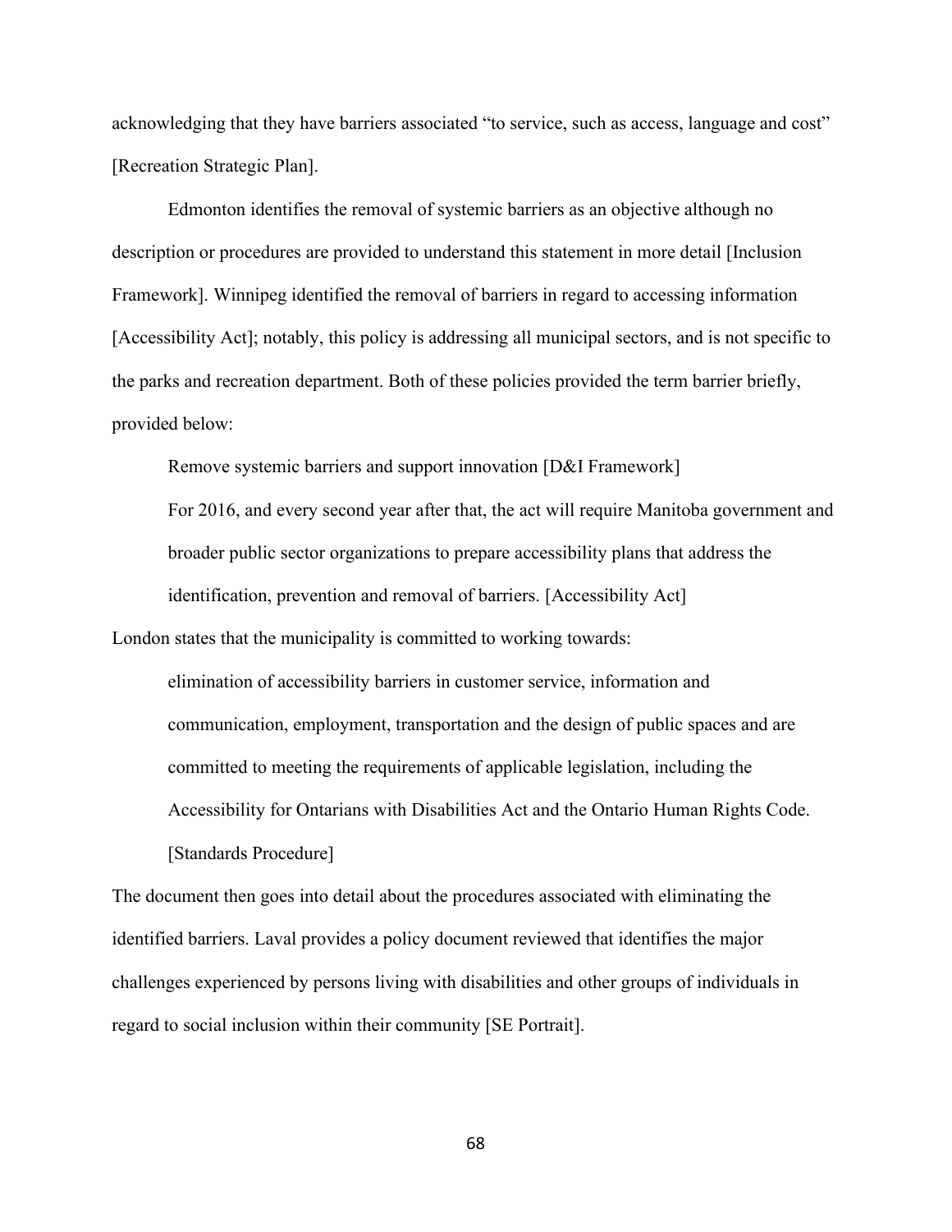acknowledging that they have barriers associated "to service, such as access, language and cost" [Recreation Strategic Plan].

Edmonton identifies the removal of systemic barriers as an objective although no description or procedures are provided to understand this statement in more detail [Inclusion Framework]. Winnipeg identified the removal of barriers in regard to accessing information [Accessibility Act]; notably, this policy is addressing all municipal sectors, and is not specific to the parks and recreation department. Both of these policies provided the term barrier briefly, provided below:

> Remove systemic barriers and support innovation [D&I Framework]
>
> For 2016, and every second year after that, the act will require Manitoba government and broader public sector organizations to prepare accessibility plans that address the identification, prevention and removal of barriers. [Accessibility Act]

London states that the municipality is committed to working towards:

> elimination of accessibility barriers in customer service, information and communication, employment, transportation and the design of public spaces and are committed to meeting the requirements of applicable legislation, including the Accessibility for Ontarians with Disabilities Act and the Ontario Human Rights Code. [Standards Procedure]

The document then goes into detail about the procedures associated with eliminating the identified barriers. Laval provides a policy document reviewed that identifies the major challenges experienced by persons living with disabilities and other groups of individuals in regard to social inclusion within their community [SE Portrait].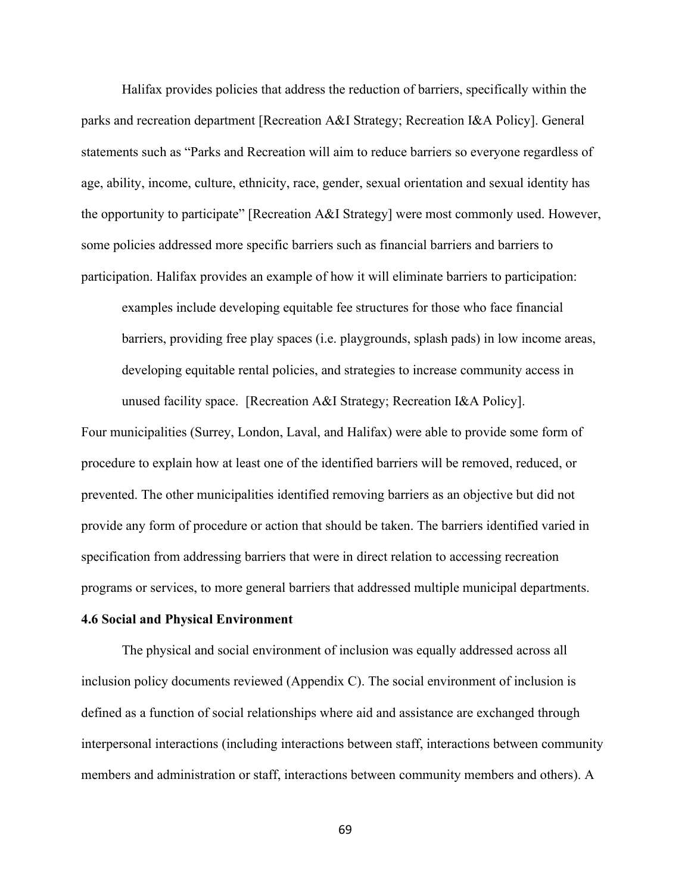Halifax provides policies that address the reduction of barriers, specifically within the parks and recreation department [Recreation A&I Strategy; Recreation I&A Policy]. General statements such as "Parks and Recreation will aim to reduce barriers so everyone regardless of age, ability, income, culture, ethnicity, race, gender, sexual orientation and sexual identity has the opportunity to participate" [Recreation A&I Strategy] were most commonly used. However, some policies addressed more specific barriers such as financial barriers and barriers to participation. Halifax provides an example of how it will eliminate barriers to participation:

> examples include developing equitable fee structures for those who face financial barriers, providing free play spaces (i.e. playgrounds, splash pads) in low income areas, developing equitable rental policies, and strategies to increase community access in unused facility space. [Recreation A&I Strategy; Recreation I&A Policy].

Four municipalities (Surrey, London, Laval, and Halifax) were able to provide some form of procedure to explain how at least one of the identified barriers will be removed, reduced, or prevented. The other municipalities identified removing barriers as an objective but did not provide any form of procedure or action that should be taken. The barriers identified varied in specification from addressing barriers that were in direct relation to accessing recreation programs or services, to more general barriers that addressed multiple municipal departments.

**4.6 Social and Physical Environment**

The physical and social environment of inclusion was equally addressed across all inclusion policy documents reviewed (Appendix C). The social environment of inclusion is defined as a function of social relationships where aid and assistance are exchanged through interpersonal interactions (including interactions between staff, interactions between community members and administration or staff, interactions between community members and others). A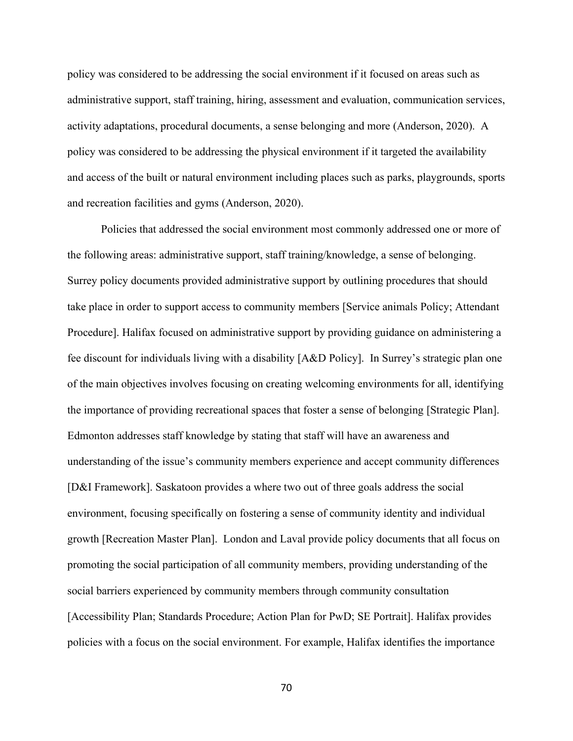policy was considered to be addressing the social environment if it focused on areas such as administrative support, staff training, hiring, assessment and evaluation, communication services, activity adaptations, procedural documents, a sense belonging and more (Anderson, 2020). A policy was considered to be addressing the physical environment if it targeted the availability and access of the built or natural environment including places such as parks, playgrounds, sports and recreation facilities and gyms (Anderson, 2020).

Policies that addressed the social environment most commonly addressed one or more of the following areas: administrative support, staff training/knowledge, a sense of belonging. Surrey policy documents provided administrative support by outlining procedures that should take place in order to support access to community members [Service animals Policy; Attendant Procedure]. Halifax focused on administrative support by providing guidance on administering a fee discount for individuals living with a disability [A&D Policy]. In Surrey's strategic plan one of the main objectives involves focusing on creating welcoming environments for all, identifying the importance of providing recreational spaces that foster a sense of belonging [Strategic Plan]. Edmonton addresses staff knowledge by stating that staff will have an awareness and understanding of the issue's community members experience and accept community differences [D&I Framework]. Saskatoon provides a where two out of three goals address the social environment, focusing specifically on fostering a sense of community identity and individual growth [Recreation Master Plan]. London and Laval provide policy documents that all focus on promoting the social participation of all community members, providing understanding of the social barriers experienced by community members through community consultation [Accessibility Plan; Standards Procedure; Action Plan for PwD; SE Portrait]. Halifax provides policies with a focus on the social environment. For example, Halifax identifies the importance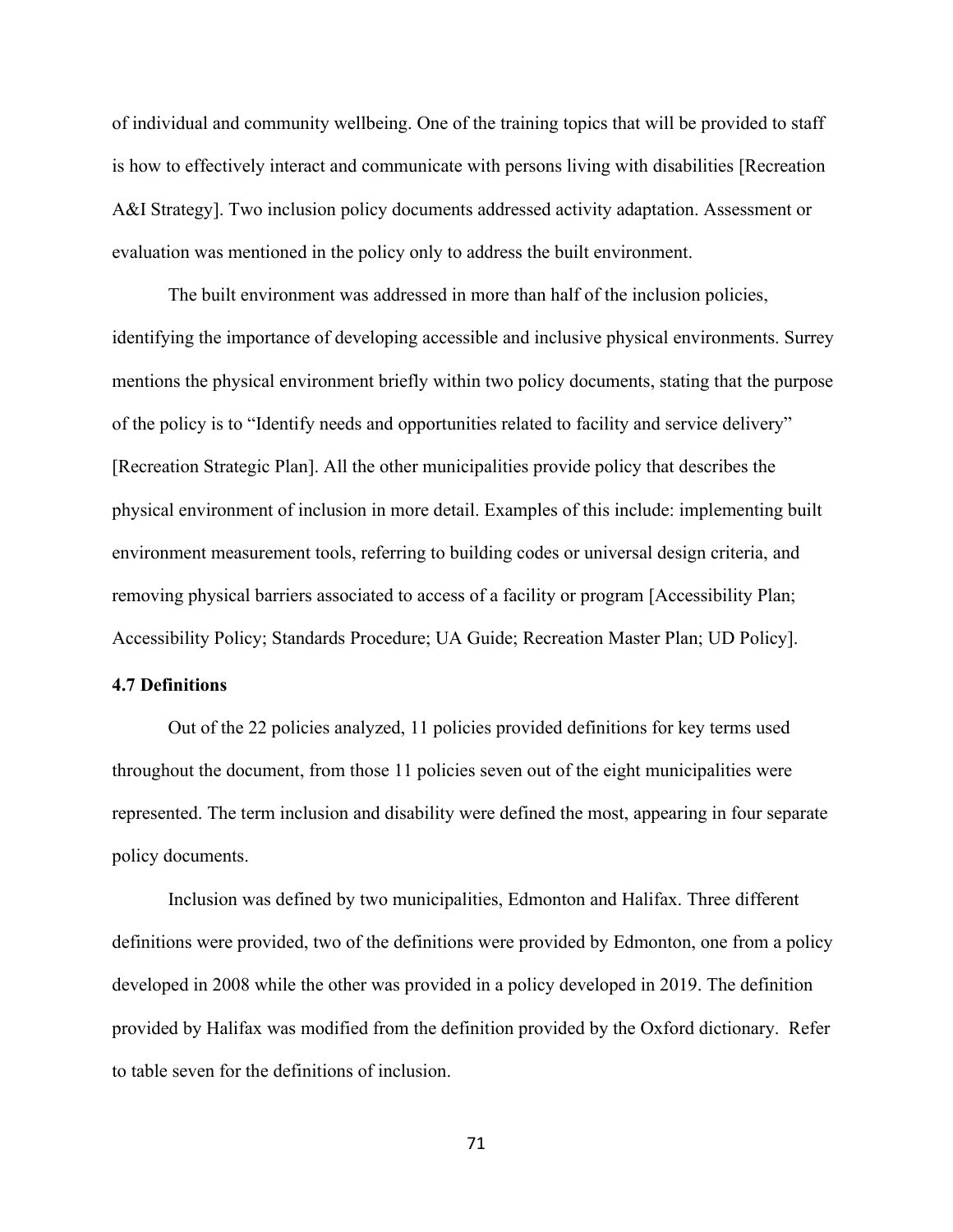of individual and community wellbeing. One of the training topics that will be provided to staff is how to effectively interact and communicate with persons living with disabilities [Recreation A&I Strategy]. Two inclusion policy documents addressed activity adaptation. Assessment or evaluation was mentioned in the policy only to address the built environment.

The built environment was addressed in more than half of the inclusion policies, identifying the importance of developing accessible and inclusive physical environments. Surrey mentions the physical environment briefly within two policy documents, stating that the purpose of the policy is to "Identify needs and opportunities related to facility and service delivery" [Recreation Strategic Plan]. All the other municipalities provide policy that describes the physical environment of inclusion in more detail. Examples of this include: implementing built environment measurement tools, referring to building codes or universal design criteria, and removing physical barriers associated to access of a facility or program [Accessibility Plan; Accessibility Policy; Standards Procedure; UA Guide; Recreation Master Plan; UD Policy].

### 4.7 Definitions

Out of the 22 policies analyzed, 11 policies provided definitions for key terms used throughout the document, from those 11 policies seven out of the eight municipalities were represented. The term inclusion and disability were defined the most, appearing in four separate policy documents.

Inclusion was defined by two municipalities, Edmonton and Halifax. Three different definitions were provided, two of the definitions were provided by Edmonton, one from a policy developed in 2008 while the other was provided in a policy developed in 2019. The definition provided by Halifax was modified from the definition provided by the Oxford dictionary. Refer to table seven for the definitions of inclusion.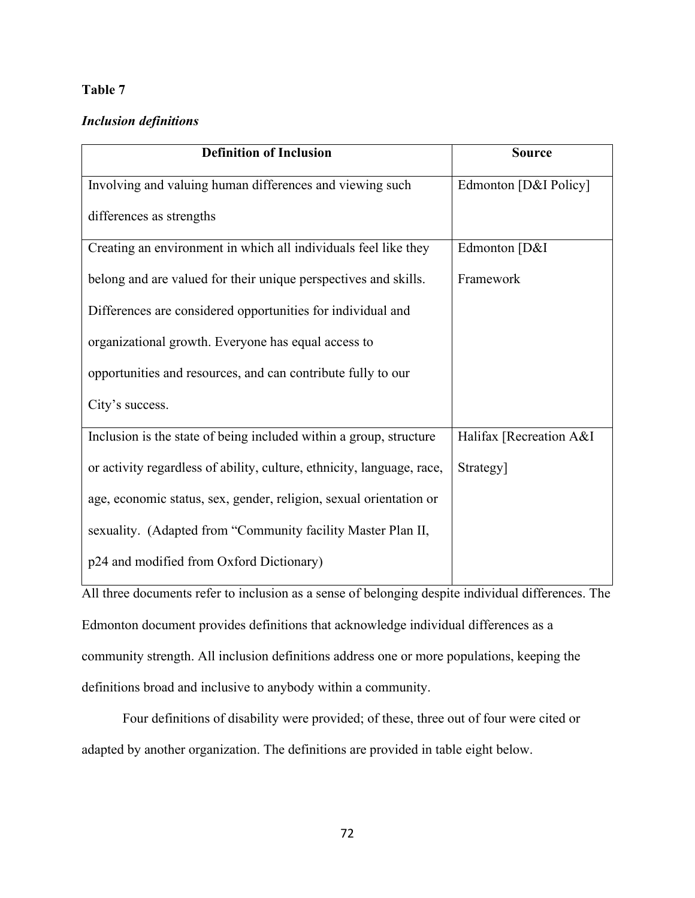**Table 7**

***Inclusion definitions***

| Definition of Inclusion | Source |
|---|---|
| Involving and valuing human differences and viewing such differences as strengths | Edmonton [D&I Policy] |
| Creating an environment in which all individuals feel like they belong and are valued for their unique perspectives and skills. Differences are considered opportunities for individual and organizational growth. Everyone has equal access to opportunities and resources, and can contribute fully to our City's success. | Edmonton [D&I Framework |
| Inclusion is the state of being included within a group, structure or activity regardless of ability, culture, ethnicity, language, race, age, economic status, sex, gender, religion, sexual orientation or sexuality. (Adapted from "Community facility Master Plan II, p24 and modified from Oxford Dictionary) | Halifax [Recreation A&I Strategy] |

All three documents refer to inclusion as a sense of belonging despite individual differences. The Edmonton document provides definitions that acknowledge individual differences as a community strength. All inclusion definitions address one or more populations, keeping the definitions broad and inclusive to anybody within a community.

Four definitions of disability were provided; of these, three out of four were cited or adapted by another organization. The definitions are provided in table eight below.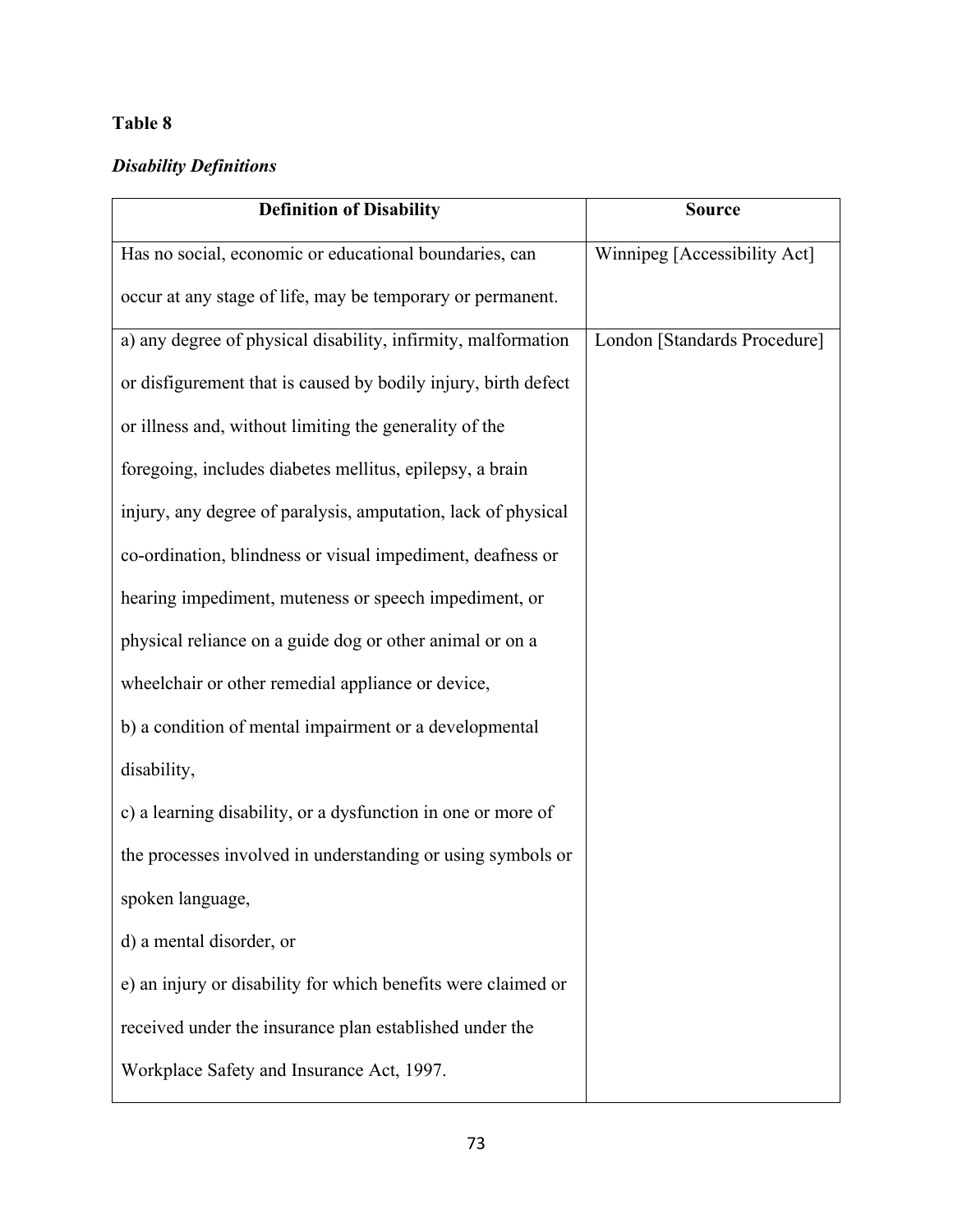**Table 8**

***Disability Definitions***

| Definition of Disability | Source |
|---|---|
| Has no social, economic or educational boundaries, can occur at any stage of life, may be temporary or permanent. | Winnipeg [Accessibility Act] |
| a) any degree of physical disability, infirmity, malformation or disfigurement that is caused by bodily injury, birth defect or illness and, without limiting the generality of the foregoing, includes diabetes mellitus, epilepsy, a brain injury, any degree of paralysis, amputation, lack of physical co-ordination, blindness or visual impediment, deafness or hearing impediment, muteness or speech impediment, or physical reliance on a guide dog or other animal or on a wheelchair or other remedial appliance or device,<br>b) a condition of mental impairment or a developmental disability,<br>c) a learning disability, or a dysfunction in one or more of the processes involved in understanding or using symbols or spoken language,<br>d) a mental disorder, or<br>e) an injury or disability for which benefits were claimed or received under the insurance plan established under the Workplace Safety and Insurance Act, 1997. | London [Standards Procedure] |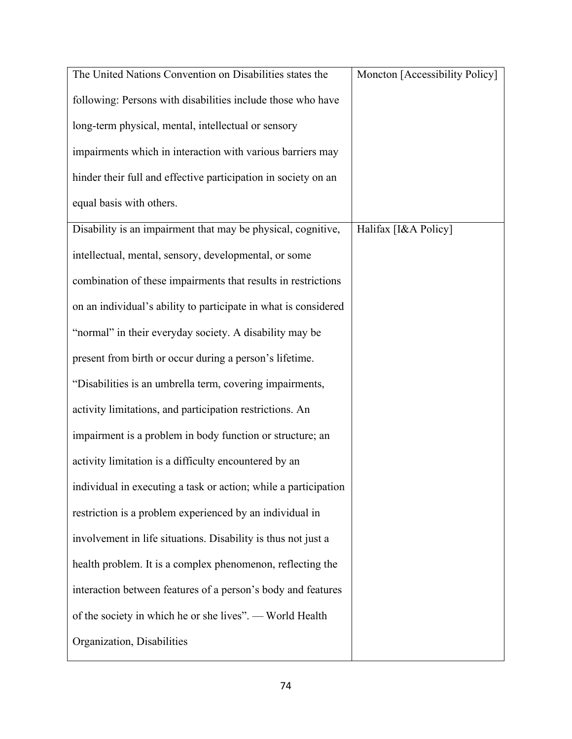| | |
|---|---|
| The United Nations Convention on Disabilities states the following: Persons with disabilities include those who have long-term physical, mental, intellectual or sensory impairments which in interaction with various barriers may hinder their full and effective participation in society on an equal basis with others. | Moncton [Accessibility Policy] |
| Disability is an impairment that may be physical, cognitive, intellectual, mental, sensory, developmental, or some combination of these impairments that results in restrictions on an individual's ability to participate in what is considered "normal" in their everyday society. A disability may be present from birth or occur during a person's lifetime. "Disabilities is an umbrella term, covering impairments, activity limitations, and participation restrictions. An impairment is a problem in body function or structure; an activity limitation is a difficulty encountered by an individual in executing a task or action; while a participation restriction is a problem experienced by an individual in involvement in life situations. Disability is thus not just a health problem. It is a complex phenomenon, reflecting the interaction between features of a person's body and features of the society in which he or she lives". — World Health Organization, Disabilities | Halifax [I&A Policy] |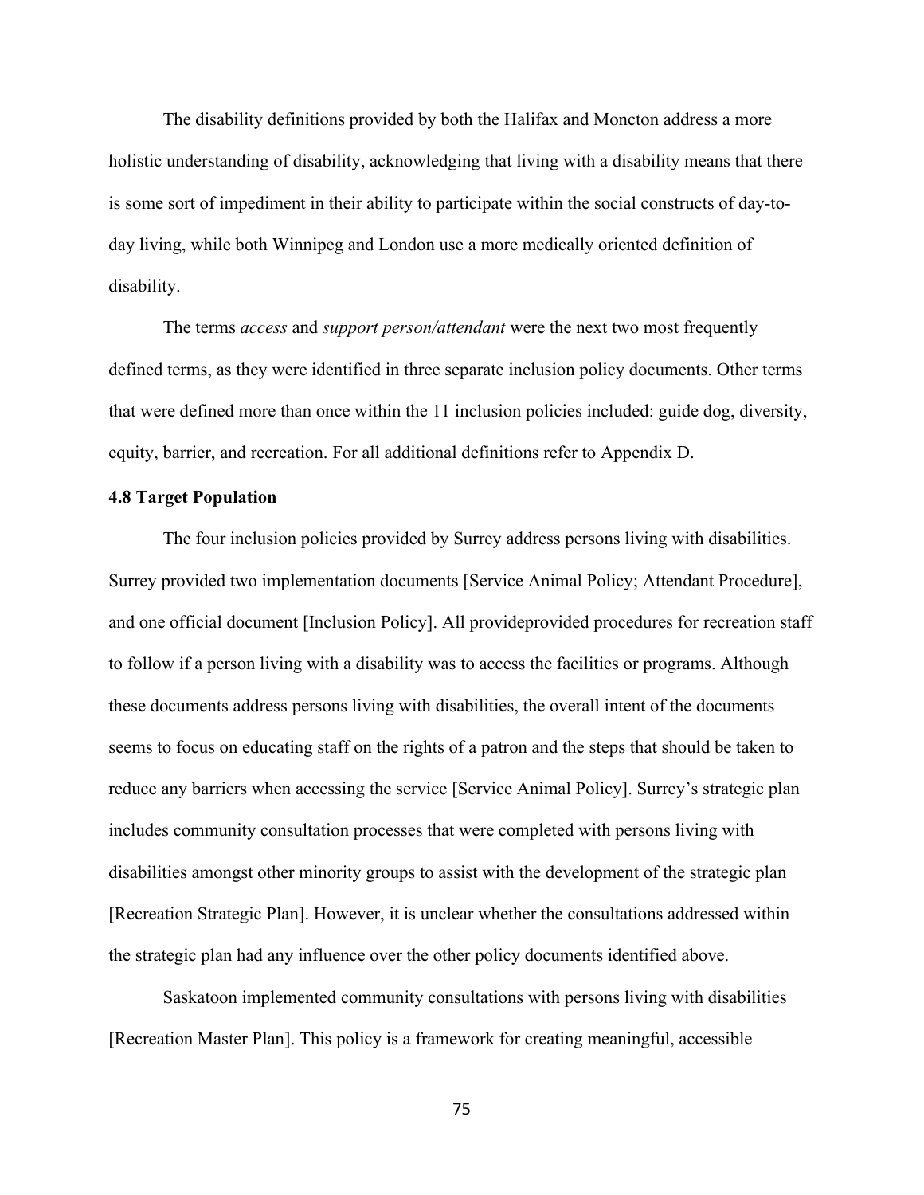The disability definitions provided by both the Halifax and Moncton address a more holistic understanding of disability, acknowledging that living with a disability means that there is some sort of impediment in their ability to participate within the social constructs of day-to-day living, while both Winnipeg and London use a more medically oriented definition of disability.

The terms *access* and *support person/attendant* were the next two most frequently defined terms, as they were identified in three separate inclusion policy documents. Other terms that were defined more than once within the 11 inclusion policies included: guide dog, diversity, equity, barrier, and recreation. For all additional definitions refer to Appendix D.

**4.8 Target Population**

The four inclusion policies provided by Surrey address persons living with disabilities. Surrey provided two implementation documents [Service Animal Policy; Attendant Procedure], and one official document [Inclusion Policy]. All provideprovided procedures for recreation staff to follow if a person living with a disability was to access the facilities or programs. Although these documents address persons living with disabilities, the overall intent of the documents seems to focus on educating staff on the rights of a patron and the steps that should be taken to reduce any barriers when accessing the service [Service Animal Policy]. Surrey's strategic plan includes community consultation processes that were completed with persons living with disabilities amongst other minority groups to assist with the development of the strategic plan [Recreation Strategic Plan]. However, it is unclear whether the consultations addressed within the strategic plan had any influence over the other policy documents identified above.

Saskatoon implemented community consultations with persons living with disabilities [Recreation Master Plan]. This policy is a framework for creating meaningful, accessible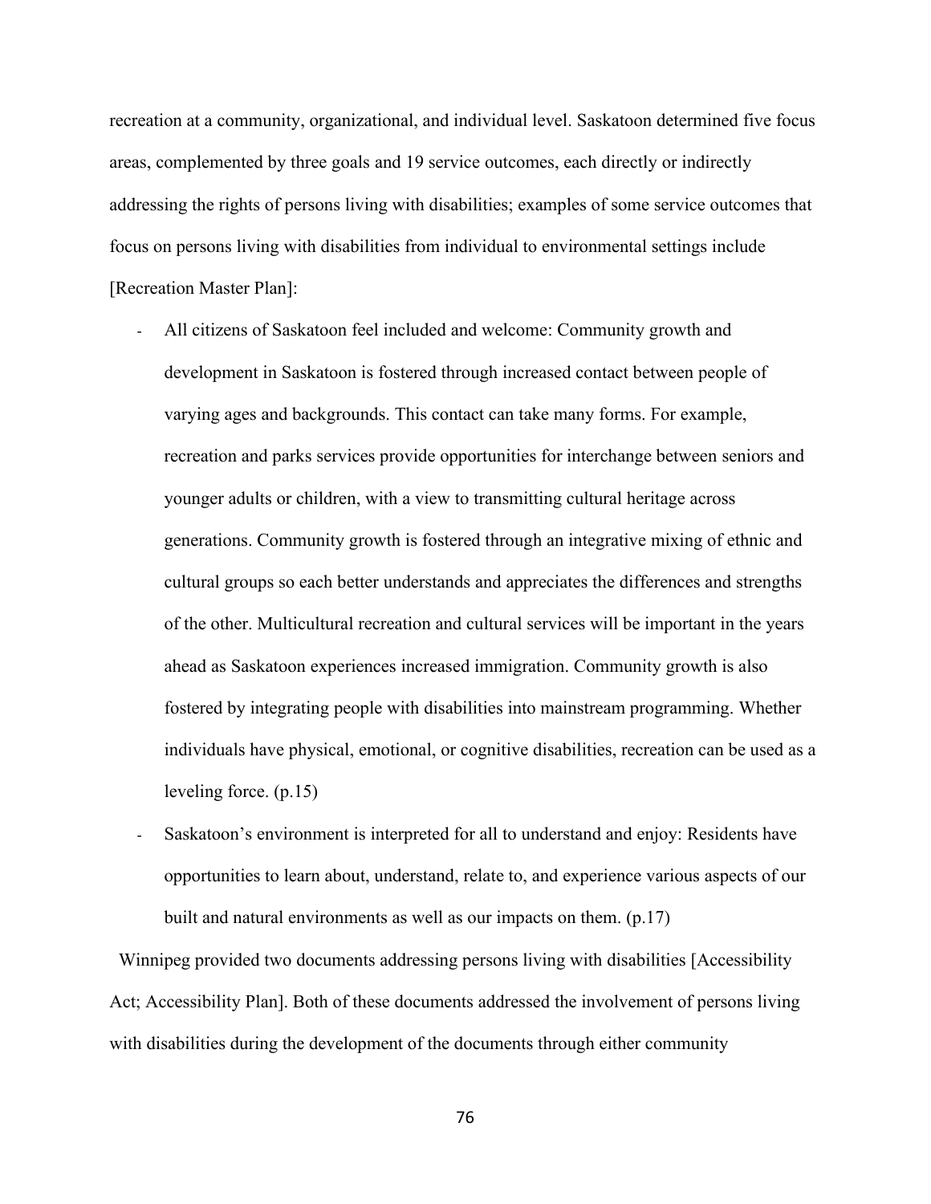recreation at a community, organizational, and individual level. Saskatoon determined five focus areas, complemented by three goals and 19 service outcomes, each directly or indirectly addressing the rights of persons living with disabilities; examples of some service outcomes that focus on persons living with disabilities from individual to environmental settings include [Recreation Master Plan]:

- All citizens of Saskatoon feel included and welcome: Community growth and development in Saskatoon is fostered through increased contact between people of varying ages and backgrounds. This contact can take many forms. For example, recreation and parks services provide opportunities for interchange between seniors and younger adults or children, with a view to transmitting cultural heritage across generations. Community growth is fostered through an integrative mixing of ethnic and cultural groups so each better understands and appreciates the differences and strengths of the other. Multicultural recreation and cultural services will be important in the years ahead as Saskatoon experiences increased immigration. Community growth is also fostered by integrating people with disabilities into mainstream programming. Whether individuals have physical, emotional, or cognitive disabilities, recreation can be used as a leveling force. (p.15)
- Saskatoon's environment is interpreted for all to understand and enjoy: Residents have opportunities to learn about, understand, relate to, and experience various aspects of our built and natural environments as well as our impacts on them. (p.17)

Winnipeg provided two documents addressing persons living with disabilities [Accessibility Act; Accessibility Plan]. Both of these documents addressed the involvement of persons living with disabilities during the development of the documents through either community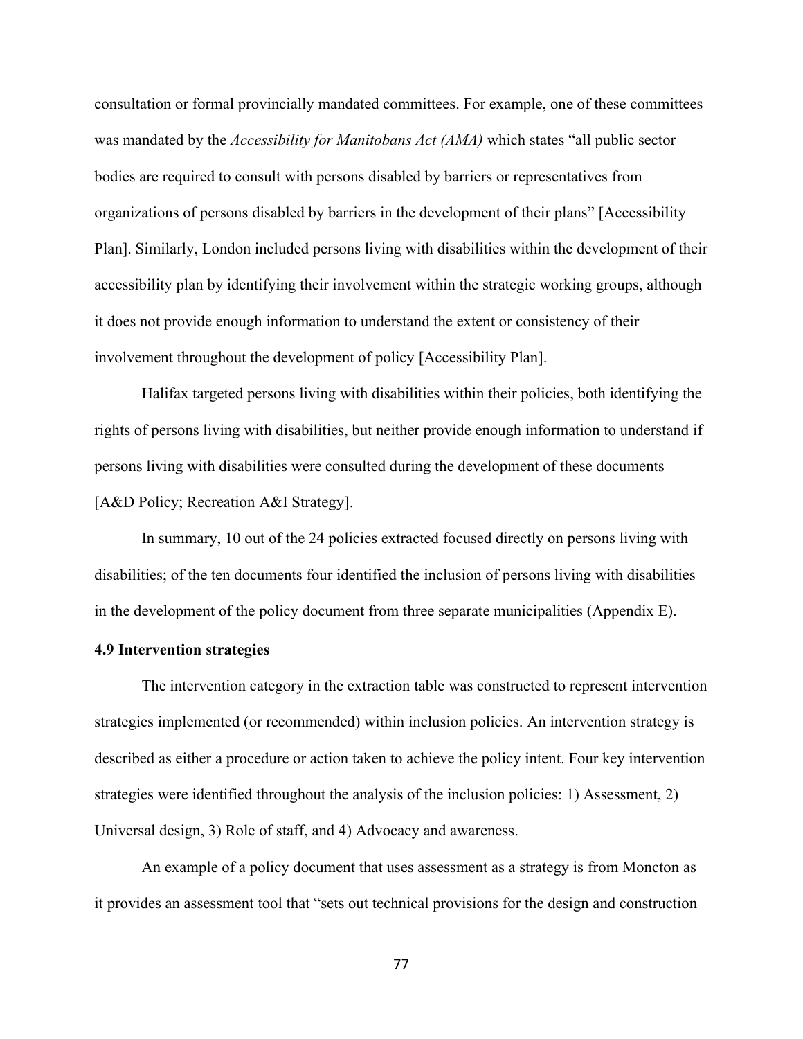consultation or formal provincially mandated committees. For example, one of these committees was mandated by the *Accessibility for Manitobans Act (AMA)* which states "all public sector bodies are required to consult with persons disabled by barriers or representatives from organizations of persons disabled by barriers in the development of their plans" [Accessibility Plan]. Similarly, London included persons living with disabilities within the development of their accessibility plan by identifying their involvement within the strategic working groups, although it does not provide enough information to understand the extent or consistency of their involvement throughout the development of policy [Accessibility Plan].

Halifax targeted persons living with disabilities within their policies, both identifying the rights of persons living with disabilities, but neither provide enough information to understand if persons living with disabilities were consulted during the development of these documents [A&D Policy; Recreation A&I Strategy].

In summary, 10 out of the 24 policies extracted focused directly on persons living with disabilities; of the ten documents four identified the inclusion of persons living with disabilities in the development of the policy document from three separate municipalities (Appendix E).

### 4.9 Intervention strategies

The intervention category in the extraction table was constructed to represent intervention strategies implemented (or recommended) within inclusion policies. An intervention strategy is described as either a procedure or action taken to achieve the policy intent. Four key intervention strategies were identified throughout the analysis of the inclusion policies: 1) Assessment, 2) Universal design, 3) Role of staff, and 4) Advocacy and awareness.

An example of a policy document that uses assessment as a strategy is from Moncton as it provides an assessment tool that "sets out technical provisions for the design and construction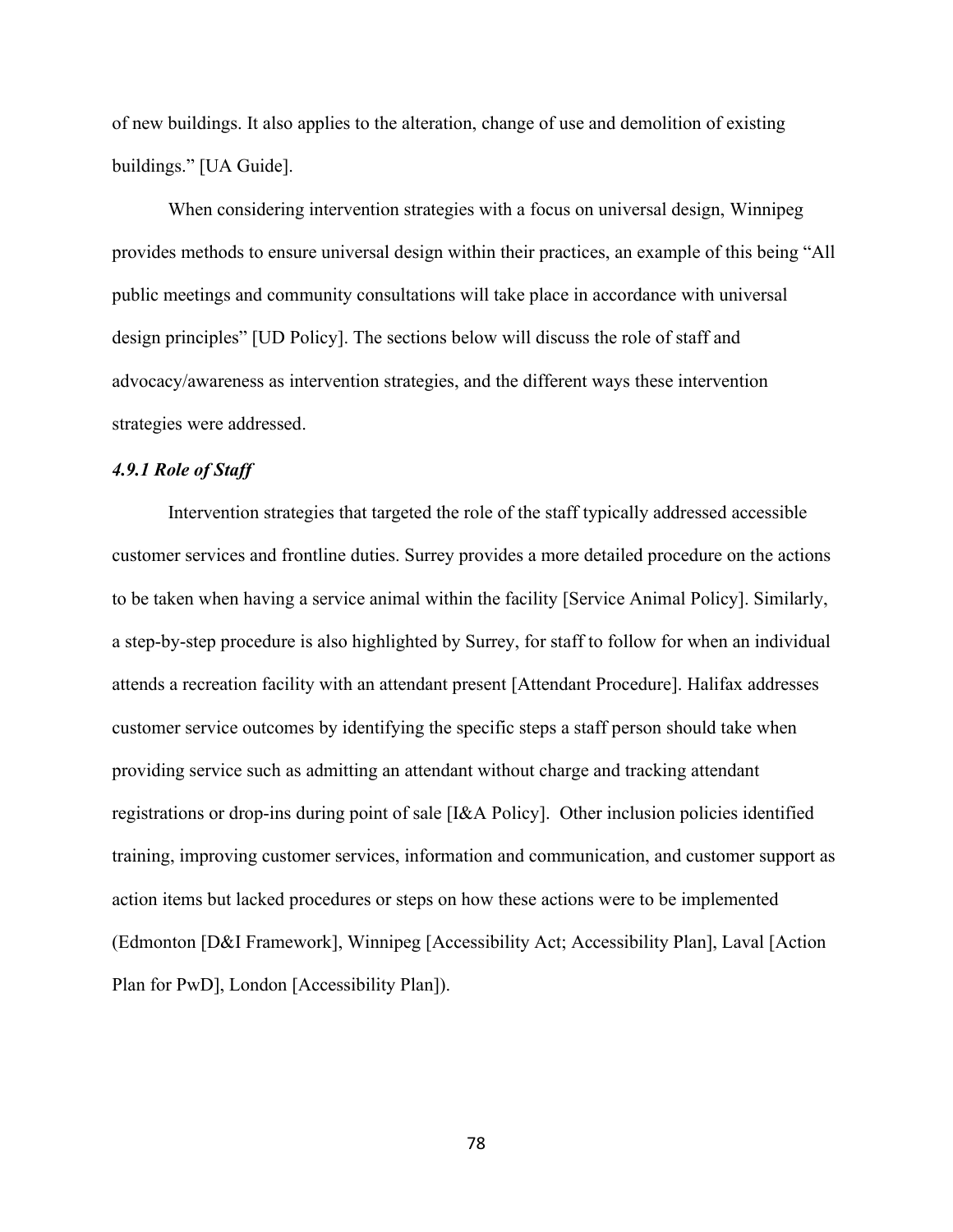of new buildings. It also applies to the alteration, change of use and demolition of existing buildings." [UA Guide].

When considering intervention strategies with a focus on universal design, Winnipeg provides methods to ensure universal design within their practices, an example of this being "All public meetings and community consultations will take place in accordance with universal design principles" [UD Policy]. The sections below will discuss the role of staff and advocacy/awareness as intervention strategies, and the different ways these intervention strategies were addressed.

### *4.9.1 Role of Staff*

Intervention strategies that targeted the role of the staff typically addressed accessible customer services and frontline duties. Surrey provides a more detailed procedure on the actions to be taken when having a service animal within the facility [Service Animal Policy]. Similarly, a step-by-step procedure is also highlighted by Surrey, for staff to follow for when an individual attends a recreation facility with an attendant present [Attendant Procedure]. Halifax addresses customer service outcomes by identifying the specific steps a staff person should take when providing service such as admitting an attendant without charge and tracking attendant registrations or drop-ins during point of sale [I&A Policy]. Other inclusion policies identified training, improving customer services, information and communication, and customer support as action items but lacked procedures or steps on how these actions were to be implemented (Edmonton [D&I Framework], Winnipeg [Accessibility Act; Accessibility Plan], Laval [Action Plan for PwD], London [Accessibility Plan]).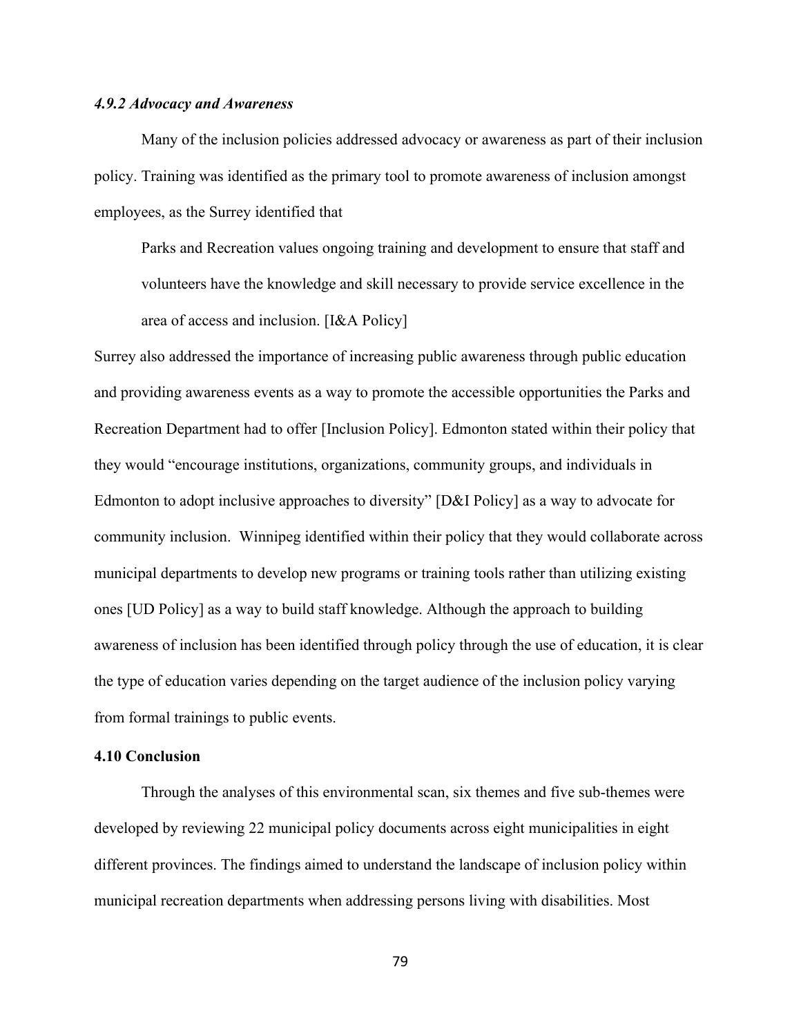### *4.9.2 Advocacy and Awareness*

Many of the inclusion policies addressed advocacy or awareness as part of their inclusion policy. Training was identified as the primary tool to promote awareness of inclusion amongst employees, as the Surrey identified that

> Parks and Recreation values ongoing training and development to ensure that staff and volunteers have the knowledge and skill necessary to provide service excellence in the area of access and inclusion. [I&A Policy]

Surrey also addressed the importance of increasing public awareness through public education and providing awareness events as a way to promote the accessible opportunities the Parks and Recreation Department had to offer [Inclusion Policy]. Edmonton stated within their policy that they would "encourage institutions, organizations, community groups, and individuals in Edmonton to adopt inclusive approaches to diversity" [D&I Policy] as a way to advocate for community inclusion. Winnipeg identified within their policy that they would collaborate across municipal departments to develop new programs or training tools rather than utilizing existing ones [UD Policy] as a way to build staff knowledge. Although the approach to building awareness of inclusion has been identified through policy through the use of education, it is clear the type of education varies depending on the target audience of the inclusion policy varying from formal trainings to public events.

### 4.10 Conclusion

Through the analyses of this environmental scan, six themes and five sub-themes were developed by reviewing 22 municipal policy documents across eight municipalities in eight different provinces. The findings aimed to understand the landscape of inclusion policy within municipal recreation departments when addressing persons living with disabilities. Most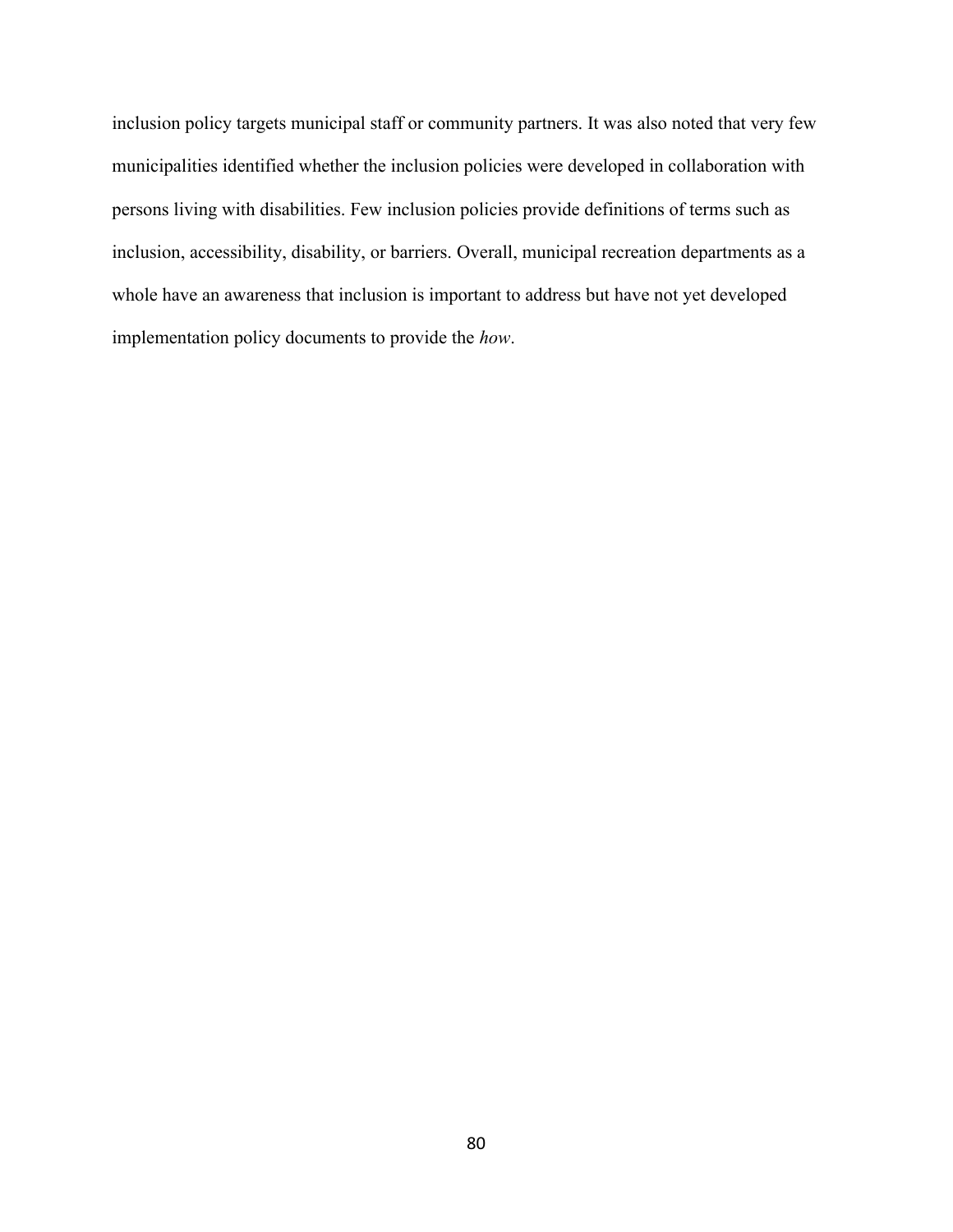inclusion policy targets municipal staff or community partners. It was also noted that very few municipalities identified whether the inclusion policies were developed in collaboration with persons living with disabilities. Few inclusion policies provide definitions of terms such as inclusion, accessibility, disability, or barriers. Overall, municipal recreation departments as a whole have an awareness that inclusion is important to address but have not yet developed implementation policy documents to provide the *how*.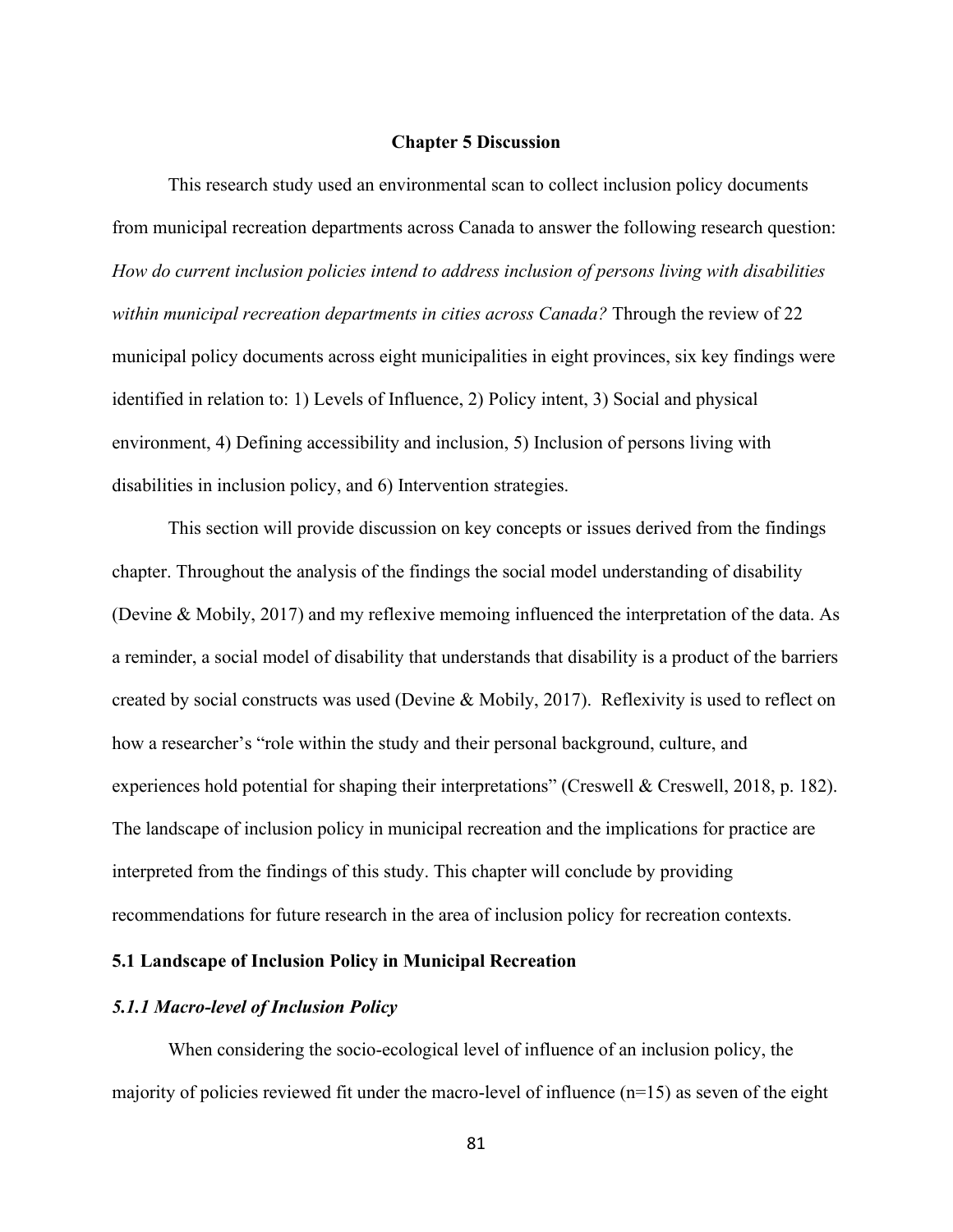# Chapter 5 Discussion

This research study used an environmental scan to collect inclusion policy documents from municipal recreation departments across Canada to answer the following research question: *How do current inclusion policies intend to address inclusion of persons living with disabilities within municipal recreation departments in cities across Canada?* Through the review of 22 municipal policy documents across eight municipalities in eight provinces, six key findings were identified in relation to: 1) Levels of Influence, 2) Policy intent, 3) Social and physical environment, 4) Defining accessibility and inclusion, 5) Inclusion of persons living with disabilities in inclusion policy, and 6) Intervention strategies.

This section will provide discussion on key concepts or issues derived from the findings chapter. Throughout the analysis of the findings the social model understanding of disability (Devine & Mobily, 2017) and my reflexive memoing influenced the interpretation of the data. As a reminder, a social model of disability that understands that disability is a product of the barriers created by social constructs was used (Devine & Mobily, 2017). Reflexivity is used to reflect on how a researcher's "role within the study and their personal background, culture, and experiences hold potential for shaping their interpretations" (Creswell & Creswell, 2018, p. 182). The landscape of inclusion policy in municipal recreation and the implications for practice are interpreted from the findings of this study. This chapter will conclude by providing recommendations for future research in the area of inclusion policy for recreation contexts.

## 5.1 Landscape of Inclusion Policy in Municipal Recreation

### *5.1.1 Macro-level of Inclusion Policy*

When considering the socio-ecological level of influence of an inclusion policy, the majority of policies reviewed fit under the macro-level of influence (n=15) as seven of the eight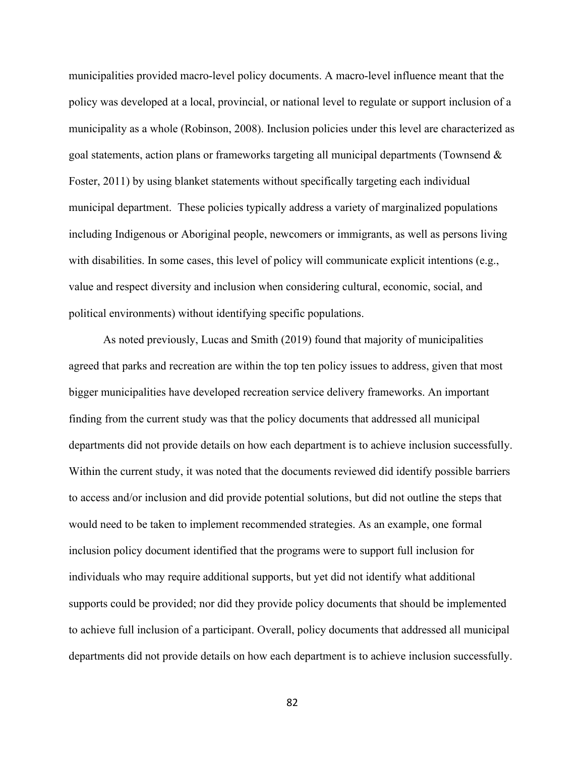municipalities provided macro-level policy documents. A macro-level influence meant that the policy was developed at a local, provincial, or national level to regulate or support inclusion of a municipality as a whole (Robinson, 2008). Inclusion policies under this level are characterized as goal statements, action plans or frameworks targeting all municipal departments (Townsend & Foster, 2011) by using blanket statements without specifically targeting each individual municipal department. These policies typically address a variety of marginalized populations including Indigenous or Aboriginal people, newcomers or immigrants, as well as persons living with disabilities. In some cases, this level of policy will communicate explicit intentions (e.g., value and respect diversity and inclusion when considering cultural, economic, social, and political environments) without identifying specific populations.

As noted previously, Lucas and Smith (2019) found that majority of municipalities agreed that parks and recreation are within the top ten policy issues to address, given that most bigger municipalities have developed recreation service delivery frameworks. An important finding from the current study was that the policy documents that addressed all municipal departments did not provide details on how each department is to achieve inclusion successfully. Within the current study, it was noted that the documents reviewed did identify possible barriers to access and/or inclusion and did provide potential solutions, but did not outline the steps that would need to be taken to implement recommended strategies. As an example, one formal inclusion policy document identified that the programs were to support full inclusion for individuals who may require additional supports, but yet did not identify what additional supports could be provided; nor did they provide policy documents that should be implemented to achieve full inclusion of a participant. Overall, policy documents that addressed all municipal departments did not provide details on how each department is to achieve inclusion successfully.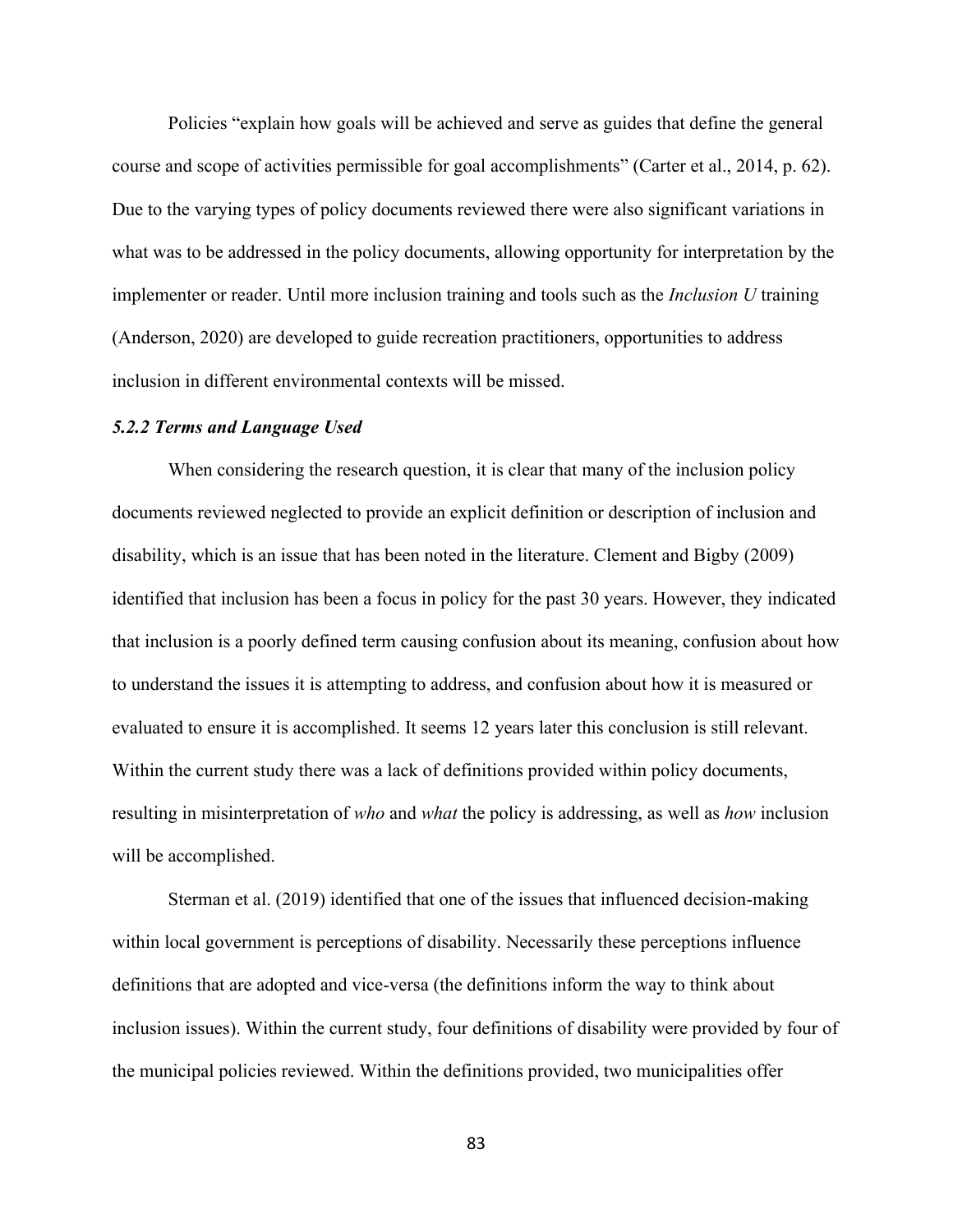Policies "explain how goals will be achieved and serve as guides that define the general course and scope of activities permissible for goal accomplishments" (Carter et al., 2014, p. 62). Due to the varying types of policy documents reviewed there were also significant variations in what was to be addressed in the policy documents, allowing opportunity for interpretation by the implementer or reader. Until more inclusion training and tools such as the *Inclusion U* training (Anderson, 2020) are developed to guide recreation practitioners, opportunities to address inclusion in different environmental contexts will be missed.

### *5.2.2 Terms and Language Used*

When considering the research question, it is clear that many of the inclusion policy documents reviewed neglected to provide an explicit definition or description of inclusion and disability, which is an issue that has been noted in the literature. Clement and Bigby (2009) identified that inclusion has been a focus in policy for the past 30 years. However, they indicated that inclusion is a poorly defined term causing confusion about its meaning, confusion about how to understand the issues it is attempting to address, and confusion about how it is measured or evaluated to ensure it is accomplished. It seems 12 years later this conclusion is still relevant. Within the current study there was a lack of definitions provided within policy documents, resulting in misinterpretation of *who* and *what* the policy is addressing, as well as *how* inclusion will be accomplished.

Sterman et al. (2019) identified that one of the issues that influenced decision-making within local government is perceptions of disability. Necessarily these perceptions influence definitions that are adopted and vice-versa (the definitions inform the way to think about inclusion issues). Within the current study, four definitions of disability were provided by four of the municipal policies reviewed. Within the definitions provided, two municipalities offer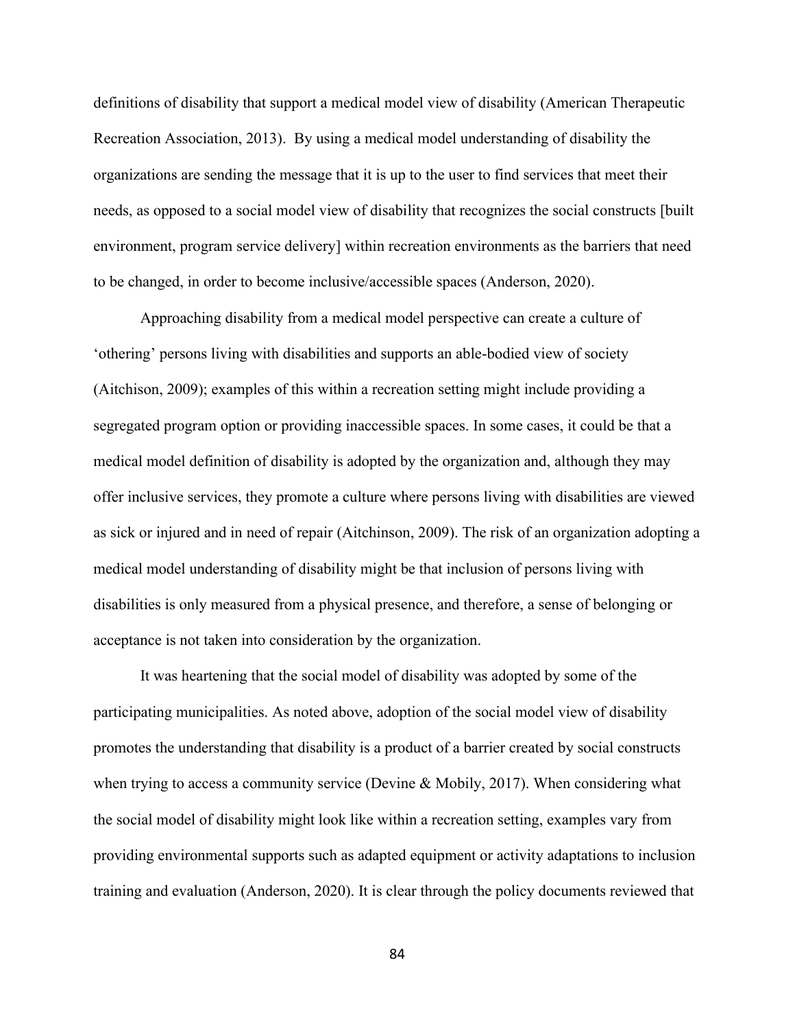definitions of disability that support a medical model view of disability (American Therapeutic Recreation Association, 2013). By using a medical model understanding of disability the organizations are sending the message that it is up to the user to find services that meet their needs, as opposed to a social model view of disability that recognizes the social constructs [built environment, program service delivery] within recreation environments as the barriers that need to be changed, in order to become inclusive/accessible spaces (Anderson, 2020).

Approaching disability from a medical model perspective can create a culture of 'othering' persons living with disabilities and supports an able-bodied view of society (Aitchison, 2009); examples of this within a recreation setting might include providing a segregated program option or providing inaccessible spaces. In some cases, it could be that a medical model definition of disability is adopted by the organization and, although they may offer inclusive services, they promote a culture where persons living with disabilities are viewed as sick or injured and in need of repair (Aitchinson, 2009). The risk of an organization adopting a medical model understanding of disability might be that inclusion of persons living with disabilities is only measured from a physical presence, and therefore, a sense of belonging or acceptance is not taken into consideration by the organization.

It was heartening that the social model of disability was adopted by some of the participating municipalities. As noted above, adoption of the social model view of disability promotes the understanding that disability is a product of a barrier created by social constructs when trying to access a community service (Devine & Mobily, 2017). When considering what the social model of disability might look like within a recreation setting, examples vary from providing environmental supports such as adapted equipment or activity adaptations to inclusion training and evaluation (Anderson, 2020). It is clear through the policy documents reviewed that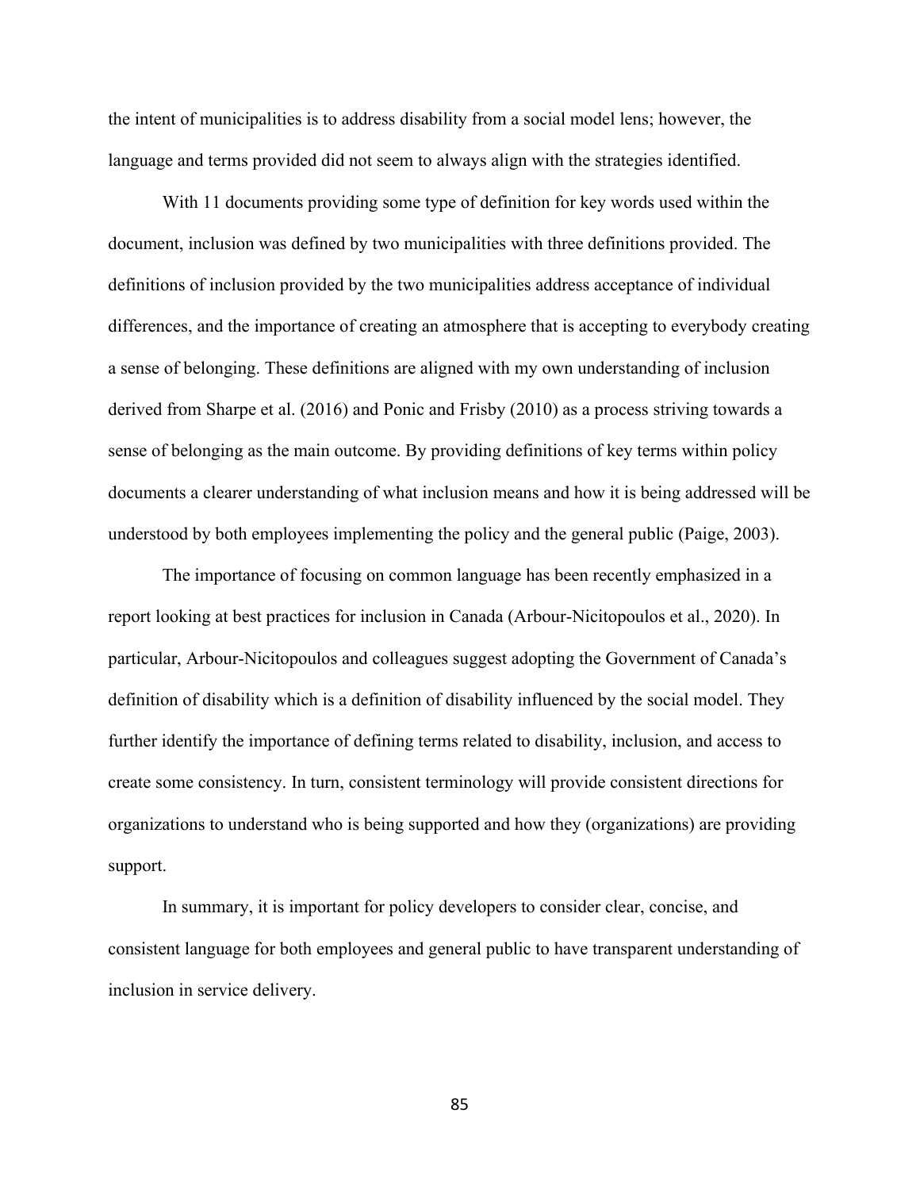the intent of municipalities is to address disability from a social model lens; however, the language and terms provided did not seem to always align with the strategies identified.

With 11 documents providing some type of definition for key words used within the document, inclusion was defined by two municipalities with three definitions provided. The definitions of inclusion provided by the two municipalities address acceptance of individual differences, and the importance of creating an atmosphere that is accepting to everybody creating a sense of belonging. These definitions are aligned with my own understanding of inclusion derived from Sharpe et al. (2016) and Ponic and Frisby (2010) as a process striving towards a sense of belonging as the main outcome. By providing definitions of key terms within policy documents a clearer understanding of what inclusion means and how it is being addressed will be understood by both employees implementing the policy and the general public (Paige, 2003).

The importance of focusing on common language has been recently emphasized in a report looking at best practices for inclusion in Canada (Arbour-Nicitopoulos et al., 2020). In particular, Arbour-Nicitopoulos and colleagues suggest adopting the Government of Canada's definition of disability which is a definition of disability influenced by the social model. They further identify the importance of defining terms related to disability, inclusion, and access to create some consistency. In turn, consistent terminology will provide consistent directions for organizations to understand who is being supported and how they (organizations) are providing support.

In summary, it is important for policy developers to consider clear, concise, and consistent language for both employees and general public to have transparent understanding of inclusion in service delivery.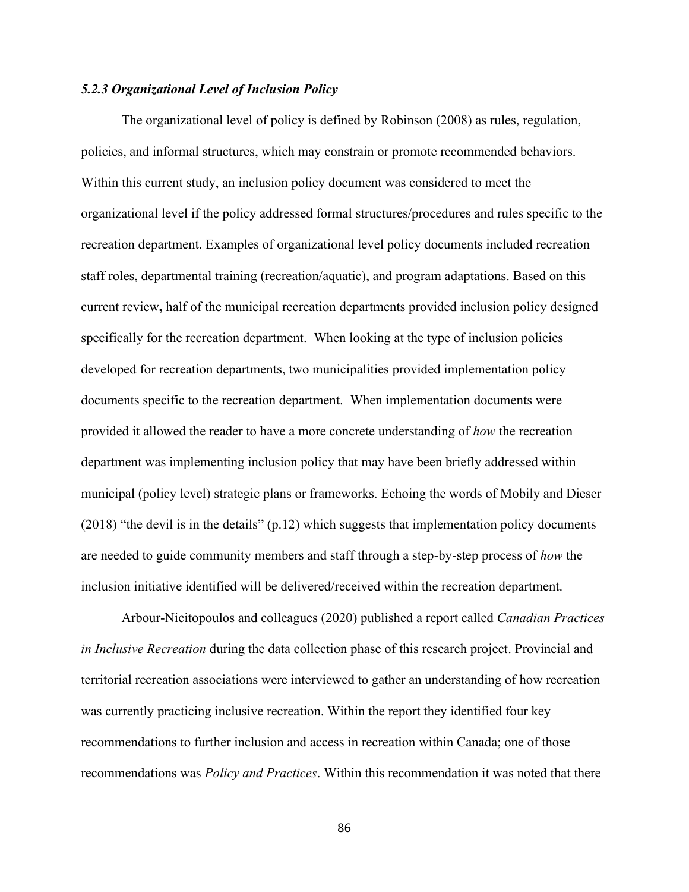### *5.2.3 Organizational Level of Inclusion Policy*

The organizational level of policy is defined by Robinson (2008) as rules, regulation, policies, and informal structures, which may constrain or promote recommended behaviors. Within this current study, an inclusion policy document was considered to meet the organizational level if the policy addressed formal structures/procedures and rules specific to the recreation department. Examples of organizational level policy documents included recreation staff roles, departmental training (recreation/aquatic), and program adaptations. Based on this current review**,** half of the municipal recreation departments provided inclusion policy designed specifically for the recreation department. When looking at the type of inclusion policies developed for recreation departments, two municipalities provided implementation policy documents specific to the recreation department. When implementation documents were provided it allowed the reader to have a more concrete understanding of *how* the recreation department was implementing inclusion policy that may have been briefly addressed within municipal (policy level) strategic plans or frameworks. Echoing the words of Mobily and Dieser (2018) "the devil is in the details" (p.12) which suggests that implementation policy documents are needed to guide community members and staff through a step-by-step process of *how* the inclusion initiative identified will be delivered/received within the recreation department.

Arbour-Nicitopoulos and colleagues (2020) published a report called *Canadian Practices in Inclusive Recreation* during the data collection phase of this research project. Provincial and territorial recreation associations were interviewed to gather an understanding of how recreation was currently practicing inclusive recreation. Within the report they identified four key recommendations to further inclusion and access in recreation within Canada; one of those recommendations was *Policy and Practices*. Within this recommendation it was noted that there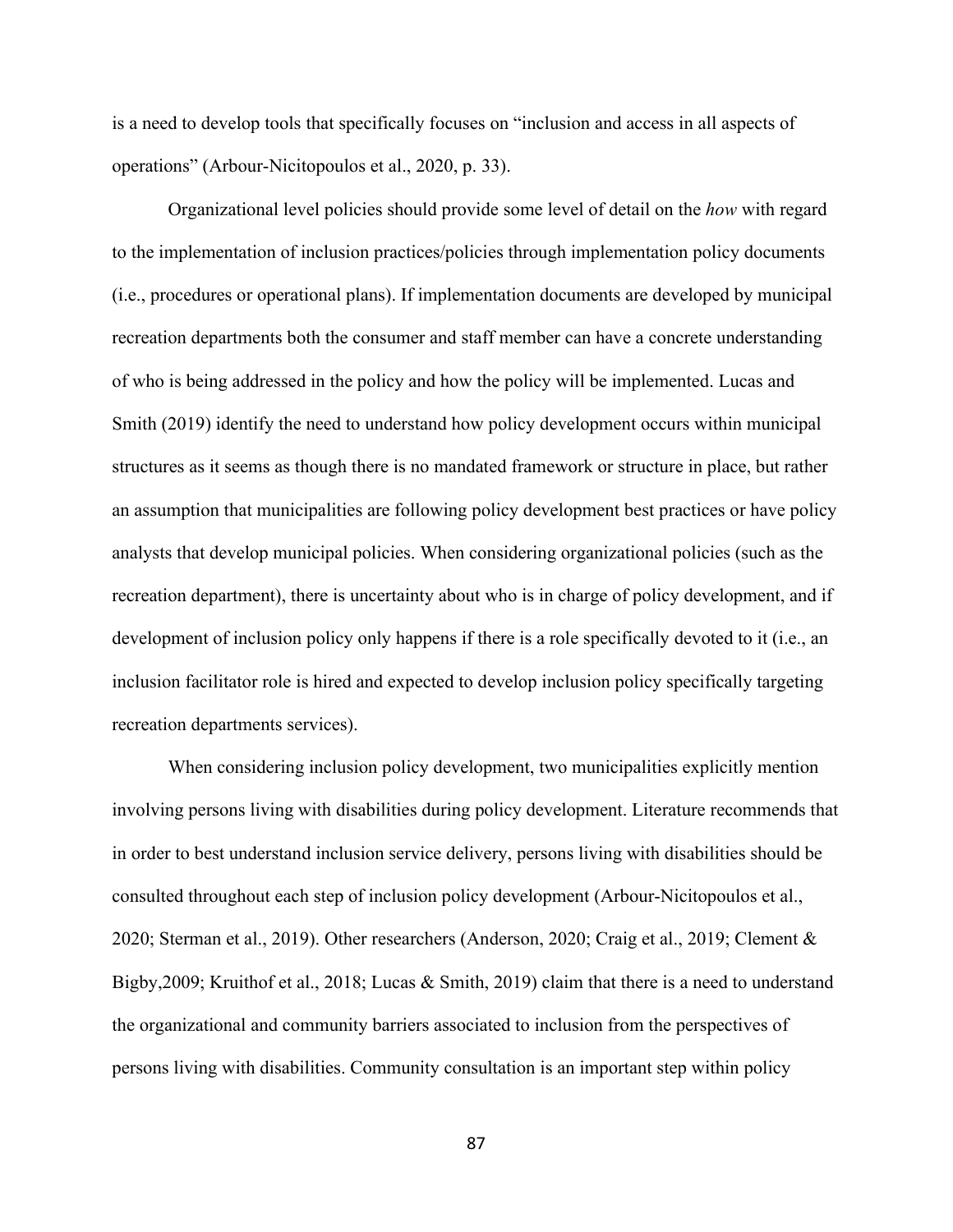is a need to develop tools that specifically focuses on "inclusion and access in all aspects of operations" (Arbour-Nicitopoulos et al., 2020, p. 33).

Organizational level policies should provide some level of detail on the *how* with regard to the implementation of inclusion practices/policies through implementation policy documents (i.e., procedures or operational plans). If implementation documents are developed by municipal recreation departments both the consumer and staff member can have a concrete understanding of who is being addressed in the policy and how the policy will be implemented. Lucas and Smith (2019) identify the need to understand how policy development occurs within municipal structures as it seems as though there is no mandated framework or structure in place, but rather an assumption that municipalities are following policy development best practices or have policy analysts that develop municipal policies. When considering organizational policies (such as the recreation department), there is uncertainty about who is in charge of policy development, and if development of inclusion policy only happens if there is a role specifically devoted to it (i.e., an inclusion facilitator role is hired and expected to develop inclusion policy specifically targeting recreation departments services).

When considering inclusion policy development, two municipalities explicitly mention involving persons living with disabilities during policy development. Literature recommends that in order to best understand inclusion service delivery, persons living with disabilities should be consulted throughout each step of inclusion policy development (Arbour-Nicitopoulos et al., 2020; Sterman et al., 2019). Other researchers (Anderson, 2020; Craig et al., 2019; Clement & Bigby,2009; Kruithof et al., 2018; Lucas & Smith, 2019) claim that there is a need to understand the organizational and community barriers associated to inclusion from the perspectives of persons living with disabilities. Community consultation is an important step within policy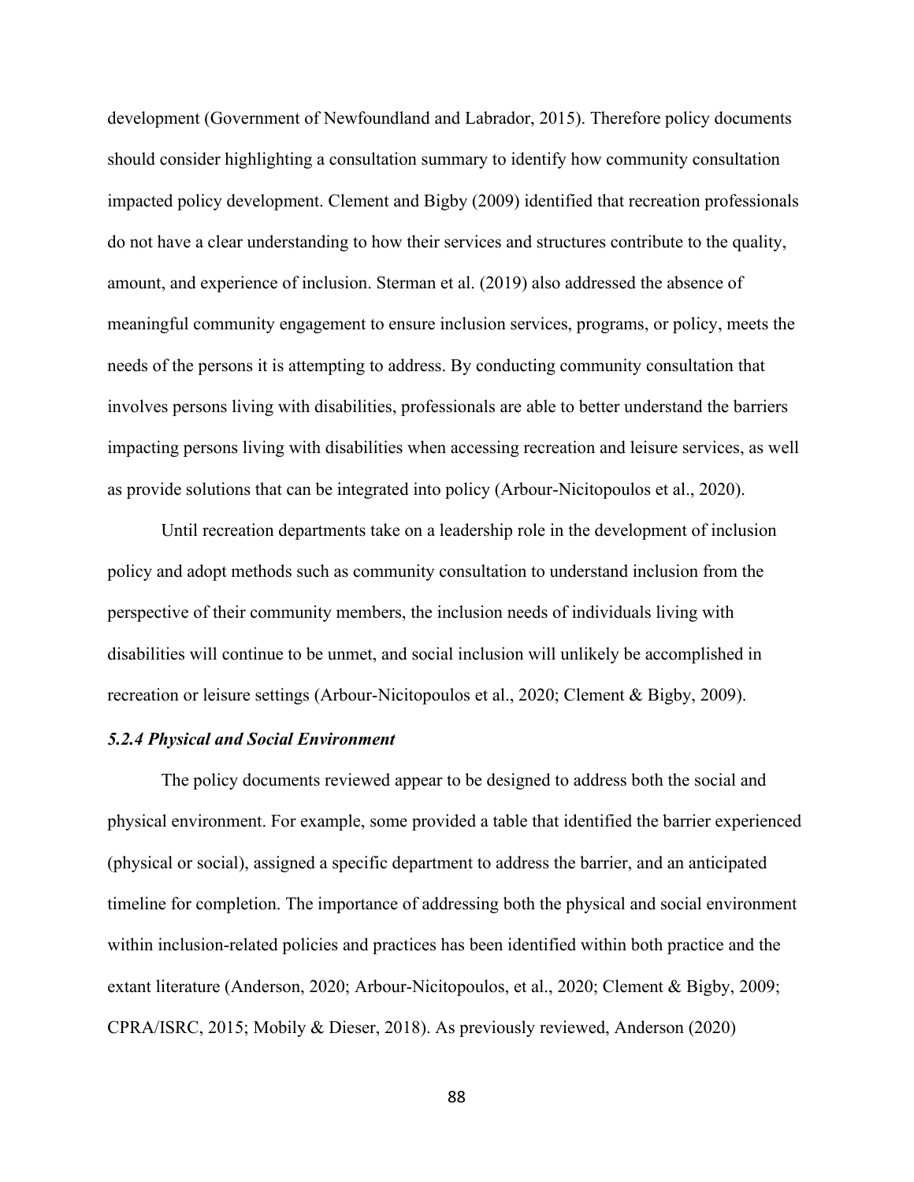development (Government of Newfoundland and Labrador, 2015). Therefore policy documents should consider highlighting a consultation summary to identify how community consultation impacted policy development. Clement and Bigby (2009) identified that recreation professionals do not have a clear understanding to how their services and structures contribute to the quality, amount, and experience of inclusion. Sterman et al. (2019) also addressed the absence of meaningful community engagement to ensure inclusion services, programs, or policy, meets the needs of the persons it is attempting to address. By conducting community consultation that involves persons living with disabilities, professionals are able to better understand the barriers impacting persons living with disabilities when accessing recreation and leisure services, as well as provide solutions that can be integrated into policy (Arbour-Nicitopoulos et al., 2020).

Until recreation departments take on a leadership role in the development of inclusion policy and adopt methods such as community consultation to understand inclusion from the perspective of their community members, the inclusion needs of individuals living with disabilities will continue to be unmet, and social inclusion will unlikely be accomplished in recreation or leisure settings (Arbour-Nicitopoulos et al., 2020; Clement & Bigby, 2009).

#### *5.2.4 Physical and Social Environment*

The policy documents reviewed appear to be designed to address both the social and physical environment. For example, some provided a table that identified the barrier experienced (physical or social), assigned a specific department to address the barrier, and an anticipated timeline for completion. The importance of addressing both the physical and social environment within inclusion-related policies and practices has been identified within both practice and the extant literature (Anderson, 2020; Arbour-Nicitopoulos, et al., 2020; Clement & Bigby, 2009; CPRA/ISRC, 2015; Mobily & Dieser, 2018). As previously reviewed, Anderson (2020)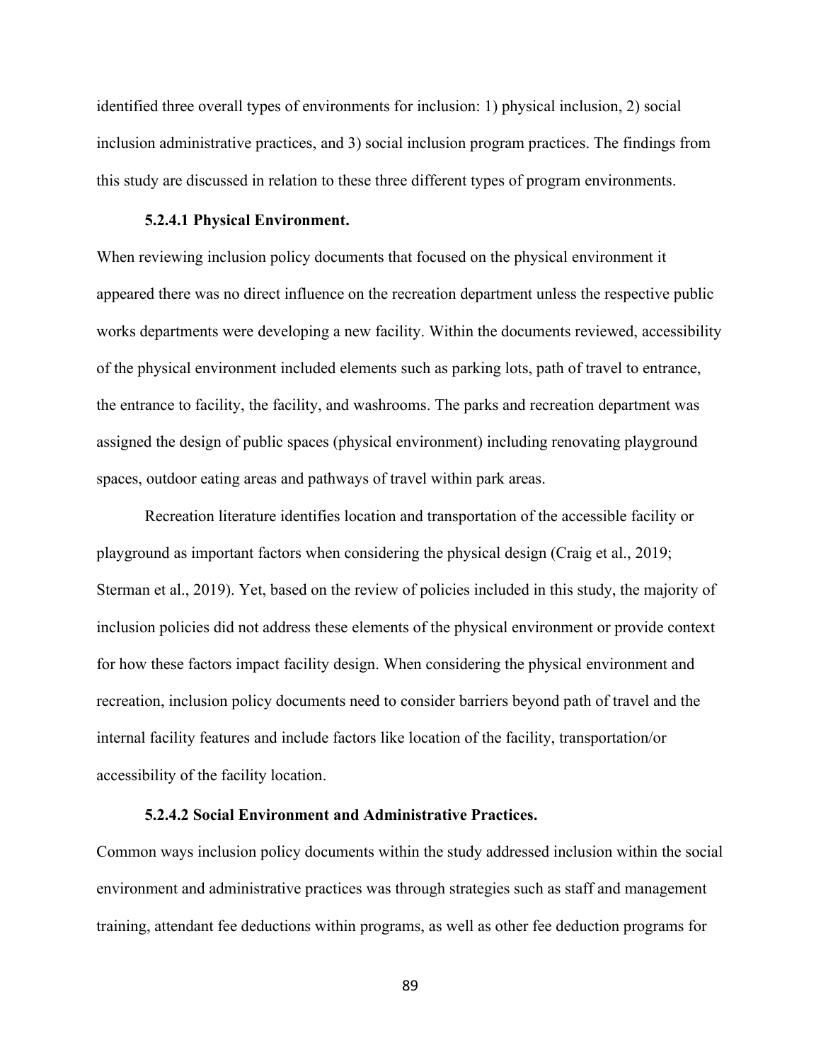identified three overall types of environments for inclusion: 1) physical inclusion, 2) social inclusion administrative practices, and 3) social inclusion program practices. The findings from this study are discussed in relation to these three different types of program environments.

#### 5.2.4.1 Physical Environment.

When reviewing inclusion policy documents that focused on the physical environment it appeared there was no direct influence on the recreation department unless the respective public works departments were developing a new facility. Within the documents reviewed, accessibility of the physical environment included elements such as parking lots, path of travel to entrance, the entrance to facility, the facility, and washrooms. The parks and recreation department was assigned the design of public spaces (physical environment) including renovating playground spaces, outdoor eating areas and pathways of travel within park areas.

Recreation literature identifies location and transportation of the accessible facility or playground as important factors when considering the physical design (Craig et al., 2019; Sterman et al., 2019). Yet, based on the review of policies included in this study, the majority of inclusion policies did not address these elements of the physical environment or provide context for how these factors impact facility design. When considering the physical environment and recreation, inclusion policy documents need to consider barriers beyond path of travel and the internal facility features and include factors like location of the facility, transportation/or accessibility of the facility location.

#### 5.2.4.2 Social Environment and Administrative Practices.

Common ways inclusion policy documents within the study addressed inclusion within the social environment and administrative practices was through strategies such as staff and management training, attendant fee deductions within programs, as well as other fee deduction programs for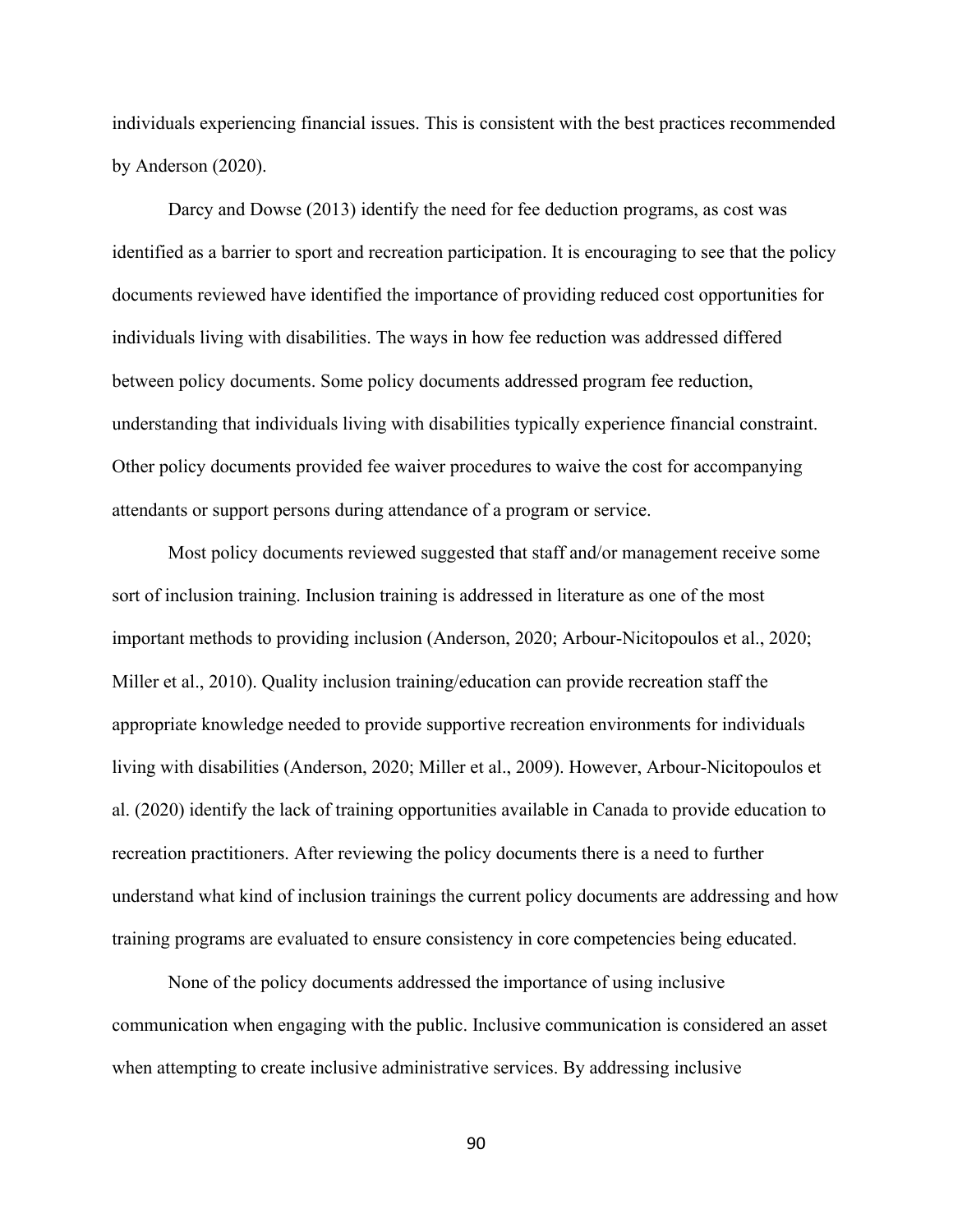individuals experiencing financial issues. This is consistent with the best practices recommended by Anderson (2020).

Darcy and Dowse (2013) identify the need for fee deduction programs, as cost was identified as a barrier to sport and recreation participation. It is encouraging to see that the policy documents reviewed have identified the importance of providing reduced cost opportunities for individuals living with disabilities. The ways in how fee reduction was addressed differed between policy documents. Some policy documents addressed program fee reduction, understanding that individuals living with disabilities typically experience financial constraint. Other policy documents provided fee waiver procedures to waive the cost for accompanying attendants or support persons during attendance of a program or service.

Most policy documents reviewed suggested that staff and/or management receive some sort of inclusion training. Inclusion training is addressed in literature as one of the most important methods to providing inclusion (Anderson, 2020; Arbour-Nicitopoulos et al., 2020; Miller et al., 2010). Quality inclusion training/education can provide recreation staff the appropriate knowledge needed to provide supportive recreation environments for individuals living with disabilities (Anderson, 2020; Miller et al., 2009). However, Arbour-Nicitopoulos et al. (2020) identify the lack of training opportunities available in Canada to provide education to recreation practitioners. After reviewing the policy documents there is a need to further understand what kind of inclusion trainings the current policy documents are addressing and how training programs are evaluated to ensure consistency in core competencies being educated.

None of the policy documents addressed the importance of using inclusive communication when engaging with the public. Inclusive communication is considered an asset when attempting to create inclusive administrative services. By addressing inclusive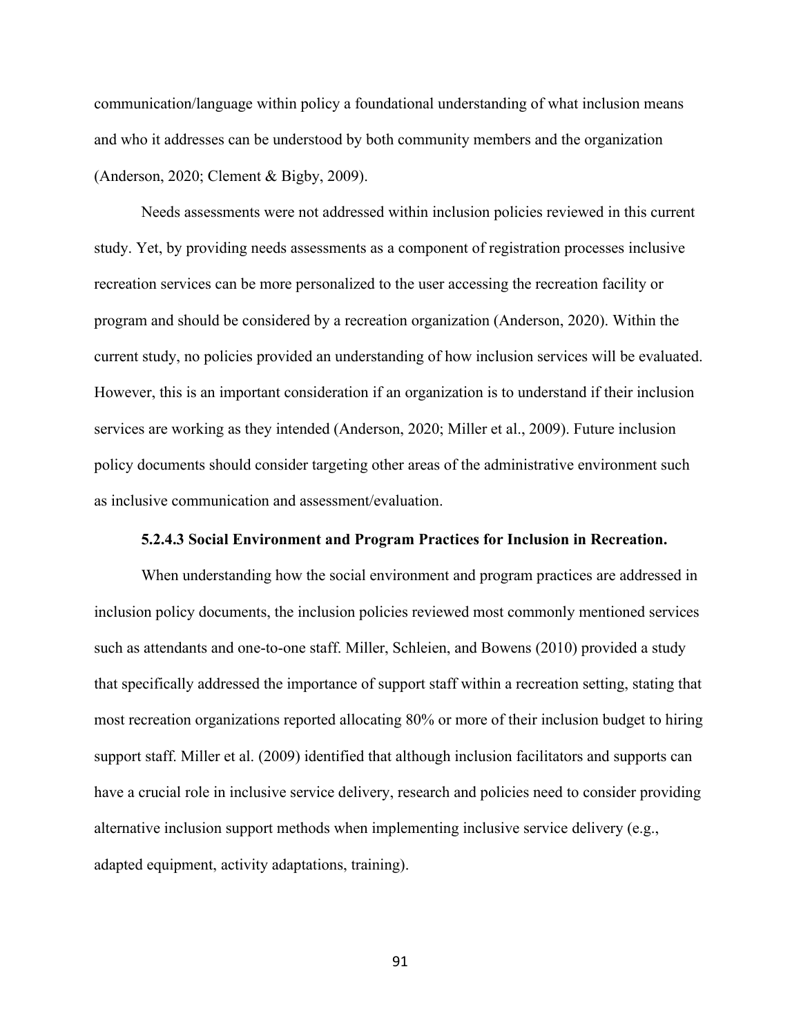communication/language within policy a foundational understanding of what inclusion means and who it addresses can be understood by both community members and the organization (Anderson, 2020; Clement & Bigby, 2009).

Needs assessments were not addressed within inclusion policies reviewed in this current study. Yet, by providing needs assessments as a component of registration processes inclusive recreation services can be more personalized to the user accessing the recreation facility or program and should be considered by a recreation organization (Anderson, 2020). Within the current study, no policies provided an understanding of how inclusion services will be evaluated. However, this is an important consideration if an organization is to understand if their inclusion services are working as they intended (Anderson, 2020; Miller et al., 2009). Future inclusion policy documents should consider targeting other areas of the administrative environment such as inclusive communication and assessment/evaluation.

#### 5.2.4.3 Social Environment and Program Practices for Inclusion in Recreation.

When understanding how the social environment and program practices are addressed in inclusion policy documents, the inclusion policies reviewed most commonly mentioned services such as attendants and one-to-one staff. Miller, Schleien, and Bowens (2010) provided a study that specifically addressed the importance of support staff within a recreation setting, stating that most recreation organizations reported allocating 80% or more of their inclusion budget to hiring support staff. Miller et al. (2009) identified that although inclusion facilitators and supports can have a crucial role in inclusive service delivery, research and policies need to consider providing alternative inclusion support methods when implementing inclusive service delivery (e.g., adapted equipment, activity adaptations, training).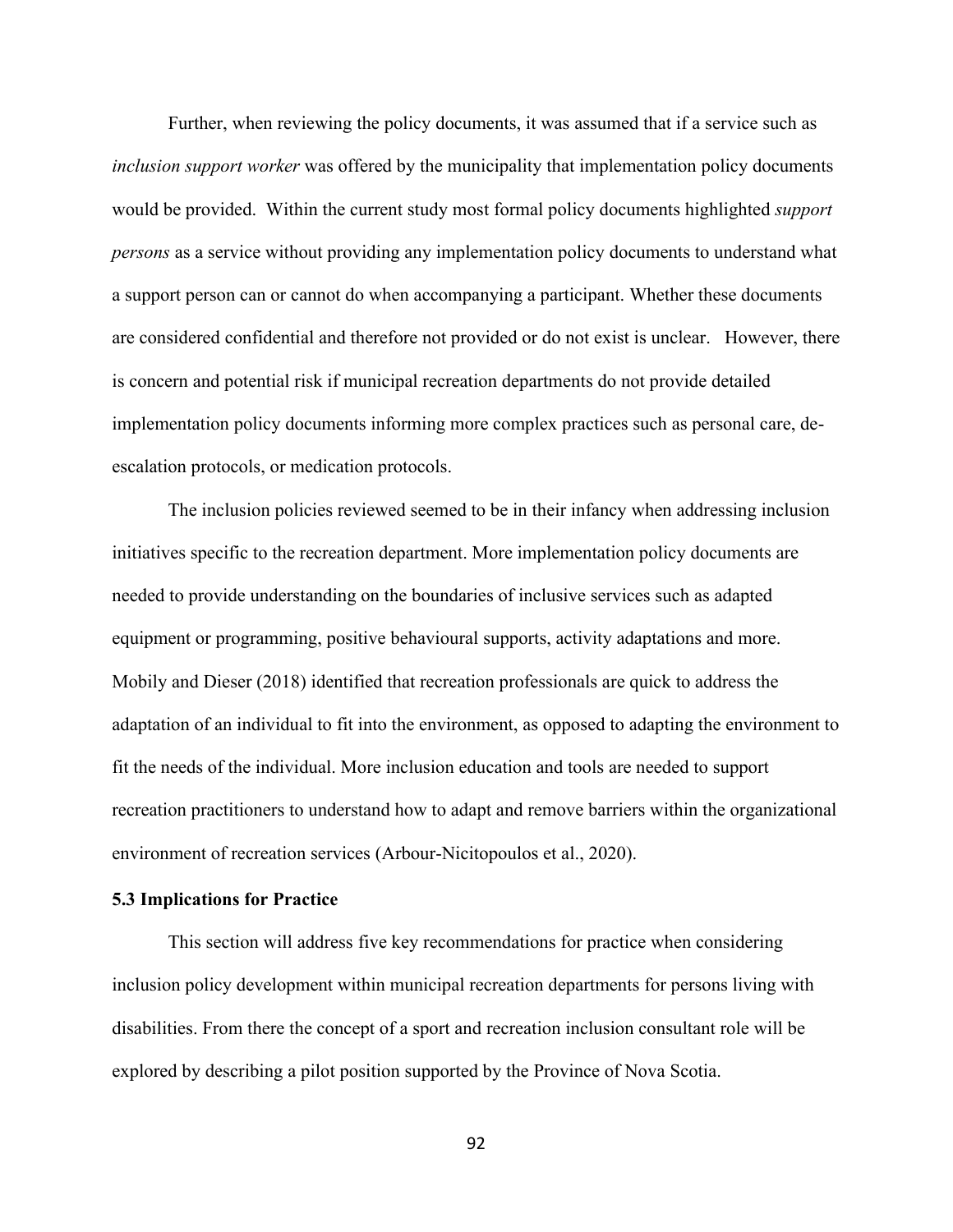Further, when reviewing the policy documents, it was assumed that if a service such as *inclusion support worker* was offered by the municipality that implementation policy documents would be provided. Within the current study most formal policy documents highlighted *support persons* as a service without providing any implementation policy documents to understand what a support person can or cannot do when accompanying a participant. Whether these documents are considered confidential and therefore not provided or do not exist is unclear. However, there is concern and potential risk if municipal recreation departments do not provide detailed implementation policy documents informing more complex practices such as personal care, de-escalation protocols, or medication protocols.

The inclusion policies reviewed seemed to be in their infancy when addressing inclusion initiatives specific to the recreation department. More implementation policy documents are needed to provide understanding on the boundaries of inclusive services such as adapted equipment or programming, positive behavioural supports, activity adaptations and more. Mobily and Dieser (2018) identified that recreation professionals are quick to address the adaptation of an individual to fit into the environment, as opposed to adapting the environment to fit the needs of the individual. More inclusion education and tools are needed to support recreation practitioners to understand how to adapt and remove barriers within the organizational environment of recreation services (Arbour-Nicitopoulos et al., 2020).

### 5.3 Implications for Practice

This section will address five key recommendations for practice when considering inclusion policy development within municipal recreation departments for persons living with disabilities. From there the concept of a sport and recreation inclusion consultant role will be explored by describing a pilot position supported by the Province of Nova Scotia.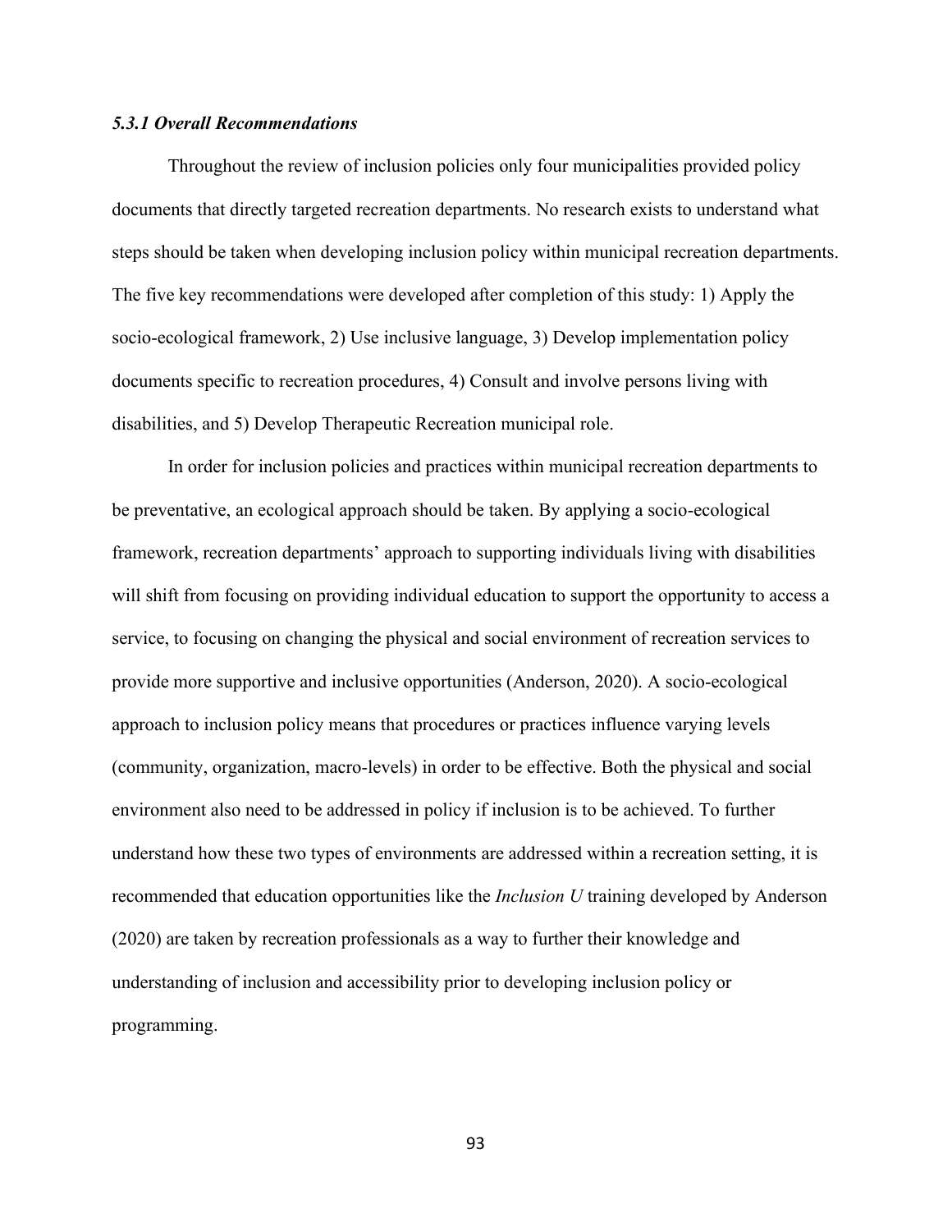### *5.3.1 Overall Recommendations*

Throughout the review of inclusion policies only four municipalities provided policy documents that directly targeted recreation departments. No research exists to understand what steps should be taken when developing inclusion policy within municipal recreation departments. The five key recommendations were developed after completion of this study: 1) Apply the socio-ecological framework, 2) Use inclusive language, 3) Develop implementation policy documents specific to recreation procedures, 4) Consult and involve persons living with disabilities, and 5) Develop Therapeutic Recreation municipal role.

In order for inclusion policies and practices within municipal recreation departments to be preventative, an ecological approach should be taken. By applying a socio-ecological framework, recreation departments' approach to supporting individuals living with disabilities will shift from focusing on providing individual education to support the opportunity to access a service, to focusing on changing the physical and social environment of recreation services to provide more supportive and inclusive opportunities (Anderson, 2020). A socio-ecological approach to inclusion policy means that procedures or practices influence varying levels (community, organization, macro-levels) in order to be effective. Both the physical and social environment also need to be addressed in policy if inclusion is to be achieved. To further understand how these two types of environments are addressed within a recreation setting, it is recommended that education opportunities like the *Inclusion U* training developed by Anderson (2020) are taken by recreation professionals as a way to further their knowledge and understanding of inclusion and accessibility prior to developing inclusion policy or programming.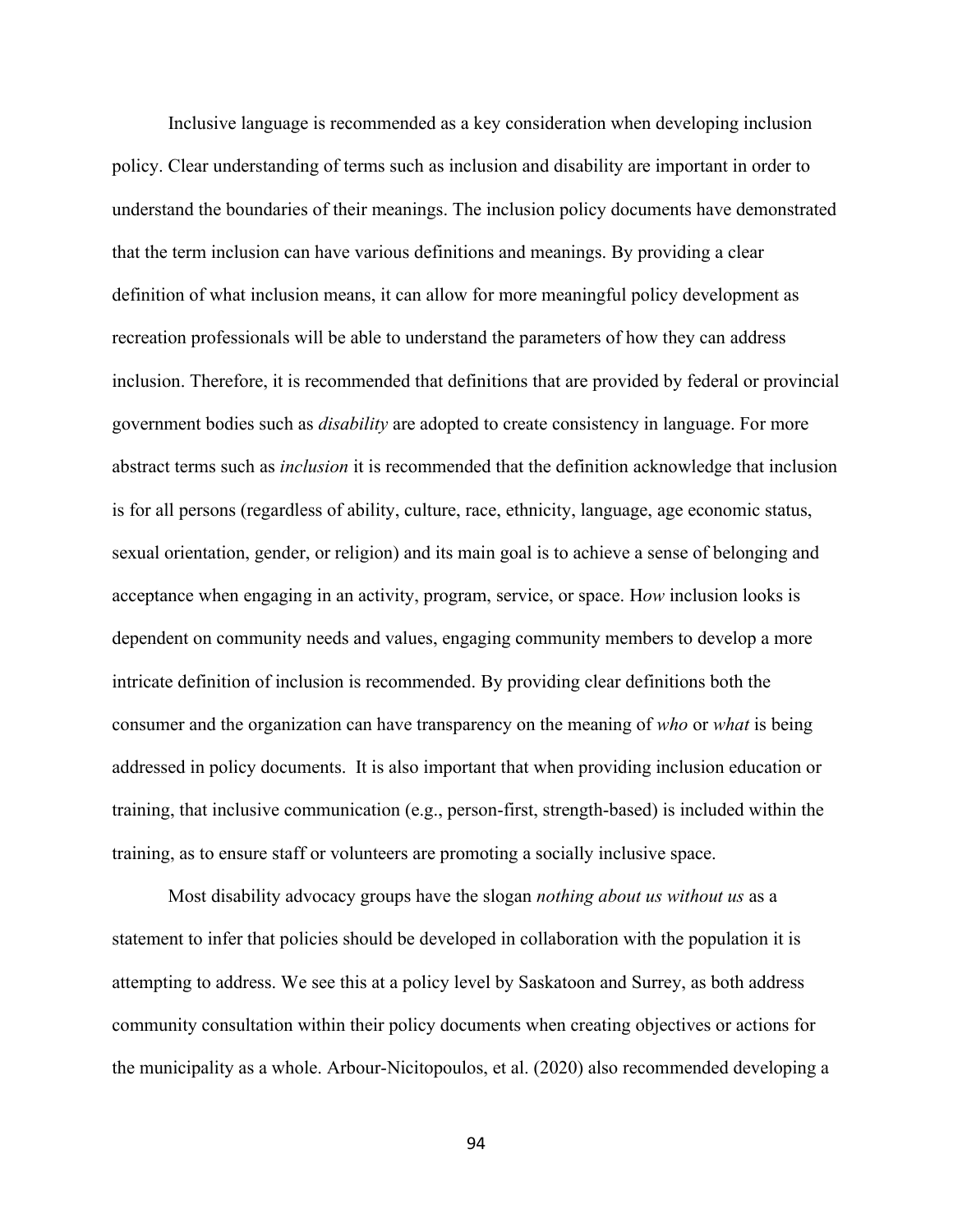Inclusive language is recommended as a key consideration when developing inclusion policy. Clear understanding of terms such as inclusion and disability are important in order to understand the boundaries of their meanings. The inclusion policy documents have demonstrated that the term inclusion can have various definitions and meanings. By providing a clear definition of what inclusion means, it can allow for more meaningful policy development as recreation professionals will be able to understand the parameters of how they can address inclusion. Therefore, it is recommended that definitions that are provided by federal or provincial government bodies such as *disability* are adopted to create consistency in language. For more abstract terms such as *inclusion* it is recommended that the definition acknowledge that inclusion is for all persons (regardless of ability, culture, race, ethnicity, language, age economic status, sexual orientation, gender, or religion) and its main goal is to achieve a sense of belonging and acceptance when engaging in an activity, program, service, or space. H*ow* inclusion looks is dependent on community needs and values, engaging community members to develop a more intricate definition of inclusion is recommended. By providing clear definitions both the consumer and the organization can have transparency on the meaning of *who* or *what* is being addressed in policy documents. It is also important that when providing inclusion education or training, that inclusive communication (e.g., person-first, strength-based) is included within the training, as to ensure staff or volunteers are promoting a socially inclusive space.

Most disability advocacy groups have the slogan *nothing about us without us* as a statement to infer that policies should be developed in collaboration with the population it is attempting to address. We see this at a policy level by Saskatoon and Surrey, as both address community consultation within their policy documents when creating objectives or actions for the municipality as a whole. Arbour-Nicitopoulos, et al. (2020) also recommended developing a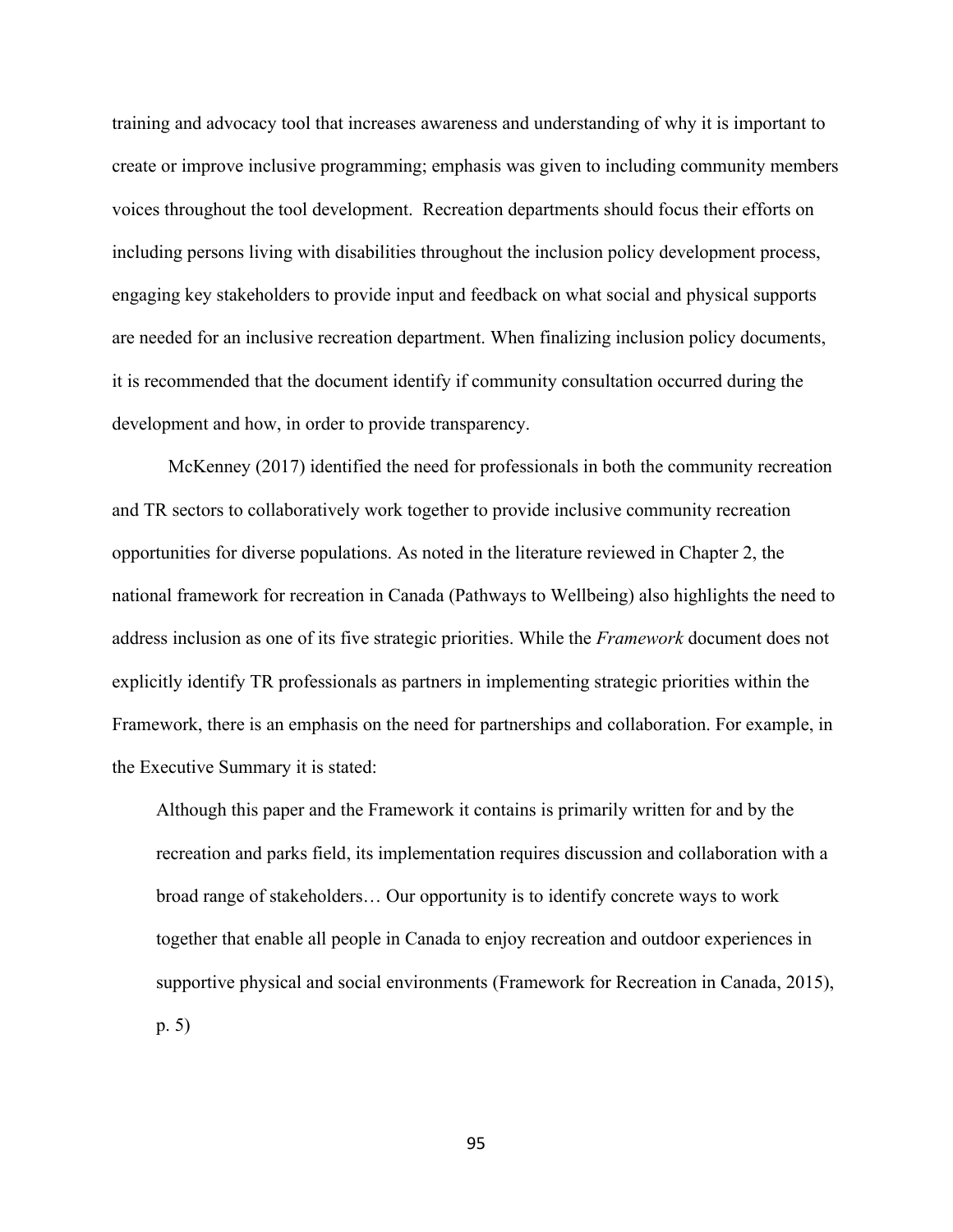training and advocacy tool that increases awareness and understanding of why it is important to create or improve inclusive programming; emphasis was given to including community members voices throughout the tool development. Recreation departments should focus their efforts on including persons living with disabilities throughout the inclusion policy development process, engaging key stakeholders to provide input and feedback on what social and physical supports are needed for an inclusive recreation department. When finalizing inclusion policy documents, it is recommended that the document identify if community consultation occurred during the development and how, in order to provide transparency.

McKenney (2017) identified the need for professionals in both the community recreation and TR sectors to collaboratively work together to provide inclusive community recreation opportunities for diverse populations. As noted in the literature reviewed in Chapter 2, the national framework for recreation in Canada (Pathways to Wellbeing) also highlights the need to address inclusion as one of its five strategic priorities. While the *Framework* document does not explicitly identify TR professionals as partners in implementing strategic priorities within the Framework, there is an emphasis on the need for partnerships and collaboration. For example, in the Executive Summary it is stated:

> Although this paper and the Framework it contains is primarily written for and by the recreation and parks field, its implementation requires discussion and collaboration with a broad range of stakeholders… Our opportunity is to identify concrete ways to work together that enable all people in Canada to enjoy recreation and outdoor experiences in supportive physical and social environments (Framework for Recreation in Canada, 2015), p. 5)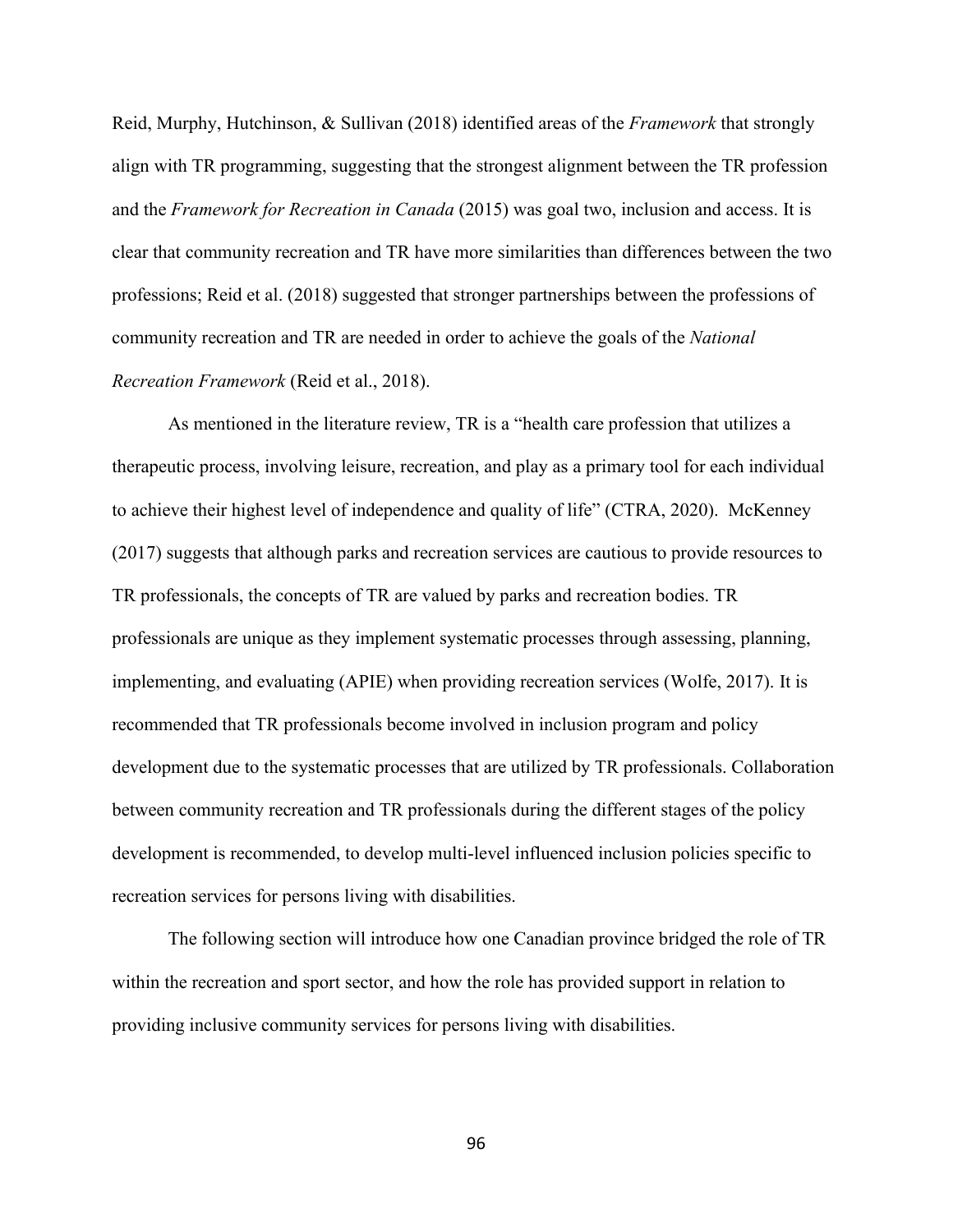Reid, Murphy, Hutchinson, & Sullivan (2018) identified areas of the *Framework* that strongly align with TR programming, suggesting that the strongest alignment between the TR profession and the *Framework for Recreation in Canada* (2015) was goal two, inclusion and access. It is clear that community recreation and TR have more similarities than differences between the two professions; Reid et al. (2018) suggested that stronger partnerships between the professions of community recreation and TR are needed in order to achieve the goals of the *National Recreation Framework* (Reid et al., 2018).

As mentioned in the literature review, TR is a "health care profession that utilizes a therapeutic process, involving leisure, recreation, and play as a primary tool for each individual to achieve their highest level of independence and quality of life" (CTRA, 2020). McKenney (2017) suggests that although parks and recreation services are cautious to provide resources to TR professionals, the concepts of TR are valued by parks and recreation bodies. TR professionals are unique as they implement systematic processes through assessing, planning, implementing, and evaluating (APIE) when providing recreation services (Wolfe, 2017). It is recommended that TR professionals become involved in inclusion program and policy development due to the systematic processes that are utilized by TR professionals. Collaboration between community recreation and TR professionals during the different stages of the policy development is recommended, to develop multi-level influenced inclusion policies specific to recreation services for persons living with disabilities.

The following section will introduce how one Canadian province bridged the role of TR within the recreation and sport sector, and how the role has provided support in relation to providing inclusive community services for persons living with disabilities.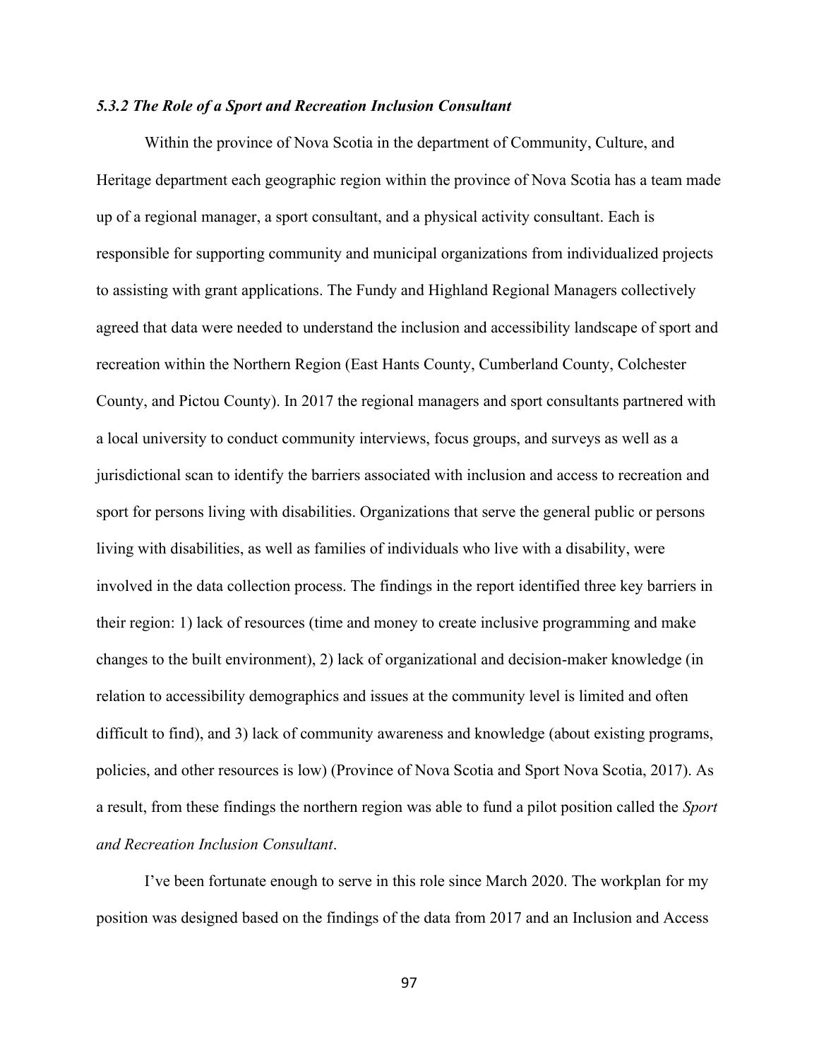### *5.3.2 The Role of a Sport and Recreation Inclusion Consultant*

Within the province of Nova Scotia in the department of Community, Culture, and Heritage department each geographic region within the province of Nova Scotia has a team made up of a regional manager, a sport consultant, and a physical activity consultant. Each is responsible for supporting community and municipal organizations from individualized projects to assisting with grant applications. The Fundy and Highland Regional Managers collectively agreed that data were needed to understand the inclusion and accessibility landscape of sport and recreation within the Northern Region (East Hants County, Cumberland County, Colchester County, and Pictou County). In 2017 the regional managers and sport consultants partnered with a local university to conduct community interviews, focus groups, and surveys as well as a jurisdictional scan to identify the barriers associated with inclusion and access to recreation and sport for persons living with disabilities. Organizations that serve the general public or persons living with disabilities, as well as families of individuals who live with a disability, were involved in the data collection process. The findings in the report identified three key barriers in their region: 1) lack of resources (time and money to create inclusive programming and make changes to the built environment), 2) lack of organizational and decision-maker knowledge (in relation to accessibility demographics and issues at the community level is limited and often difficult to find), and 3) lack of community awareness and knowledge (about existing programs, policies, and other resources is low) (Province of Nova Scotia and Sport Nova Scotia, 2017). As a result, from these findings the northern region was able to fund a pilot position called the *Sport and Recreation Inclusion Consultant*.

I've been fortunate enough to serve in this role since March 2020. The workplan for my position was designed based on the findings of the data from 2017 and an Inclusion and Access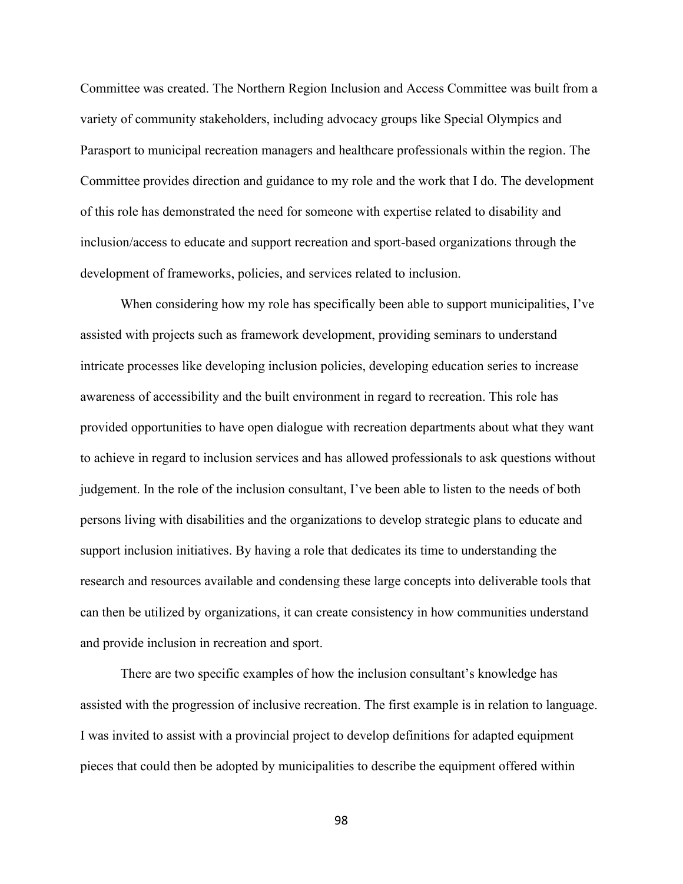Committee was created. The Northern Region Inclusion and Access Committee was built from a variety of community stakeholders, including advocacy groups like Special Olympics and Parasport to municipal recreation managers and healthcare professionals within the region. The Committee provides direction and guidance to my role and the work that I do. The development of this role has demonstrated the need for someone with expertise related to disability and inclusion/access to educate and support recreation and sport-based organizations through the development of frameworks, policies, and services related to inclusion.

When considering how my role has specifically been able to support municipalities, I've assisted with projects such as framework development, providing seminars to understand intricate processes like developing inclusion policies, developing education series to increase awareness of accessibility and the built environment in regard to recreation. This role has provided opportunities to have open dialogue with recreation departments about what they want to achieve in regard to inclusion services and has allowed professionals to ask questions without judgement. In the role of the inclusion consultant, I've been able to listen to the needs of both persons living with disabilities and the organizations to develop strategic plans to educate and support inclusion initiatives. By having a role that dedicates its time to understanding the research and resources available and condensing these large concepts into deliverable tools that can then be utilized by organizations, it can create consistency in how communities understand and provide inclusion in recreation and sport.

There are two specific examples of how the inclusion consultant's knowledge has assisted with the progression of inclusive recreation. The first example is in relation to language. I was invited to assist with a provincial project to develop definitions for adapted equipment pieces that could then be adopted by municipalities to describe the equipment offered within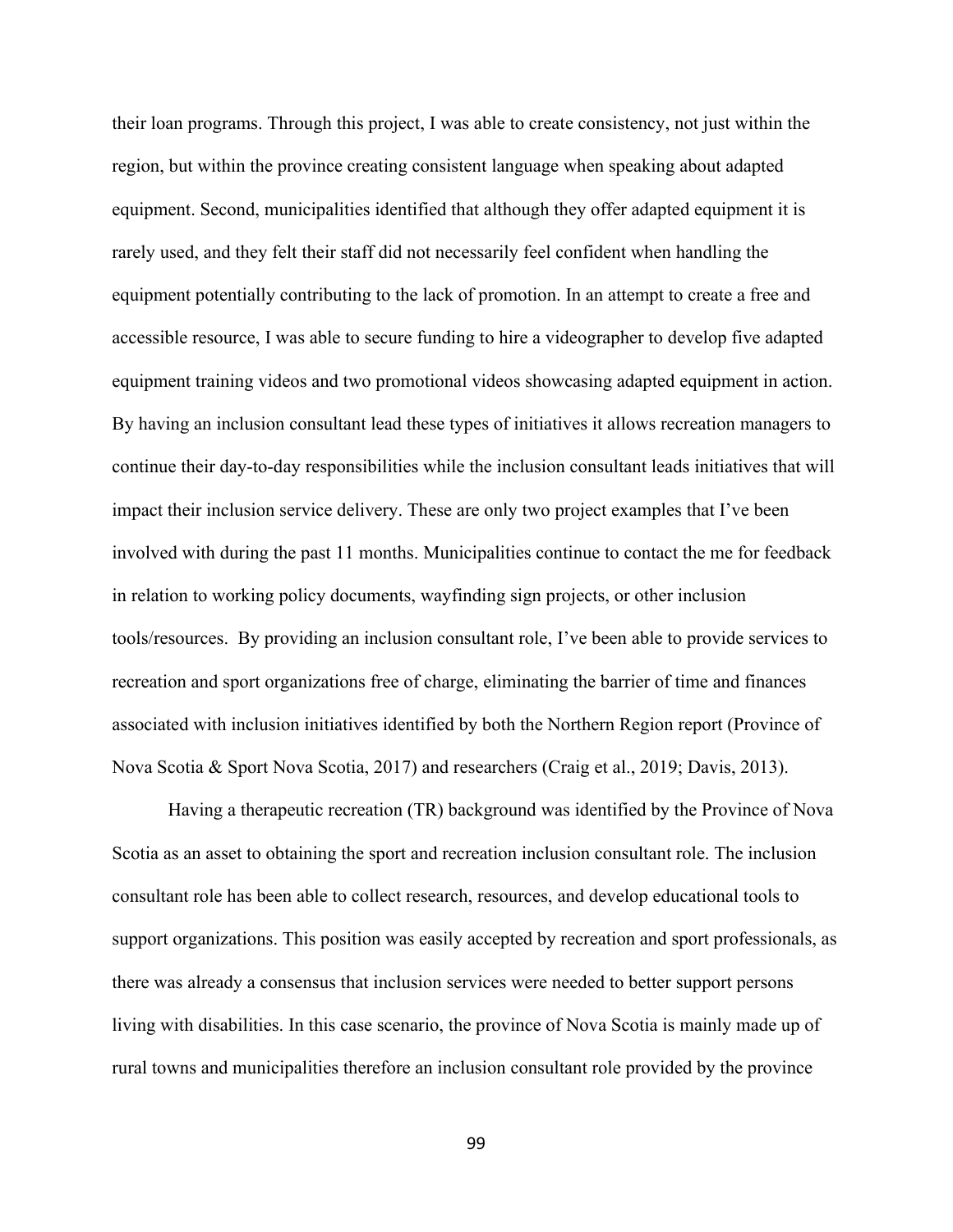their loan programs. Through this project, I was able to create consistency, not just within the region, but within the province creating consistent language when speaking about adapted equipment. Second, municipalities identified that although they offer adapted equipment it is rarely used, and they felt their staff did not necessarily feel confident when handling the equipment potentially contributing to the lack of promotion. In an attempt to create a free and accessible resource, I was able to secure funding to hire a videographer to develop five adapted equipment training videos and two promotional videos showcasing adapted equipment in action. By having an inclusion consultant lead these types of initiatives it allows recreation managers to continue their day-to-day responsibilities while the inclusion consultant leads initiatives that will impact their inclusion service delivery. These are only two project examples that I've been involved with during the past 11 months. Municipalities continue to contact the me for feedback in relation to working policy documents, wayfinding sign projects, or other inclusion tools/resources. By providing an inclusion consultant role, I've been able to provide services to recreation and sport organizations free of charge, eliminating the barrier of time and finances associated with inclusion initiatives identified by both the Northern Region report (Province of Nova Scotia & Sport Nova Scotia, 2017) and researchers (Craig et al., 2019; Davis, 2013).

Having a therapeutic recreation (TR) background was identified by the Province of Nova Scotia as an asset to obtaining the sport and recreation inclusion consultant role. The inclusion consultant role has been able to collect research, resources, and develop educational tools to support organizations. This position was easily accepted by recreation and sport professionals, as there was already a consensus that inclusion services were needed to better support persons living with disabilities. In this case scenario, the province of Nova Scotia is mainly made up of rural towns and municipalities therefore an inclusion consultant role provided by the province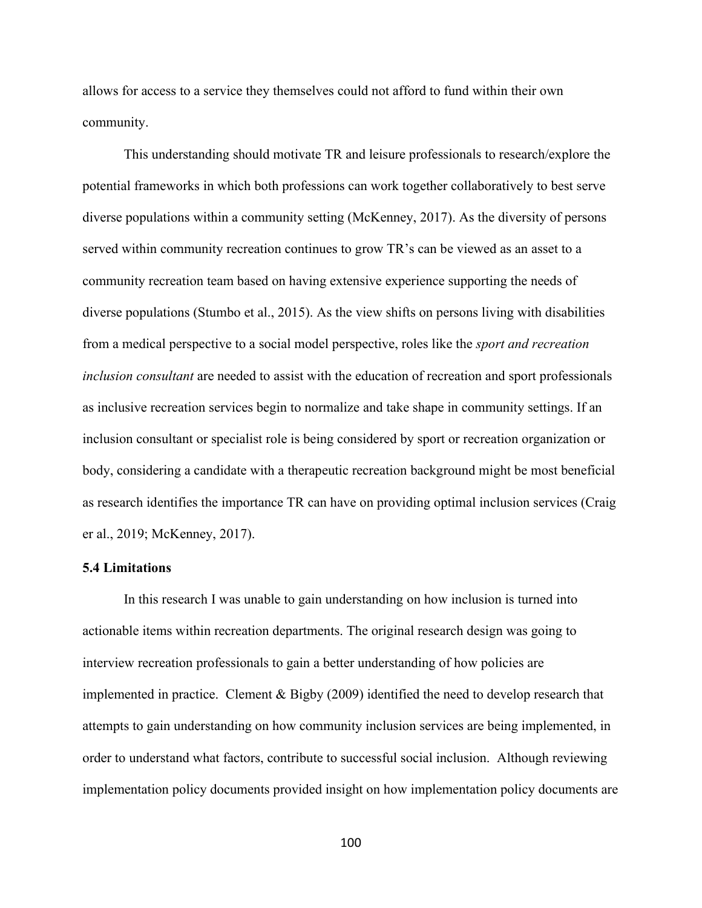allows for access to a service they themselves could not afford to fund within their own community.

This understanding should motivate TR and leisure professionals to research/explore the potential frameworks in which both professions can work together collaboratively to best serve diverse populations within a community setting (McKenney, 2017). As the diversity of persons served within community recreation continues to grow TR's can be viewed as an asset to a community recreation team based on having extensive experience supporting the needs of diverse populations (Stumbo et al., 2015). As the view shifts on persons living with disabilities from a medical perspective to a social model perspective, roles like the *sport and recreation inclusion consultant* are needed to assist with the education of recreation and sport professionals as inclusive recreation services begin to normalize and take shape in community settings. If an inclusion consultant or specialist role is being considered by sport or recreation organization or body, considering a candidate with a therapeutic recreation background might be most beneficial as research identifies the importance TR can have on providing optimal inclusion services (Craig er al., 2019; McKenney, 2017).

### 5.4 Limitations

In this research I was unable to gain understanding on how inclusion is turned into actionable items within recreation departments. The original research design was going to interview recreation professionals to gain a better understanding of how policies are implemented in practice. Clement & Bigby (2009) identified the need to develop research that attempts to gain understanding on how community inclusion services are being implemented, in order to understand what factors, contribute to successful social inclusion. Although reviewing implementation policy documents provided insight on how implementation policy documents are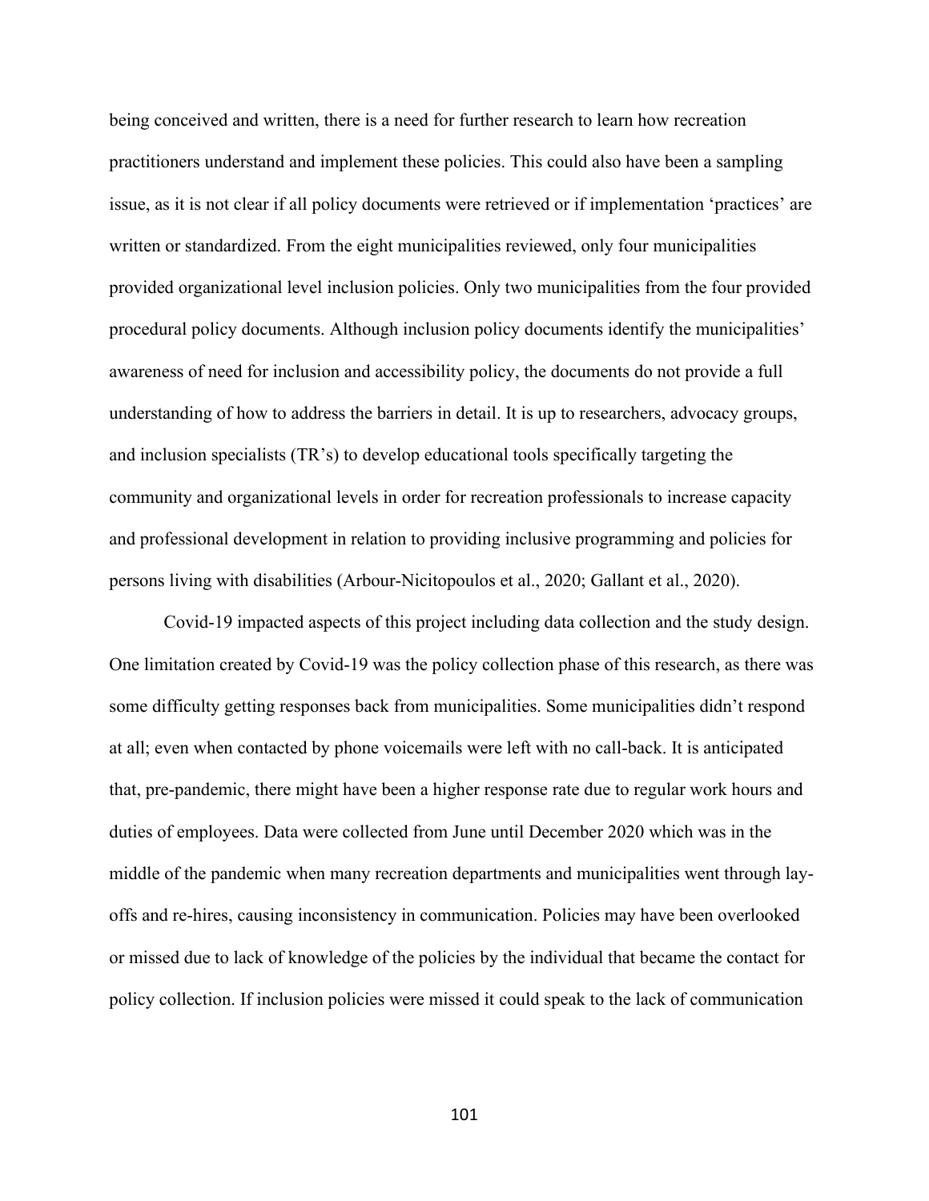being conceived and written, there is a need for further research to learn how recreation practitioners understand and implement these policies. This could also have been a sampling issue, as it is not clear if all policy documents were retrieved or if implementation 'practices' are written or standardized. From the eight municipalities reviewed, only four municipalities provided organizational level inclusion policies. Only two municipalities from the four provided procedural policy documents. Although inclusion policy documents identify the municipalities' awareness of need for inclusion and accessibility policy, the documents do not provide a full understanding of how to address the barriers in detail. It is up to researchers, advocacy groups, and inclusion specialists (TR's) to develop educational tools specifically targeting the community and organizational levels in order for recreation professionals to increase capacity and professional development in relation to providing inclusive programming and policies for persons living with disabilities (Arbour-Nicitopoulos et al., 2020; Gallant et al., 2020).

Covid-19 impacted aspects of this project including data collection and the study design. One limitation created by Covid-19 was the policy collection phase of this research, as there was some difficulty getting responses back from municipalities. Some municipalities didn't respond at all; even when contacted by phone voicemails were left with no call-back. It is anticipated that, pre-pandemic, there might have been a higher response rate due to regular work hours and duties of employees. Data were collected from June until December 2020 which was in the middle of the pandemic when many recreation departments and municipalities went through lay-offs and re-hires, causing inconsistency in communication. Policies may have been overlooked or missed due to lack of knowledge of the policies by the individual that became the contact for policy collection. If inclusion policies were missed it could speak to the lack of communication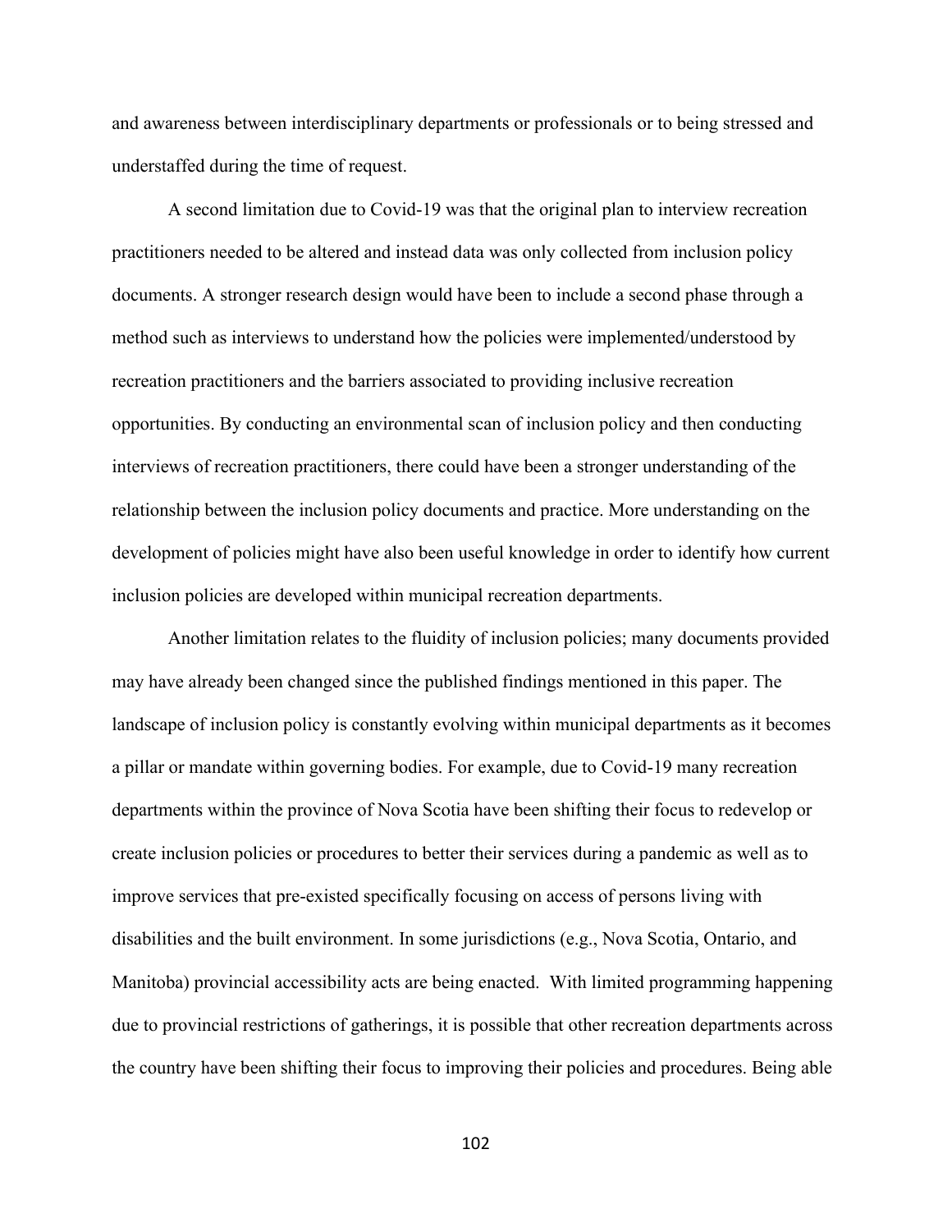and awareness between interdisciplinary departments or professionals or to being stressed and understaffed during the time of request.

A second limitation due to Covid-19 was that the original plan to interview recreation practitioners needed to be altered and instead data was only collected from inclusion policy documents. A stronger research design would have been to include a second phase through a method such as interviews to understand how the policies were implemented/understood by recreation practitioners and the barriers associated to providing inclusive recreation opportunities. By conducting an environmental scan of inclusion policy and then conducting interviews of recreation practitioners, there could have been a stronger understanding of the relationship between the inclusion policy documents and practice. More understanding on the development of policies might have also been useful knowledge in order to identify how current inclusion policies are developed within municipal recreation departments.

Another limitation relates to the fluidity of inclusion policies; many documents provided may have already been changed since the published findings mentioned in this paper. The landscape of inclusion policy is constantly evolving within municipal departments as it becomes a pillar or mandate within governing bodies. For example, due to Covid-19 many recreation departments within the province of Nova Scotia have been shifting their focus to redevelop or create inclusion policies or procedures to better their services during a pandemic as well as to improve services that pre-existed specifically focusing on access of persons living with disabilities and the built environment. In some jurisdictions (e.g., Nova Scotia, Ontario, and Manitoba) provincial accessibility acts are being enacted. With limited programming happening due to provincial restrictions of gatherings, it is possible that other recreation departments across the country have been shifting their focus to improving their policies and procedures. Being able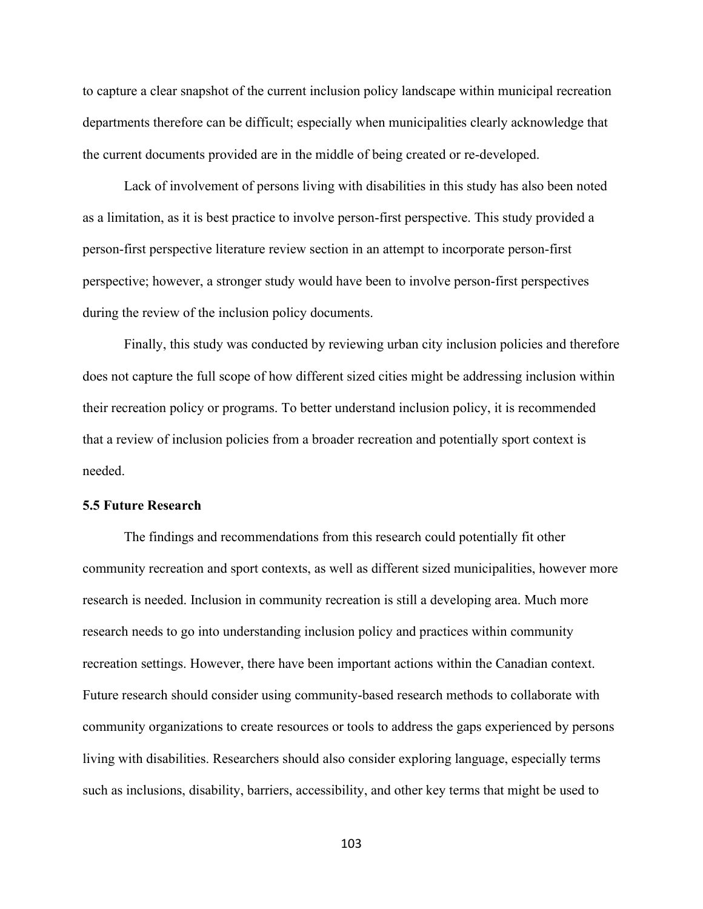to capture a clear snapshot of the current inclusion policy landscape within municipal recreation departments therefore can be difficult; especially when municipalities clearly acknowledge that the current documents provided are in the middle of being created or re-developed.

Lack of involvement of persons living with disabilities in this study has also been noted as a limitation, as it is best practice to involve person-first perspective. This study provided a person-first perspective literature review section in an attempt to incorporate person-first perspective; however, a stronger study would have been to involve person-first perspectives during the review of the inclusion policy documents.

Finally, this study was conducted by reviewing urban city inclusion policies and therefore does not capture the full scope of how different sized cities might be addressing inclusion within their recreation policy or programs. To better understand inclusion policy, it is recommended that a review of inclusion policies from a broader recreation and potentially sport context is needed.

### 5.5 Future Research

The findings and recommendations from this research could potentially fit other community recreation and sport contexts, as well as different sized municipalities, however more research is needed. Inclusion in community recreation is still a developing area. Much more research needs to go into understanding inclusion policy and practices within community recreation settings. However, there have been important actions within the Canadian context. Future research should consider using community-based research methods to collaborate with community organizations to create resources or tools to address the gaps experienced by persons living with disabilities. Researchers should also consider exploring language, especially terms such as inclusions, disability, barriers, accessibility, and other key terms that might be used to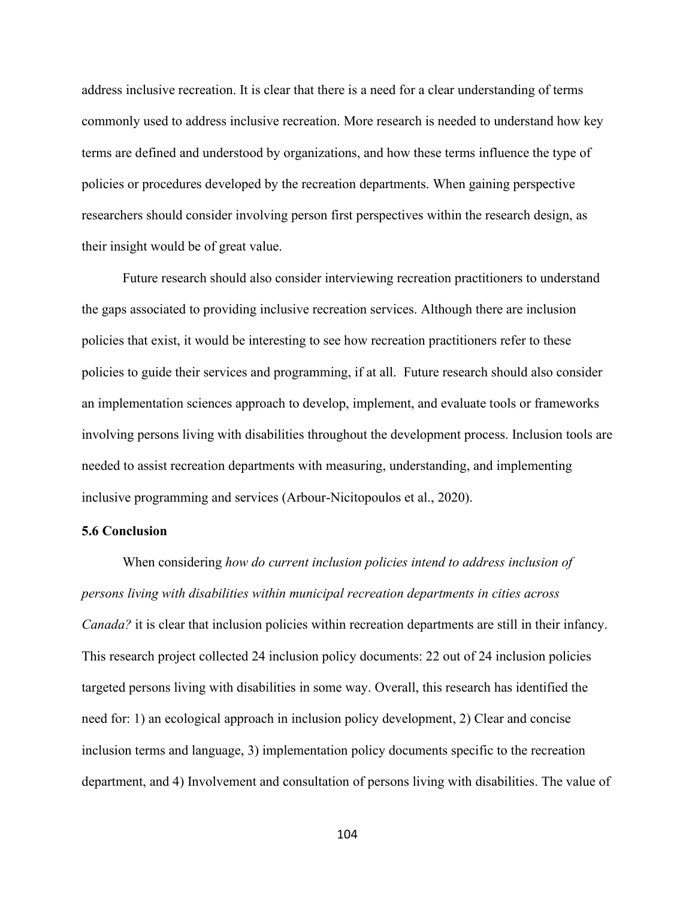address inclusive recreation. It is clear that there is a need for a clear understanding of terms commonly used to address inclusive recreation. More research is needed to understand how key terms are defined and understood by organizations, and how these terms influence the type of policies or procedures developed by the recreation departments. When gaining perspective researchers should consider involving person first perspectives within the research design, as their insight would be of great value.

Future research should also consider interviewing recreation practitioners to understand the gaps associated to providing inclusive recreation services. Although there are inclusion policies that exist, it would be interesting to see how recreation practitioners refer to these policies to guide their services and programming, if at all. Future research should also consider an implementation sciences approach to develop, implement, and evaluate tools or frameworks involving persons living with disabilities throughout the development process. Inclusion tools are needed to assist recreation departments with measuring, understanding, and implementing inclusive programming and services (Arbour-Nicitopoulos et al., 2020).

### 5.6 Conclusion

When considering *how do current inclusion policies intend to address inclusion of persons living with disabilities within municipal recreation departments in cities across Canada?* it is clear that inclusion policies within recreation departments are still in their infancy. This research project collected 24 inclusion policy documents: 22 out of 24 inclusion policies targeted persons living with disabilities in some way. Overall, this research has identified the need for: 1) an ecological approach in inclusion policy development, 2) Clear and concise inclusion terms and language, 3) implementation policy documents specific to the recreation department, and 4) Involvement and consultation of persons living with disabilities. The value of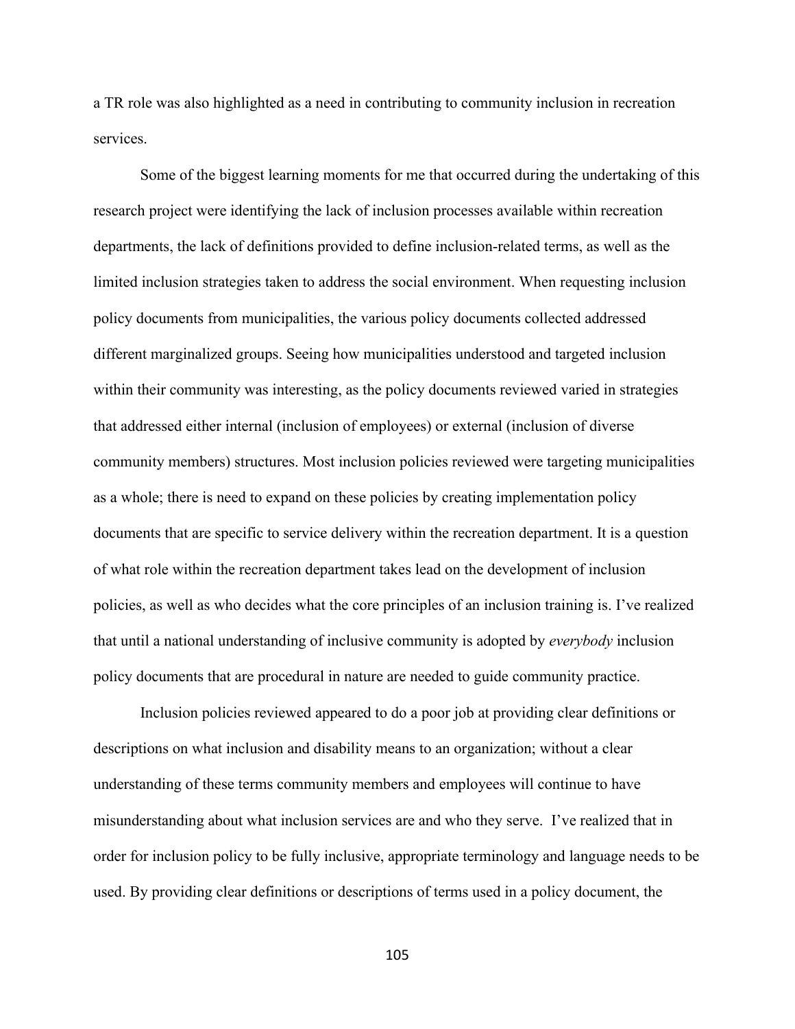a TR role was also highlighted as a need in contributing to community inclusion in recreation services.

Some of the biggest learning moments for me that occurred during the undertaking of this research project were identifying the lack of inclusion processes available within recreation departments, the lack of definitions provided to define inclusion-related terms, as well as the limited inclusion strategies taken to address the social environment. When requesting inclusion policy documents from municipalities, the various policy documents collected addressed different marginalized groups. Seeing how municipalities understood and targeted inclusion within their community was interesting, as the policy documents reviewed varied in strategies that addressed either internal (inclusion of employees) or external (inclusion of diverse community members) structures. Most inclusion policies reviewed were targeting municipalities as a whole; there is need to expand on these policies by creating implementation policy documents that are specific to service delivery within the recreation department. It is a question of what role within the recreation department takes lead on the development of inclusion policies, as well as who decides what the core principles of an inclusion training is. I've realized that until a national understanding of inclusive community is adopted by *everybody* inclusion policy documents that are procedural in nature are needed to guide community practice.

Inclusion policies reviewed appeared to do a poor job at providing clear definitions or descriptions on what inclusion and disability means to an organization; without a clear understanding of these terms community members and employees will continue to have misunderstanding about what inclusion services are and who they serve. I've realized that in order for inclusion policy to be fully inclusive, appropriate terminology and language needs to be used. By providing clear definitions or descriptions of terms used in a policy document, the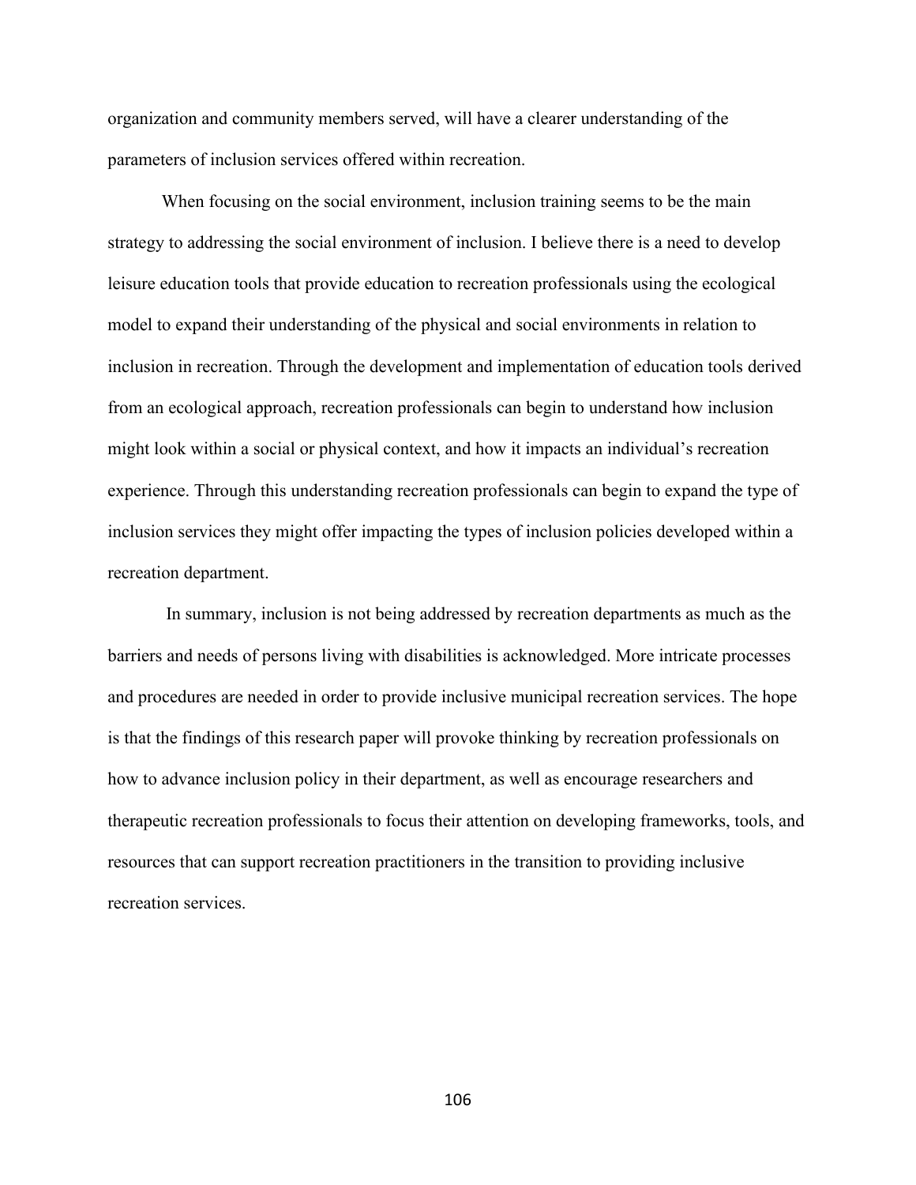organization and community members served, will have a clearer understanding of the parameters of inclusion services offered within recreation.

When focusing on the social environment, inclusion training seems to be the main strategy to addressing the social environment of inclusion. I believe there is a need to develop leisure education tools that provide education to recreation professionals using the ecological model to expand their understanding of the physical and social environments in relation to inclusion in recreation. Through the development and implementation of education tools derived from an ecological approach, recreation professionals can begin to understand how inclusion might look within a social or physical context, and how it impacts an individual's recreation experience. Through this understanding recreation professionals can begin to expand the type of inclusion services they might offer impacting the types of inclusion policies developed within a recreation department.

In summary, inclusion is not being addressed by recreation departments as much as the barriers and needs of persons living with disabilities is acknowledged. More intricate processes and procedures are needed in order to provide inclusive municipal recreation services. The hope is that the findings of this research paper will provoke thinking by recreation professionals on how to advance inclusion policy in their department, as well as encourage researchers and therapeutic recreation professionals to focus their attention on developing frameworks, tools, and resources that can support recreation practitioners in the transition to providing inclusive recreation services.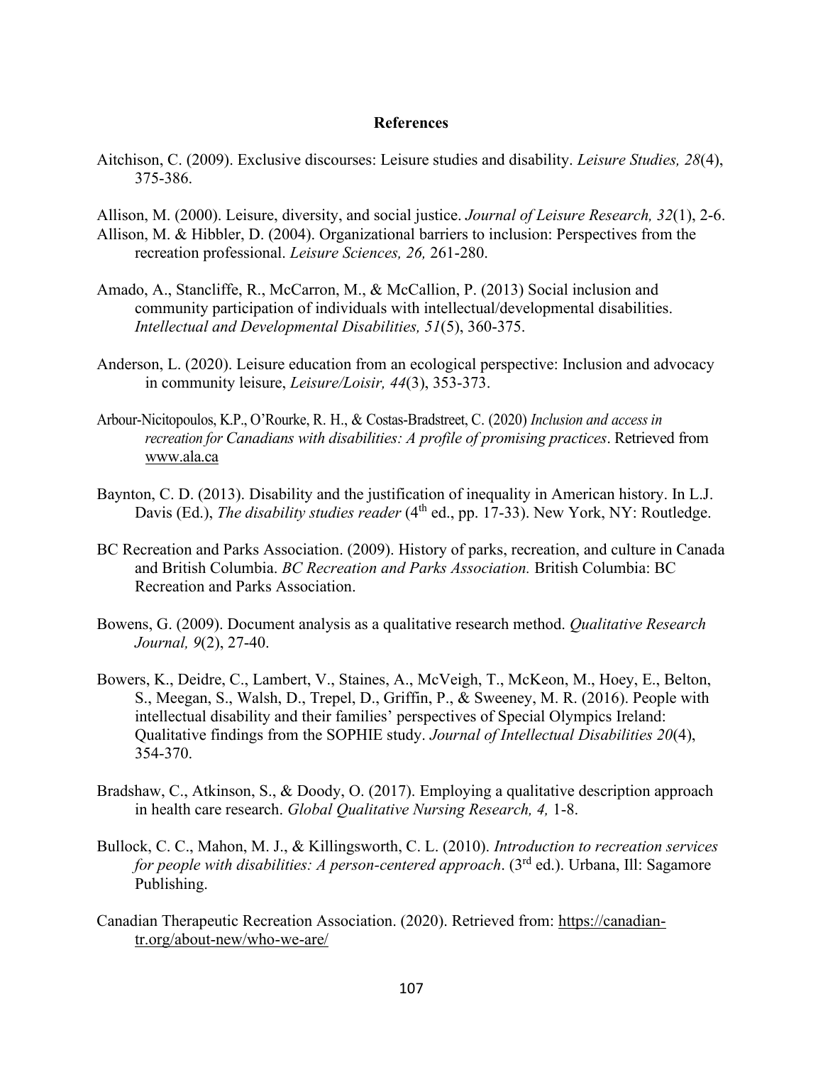# References

Aitchison, C. (2009). Exclusive discourses: Leisure studies and disability. *Leisure Studies, 28*(4), 375-386.

Allison, M. (2000). Leisure, diversity, and social justice. *Journal of Leisure Research, 32*(1), 2-6.

Allison, M. & Hibbler, D. (2004). Organizational barriers to inclusion: Perspectives from the recreation professional. *Leisure Sciences, 26,* 261-280.

Amado, A., Stancliffe, R., McCarron, M., & McCallion, P. (2013) Social inclusion and community participation of individuals with intellectual/developmental disabilities. *Intellectual and Developmental Disabilities, 51*(5), 360-375.

Anderson, L. (2020). Leisure education from an ecological perspective: Inclusion and advocacy in community leisure, *Leisure/Loisir, 44*(3), 353-373.

Arbour-Nicitopoulos, K.P., O'Rourke, R. H., & Costas-Bradstreet, C. (2020) *Inclusion and access in recreation for Canadians with disabilities: A profile of promising practices*. Retrieved from www.ala.ca

Baynton, C. D. (2013). Disability and the justification of inequality in American history. In L.J. Davis (Ed.), *The disability studies reader* (4th ed., pp. 17-33). New York, NY: Routledge.

BC Recreation and Parks Association. (2009). History of parks, recreation, and culture in Canada and British Columbia. *BC Recreation and Parks Association.* British Columbia: BC Recreation and Parks Association.

Bowens, G. (2009). Document analysis as a qualitative research method. *Qualitative Research Journal, 9*(2), 27-40.

Bowers, K., Deidre, C., Lambert, V., Staines, A., McVeigh, T., McKeon, M., Hoey, E., Belton, S., Meegan, S., Walsh, D., Trepel, D., Griffin, P., & Sweeney, M. R. (2016). People with intellectual disability and their families' perspectives of Special Olympics Ireland: Qualitative findings from the SOPHIE study. *Journal of Intellectual Disabilities 20*(4), 354-370.

Bradshaw, C., Atkinson, S., & Doody, O. (2017). Employing a qualitative description approach in health care research. *Global Qualitative Nursing Research, 4,* 1-8.

Bullock, C. C., Mahon, M. J., & Killingsworth, C. L. (2010). *Introduction to recreation services for people with disabilities: A person-centered approach*. (3rd ed.). Urbana, Ill: Sagamore Publishing.

Canadian Therapeutic Recreation Association. (2020). Retrieved from: https://canadian-tr.org/about-new/who-we-are/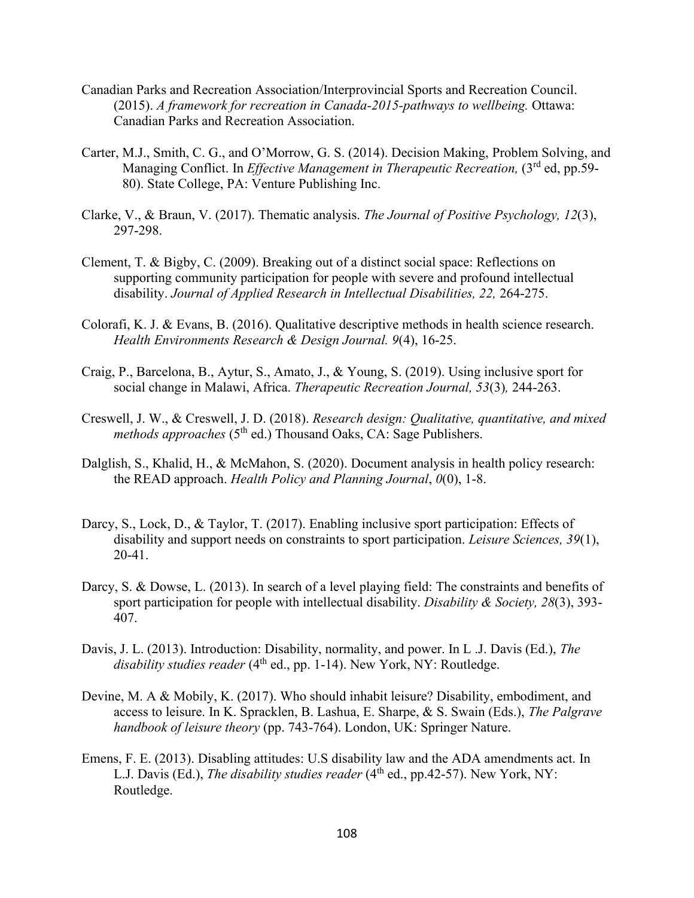Canadian Parks and Recreation Association/Interprovincial Sports and Recreation Council. (2015). *A framework for recreation in Canada-2015-pathways to wellbeing.* Ottawa: Canadian Parks and Recreation Association.

Carter, M.J., Smith, C. G., and O'Morrow, G. S. (2014). Decision Making, Problem Solving, and Managing Conflict. In *Effective Management in Therapeutic Recreation,* (3rd ed, pp.59-80). State College, PA: Venture Publishing Inc.

Clarke, V., & Braun, V. (2017). Thematic analysis. *The Journal of Positive Psychology, 12*(3), 297-298.

Clement, T. & Bigby, C. (2009). Breaking out of a distinct social space: Reflections on supporting community participation for people with severe and profound intellectual disability. *Journal of Applied Research in Intellectual Disabilities, 22,* 264-275.

Colorafi, K. J. & Evans, B. (2016). Qualitative descriptive methods in health science research. *Health Environments Research & Design Journal. 9*(4), 16-25.

Craig, P., Barcelona, B., Aytur, S., Amato, J., & Young, S. (2019). Using inclusive sport for social change in Malawi, Africa. *Therapeutic Recreation Journal, 53*(3)*,* 244-263.

Creswell, J. W., & Creswell, J. D. (2018). *Research design: Qualitative, quantitative, and mixed methods approaches* (5th ed.) Thousand Oaks, CA: Sage Publishers.

Dalglish, S., Khalid, H., & McMahon, S. (2020). Document analysis in health policy research: the READ approach. *Health Policy and Planning Journal*, *0*(0), 1-8.

Darcy, S., Lock, D., & Taylor, T. (2017). Enabling inclusive sport participation: Effects of disability and support needs on constraints to sport participation. *Leisure Sciences, 39*(1), 20-41.

Darcy, S. & Dowse, L. (2013). In search of a level playing field: The constraints and benefits of sport participation for people with intellectual disability. *Disability & Society, 28*(3), 393-407.

Davis, J. L. (2013). Introduction: Disability, normality, and power. In L .J. Davis (Ed.), *The disability studies reader* (4th ed., pp. 1-14). New York, NY: Routledge.

Devine, M. A & Mobily, K. (2017). Who should inhabit leisure? Disability, embodiment, and access to leisure. In K. Spracklen, B. Lashua, E. Sharpe, & S. Swain (Eds.), *The Palgrave handbook of leisure theory* (pp. 743-764). London, UK: Springer Nature.

Emens, F. E. (2013). Disabling attitudes: U.S disability law and the ADA amendments act. In L.J. Davis (Ed.), *The disability studies reader* (4th ed., pp.42-57). New York, NY: Routledge.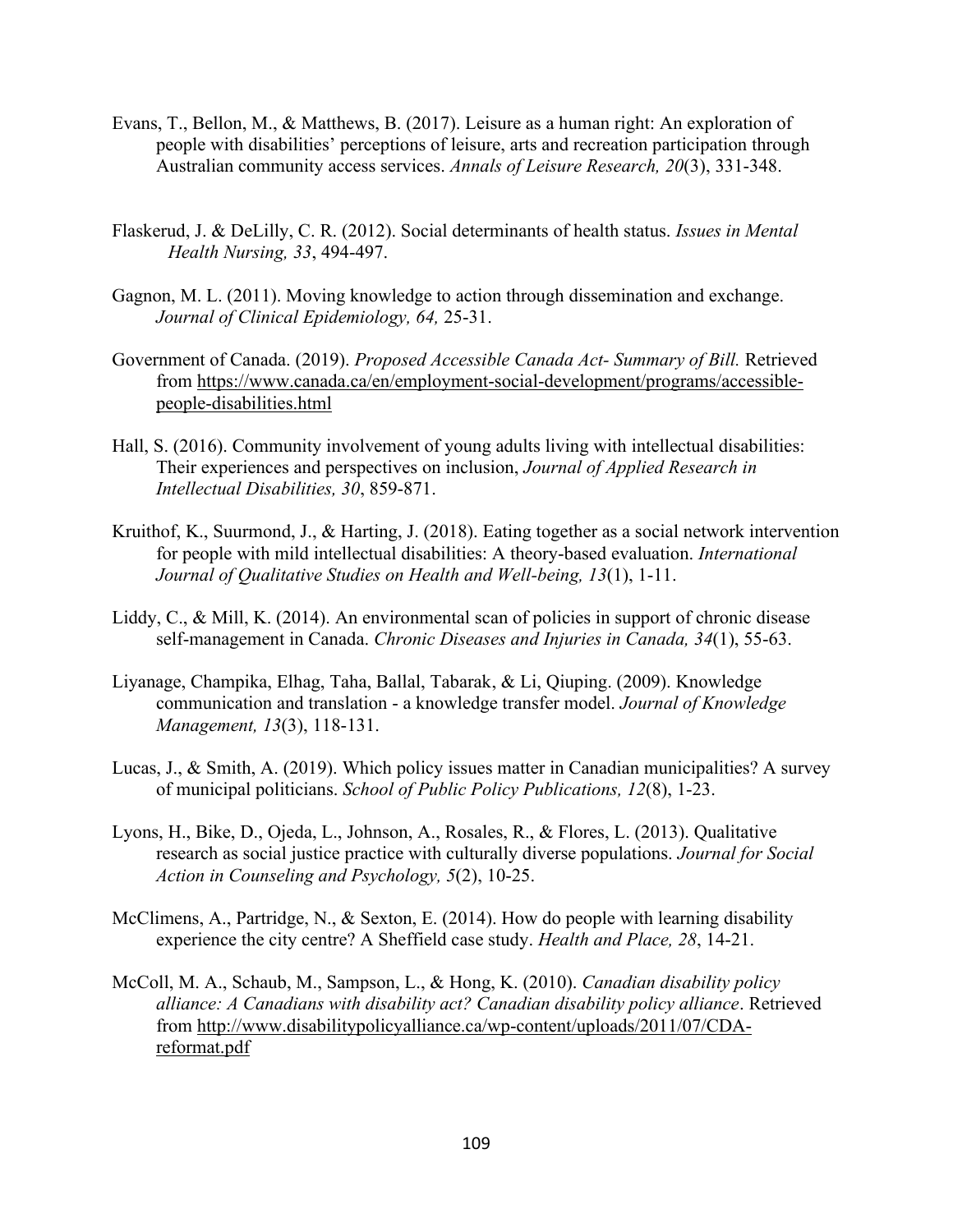Evans, T., Bellon, M., & Matthews, B. (2017). Leisure as a human right: An exploration of people with disabilities' perceptions of leisure, arts and recreation participation through Australian community access services. *Annals of Leisure Research, 20*(3), 331-348.

Flaskerud, J. & DeLilly, C. R. (2012). Social determinants of health status. *Issues in Mental Health Nursing, 33*, 494-497.

Gagnon, M. L. (2011). Moving knowledge to action through dissemination and exchange. *Journal of Clinical Epidemiology, 64,* 25-31.

Government of Canada. (2019). *Proposed Accessible Canada Act- Summary of Bill.* Retrieved from https://www.canada.ca/en/employment-social-development/programs/accessible-people-disabilities.html

Hall, S. (2016). Community involvement of young adults living with intellectual disabilities: Their experiences and perspectives on inclusion, *Journal of Applied Research in Intellectual Disabilities, 30*, 859-871.

Kruithof, K., Suurmond, J., & Harting, J. (2018). Eating together as a social network intervention for people with mild intellectual disabilities: A theory-based evaluation. *International Journal of Qualitative Studies on Health and Well-being, 13*(1), 1-11.

Liddy, C., & Mill, K. (2014). An environmental scan of policies in support of chronic disease self-management in Canada. *Chronic Diseases and Injuries in Canada, 34*(1), 55-63.

Liyanage, Champika, Elhag, Taha, Ballal, Tabarak, & Li, Qiuping. (2009). Knowledge communication and translation - a knowledge transfer model. *Journal of Knowledge Management, 13*(3), 118-131.

Lucas, J., & Smith, A. (2019). Which policy issues matter in Canadian municipalities? A survey of municipal politicians. *School of Public Policy Publications, 12*(8), 1-23.

Lyons, H., Bike, D., Ojeda, L., Johnson, A., Rosales, R., & Flores, L. (2013). Qualitative research as social justice practice with culturally diverse populations. *Journal for Social Action in Counseling and Psychology, 5*(2), 10-25.

McClimens, A., Partridge, N., & Sexton, E. (2014). How do people with learning disability experience the city centre? A Sheffield case study. *Health and Place, 28*, 14-21.

McColl, M. A., Schaub, M., Sampson, L., & Hong, K. (2010). *Canadian disability policy alliance: A Canadians with disability act? Canadian disability policy alliance*. Retrieved from http://www.disabilitypolicyalliance.ca/wp-content/uploads/2011/07/CDA-reformat.pdf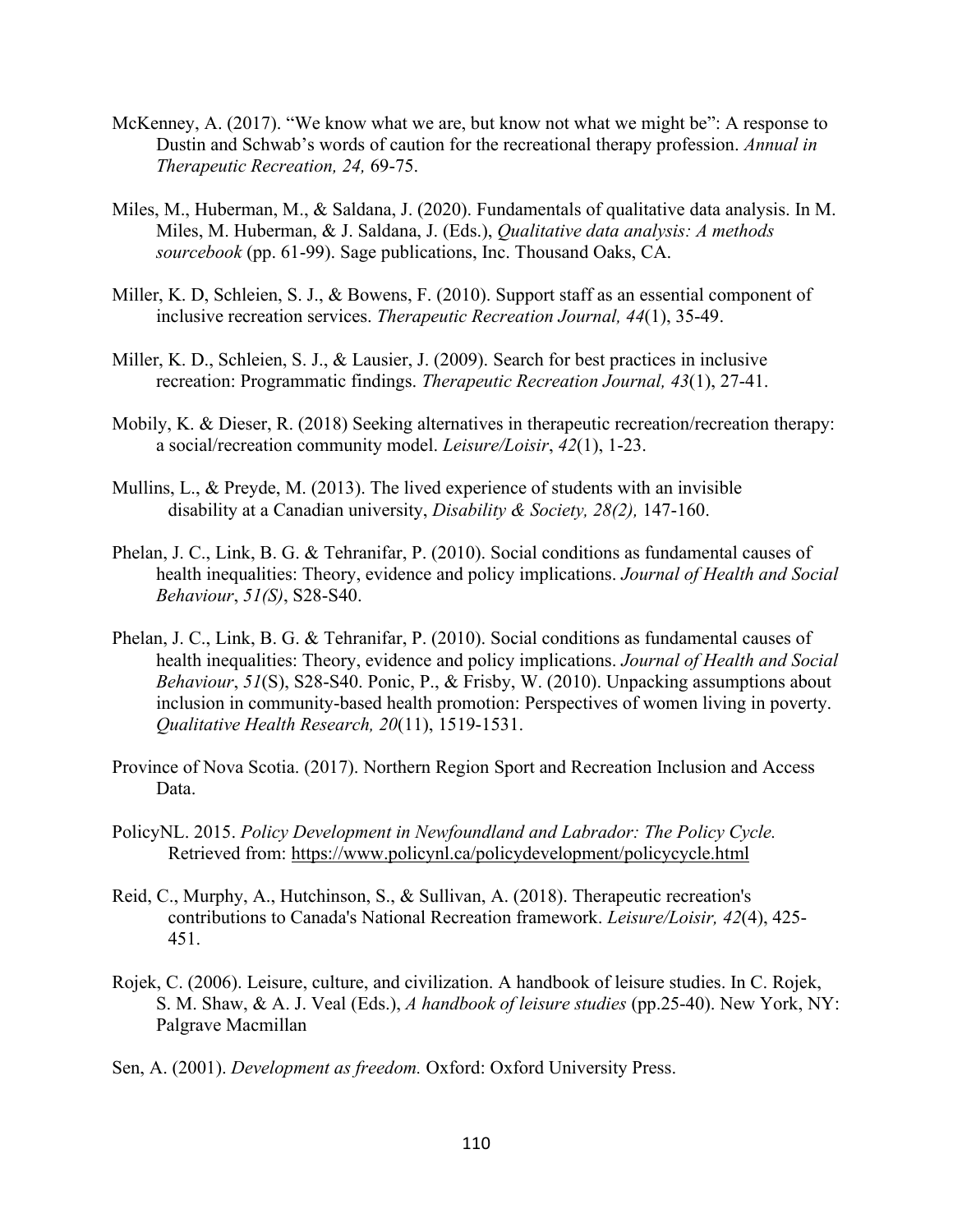McKenney, A. (2017). "We know what we are, but know not what we might be": A response to Dustin and Schwab's words of caution for the recreational therapy profession. *Annual in Therapeutic Recreation, 24,* 69-75.

Miles, M., Huberman, M., & Saldana, J. (2020). Fundamentals of qualitative data analysis. In M. Miles, M. Huberman, & J. Saldana, J. (Eds.), *Qualitative data analysis: A methods sourcebook* (pp. 61-99). Sage publications, Inc. Thousand Oaks, CA.

Miller, K. D, Schleien, S. J., & Bowens, F. (2010). Support staff as an essential component of inclusive recreation services. *Therapeutic Recreation Journal, 44*(1), 35-49.

Miller, K. D., Schleien, S. J., & Lausier, J. (2009). Search for best practices in inclusive recreation: Programmatic findings. *Therapeutic Recreation Journal, 43*(1), 27-41.

Mobily, K. & Dieser, R. (2018) Seeking alternatives in therapeutic recreation/recreation therapy: a social/recreation community model. *Leisure/Loisir*, *42*(1), 1-23.

Mullins, L., & Preyde, M. (2013). The lived experience of students with an invisible disability at a Canadian university, *Disability & Society, 28(2),* 147-160.

Phelan, J. C., Link, B. G. & Tehranifar, P. (2010). Social conditions as fundamental causes of health inequalities: Theory, evidence and policy implications. *Journal of Health and Social Behaviour*, *51(S)*, S28-S40.

Phelan, J. C., Link, B. G. & Tehranifar, P. (2010). Social conditions as fundamental causes of health inequalities: Theory, evidence and policy implications. *Journal of Health and Social Behaviour*, *51*(S), S28-S40. Ponic, P., & Frisby, W. (2010). Unpacking assumptions about inclusion in community-based health promotion: Perspectives of women living in poverty. *Qualitative Health Research, 20*(11), 1519-1531.

Province of Nova Scotia. (2017). Northern Region Sport and Recreation Inclusion and Access Data.

PolicyNL. 2015. *Policy Development in Newfoundland and Labrador: The Policy Cycle.* Retrieved from: https://www.policynl.ca/policydevelopment/policycycle.html

Reid, C., Murphy, A., Hutchinson, S., & Sullivan, A. (2018). Therapeutic recreation's contributions to Canada's National Recreation framework. *Leisure/Loisir, 42*(4), 425-451.

Rojek, C. (2006). Leisure, culture, and civilization. A handbook of leisure studies. In C. Rojek, S. M. Shaw, & A. J. Veal (Eds.), *A handbook of leisure studies* (pp.25-40). New York, NY: Palgrave Macmillan

Sen, A. (2001). *Development as freedom.* Oxford: Oxford University Press.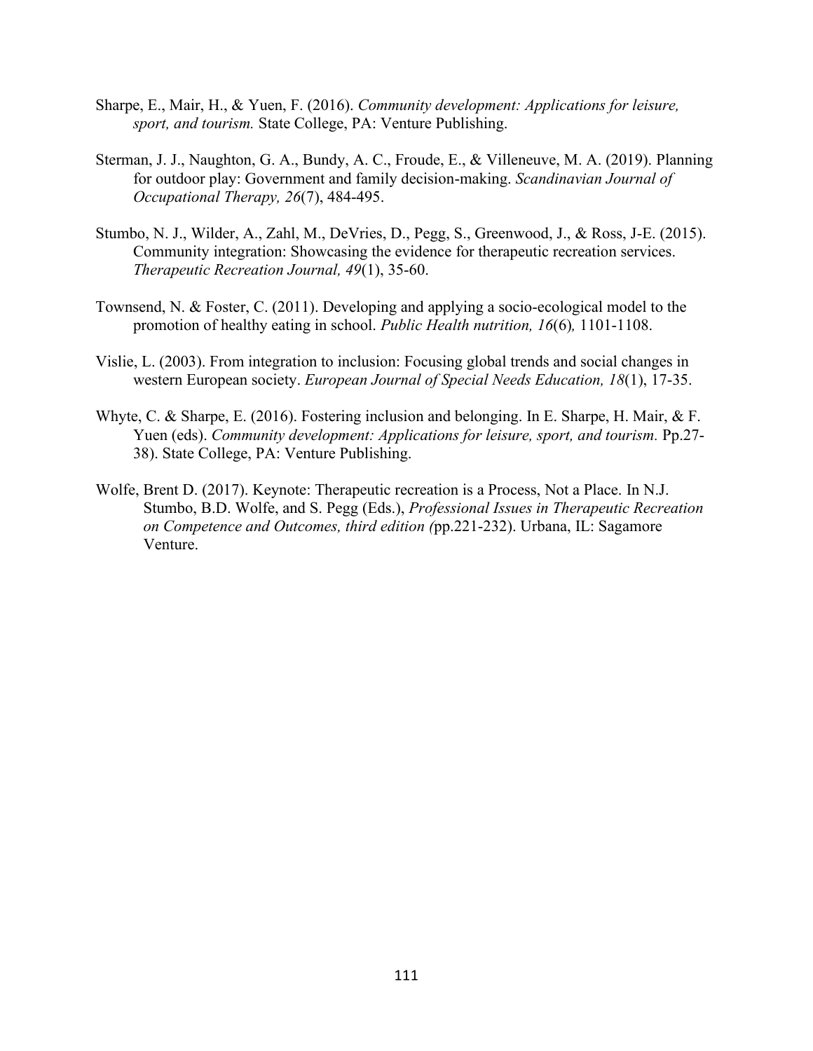Sharpe, E., Mair, H., & Yuen, F. (2016). *Community development: Applications for leisure, sport, and tourism.* State College, PA: Venture Publishing.

Sterman, J. J., Naughton, G. A., Bundy, A. C., Froude, E., & Villeneuve, M. A. (2019). Planning for outdoor play: Government and family decision-making. *Scandinavian Journal of Occupational Therapy, 26*(7), 484-495.

Stumbo, N. J., Wilder, A., Zahl, M., DeVries, D., Pegg, S., Greenwood, J., & Ross, J-E. (2015). Community integration: Showcasing the evidence for therapeutic recreation services. *Therapeutic Recreation Journal, 49*(1), 35-60.

Townsend, N. & Foster, C. (2011). Developing and applying a socio-ecological model to the promotion of healthy eating in school. *Public Health nutrition, 16*(6)*,* 1101-1108.

Vislie, L. (2003). From integration to inclusion: Focusing global trends and social changes in western European society. *European Journal of Special Needs Education, 18*(1), 17-35.

Whyte, C. & Sharpe, E. (2016). Fostering inclusion and belonging. In E. Sharpe, H. Mair, & F. Yuen (eds). *Community development: Applications for leisure, sport, and tourism.* Pp.27-38). State College, PA: Venture Publishing.

Wolfe, Brent D. (2017). Keynote: Therapeutic recreation is a Process, Not a Place. In N.J. Stumbo, B.D. Wolfe, and S. Pegg (Eds.), *Professional Issues in Therapeutic Recreation on Competence and Outcomes, third edition (*pp.221-232). Urbana, IL: Sagamore Venture.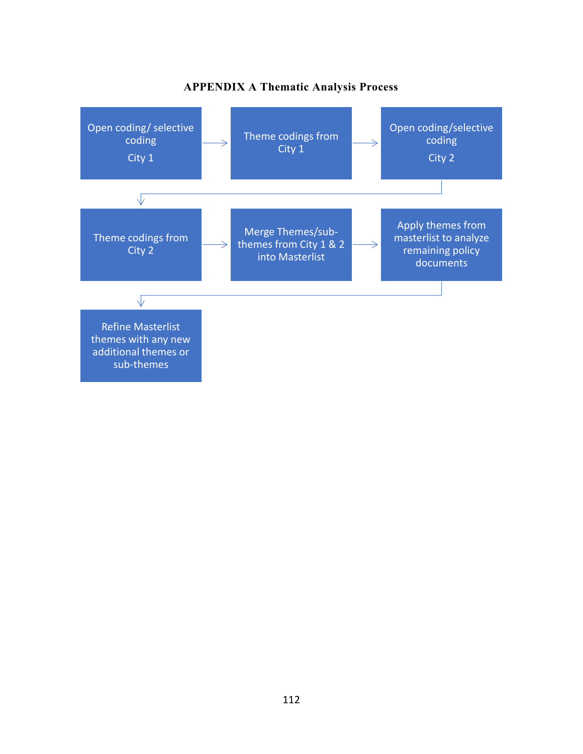# APPENDIX A Thematic Analysis Process

1. Open coding/ selective coding City 1
2. Theme codings from City 1
3. Open coding/selective coding City 2
4. Theme codings from City 2
5. Merge Themes/sub-themes from City 1 & 2 into Masterlist
6. Apply themes from masterlist to analyze remaining policy documents
7. Refine Masterlist themes with any new additional themes or sub-themes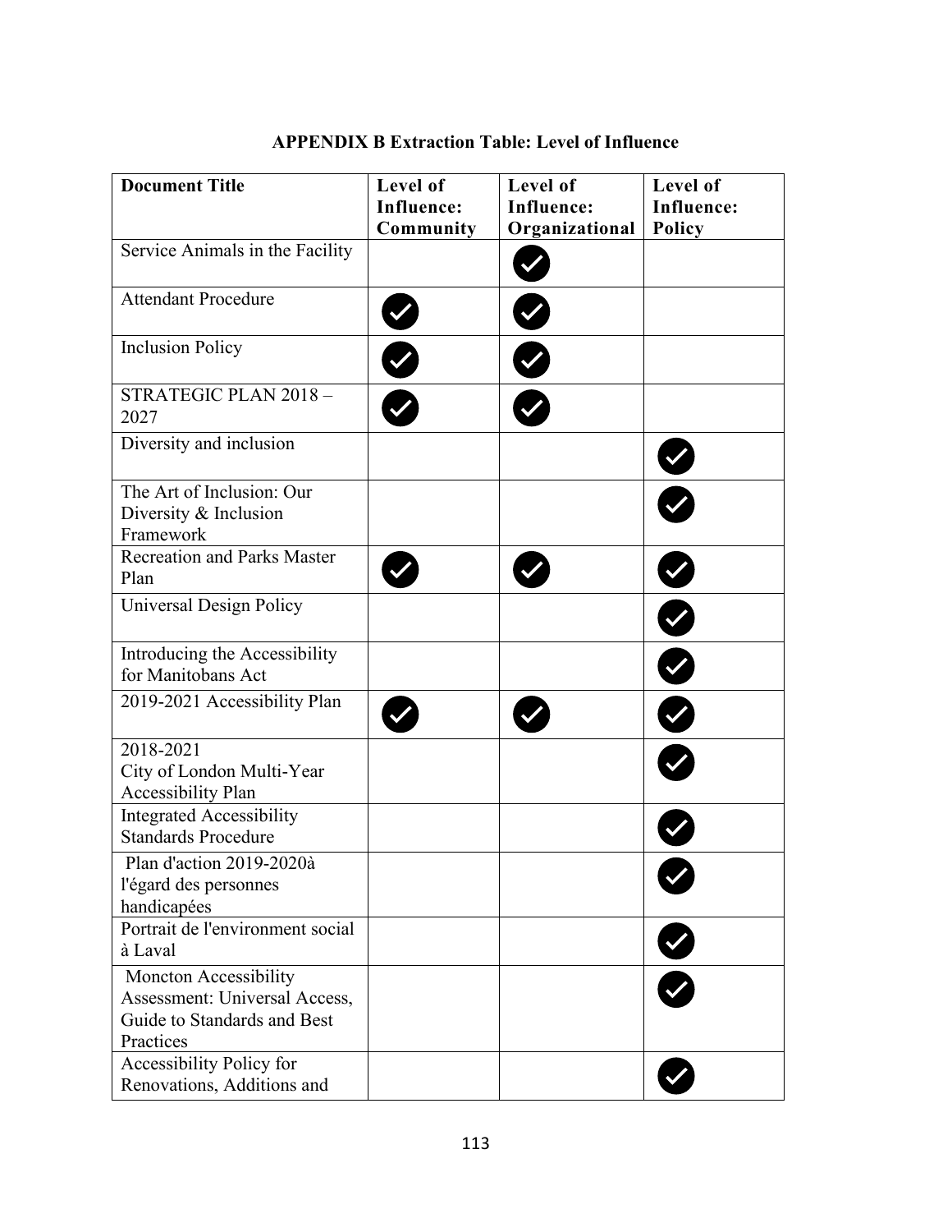**APPENDIX B Extraction Table: Level of Influence**

| Document Title | Level of Influence: Community | Level of Influence: Organizational | Level of Influence: Policy |
|---|---|---|---|
| Service Animals in the Facility | | ✓ | |
| Attendant Procedure | ✓ | ✓ | |
| Inclusion Policy | ✓ | ✓ | |
| STRATEGIC PLAN 2018 – 2027 | ✓ | ✓ | |
| Diversity and inclusion | | | ✓ |
| The Art of Inclusion: Our Diversity & Inclusion Framework | | | ✓ |
| Recreation and Parks Master Plan | ✓ | ✓ | ✓ |
| Universal Design Policy | | | ✓ |
| Introducing the Accessibility for Manitobans Act | | | ✓ |
| 2019-2021 Accessibility Plan | ✓ | ✓ | ✓ |
| 2018-2021 City of London Multi-Year Accessibility Plan | | | ✓ |
| Integrated Accessibility Standards Procedure | | | ✓ |
| Plan d'action 2019-2020à l'égard des personnes handicapées | | | ✓ |
| Portrait de l'environment social à Laval | | | ✓ |
| Moncton Accessibility Assessment: Universal Access, Guide to Standards and Best Practices | | | ✓ |
| Accessibility Policy for Renovations, Additions and | | | ✓ |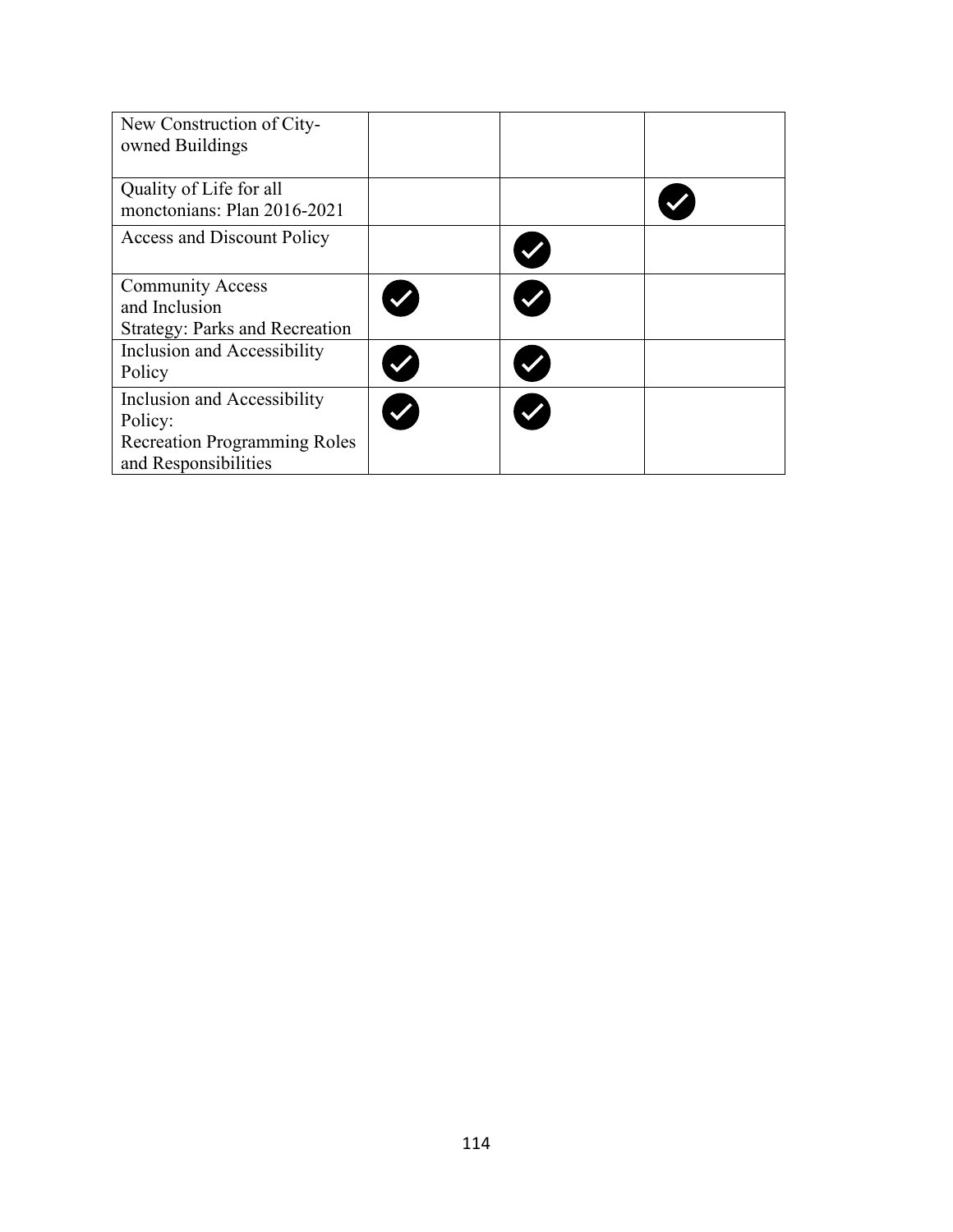| | | | |
|---|---|---|---|
| New Construction of City-owned Buildings | | | |
| Quality of Life for all monctonians: Plan 2016-2021 | | | ✔ |
| Access and Discount Policy | | ✔ | |
| Community Access and Inclusion Strategy: Parks and Recreation | ✔ | ✔ | |
| Inclusion and Accessibility Policy | ✔ | ✔ | |
| Inclusion and Accessibility Policy: Recreation Programming Roles and Responsibilities | ✔ | ✔ | |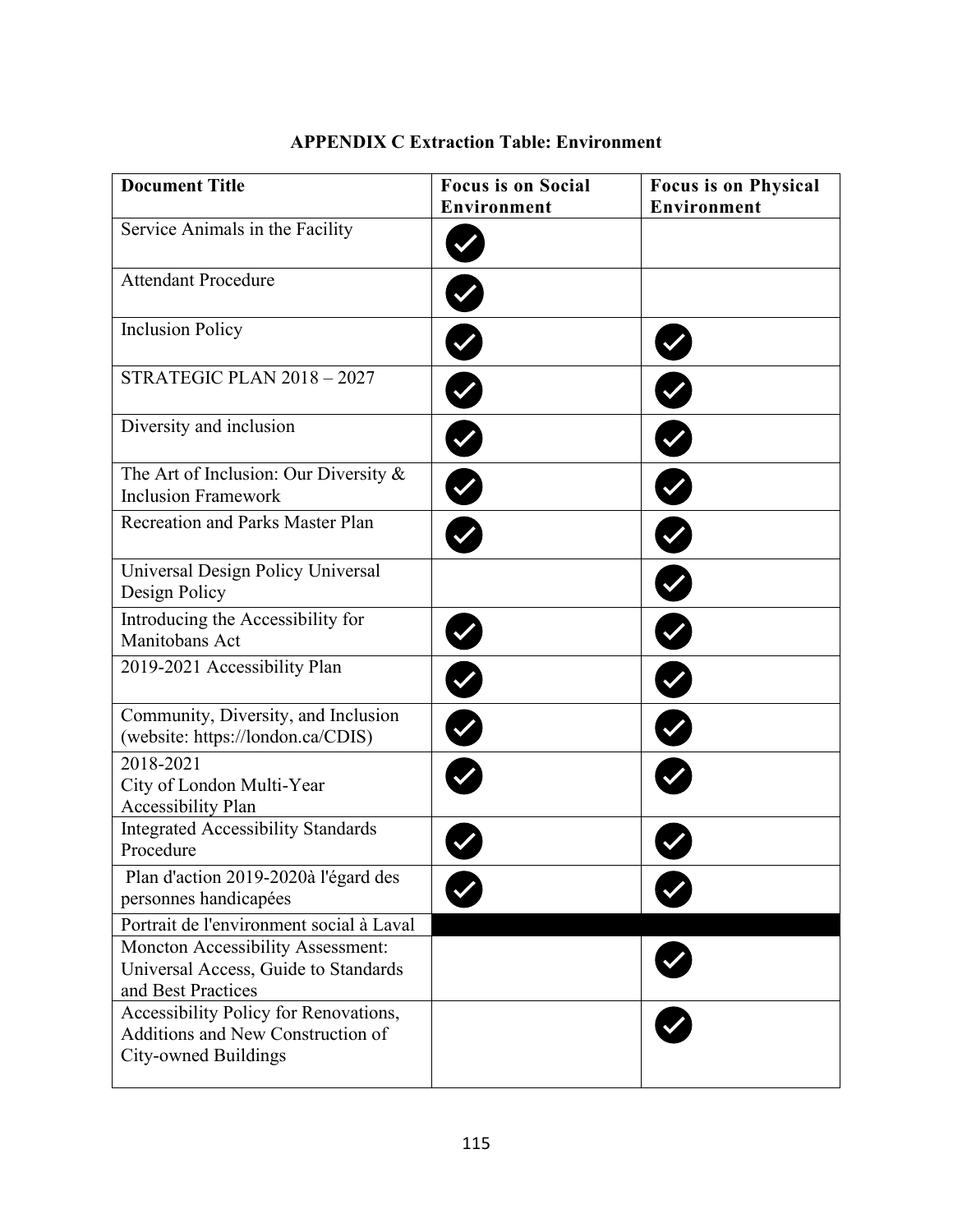**APPENDIX C Extraction Table: Environment**

| Document Title | Focus is on Social Environment | Focus is on Physical Environment |
|---|---|---|
| Service Animals in the Facility | ✓ | |
| Attendant Procedure | ✓ | |
| Inclusion Policy | ✓ | ✓ |
| STRATEGIC PLAN 2018 – 2027 | ✓ | ✓ |
| Diversity and inclusion | ✓ | ✓ |
| The Art of Inclusion: Our Diversity & Inclusion Framework | ✓ | ✓ |
| Recreation and Parks Master Plan | ✓ | ✓ |
| Universal Design Policy Universal Design Policy | | ✓ |
| Introducing the Accessibility for Manitobans Act | ✓ | ✓ |
| 2019-2021 Accessibility Plan | ✓ | ✓ |
| Community, Diversity, and Inclusion (website: https://london.ca/CDIS) | ✓ | ✓ |
| 2018-2021 City of London Multi-Year Accessibility Plan | ✓ | ✓ |
| Integrated Accessibility Standards Procedure | ✓ | ✓ |
| Plan d'action 2019-2020à l'égard des personnes handicapées | ✓ | ✓ |
| Portrait de l'environnement social à Laval | | |
| Moncton Accessibility Assessment: Universal Access, Guide to Standards and Best Practices | | ✓ |
| Accessibility Policy for Renovations, Additions and New Construction of City-owned Buildings | | ✓ |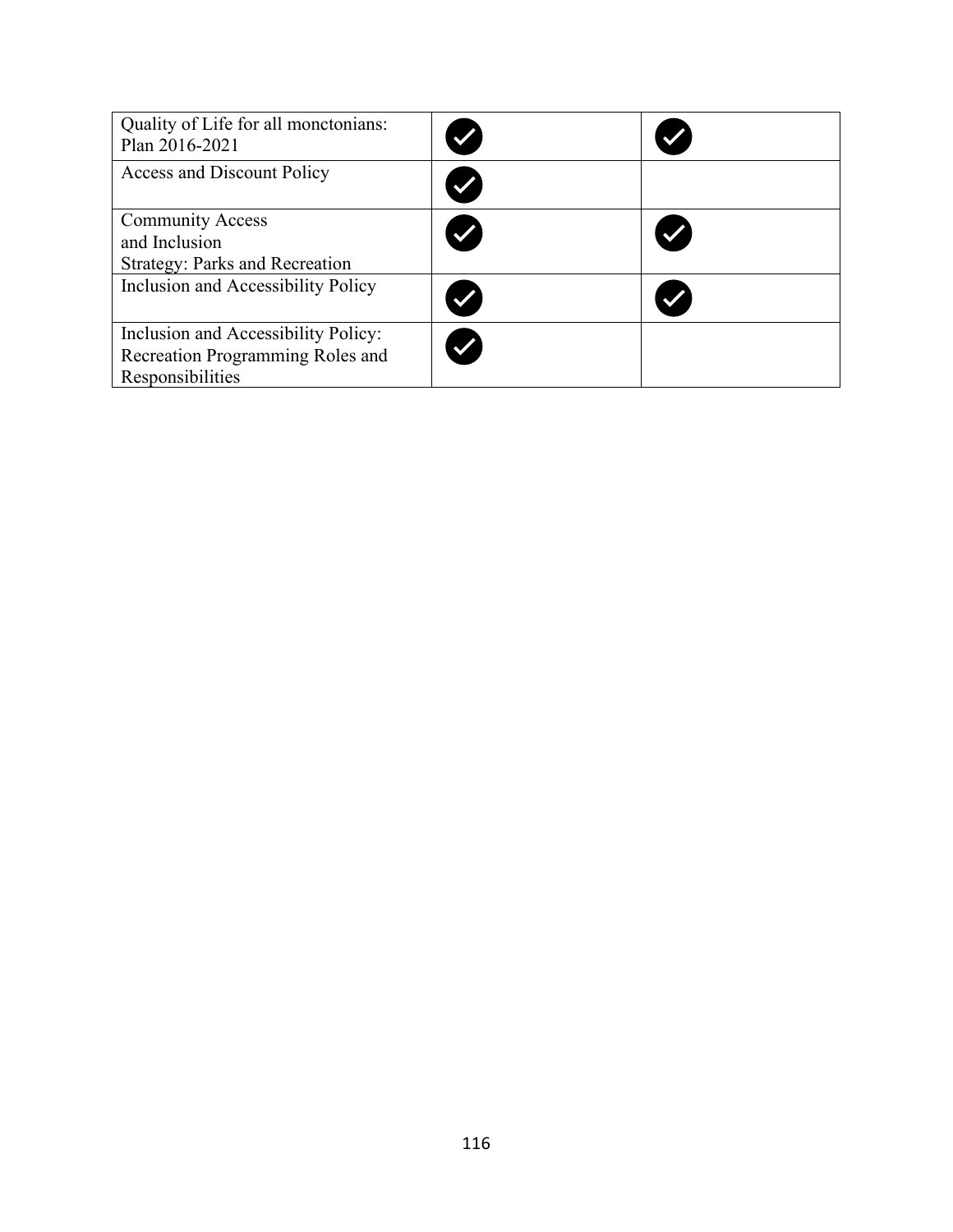| | | |
|---|---|---|
| Quality of Life for all monctonians: Plan 2016-2021 | ✓ | ✓ |
| Access and Discount Policy | ✓ | |
| Community Access and Inclusion Strategy: Parks and Recreation | ✓ | ✓ |
| Inclusion and Accessibility Policy | ✓ | ✓ |
| Inclusion and Accessibility Policy: Recreation Programming Roles and Responsibilities | ✓ | |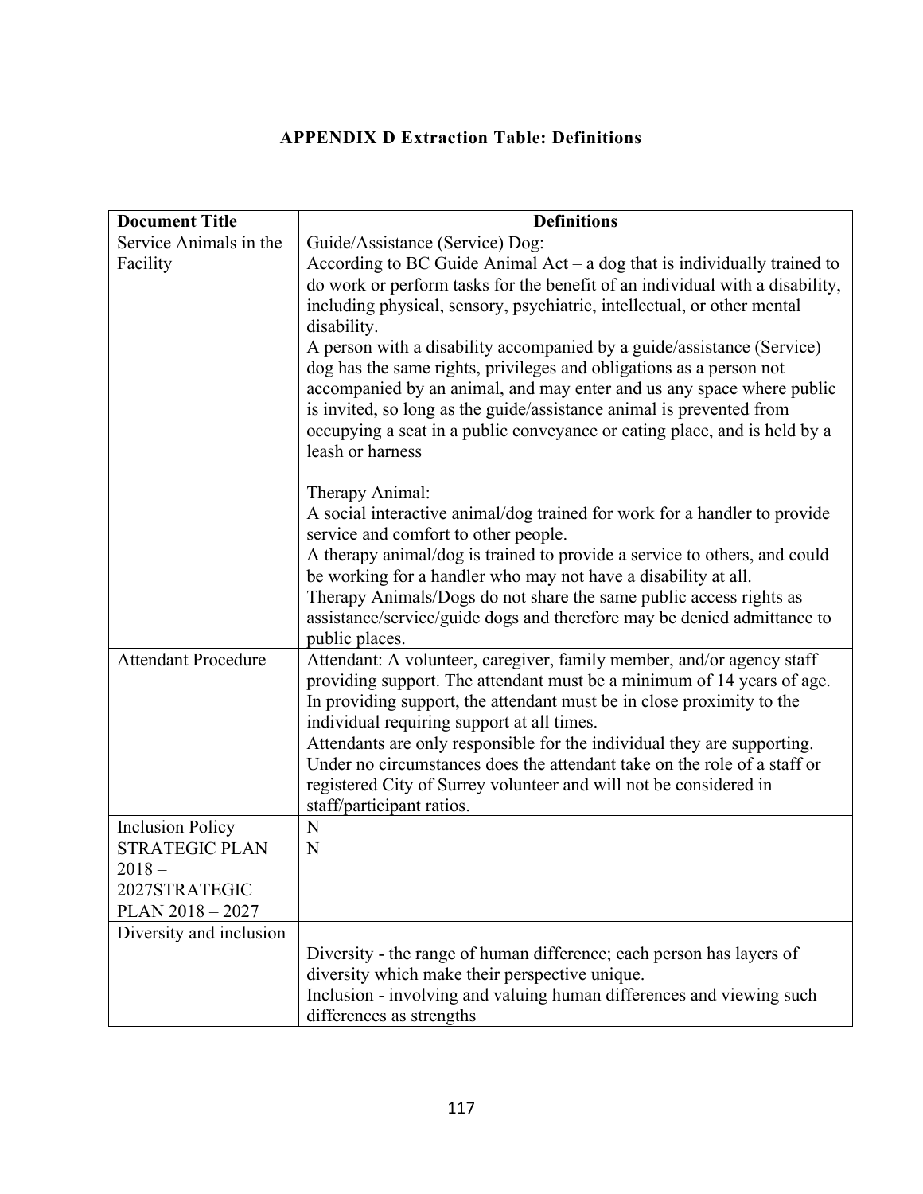**APPENDIX D Extraction Table: Definitions**

| Document Title | Definitions |
|---|---|
| Service Animals in the Facility | Guide/Assistance (Service) Dog:<br>According to BC Guide Animal Act – a dog that is individually trained to do work or perform tasks for the benefit of an individual with a disability, including physical, sensory, psychiatric, intellectual, or other mental disability.<br>A person with a disability accompanied by a guide/assistance (Service) dog has the same rights, privileges and obligations as a person not accompanied by an animal, and may enter and us any space where public is invited, so long as the guide/assistance animal is prevented from occupying a seat in a public conveyance or eating place, and is held by a leash or harness<br><br>Therapy Animal:<br>A social interactive animal/dog trained for work for a handler to provide service and comfort to other people.<br>A therapy animal/dog is trained to provide a service to others, and could be working for a handler who may not have a disability at all.<br>Therapy Animals/Dogs do not share the same public access rights as assistance/service/guide dogs and therefore may be denied admittance to public places. |
| Attendant Procedure | Attendant: A volunteer, caregiver, family member, and/or agency staff providing support. The attendant must be a minimum of 14 years of age. In providing support, the attendant must be in close proximity to the individual requiring support at all times.<br>Attendants are only responsible for the individual they are supporting. Under no circumstances does the attendant take on the role of a staff or registered City of Surrey volunteer and will not be considered in staff/participant ratios. |
| Inclusion Policy | N |
| STRATEGIC PLAN 2018 – 2027STRATEGIC PLAN 2018 – 2027 | N |
| Diversity and inclusion | Diversity - the range of human difference; each person has layers of diversity which make their perspective unique.<br>Inclusion - involving and valuing human differences and viewing such differences as strengths |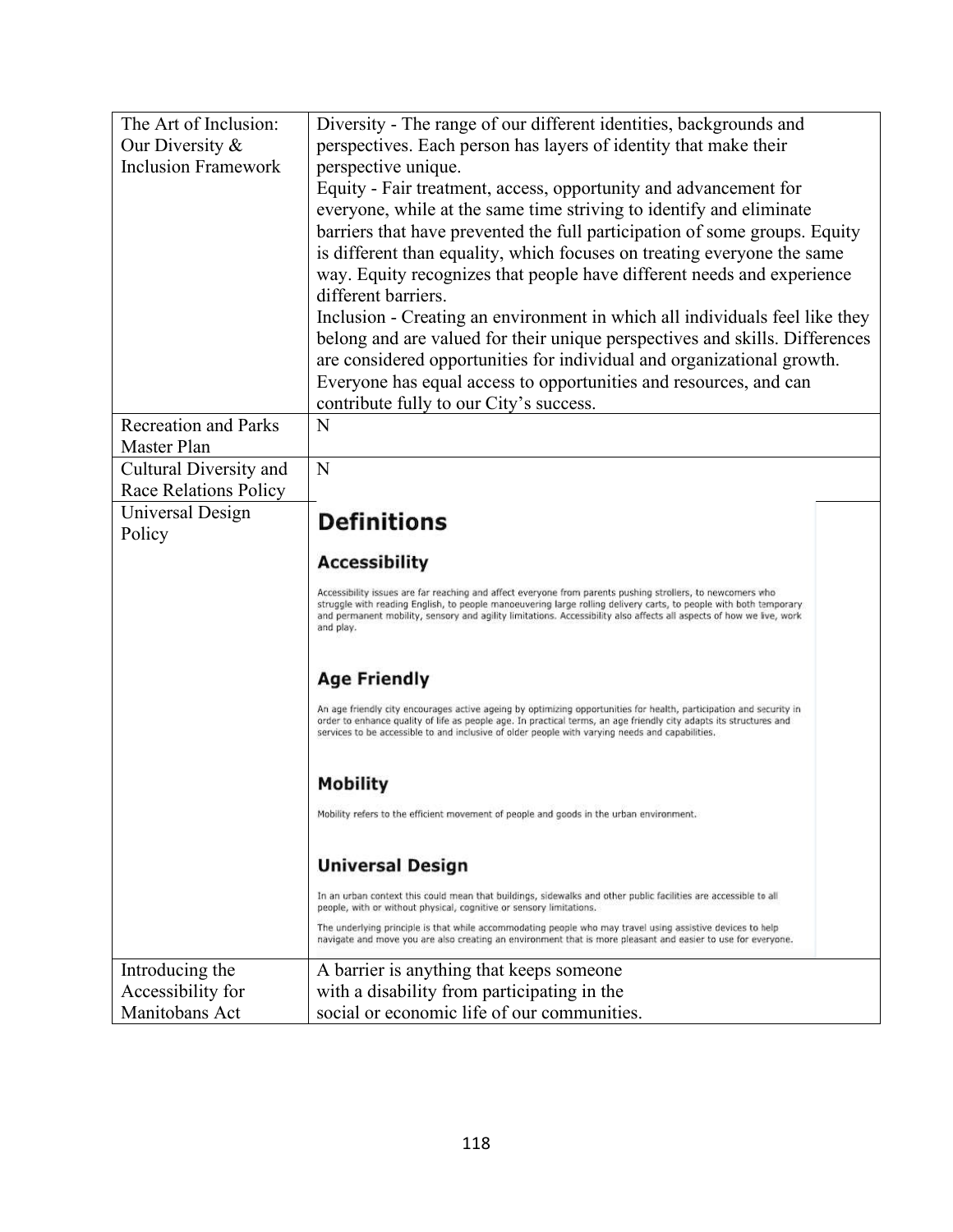| | |
|---|---|
| The Art of Inclusion: Our Diversity & Inclusion Framework | Diversity - The range of our different identities, backgrounds and perspectives. Each person has layers of identity that make their perspective unique.<br>Equity - Fair treatment, access, opportunity and advancement for everyone, while at the same time striving to identify and eliminate barriers that have prevented the full participation of some groups. Equity is different than equality, which focuses on treating everyone the same way. Equity recognizes that people have different needs and experience different barriers.<br>Inclusion - Creating an environment in which all individuals feel like they belong and are valued for their unique perspectives and skills. Differences are considered opportunities for individual and organizational growth. Everyone has equal access to opportunities and resources, and can contribute fully to our City's success. |
| Recreation and Parks Master Plan | N |
| Cultural Diversity and Race Relations Policy | N |
| Universal Design Policy | **Definitions**<br>**Accessibility**<br>Accessibility issues are far reaching and affect everyone from parents pushing strollers, to newcomers who struggle with reading English, to people manoeuvering large rolling delivery carts, to people with both temporary and permanent mobility, sensory and agility limitations. Accessibility also affects all aspects of how we live, work and play.<br>**Age Friendly**<br>An age friendly city encourages active ageing by optimizing opportunities for health, participation and security in order to enhance quality of life as people age. In practical terms, an age friendly city adapts its structures and services to be accessible to and inclusive of older people with varying needs and capabilities.<br>**Mobility**<br>Mobility refers to the efficient movement of people and goods in the urban environment.<br>**Universal Design**<br>In an urban context this could mean that buildings, sidewalks and other public facilities are accessible to all people, with or without physical, cognitive or sensory limitations.<br>The underlying principle is that while accommodating people who may travel using assistive devices to help navigate and move you are also creating an environment that is more pleasant and easier to use for everyone. |
| Introducing the Accessibility for Manitobans Act | A barrier is anything that keeps someone with a disability from participating in the social or economic life of our communities. |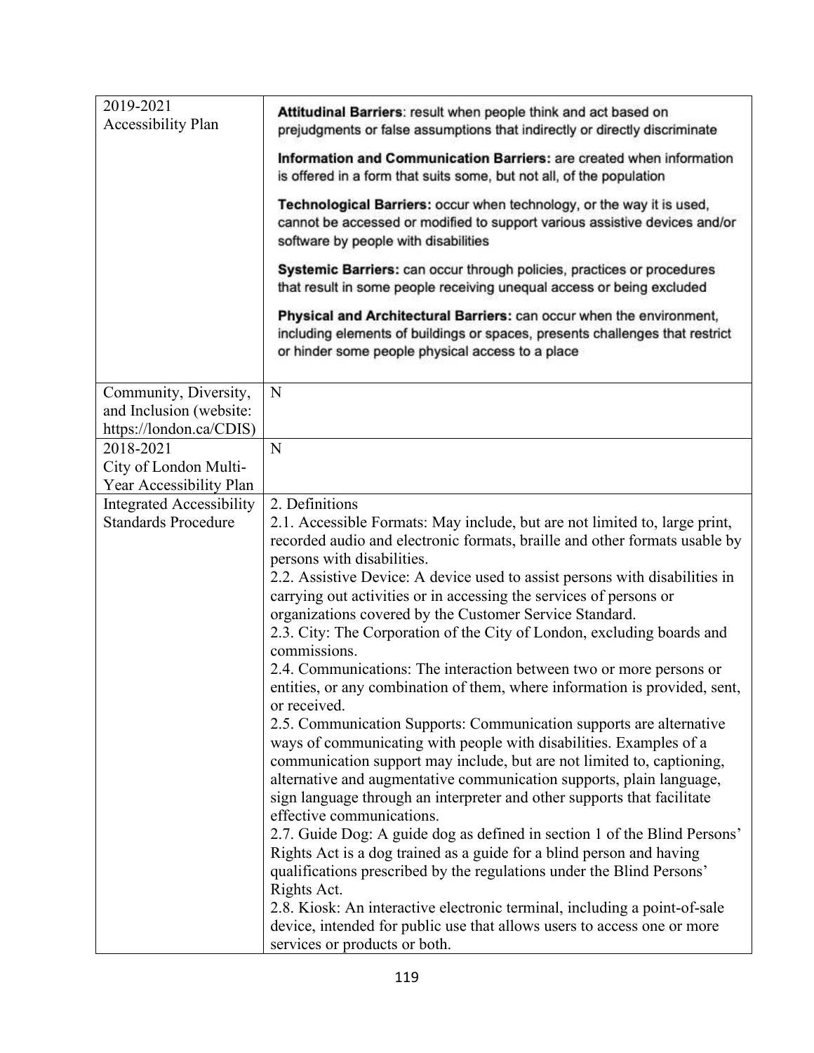| | |
|---|---|
| 2019-2021 Accessibility Plan | **Attitudinal Barriers**: result when people think and act based on prejudgments or false assumptions that indirectly or directly discriminate<br><br>**Information and Communication Barriers:** are created when information is offered in a form that suits some, but not all, of the population<br><br>**Technological Barriers:** occur when technology, or the way it is used, cannot be accessed or modified to support various assistive devices and/or software by people with disabilities<br><br>**Systemic Barriers:** can occur through policies, practices or procedures that result in some people receiving unequal access or being excluded<br><br>**Physical and Architectural Barriers:** can occur when the environment, including elements of buildings or spaces, presents challenges that restrict or hinder some people physical access to a place |
| Community, Diversity, and Inclusion (website: https://london.ca/CDIS) | N |
| 2018-2021 City of London Multi-Year Accessibility Plan | N |
| Integrated Accessibility Standards Procedure | 2. Definitions<br>2.1. Accessible Formats: May include, but are not limited to, large print, recorded audio and electronic formats, braille and other formats usable by persons with disabilities.<br>2.2. Assistive Device: A device used to assist persons with disabilities in carrying out activities or in accessing the services of persons or organizations covered by the Customer Service Standard.<br>2.3. City: The Corporation of the City of London, excluding boards and commissions.<br>2.4. Communications: The interaction between two or more persons or entities, or any combination of them, where information is provided, sent, or received.<br>2.5. Communication Supports: Communication supports are alternative ways of communicating with people with disabilities. Examples of a communication support may include, but are not limited to, captioning, alternative and augmentative communication supports, plain language, sign language through an interpreter and other supports that facilitate effective communications.<br>2.7. Guide Dog: A guide dog as defined in section 1 of the Blind Persons' Rights Act is a dog trained as a guide for a blind person and having qualifications prescribed by the regulations under the Blind Persons' Rights Act.<br>2.8. Kiosk: An interactive electronic terminal, including a point-of-sale device, intended for public use that allows users to access one or more services or products or both. |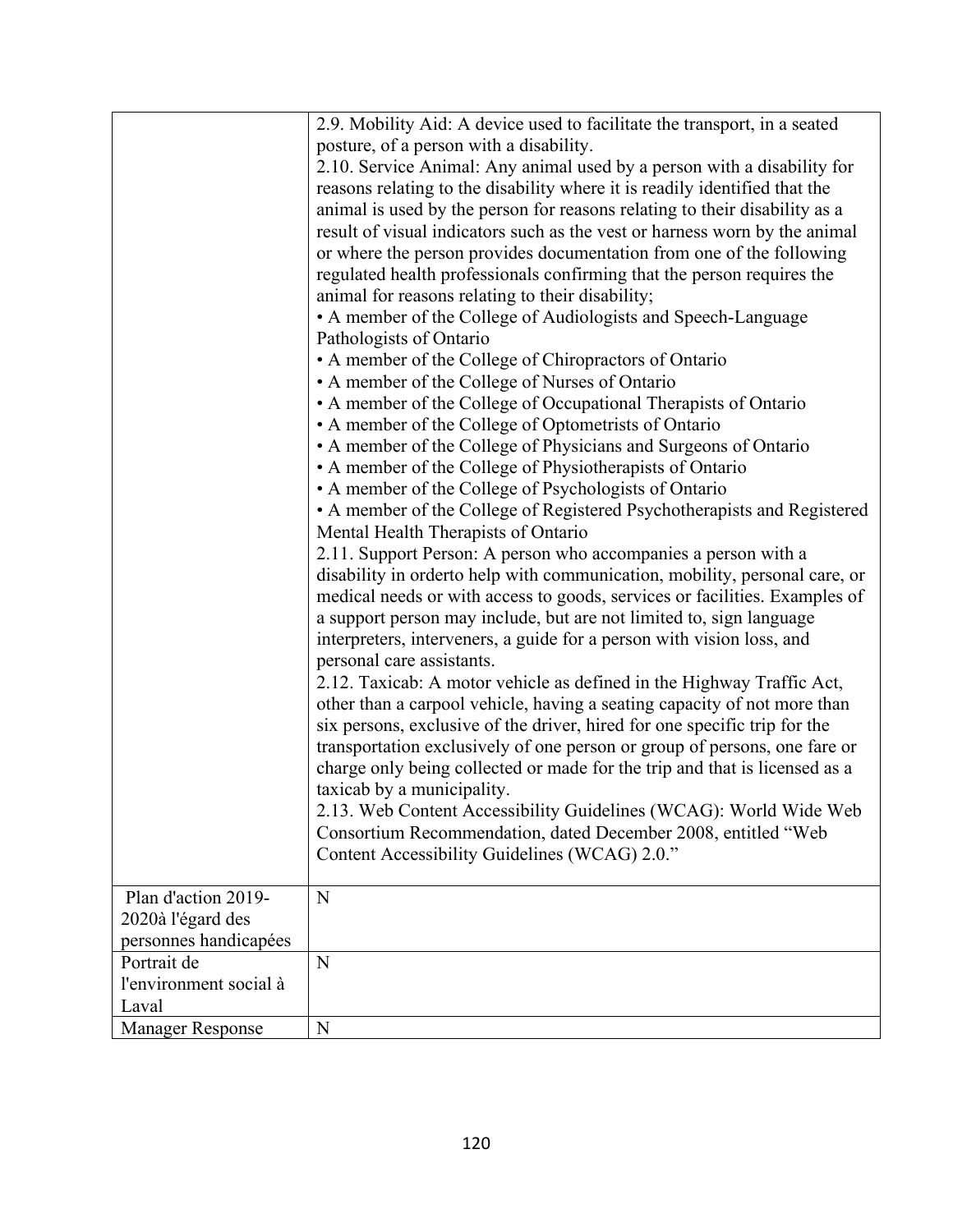| | |
|---|---|
| | 2.9. Mobility Aid: A device used to facilitate the transport, in a seated posture, of a person with a disability.<br>2.10. Service Animal: Any animal used by a person with a disability for reasons relating to the disability where it is readily identified that the animal is used by the person for reasons relating to their disability as a result of visual indicators such as the vest or harness worn by the animal or where the person provides documentation from one of the following regulated health professionals confirming that the person requires the animal for reasons relating to their disability;<br>• A member of the College of Audiologists and Speech-Language Pathologists of Ontario<br>• A member of the College of Chiropractors of Ontario<br>• A member of the College of Nurses of Ontario<br>• A member of the College of Occupational Therapists of Ontario<br>• A member of the College of Optometrists of Ontario<br>• A member of the College of Physicians and Surgeons of Ontario<br>• A member of the College of Physiotherapists of Ontario<br>• A member of the College of Psychologists of Ontario<br>• A member of the College of Registered Psychotherapists and Registered Mental Health Therapists of Ontario<br>2.11. Support Person: A person who accompanies a person with a disability in orderto help with communication, mobility, personal care, or medical needs or with access to goods, services or facilities. Examples of a support person may include, but are not limited to, sign language interpreters, interveners, a guide for a person with vision loss, and personal care assistants.<br>2.12. Taxicab: A motor vehicle as defined in the Highway Traffic Act, other than a carpool vehicle, having a seating capacity of not more than six persons, exclusive of the driver, hired for one specific trip for the transportation exclusively of one person or group of persons, one fare or charge only being collected or made for the trip and that is licensed as a taxicab by a municipality.<br>2.13. Web Content Accessibility Guidelines (WCAG): World Wide Web Consortium Recommendation, dated December 2008, entitled "Web Content Accessibility Guidelines (WCAG) 2.0." |
| Plan d'action 2019-2020à l'égard des personnes handicapées | N |
| Portrait de l'environment social à Laval | N |
| Manager Response | N |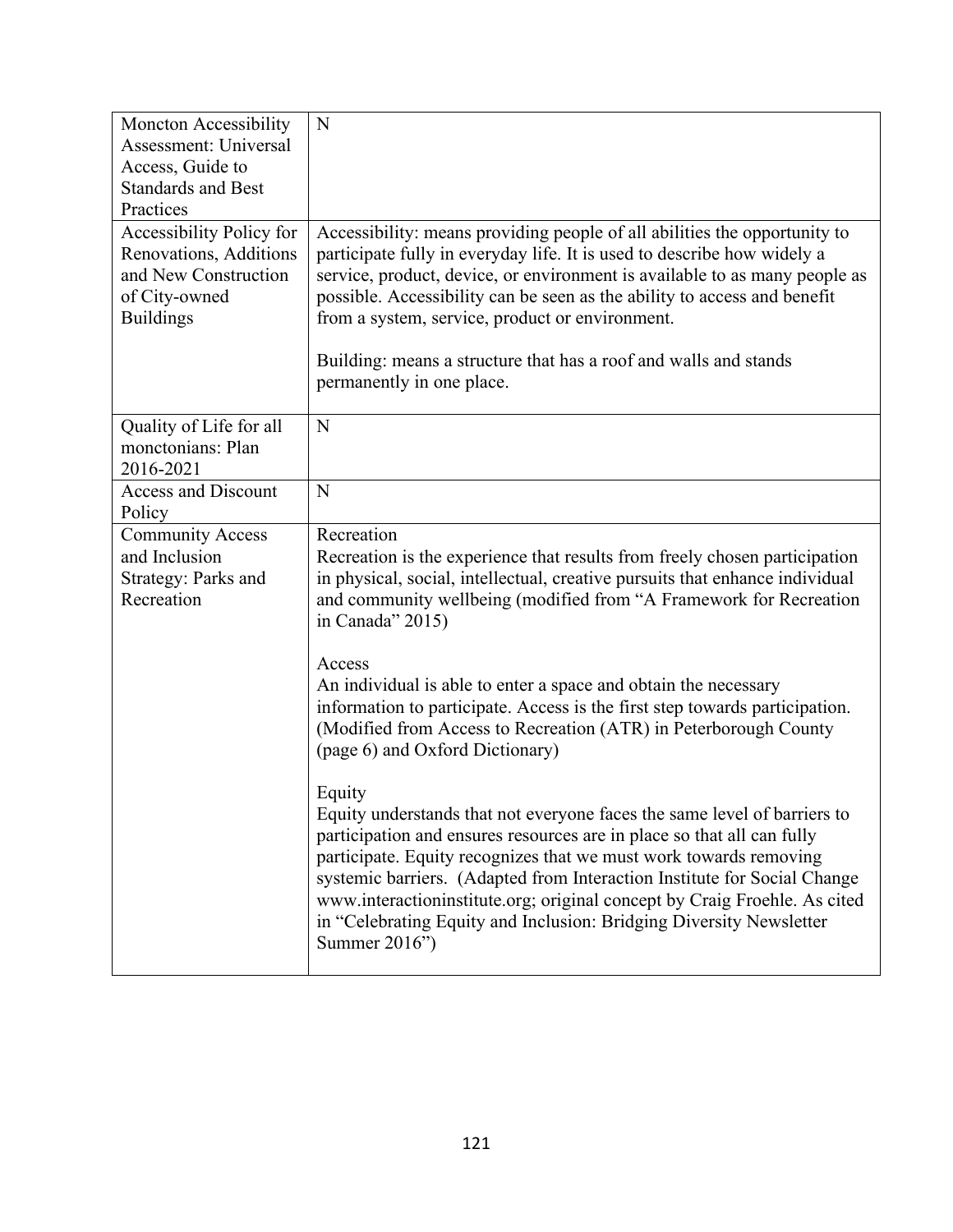| | |
|---|---|
| Moncton Accessibility Assessment: Universal Access, Guide to Standards and Best Practices | N |
| Accessibility Policy for Renovations, Additions and New Construction of City-owned Buildings | Accessibility: means providing people of all abilities the opportunity to participate fully in everyday life. It is used to describe how widely a service, product, device, or environment is available to as many people as possible. Accessibility can be seen as the ability to access and benefit from a system, service, product or environment.<br><br>Building: means a structure that has a roof and walls and stands permanently in one place. |
| Quality of Life for all monctonians: Plan 2016-2021 | N |
| Access and Discount Policy | N |
| Community Access and Inclusion Strategy: Parks and Recreation | Recreation<br>Recreation is the experience that results from freely chosen participation in physical, social, intellectual, creative pursuits that enhance individual and community wellbeing (modified from "A Framework for Recreation in Canada" 2015)<br><br>Access<br>An individual is able to enter a space and obtain the necessary information to participate. Access is the first step towards participation. (Modified from Access to Recreation (ATR) in Peterborough County (page 6) and Oxford Dictionary)<br><br>Equity<br>Equity understands that not everyone faces the same level of barriers to participation and ensures resources are in place so that all can fully participate. Equity recognizes that we must work towards removing systemic barriers. (Adapted from Interaction Institute for Social Change www.interactioninstitute.org; original concept by Craig Froehle. As cited in "Celebrating Equity and Inclusion: Bridging Diversity Newsletter Summer 2016") |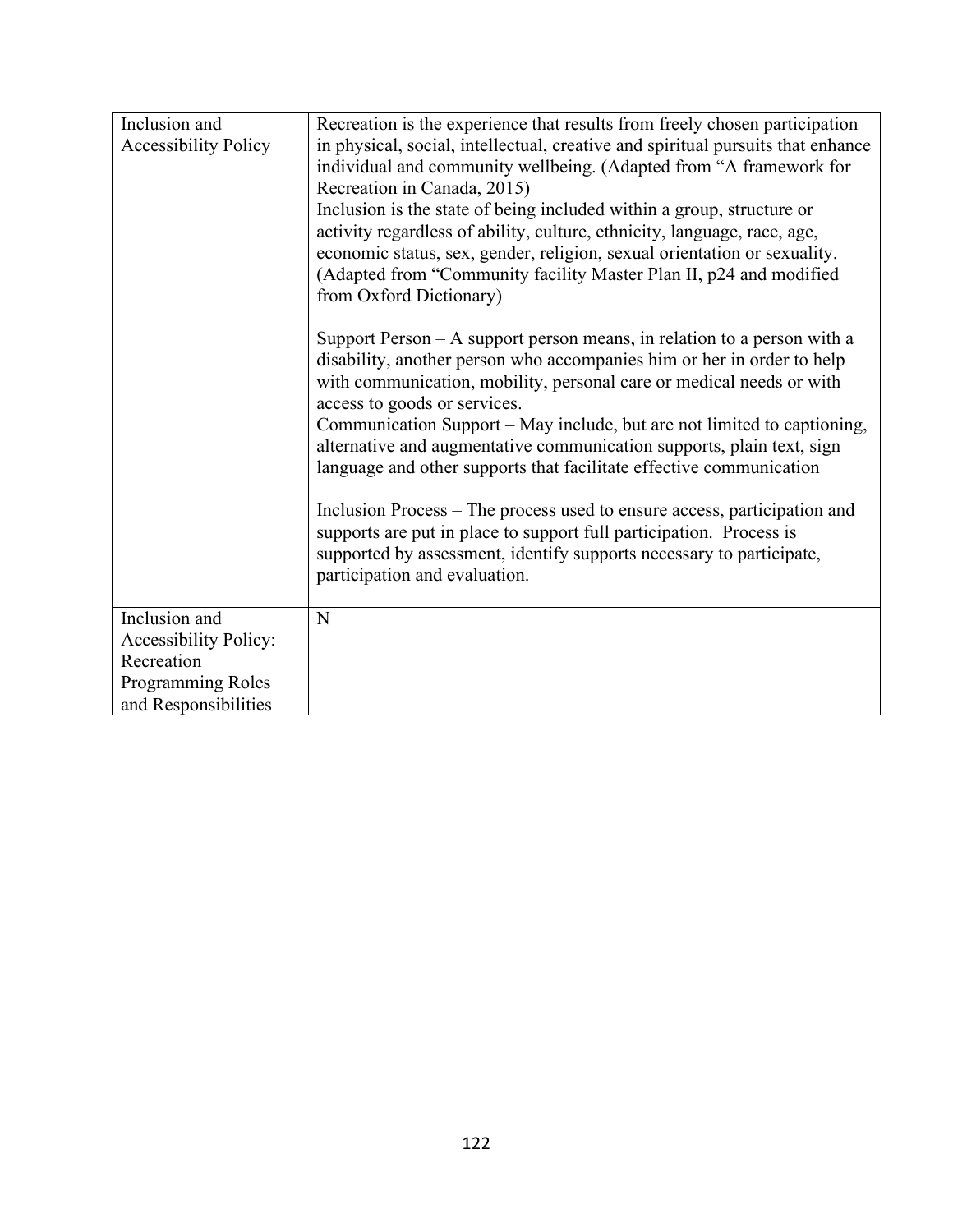| | |
|---|---|
| Inclusion and Accessibility Policy | Recreation is the experience that results from freely chosen participation in physical, social, intellectual, creative and spiritual pursuits that enhance individual and community wellbeing. (Adapted from "A framework for Recreation in Canada, 2015)<br>Inclusion is the state of being included within a group, structure or activity regardless of ability, culture, ethnicity, language, race, age, economic status, sex, gender, religion, sexual orientation or sexuality. (Adapted from "Community facility Master Plan II, p24 and modified from Oxford Dictionary)<br><br>Support Person – A support person means, in relation to a person with a disability, another person who accompanies him or her in order to help with communication, mobility, personal care or medical needs or with access to goods or services.<br>Communication Support – May include, but are not limited to captioning, alternative and augmentative communication supports, plain text, sign language and other supports that facilitate effective communication<br><br>Inclusion Process – The process used to ensure access, participation and supports are put in place to support full participation. Process is supported by assessment, identify supports necessary to participate, participation and evaluation. |
| Inclusion and Accessibility Policy: Recreation Programming Roles and Responsibilities | N |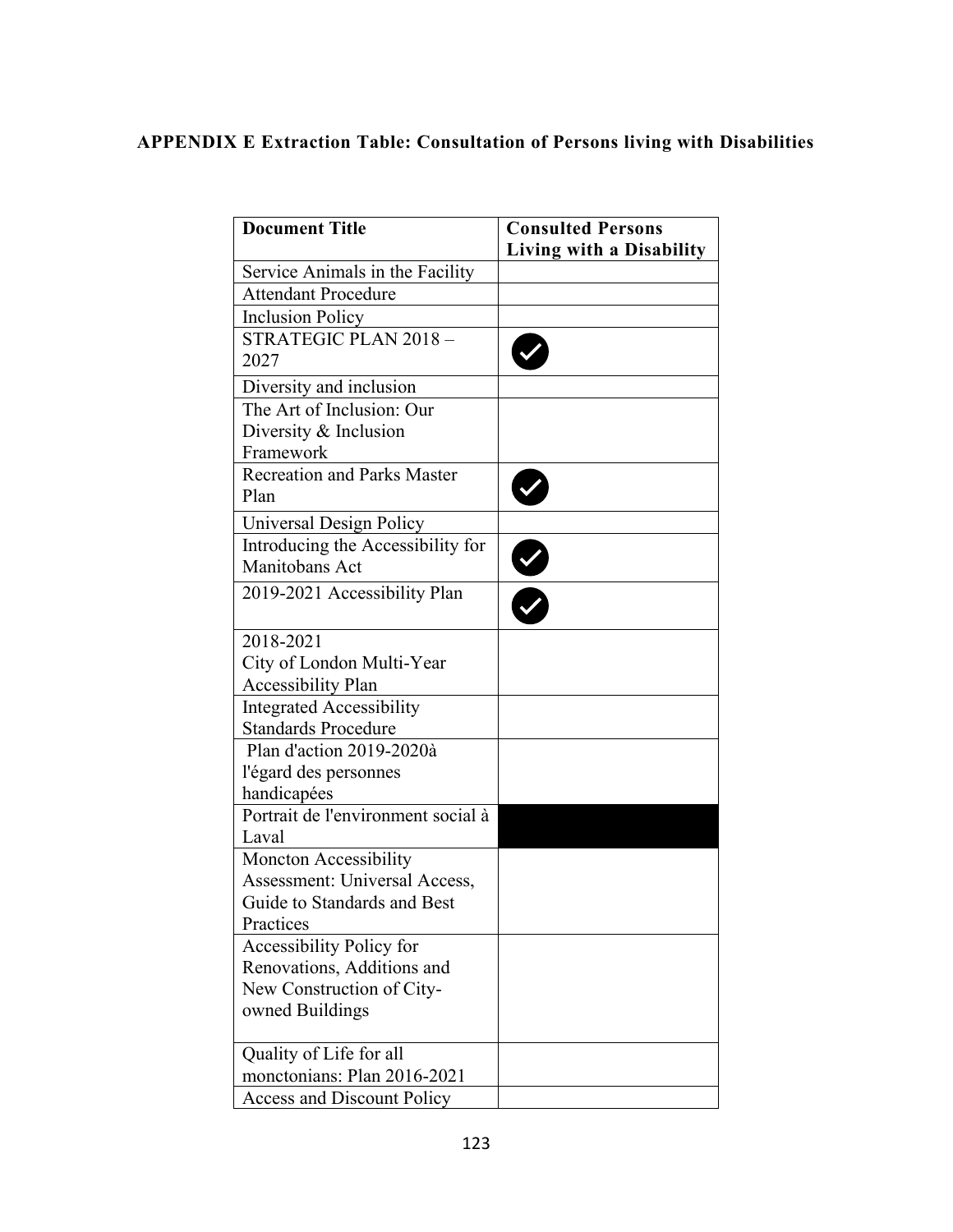**APPENDIX E Extraction Table: Consultation of Persons living with Disabilities**

| Document Title | Consulted Persons Living with a Disability |
|---|---|
| Service Animals in the Facility | |
| Attendant Procedure | |
| Inclusion Policy | |
| STRATEGIC PLAN 2018 – 2027 | ✓ |
| Diversity and inclusion | |
| The Art of Inclusion: Our Diversity & Inclusion Framework | |
| Recreation and Parks Master Plan | ✓ |
| Universal Design Policy | |
| Introducing the Accessibility for Manitobans Act | ✓ |
| 2019-2021 Accessibility Plan | ✓ |
| 2018-2021 City of London Multi-Year Accessibility Plan | |
| Integrated Accessibility Standards Procedure | |
| Plan d'action 2019-2020à l'égard des personnes handicapées | |
| Portrait de l'environment social à Laval | ■ |
| Moncton Accessibility Assessment: Universal Access, Guide to Standards and Best Practices | |
| Accessibility Policy for Renovations, Additions and New Construction of City-owned Buildings | |
| Quality of Life for all monctonians: Plan 2016-2021 | |
| Access and Discount Policy | |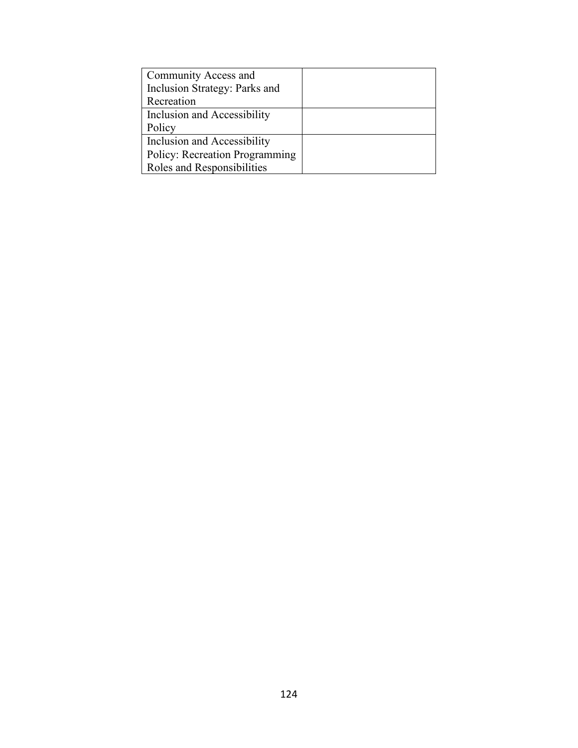| | |
|---|---|
| Community Access and Inclusion Strategy: Parks and Recreation | |
| Inclusion and Accessibility Policy | |
| Inclusion and Accessibility Policy: Recreation Programming Roles and Responsibilities | |